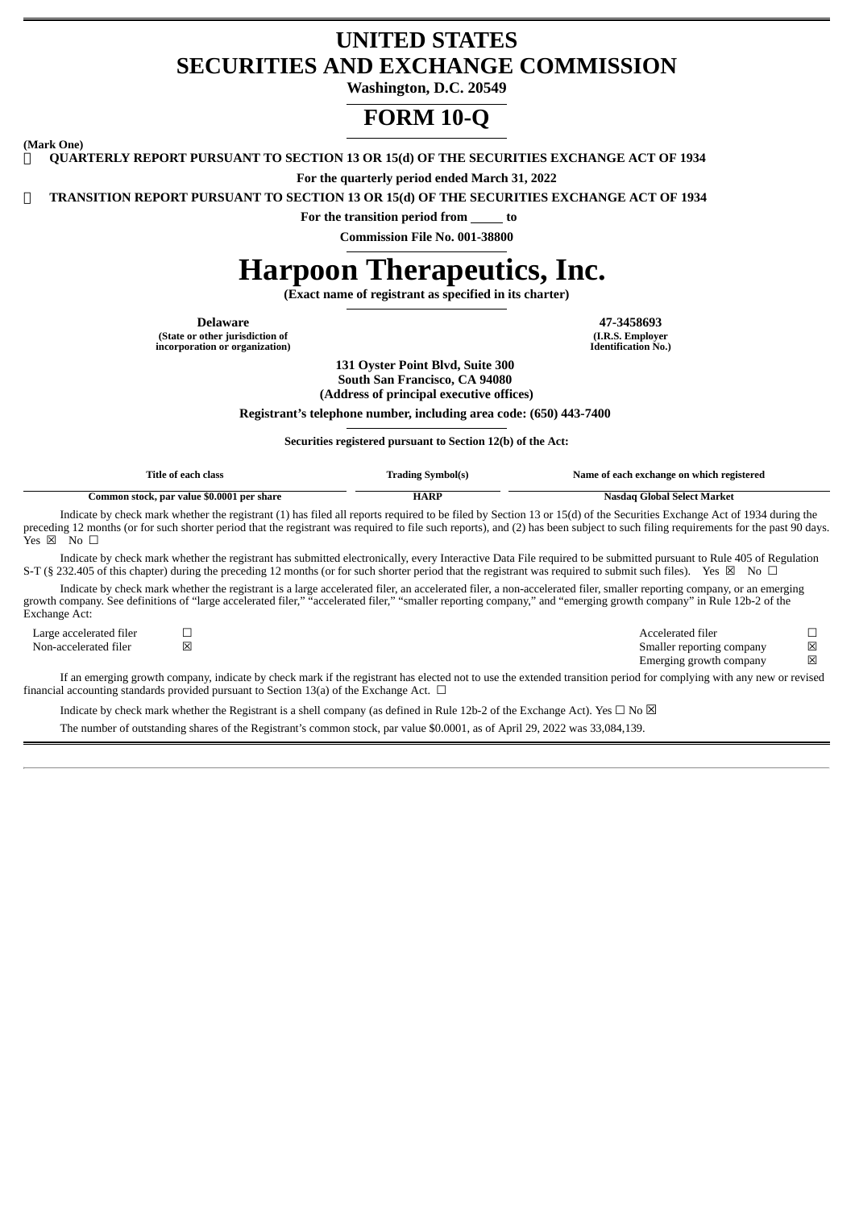# UNITED STATES
# SECURITIES AND EXCHANGE COMMISSION

**Washington, D.C. 20549**

# FORM 10-Q

**(Mark One)**

☒ **QUARTERLY REPORT PURSUANT TO SECTION 13 OR 15(d) OF THE SECURITIES EXCHANGE ACT OF 1934**

**For the quarterly period ended March 31, 2022**

☐ **TRANSITION REPORT PURSUANT TO SECTION 13 OR 15(d) OF THE SECURITIES EXCHANGE ACT OF 1934**

**For the transition period from \_\_\_\_\_ to**

**Commission File No. 001-38800**

# Harpoon Therapeutics, Inc.

**(Exact name of registrant as specified in its charter)**

| **Delaware** | **47-3458693** |
|---|---|
| **(State or other jurisdiction of incorporation or organization)** | **(I.R.S. Employer Identification No.)** |

**131 Oyster Point Blvd, Suite 300**
**South San Francisco, CA 94080**
**(Address of principal executive offices)**

**Registrant's telephone number, including area code: (650) 443-7400**

**Securities registered pursuant to Section 12(b) of the Act:**

| Title of each class | Trading Symbol(s) | Name of each exchange on which registered |
|---|---|---|
| Common stock, par value $0.0001 per share | HARP | Nasdaq Global Select Market |

Indicate by check mark whether the registrant (1) has filed all reports required to be filed by Section 13 or 15(d) of the Securities Exchange Act of 1934 during the preceding 12 months (or for such shorter period that the registrant was required to file such reports), and (2) has been subject to such filing requirements for the past 90 days. Yes ☒ No ☐

Indicate by check mark whether the registrant has submitted electronically, every Interactive Data File required to be submitted pursuant to Rule 405 of Regulation S-T (§ 232.405 of this chapter) during the preceding 12 months (or for such shorter period that the registrant was required to submit such files). Yes ☒ No ☐

Indicate by check mark whether the registrant is a large accelerated filer, an accelerated filer, a non-accelerated filer, smaller reporting company, or an emerging growth company. See definitions of "large accelerated filer," "accelerated filer," "smaller reporting company," and "emerging growth company" in Rule 12b-2 of the Exchange Act:

| | | | |
|---|---|---|---|
| Large accelerated filer | ☐ | Accelerated filer | ☐ |
| Non-accelerated filer | ☒ | Smaller reporting company | ☒ |
| | | Emerging growth company | ☒ |

If an emerging growth company, indicate by check mark if the registrant has elected not to use the extended transition period for complying with any new or revised financial accounting standards provided pursuant to Section 13(a) of the Exchange Act. ☐

Indicate by check mark whether the Registrant is a shell company (as defined in Rule 12b-2 of the Exchange Act). Yes ☐ No ☒

The number of outstanding shares of the Registrant's common stock, par value $0.0001, as of April 29, 2022 was 33,084,139.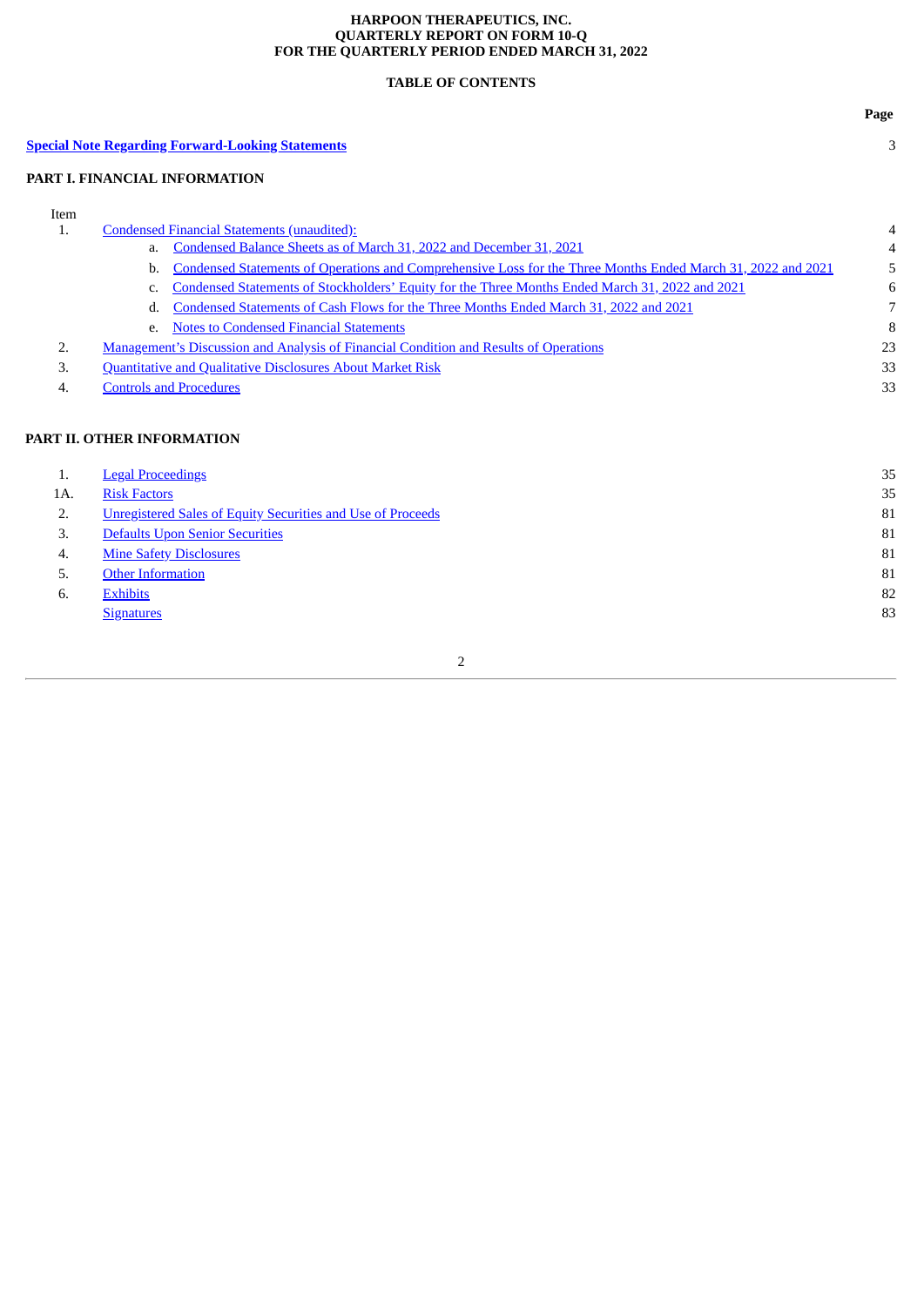**HARPOON THERAPEUTICS, INC.**
**QUARTERLY REPORT ON FORM 10-Q**
**FOR THE QUARTERLY PERIOD ENDED MARCH 31, 2022**

**TABLE OF CONTENTS**

| | | Page |
|---|---|---|
| **Special Note Regarding Forward-Looking Statements** | | 3 |
| **PART I. FINANCIAL INFORMATION** | | |
| Item | | |
| 1. | Condensed Financial Statements (unaudited): | 4 |
| | a. Condensed Balance Sheets as of March 31, 2022 and December 31, 2021 | 4 |
| | b. Condensed Statements of Operations and Comprehensive Loss for the Three Months Ended March 31, 2022 and 2021 | 5 |
| | c. Condensed Statements of Stockholders' Equity for the Three Months Ended March 31, 2022 and 2021 | 6 |
| | d. Condensed Statements of Cash Flows for the Three Months Ended March 31, 2022 and 2021 | 7 |
| | e. Notes to Condensed Financial Statements | 8 |
| 2. | Management's Discussion and Analysis of Financial Condition and Results of Operations | 23 |
| 3. | Quantitative and Qualitative Disclosures About Market Risk | 33 |
| 4. | Controls and Procedures | 33 |
| **PART II. OTHER INFORMATION** | | |
| 1. | Legal Proceedings | 35 |
| 1A. | Risk Factors | 35 |
| 2. | Unregistered Sales of Equity Securities and Use of Proceeds | 81 |
| 3. | Defaults Upon Senior Securities | 81 |
| 4. | Mine Safety Disclosures | 81 |
| 5. | Other Information | 81 |
| 6. | Exhibits | 82 |
| | Signatures | 83 |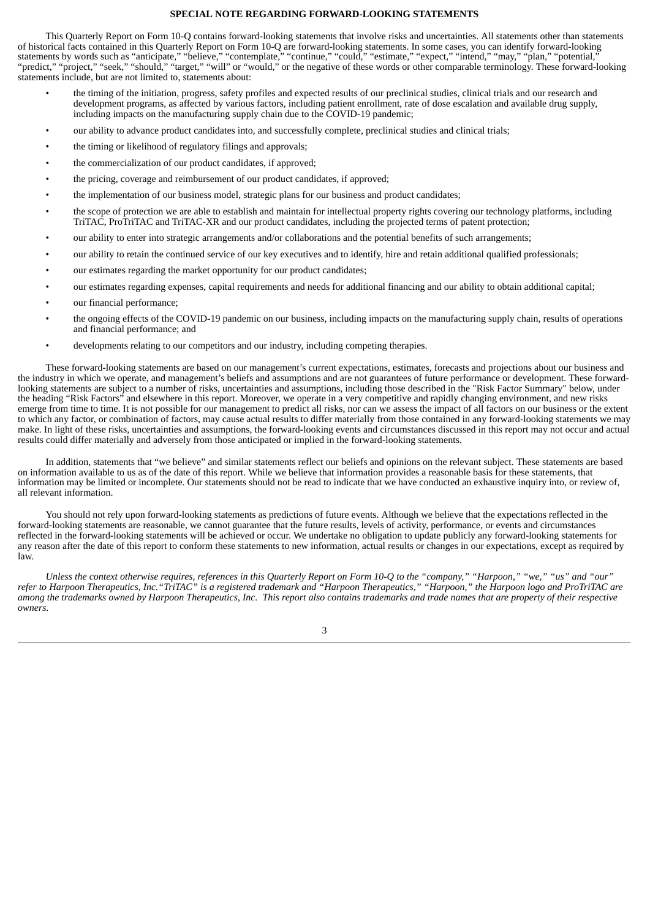## SPECIAL NOTE REGARDING FORWARD-LOOKING STATEMENTS

This Quarterly Report on Form 10-Q contains forward-looking statements that involve risks and uncertainties. All statements other than statements of historical facts contained in this Quarterly Report on Form 10-Q are forward-looking statements. In some cases, you can identify forward-looking statements by words such as "anticipate," "believe," "contemplate," "continue," "could," "estimate," "expect," "intend," "may," "plan," "potential," "predict," "project," "seek," "should," "target," "will" or "would," or the negative of these words or other comparable terminology. These forward-looking statements include, but are not limited to, statements about:

- the timing of the initiation, progress, safety profiles and expected results of our preclinical studies, clinical trials and our research and development programs, as affected by various factors, including patient enrollment, rate of dose escalation and available drug supply, including impacts on the manufacturing supply chain due to the COVID-19 pandemic;
- our ability to advance product candidates into, and successfully complete, preclinical studies and clinical trials;
- the timing or likelihood of regulatory filings and approvals;
- the commercialization of our product candidates, if approved;
- the pricing, coverage and reimbursement of our product candidates, if approved;
- the implementation of our business model, strategic plans for our business and product candidates;
- the scope of protection we are able to establish and maintain for intellectual property rights covering our technology platforms, including TriTAC, ProTriTAC and TriTAC-XR and our product candidates, including the projected terms of patent protection;
- our ability to enter into strategic arrangements and/or collaborations and the potential benefits of such arrangements;
- our ability to retain the continued service of our key executives and to identify, hire and retain additional qualified professionals;
- our estimates regarding the market opportunity for our product candidates;
- our estimates regarding expenses, capital requirements and needs for additional financing and our ability to obtain additional capital;
- our financial performance;
- the ongoing effects of the COVID-19 pandemic on our business, including impacts on the manufacturing supply chain, results of operations and financial performance; and
- developments relating to our competitors and our industry, including competing therapies.

These forward-looking statements are based on our management's current expectations, estimates, forecasts and projections about our business and the industry in which we operate, and management's beliefs and assumptions and are not guarantees of future performance or development. These forward-looking statements are subject to a number of risks, uncertainties and assumptions, including those described in the "Risk Factor Summary" below, under the heading "Risk Factors" and elsewhere in this report. Moreover, we operate in a very competitive and rapidly changing environment, and new risks emerge from time to time. It is not possible for our management to predict all risks, nor can we assess the impact of all factors on our business or the extent to which any factor, or combination of factors, may cause actual results to differ materially from those contained in any forward-looking statements we may make. In light of these risks, uncertainties and assumptions, the forward-looking events and circumstances discussed in this report may not occur and actual results could differ materially and adversely from those anticipated or implied in the forward-looking statements.

In addition, statements that "we believe" and similar statements reflect our beliefs and opinions on the relevant subject. These statements are based on information available to us as of the date of this report. While we believe that information provides a reasonable basis for these statements, that information may be limited or incomplete. Our statements should not be read to indicate that we have conducted an exhaustive inquiry into, or review of, all relevant information.

You should not rely upon forward-looking statements as predictions of future events. Although we believe that the expectations reflected in the forward-looking statements are reasonable, we cannot guarantee that the future results, levels of activity, performance, or events and circumstances reflected in the forward-looking statements will be achieved or occur. We undertake no obligation to update publicly any forward-looking statements for any reason after the date of this report to conform these statements to new information, actual results or changes in our expectations, except as required by law.

*Unless the context otherwise requires, references in this Quarterly Report on Form 10-Q to the "company," "Harpoon," "we," "us" and "our" refer to Harpoon Therapeutics, Inc."TriTAC" is a registered trademark and "Harpoon Therapeutics," "Harpoon," the Harpoon logo and ProTriTAC are among the trademarks owned by Harpoon Therapeutics, Inc. This report also contains trademarks and trade names that are property of their respective owners.*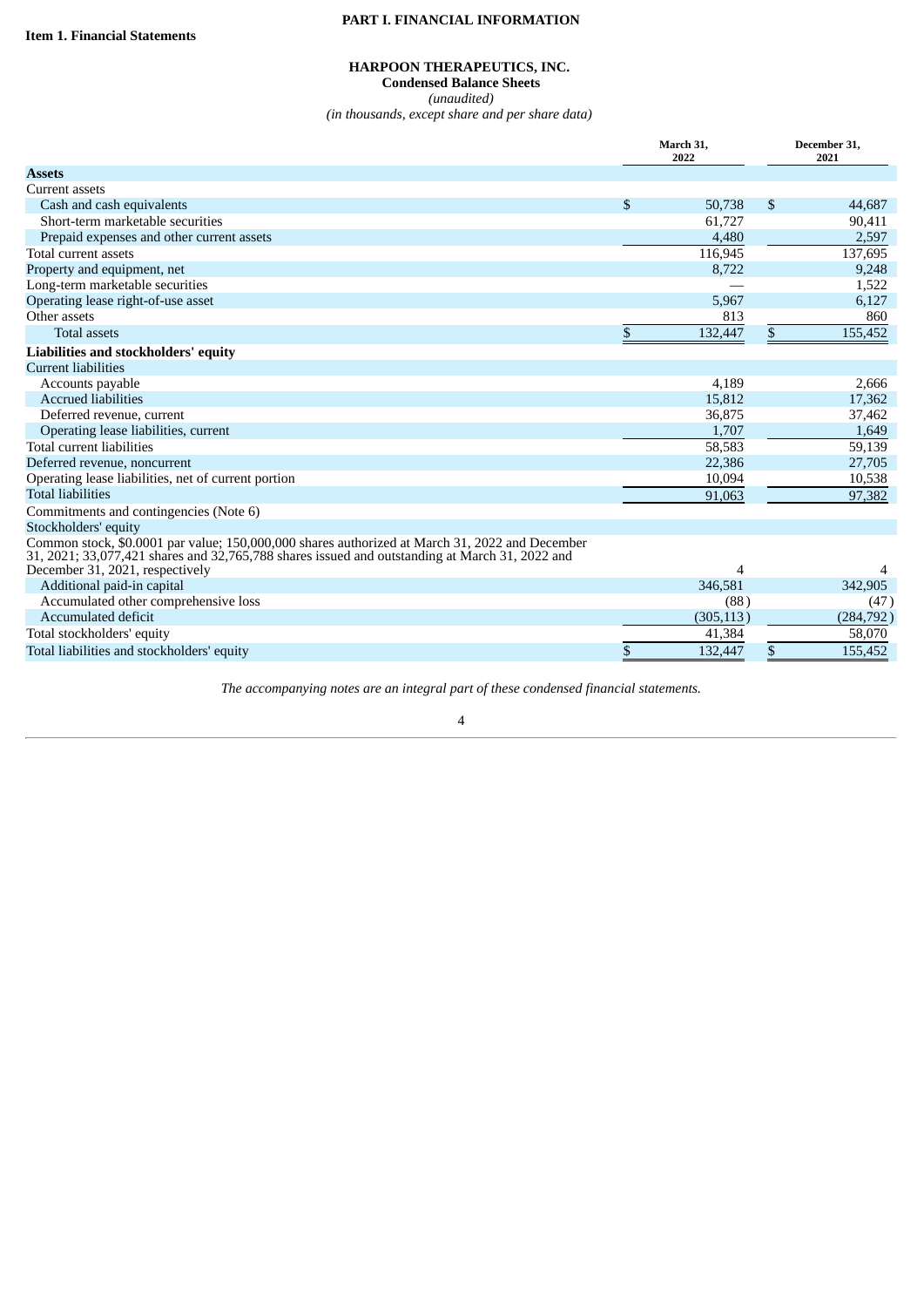**PART I. FINANCIAL INFORMATION**

**Item 1. Financial Statements**

**HARPOON THERAPEUTICS, INC.**
**Condensed Balance Sheets**
*(unaudited)*
*(in thousands, except share and per share data)*

| | March 31, 2022 | December 31, 2021 |
|---|---|---|
| **Assets** | | |
| Current assets | | |
| Cash and cash equivalents | $ 50,738 | $ 44,687 |
| Short-term marketable securities | 61,727 | 90,411 |
| Prepaid expenses and other current assets | 4,480 | 2,597 |
| Total current assets | 116,945 | 137,695 |
| Property and equipment, net | 8,722 | 9,248 |
| Long-term marketable securities | — | 1,522 |
| Operating lease right-of-use asset | 5,967 | 6,127 |
| Other assets | 813 | 860 |
| Total assets | $ 132,447 | $ 155,452 |
| **Liabilities and stockholders' equity** | | |
| Current liabilities | | |
| Accounts payable | 4,189 | 2,666 |
| Accrued liabilities | 15,812 | 17,362 |
| Deferred revenue, current | 36,875 | 37,462 |
| Operating lease liabilities, current | 1,707 | 1,649 |
| Total current liabilities | 58,583 | 59,139 |
| Deferred revenue, noncurrent | 22,386 | 27,705 |
| Operating lease liabilities, net of current portion | 10,094 | 10,538 |
| Total liabilities | 91,063 | 97,382 |
| Commitments and contingencies (Note 6) | | |
| Stockholders' equity | | |
| Common stock, $0.0001 par value; 150,000,000 shares authorized at March 31, 2022 and December 31, 2021; 33,077,421 shares and 32,765,788 shares issued and outstanding at March 31, 2022 and December 31, 2021, respectively | 4 | 4 |
| Additional paid-in capital | 346,581 | 342,905 |
| Accumulated other comprehensive loss | (88) | (47) |
| Accumulated deficit | (305,113) | (284,792) |
| Total stockholders' equity | 41,384 | 58,070 |
| Total liabilities and stockholders' equity | $ 132,447 | $ 155,452 |

*The accompanying notes are an integral part of these condensed financial statements.*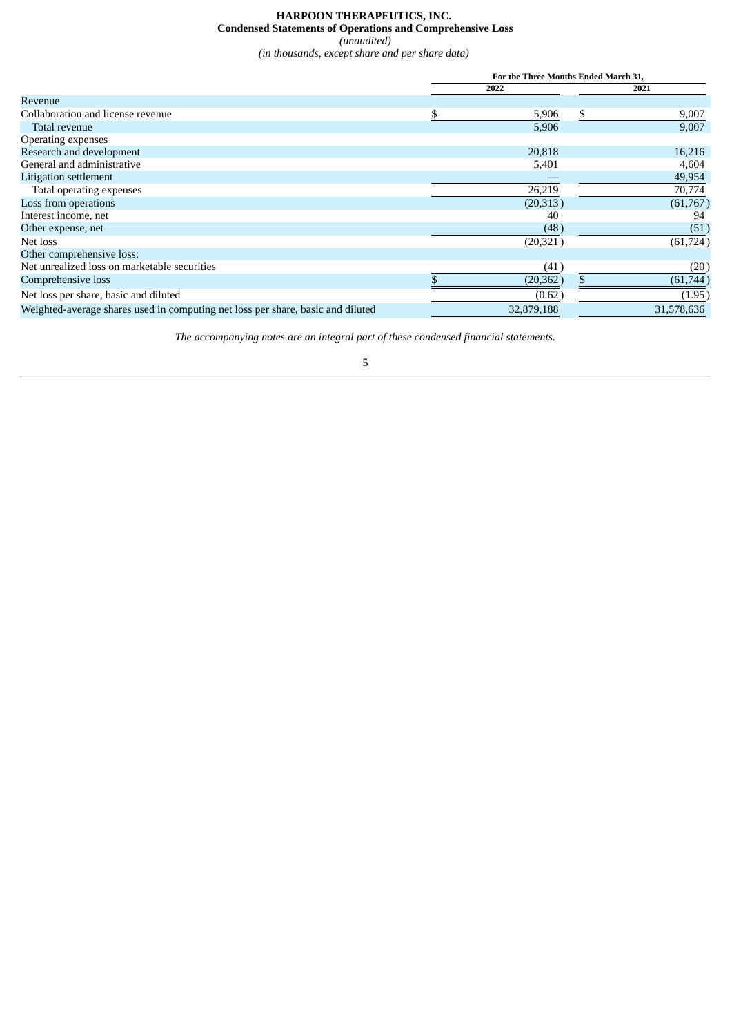**HARPOON THERAPEUTICS, INC.**
**Condensed Statements of Operations and Comprehensive Loss**
*(unaudited)*
*(in thousands, except share and per share data)*

| | For the Three Months Ended March 31, | |
|---|---|---|
| | 2022 | 2021 |
| Revenue | | |
| Collaboration and license revenue | $ 5,906 | $ 9,007 |
| Total revenue | 5,906 | 9,007 |
| Operating expenses | | |
| Research and development | 20,818 | 16,216 |
| General and administrative | 5,401 | 4,604 |
| Litigation settlement | — | 49,954 |
| Total operating expenses | 26,219 | 70,774 |
| Loss from operations | (20,313) | (61,767) |
| Interest income, net | 40 | 94 |
| Other expense, net | (48) | (51) |
| Net loss | (20,321) | (61,724) |
| Other comprehensive loss: | | |
| Net unrealized loss on marketable securities | (41) | (20) |
| Comprehensive loss | $ (20,362) | $ (61,744) |
| Net loss per share, basic and diluted | (0.62) | (1.95) |
| Weighted-average shares used in computing net loss per share, basic and diluted | 32,879,188 | 31,578,636 |

*The accompanying notes are an integral part of these condensed financial statements.*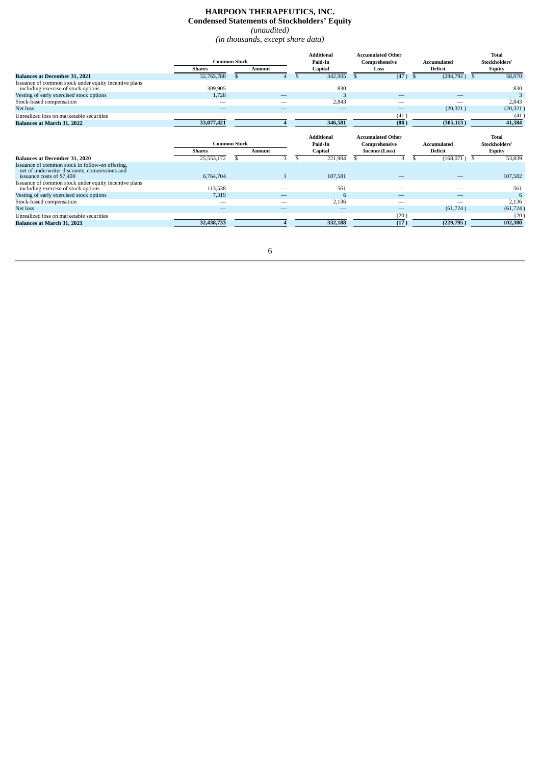# HARPOON THERAPEUTICS, INC.

## Condensed Statements of Stockholders' Equity

*(unaudited)*

*(in thousands, except share data)*

| | Common Stock | | Additional Paid-In Capital | Accumulated Other Comprehensive Loss | Accumulated Deficit | Total Stockholders' Equity |
|---|---|---|---|---|---|---|
| | Shares | Amount | | | | |
| **Balances at December 31, 2021** | 32,765,788 | $ 4 | $ 342,905 | $ (47) | $ (284,792) | $ 58,070 |
| Issuance of common stock under equity incentive plans including exercise of stock options | 309,905 | — | 830 | — | — | 830 |
| Vesting of early exercised stock options | 1,728 | — | 3 | — | — | 3 |
| Stock-based compensation | — | — | 2,843 | — | — | 2,843 |
| Net loss | — | — | — | — | (20,321) | (20,321) |
| Unrealized loss on marketable securities | — | — | — | (41) | — | (41) |
| **Balances at March 31, 2022** | **33,077,421** | **4** | **346,581** | **(88)** | **(305,113)** | **41,384** |

| | Common Stock | | Additional Paid-In Capital | Accumulated Other Comprehensive Income (Loss) | Accumulated Deficit | Total Stockholders' Equity |
|---|---|---|---|---|---|---|
| | Shares | Amount | | | | |
| **Balances at December 31, 2020** | 25,553,172 | $ 3 | $ 221,904 | $ 3 | $ (168,071) | $ 53,839 |
| Issuance of common stock in follow-on offering, net of underwriter discounts, commissions and issuance costs of $7,400 | 6,764,704 | 1 | 107,581 | — | — | 107,582 |
| Issuance of common stock under equity incentive plans including exercise of stock options | 113,538 | — | 561 | — | — | 561 |
| Vesting of early exercised stock options | 7,319 | — | 6 | — | — | 6 |
| Stock-based compensation | — | — | 2,136 | — | — | 2,136 |
| Net loss | — | — | — | — | (61,724) | (61,724) |
| Unrealized loss on marketable securities | — | — | — | (20) | — | (20) |
| **Balances at March 31, 2021** | **32,438,733** | **4** | **332,188** | **(17)** | **(229,795)** | **102,380** |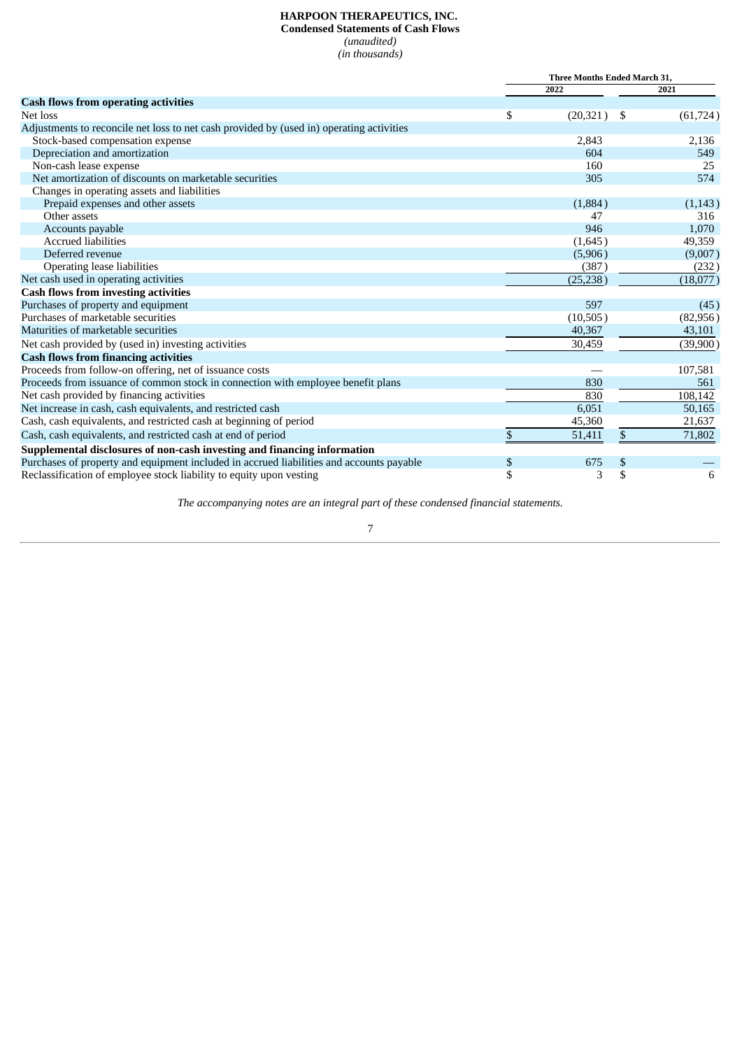**HARPOON THERAPEUTICS, INC.**
**Condensed Statements of Cash Flows**
*(unaudited)*
*(in thousands)*

| | Three Months Ended March 31, | |
|---|---|---|
| | 2022 | 2021 |
| **Cash flows from operating activities** | | |
| Net loss | $ (20,321) | $ (61,724) |
| Adjustments to reconcile net loss to net cash provided by (used in) operating activities | | |
| Stock-based compensation expense | 2,843 | 2,136 |
| Depreciation and amortization | 604 | 549 |
| Non-cash lease expense | 160 | 25 |
| Net amortization of discounts on marketable securities | 305 | 574 |
| Changes in operating assets and liabilities | | |
| Prepaid expenses and other assets | (1,884) | (1,143) |
| Other assets | 47 | 316 |
| Accounts payable | 946 | 1,070 |
| Accrued liabilities | (1,645) | 49,359 |
| Deferred revenue | (5,906) | (9,007) |
| Operating lease liabilities | (387) | (232) |
| Net cash used in operating activities | (25,238) | (18,077) |
| **Cash flows from investing activities** | | |
| Purchases of property and equipment | 597 | (45) |
| Purchases of marketable securities | (10,505) | (82,956) |
| Maturities of marketable securities | 40,367 | 43,101 |
| Net cash provided by (used in) investing activities | 30,459 | (39,900) |
| **Cash flows from financing activities** | | |
| Proceeds from follow-on offering, net of issuance costs | — | 107,581 |
| Proceeds from issuance of common stock in connection with employee benefit plans | 830 | 561 |
| Net cash provided by financing activities | 830 | 108,142 |
| Net increase in cash, cash equivalents, and restricted cash | 6,051 | 50,165 |
| Cash, cash equivalents, and restricted cash at beginning of period | 45,360 | 21,637 |
| Cash, cash equivalents, and restricted cash at end of period | $ 51,411 | $ 71,802 |
| **Supplemental disclosures of non-cash investing and financing information** | | |
| Purchases of property and equipment included in accrued liabilities and accounts payable | $ 675 | $ — |
| Reclassification of employee stock liability to equity upon vesting | $ 3 | $ 6 |

*The accompanying notes are an integral part of these condensed financial statements.*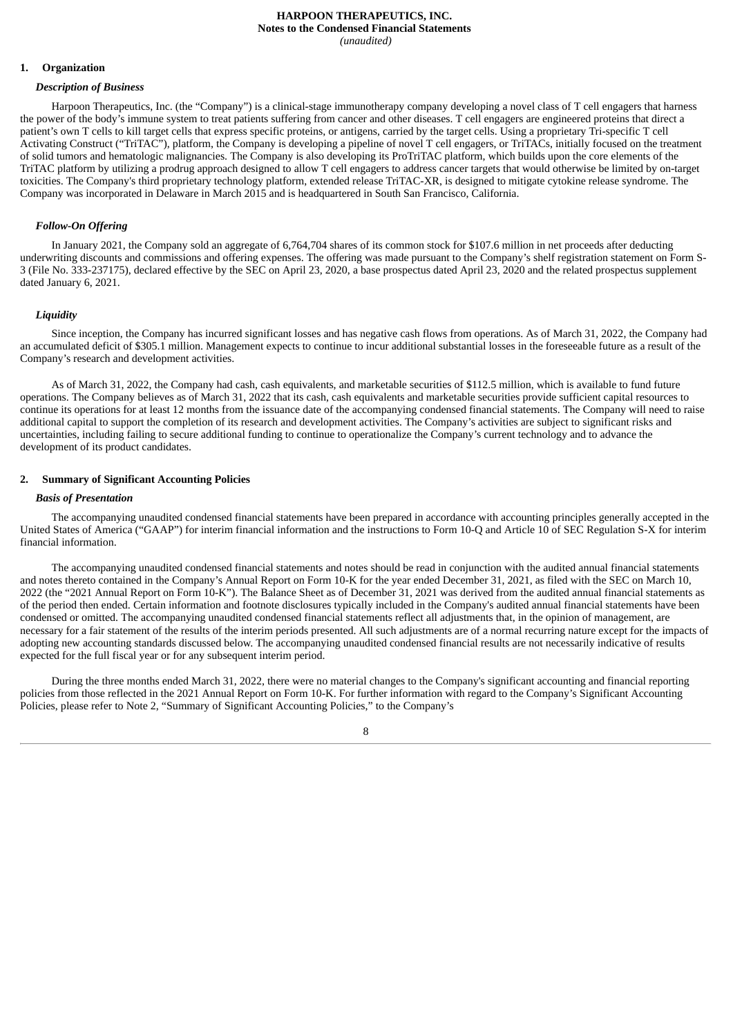**HARPOON THERAPEUTICS, INC.**
**Notes to the Condensed Financial Statements**
*(unaudited)*

## 1. Organization

### *Description of Business*

Harpoon Therapeutics, Inc. (the "Company") is a clinical-stage immunotherapy company developing a novel class of T cell engagers that harness the power of the body's immune system to treat patients suffering from cancer and other diseases. T cell engagers are engineered proteins that direct a patient's own T cells to kill target cells that express specific proteins, or antigens, carried by the target cells. Using a proprietary Tri-specific T cell Activating Construct ("TriTAC"), platform, the Company is developing a pipeline of novel T cell engagers, or TriTACs, initially focused on the treatment of solid tumors and hematologic malignancies. The Company is also developing its ProTriTAC platform, which builds upon the core elements of the TriTAC platform by utilizing a prodrug approach designed to allow T cell engagers to address cancer targets that would otherwise be limited by on-target toxicities. The Company's third proprietary technology platform, extended release TriTAC-XR, is designed to mitigate cytokine release syndrome. The Company was incorporated in Delaware in March 2015 and is headquartered in South San Francisco, California.

### *Follow-On Offering*

In January 2021, the Company sold an aggregate of 6,764,704 shares of its common stock for $107.6 million in net proceeds after deducting underwriting discounts and commissions and offering expenses. The offering was made pursuant to the Company's shelf registration statement on Form S-3 (File No. 333-237175), declared effective by the SEC on April 23, 2020, a base prospectus dated April 23, 2020 and the related prospectus supplement dated January 6, 2021.

### *Liquidity*

Since inception, the Company has incurred significant losses and has negative cash flows from operations. As of March 31, 2022, the Company had an accumulated deficit of $305.1 million. Management expects to continue to incur additional substantial losses in the foreseeable future as a result of the Company's research and development activities.

As of March 31, 2022, the Company had cash, cash equivalents, and marketable securities of $112.5 million, which is available to fund future operations. The Company believes as of March 31, 2022 that its cash, cash equivalents and marketable securities provide sufficient capital resources to continue its operations for at least 12 months from the issuance date of the accompanying condensed financial statements. The Company will need to raise additional capital to support the completion of its research and development activities. The Company's activities are subject to significant risks and uncertainties, including failing to secure additional funding to continue to operationalize the Company's current technology and to advance the development of its product candidates.

## 2. Summary of Significant Accounting Policies

### *Basis of Presentation*

The accompanying unaudited condensed financial statements have been prepared in accordance with accounting principles generally accepted in the United States of America ("GAAP") for interim financial information and the instructions to Form 10-Q and Article 10 of SEC Regulation S-X for interim financial information.

The accompanying unaudited condensed financial statements and notes should be read in conjunction with the audited annual financial statements and notes thereto contained in the Company's Annual Report on Form 10-K for the year ended December 31, 2021, as filed with the SEC on March 10, 2022 (the "2021 Annual Report on Form 10-K"). The Balance Sheet as of December 31, 2021 was derived from the audited annual financial statements as of the period then ended. Certain information and footnote disclosures typically included in the Company's audited annual financial statements have been condensed or omitted. The accompanying unaudited condensed financial statements reflect all adjustments that, in the opinion of management, are necessary for a fair statement of the results of the interim periods presented. All such adjustments are of a normal recurring nature except for the impacts of adopting new accounting standards discussed below. The accompanying unaudited condensed financial results are not necessarily indicative of results expected for the full fiscal year or for any subsequent interim period.

During the three months ended March 31, 2022, there were no material changes to the Company's significant accounting and financial reporting policies from those reflected in the 2021 Annual Report on Form 10-K. For further information with regard to the Company's Significant Accounting Policies, please refer to Note 2, "Summary of Significant Accounting Policies," to the Company's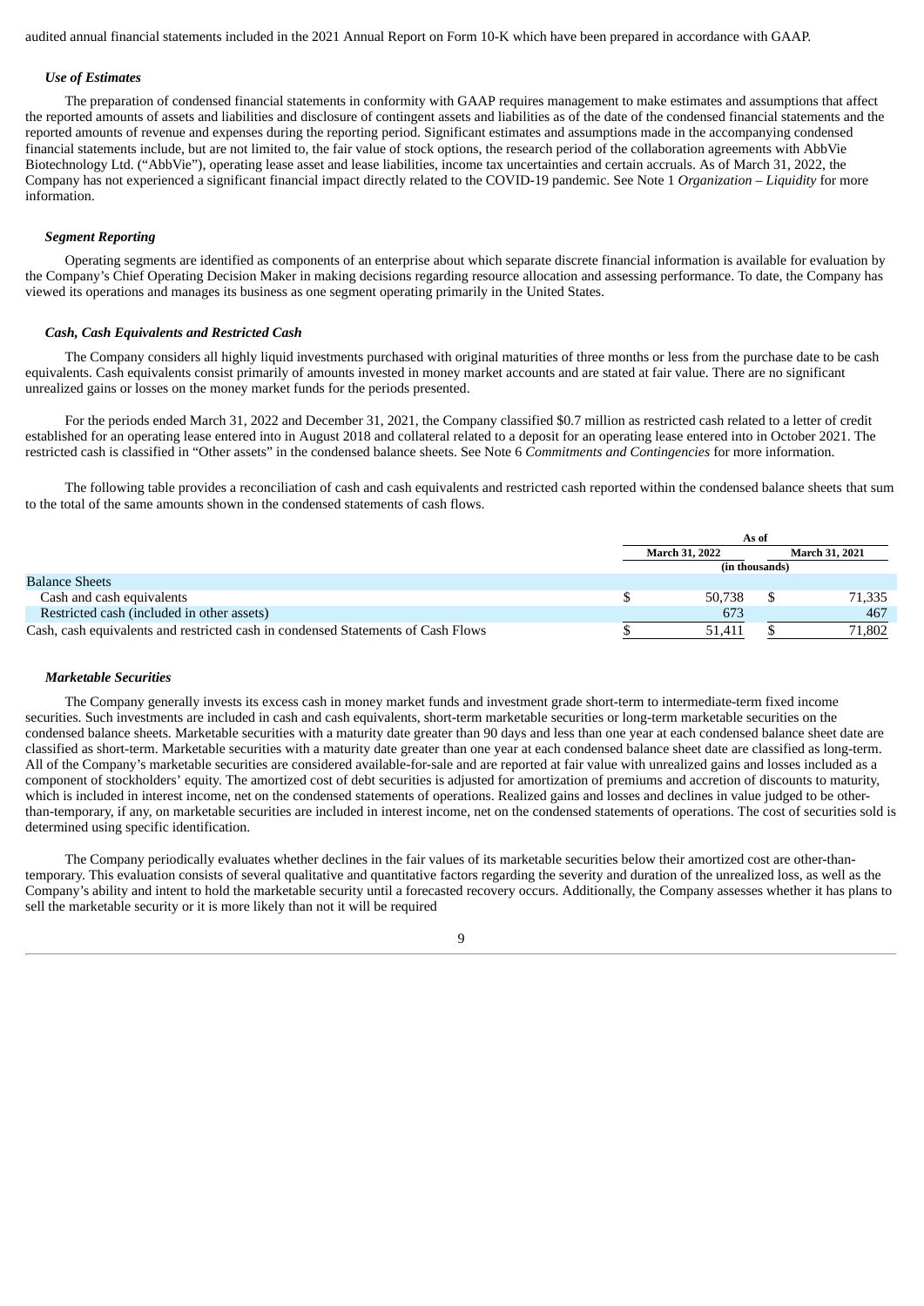audited annual financial statements included in the 2021 Annual Report on Form 10-K which have been prepared in accordance with GAAP.

### *Use of Estimates*

The preparation of condensed financial statements in conformity with GAAP requires management to make estimates and assumptions that affect the reported amounts of assets and liabilities and disclosure of contingent assets and liabilities as of the date of the condensed financial statements and the reported amounts of revenue and expenses during the reporting period. Significant estimates and assumptions made in the accompanying condensed financial statements include, but are not limited to, the fair value of stock options, the research period of the collaboration agreements with AbbVie Biotechnology Ltd. ("AbbVie"), operating lease asset and lease liabilities, income tax uncertainties and certain accruals. As of March 31, 2022, the Company has not experienced a significant financial impact directly related to the COVID-19 pandemic. See Note 1 *Organization – Liquidity* for more information.

### *Segment Reporting*

Operating segments are identified as components of an enterprise about which separate discrete financial information is available for evaluation by the Company's Chief Operating Decision Maker in making decisions regarding resource allocation and assessing performance. To date, the Company has viewed its operations and manages its business as one segment operating primarily in the United States.

### *Cash, Cash Equivalents and Restricted Cash*

The Company considers all highly liquid investments purchased with original maturities of three months or less from the purchase date to be cash equivalents. Cash equivalents consist primarily of amounts invested in money market accounts and are stated at fair value. There are no significant unrealized gains or losses on the money market funds for the periods presented.

For the periods ended March 31, 2022 and December 31, 2021, the Company classified $0.7 million as restricted cash related to a letter of credit established for an operating lease entered into in August 2018 and collateral related to a deposit for an operating lease entered into in October 2021. The restricted cash is classified in "Other assets" in the condensed balance sheets. See Note 6 *Commitments and Contingencies* for more information.

The following table provides a reconciliation of cash and cash equivalents and restricted cash reported within the condensed balance sheets that sum to the total of the same amounts shown in the condensed statements of cash flows.

| | As of | |
|---|---|---|
| | March 31, 2022 | March 31, 2021 |
| | (in thousands) | |
| Balance Sheets | | |
| Cash and cash equivalents | $ 50,738 | $ 71,335 |
| Restricted cash (included in other assets) | 673 | 467 |
| Cash, cash equivalents and restricted cash in condensed Statements of Cash Flows | $ 51,411 | $ 71,802 |

### *Marketable Securities*

The Company generally invests its excess cash in money market funds and investment grade short-term to intermediate-term fixed income securities. Such investments are included in cash and cash equivalents, short-term marketable securities or long-term marketable securities on the condensed balance sheets. Marketable securities with a maturity date greater than 90 days and less than one year at each condensed balance sheet date are classified as short-term. Marketable securities with a maturity date greater than one year at each condensed balance sheet date are classified as long-term. All of the Company's marketable securities are considered available-for-sale and are reported at fair value with unrealized gains and losses included as a component of stockholders' equity. The amortized cost of debt securities is adjusted for amortization of premiums and accretion of discounts to maturity, which is included in interest income, net on the condensed statements of operations. Realized gains and losses and declines in value judged to be other-than-temporary, if any, on marketable securities are included in interest income, net on the condensed statements of operations. The cost of securities sold is determined using specific identification.

The Company periodically evaluates whether declines in the fair values of its marketable securities below their amortized cost are other-than-temporary. This evaluation consists of several qualitative and quantitative factors regarding the severity and duration of the unrealized loss, as well as the Company's ability and intent to hold the marketable security until a forecasted recovery occurs. Additionally, the Company assesses whether it has plans to sell the marketable security or it is more likely than not it will be required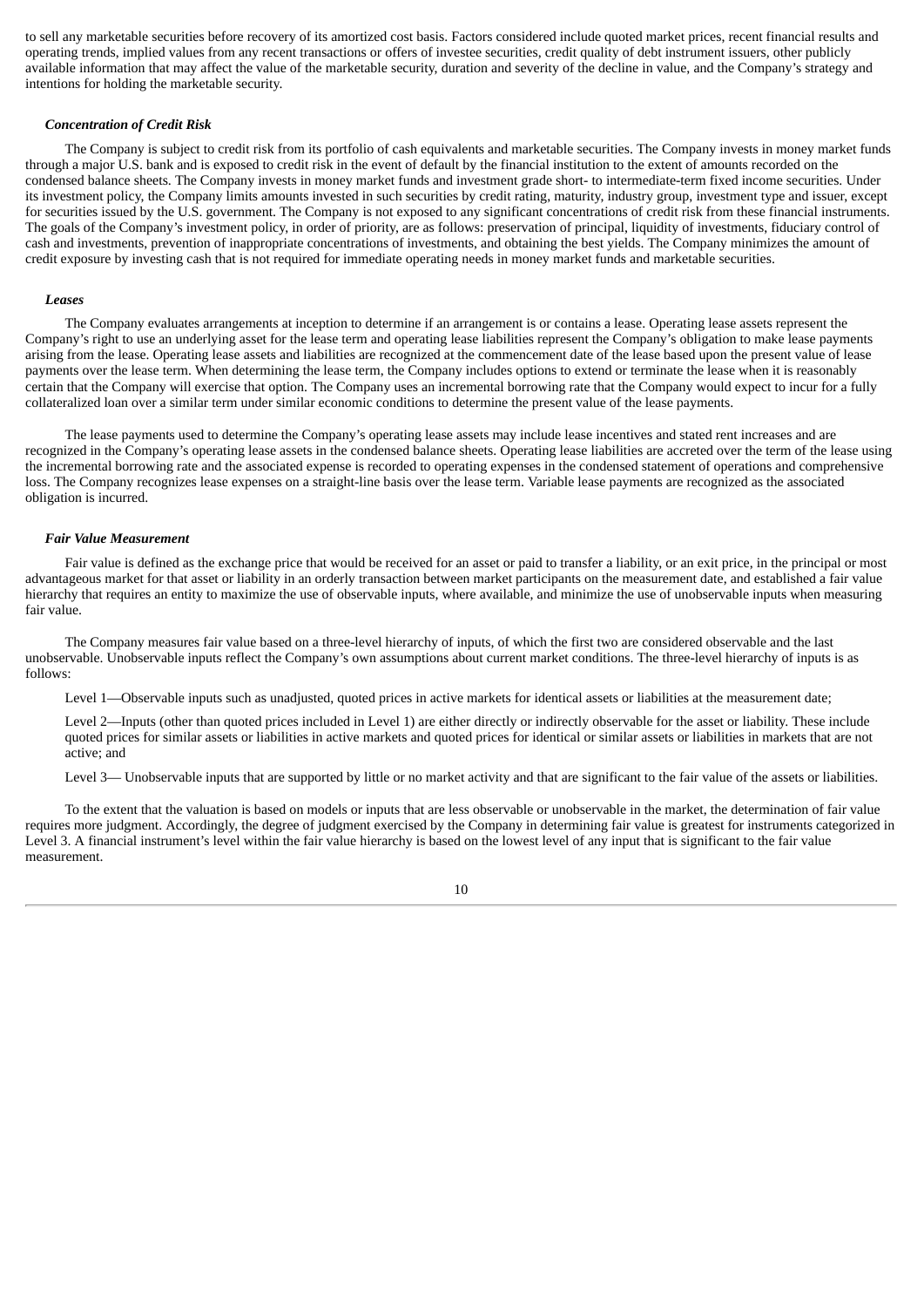to sell any marketable securities before recovery of its amortized cost basis. Factors considered include quoted market prices, recent financial results and operating trends, implied values from any recent transactions or offers of investee securities, credit quality of debt instrument issuers, other publicly available information that may affect the value of the marketable security, duration and severity of the decline in value, and the Company's strategy and intentions for holding the marketable security.

***Concentration of Credit Risk***

The Company is subject to credit risk from its portfolio of cash equivalents and marketable securities. The Company invests in money market funds through a major U.S. bank and is exposed to credit risk in the event of default by the financial institution to the extent of amounts recorded on the condensed balance sheets. The Company invests in money market funds and investment grade short- to intermediate-term fixed income securities. Under its investment policy, the Company limits amounts invested in such securities by credit rating, maturity, industry group, investment type and issuer, except for securities issued by the U.S. government. The Company is not exposed to any significant concentrations of credit risk from these financial instruments. The goals of the Company's investment policy, in order of priority, are as follows: preservation of principal, liquidity of investments, fiduciary control of cash and investments, prevention of inappropriate concentrations of investments, and obtaining the best yields. The Company minimizes the amount of credit exposure by investing cash that is not required for immediate operating needs in money market funds and marketable securities.

***Leases***

The Company evaluates arrangements at inception to determine if an arrangement is or contains a lease. Operating lease assets represent the Company's right to use an underlying asset for the lease term and operating lease liabilities represent the Company's obligation to make lease payments arising from the lease. Operating lease assets and liabilities are recognized at the commencement date of the lease based upon the present value of lease payments over the lease term. When determining the lease term, the Company includes options to extend or terminate the lease when it is reasonably certain that the Company will exercise that option. The Company uses an incremental borrowing rate that the Company would expect to incur for a fully collateralized loan over a similar term under similar economic conditions to determine the present value of the lease payments.

The lease payments used to determine the Company's operating lease assets may include lease incentives and stated rent increases and are recognized in the Company's operating lease assets in the condensed balance sheets. Operating lease liabilities are accreted over the term of the lease using the incremental borrowing rate and the associated expense is recorded to operating expenses in the condensed statement of operations and comprehensive loss. The Company recognizes lease expenses on a straight-line basis over the lease term. Variable lease payments are recognized as the associated obligation is incurred.

***Fair Value Measurement***

Fair value is defined as the exchange price that would be received for an asset or paid to transfer a liability, or an exit price, in the principal or most advantageous market for that asset or liability in an orderly transaction between market participants on the measurement date, and established a fair value hierarchy that requires an entity to maximize the use of observable inputs, where available, and minimize the use of unobservable inputs when measuring fair value.

The Company measures fair value based on a three-level hierarchy of inputs, of which the first two are considered observable and the last unobservable. Unobservable inputs reflect the Company's own assumptions about current market conditions. The three-level hierarchy of inputs is as follows:

Level 1—Observable inputs such as unadjusted, quoted prices in active markets for identical assets or liabilities at the measurement date;

Level 2—Inputs (other than quoted prices included in Level 1) are either directly or indirectly observable for the asset or liability. These include quoted prices for similar assets or liabilities in active markets and quoted prices for identical or similar assets or liabilities in markets that are not active; and

Level 3— Unobservable inputs that are supported by little or no market activity and that are significant to the fair value of the assets or liabilities.

To the extent that the valuation is based on models or inputs that are less observable or unobservable in the market, the determination of fair value requires more judgment. Accordingly, the degree of judgment exercised by the Company in determining fair value is greatest for instruments categorized in Level 3. A financial instrument's level within the fair value hierarchy is based on the lowest level of any input that is significant to the fair value measurement.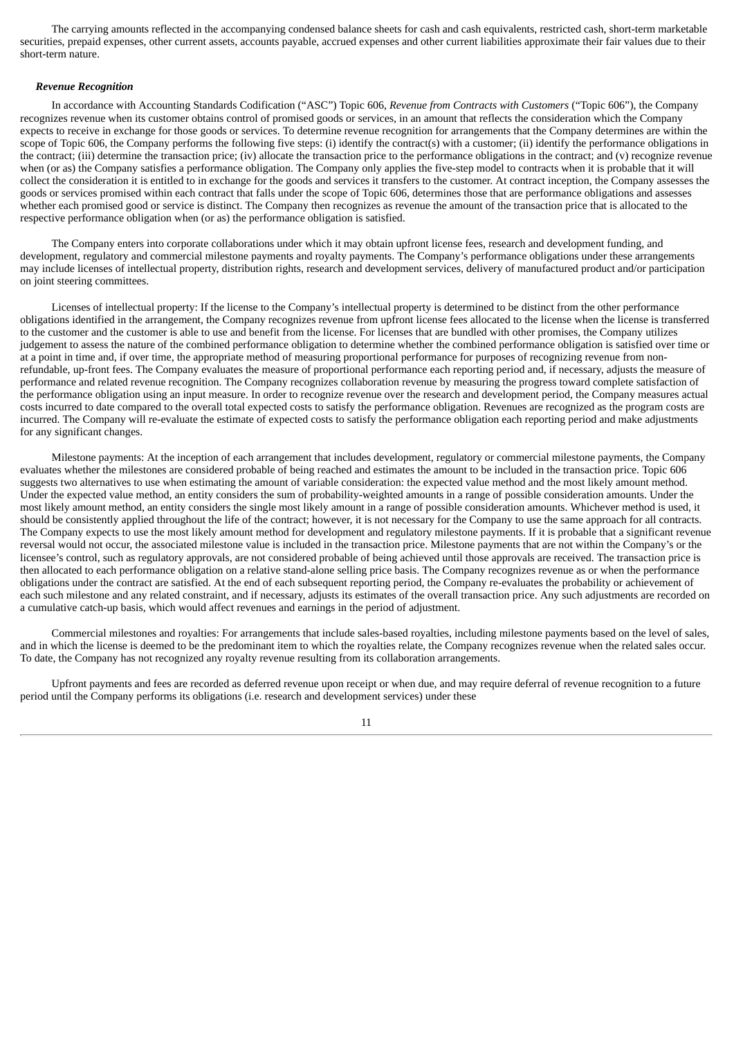The carrying amounts reflected in the accompanying condensed balance sheets for cash and cash equivalents, restricted cash, short-term marketable securities, prepaid expenses, other current assets, accounts payable, accrued expenses and other current liabilities approximate their fair values due to their short-term nature.

***Revenue Recognition***

In accordance with Accounting Standards Codification ("ASC") Topic 606, *Revenue from Contracts with Customers* ("Topic 606"), the Company recognizes revenue when its customer obtains control of promised goods or services, in an amount that reflects the consideration which the Company expects to receive in exchange for those goods or services. To determine revenue recognition for arrangements that the Company determines are within the scope of Topic 606, the Company performs the following five steps: (i) identify the contract(s) with a customer; (ii) identify the performance obligations in the contract; (iii) determine the transaction price; (iv) allocate the transaction price to the performance obligations in the contract; and (v) recognize revenue when (or as) the Company satisfies a performance obligation. The Company only applies the five-step model to contracts when it is probable that it will collect the consideration it is entitled to in exchange for the goods and services it transfers to the customer. At contract inception, the Company assesses the goods or services promised within each contract that falls under the scope of Topic 606, determines those that are performance obligations and assesses whether each promised good or service is distinct. The Company then recognizes as revenue the amount of the transaction price that is allocated to the respective performance obligation when (or as) the performance obligation is satisfied.

The Company enters into corporate collaborations under which it may obtain upfront license fees, research and development funding, and development, regulatory and commercial milestone payments and royalty payments. The Company's performance obligations under these arrangements may include licenses of intellectual property, distribution rights, research and development services, delivery of manufactured product and/or participation on joint steering committees.

Licenses of intellectual property: If the license to the Company's intellectual property is determined to be distinct from the other performance obligations identified in the arrangement, the Company recognizes revenue from upfront license fees allocated to the license when the license is transferred to the customer and the customer is able to use and benefit from the license. For licenses that are bundled with other promises, the Company utilizes judgement to assess the nature of the combined performance obligation to determine whether the combined performance obligation is satisfied over time or at a point in time and, if over time, the appropriate method of measuring proportional performance for purposes of recognizing revenue from non-refundable, up-front fees. The Company evaluates the measure of proportional performance each reporting period and, if necessary, adjusts the measure of performance and related revenue recognition. The Company recognizes collaboration revenue by measuring the progress toward complete satisfaction of the performance obligation using an input measure. In order to recognize revenue over the research and development period, the Company measures actual costs incurred to date compared to the overall total expected costs to satisfy the performance obligation. Revenues are recognized as the program costs are incurred. The Company will re-evaluate the estimate of expected costs to satisfy the performance obligation each reporting period and make adjustments for any significant changes.

Milestone payments: At the inception of each arrangement that includes development, regulatory or commercial milestone payments, the Company evaluates whether the milestones are considered probable of being reached and estimates the amount to be included in the transaction price. Topic 606 suggests two alternatives to use when estimating the amount of variable consideration: the expected value method and the most likely amount method. Under the expected value method, an entity considers the sum of probability-weighted amounts in a range of possible consideration amounts. Under the most likely amount method, an entity considers the single most likely amount in a range of possible consideration amounts. Whichever method is used, it should be consistently applied throughout the life of the contract; however, it is not necessary for the Company to use the same approach for all contracts. The Company expects to use the most likely amount method for development and regulatory milestone payments. If it is probable that a significant revenue reversal would not occur, the associated milestone value is included in the transaction price. Milestone payments that are not within the Company's or the licensee's control, such as regulatory approvals, are not considered probable of being achieved until those approvals are received. The transaction price is then allocated to each performance obligation on a relative stand-alone selling price basis. The Company recognizes revenue as or when the performance obligations under the contract are satisfied. At the end of each subsequent reporting period, the Company re-evaluates the probability or achievement of each such milestone and any related constraint, and if necessary, adjusts its estimates of the overall transaction price. Any such adjustments are recorded on a cumulative catch-up basis, which would affect revenues and earnings in the period of adjustment.

Commercial milestones and royalties: For arrangements that include sales-based royalties, including milestone payments based on the level of sales, and in which the license is deemed to be the predominant item to which the royalties relate, the Company recognizes revenue when the related sales occur. To date, the Company has not recognized any royalty revenue resulting from its collaboration arrangements.

Upfront payments and fees are recorded as deferred revenue upon receipt or when due, and may require deferral of revenue recognition to a future period until the Company performs its obligations (i.e. research and development services) under these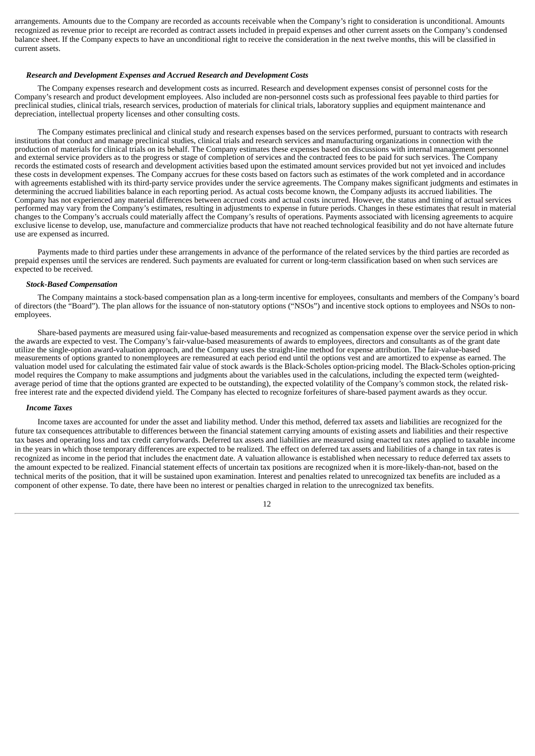arrangements. Amounts due to the Company are recorded as accounts receivable when the Company's right to consideration is unconditional. Amounts recognized as revenue prior to receipt are recorded as contract assets included in prepaid expenses and other current assets on the Company's condensed balance sheet. If the Company expects to have an unconditional right to receive the consideration in the next twelve months, this will be classified in current assets.

***Research and Development Expenses and Accrued Research and Development Costs***

The Company expenses research and development costs as incurred. Research and development expenses consist of personnel costs for the Company's research and product development employees. Also included are non-personnel costs such as professional fees payable to third parties for preclinical studies, clinical trials, research services, production of materials for clinical trials, laboratory supplies and equipment maintenance and depreciation, intellectual property licenses and other consulting costs.

The Company estimates preclinical and clinical study and research expenses based on the services performed, pursuant to contracts with research institutions that conduct and manage preclinical studies, clinical trials and research services and manufacturing organizations in connection with the production of materials for clinical trials on its behalf. The Company estimates these expenses based on discussions with internal management personnel and external service providers as to the progress or stage of completion of services and the contracted fees to be paid for such services. The Company records the estimated costs of research and development activities based upon the estimated amount services provided but not yet invoiced and includes these costs in development expenses. The Company accrues for these costs based on factors such as estimates of the work completed and in accordance with agreements established with its third-party service provides under the service agreements. The Company makes significant judgments and estimates in determining the accrued liabilities balance in each reporting period. As actual costs become known, the Company adjusts its accrued liabilities. The Company has not experienced any material differences between accrued costs and actual costs incurred. However, the status and timing of actual services performed may vary from the Company's estimates, resulting in adjustments to expense in future periods. Changes in these estimates that result in material changes to the Company's accruals could materially affect the Company's results of operations. Payments associated with licensing agreements to acquire exclusive license to develop, use, manufacture and commercialize products that have not reached technological feasibility and do not have alternate future use are expensed as incurred.

Payments made to third parties under these arrangements in advance of the performance of the related services by the third parties are recorded as prepaid expenses until the services are rendered. Such payments are evaluated for current or long-term classification based on when such services are expected to be received.

***Stock-Based Compensation***

The Company maintains a stock-based compensation plan as a long-term incentive for employees, consultants and members of the Company's board of directors (the "Board"). The plan allows for the issuance of non-statutory options ("NSOs") and incentive stock options to employees and NSOs to non-employees.

Share-based payments are measured using fair-value-based measurements and recognized as compensation expense over the service period in which the awards are expected to vest. The Company's fair-value-based measurements of awards to employees, directors and consultants as of the grant date utilize the single-option award-valuation approach, and the Company uses the straight-line method for expense attribution. The fair-value-based measurements of options granted to nonemployees are remeasured at each period end until the options vest and are amortized to expense as earned. The valuation model used for calculating the estimated fair value of stock awards is the Black-Scholes option-pricing model. The Black-Scholes option-pricing model requires the Company to make assumptions and judgments about the variables used in the calculations, including the expected term (weighted-average period of time that the options granted are expected to be outstanding), the expected volatility of the Company's common stock, the related risk-free interest rate and the expected dividend yield. The Company has elected to recognize forfeitures of share-based payment awards as they occur.

***Income Taxes***

Income taxes are accounted for under the asset and liability method. Under this method, deferred tax assets and liabilities are recognized for the future tax consequences attributable to differences between the financial statement carrying amounts of existing assets and liabilities and their respective tax bases and operating loss and tax credit carryforwards. Deferred tax assets and liabilities are measured using enacted tax rates applied to taxable income in the years in which those temporary differences are expected to be realized. The effect on deferred tax assets and liabilities of a change in tax rates is recognized as income in the period that includes the enactment date. A valuation allowance is established when necessary to reduce deferred tax assets to the amount expected to be realized. Financial statement effects of uncertain tax positions are recognized when it is more-likely-than-not, based on the technical merits of the position, that it will be sustained upon examination. Interest and penalties related to unrecognized tax benefits are included as a component of other expense. To date, there have been no interest or penalties charged in relation to the unrecognized tax benefits.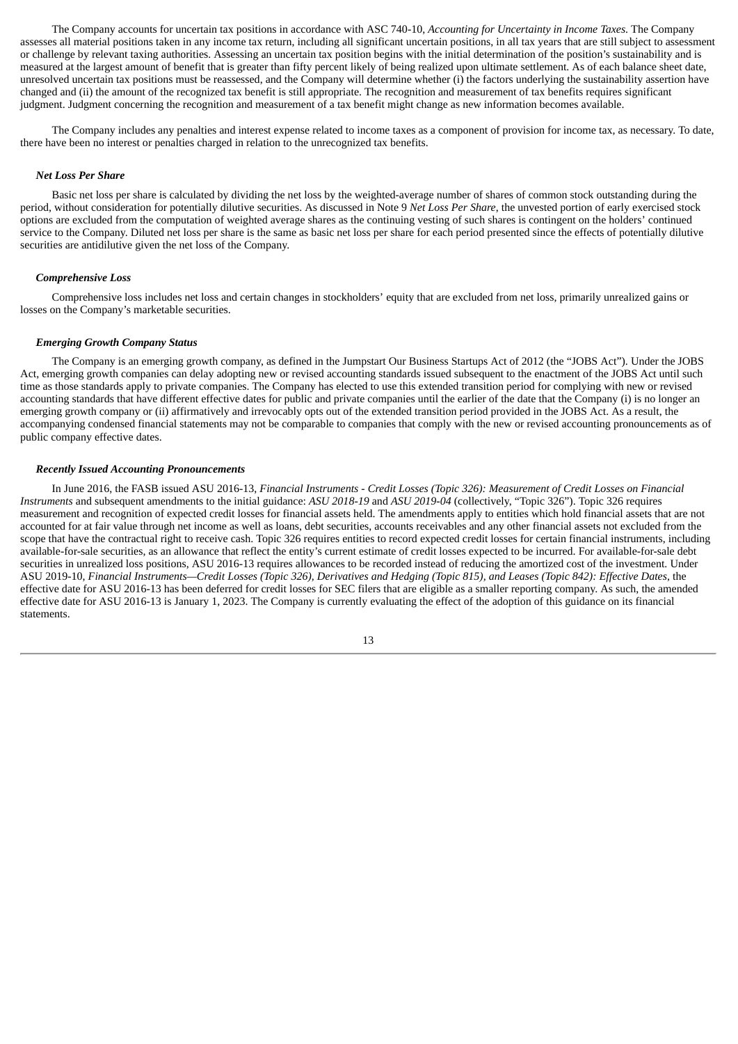The Company accounts for uncertain tax positions in accordance with ASC 740-10, *Accounting for Uncertainty in Income Taxes*. The Company assesses all material positions taken in any income tax return, including all significant uncertain positions, in all tax years that are still subject to assessment or challenge by relevant taxing authorities. Assessing an uncertain tax position begins with the initial determination of the position's sustainability and is measured at the largest amount of benefit that is greater than fifty percent likely of being realized upon ultimate settlement. As of each balance sheet date, unresolved uncertain tax positions must be reassessed, and the Company will determine whether (i) the factors underlying the sustainability assertion have changed and (ii) the amount of the recognized tax benefit is still appropriate. The recognition and measurement of tax benefits requires significant judgment. Judgment concerning the recognition and measurement of a tax benefit might change as new information becomes available.

The Company includes any penalties and interest expense related to income taxes as a component of provision for income tax, as necessary. To date, there have been no interest or penalties charged in relation to the unrecognized tax benefits.

***Net Loss Per Share***

Basic net loss per share is calculated by dividing the net loss by the weighted-average number of shares of common stock outstanding during the period, without consideration for potentially dilutive securities. As discussed in Note 9 *Net Loss Per Share*, the unvested portion of early exercised stock options are excluded from the computation of weighted average shares as the continuing vesting of such shares is contingent on the holders' continued service to the Company. Diluted net loss per share is the same as basic net loss per share for each period presented since the effects of potentially dilutive securities are antidilutive given the net loss of the Company.

***Comprehensive Loss***

Comprehensive loss includes net loss and certain changes in stockholders' equity that are excluded from net loss, primarily unrealized gains or losses on the Company's marketable securities.

***Emerging Growth Company Status***

The Company is an emerging growth company, as defined in the Jumpstart Our Business Startups Act of 2012 (the "JOBS Act"). Under the JOBS Act, emerging growth companies can delay adopting new or revised accounting standards issued subsequent to the enactment of the JOBS Act until such time as those standards apply to private companies. The Company has elected to use this extended transition period for complying with new or revised accounting standards that have different effective dates for public and private companies until the earlier of the date that the Company (i) is no longer an emerging growth company or (ii) affirmatively and irrevocably opts out of the extended transition period provided in the JOBS Act. As a result, the accompanying condensed financial statements may not be comparable to companies that comply with the new or revised accounting pronouncements as of public company effective dates.

***Recently Issued Accounting Pronouncements***

In June 2016, the FASB issued ASU 2016-13, *Financial Instruments - Credit Losses (Topic 326): Measurement of Credit Losses on Financial Instruments* and subsequent amendments to the initial guidance: *ASU 2018-19* and *ASU 2019-04* (collectively, "Topic 326"). Topic 326 requires measurement and recognition of expected credit losses for financial assets held. The amendments apply to entities which hold financial assets that are not accounted for at fair value through net income as well as loans, debt securities, accounts receivables and any other financial assets not excluded from the scope that have the contractual right to receive cash. Topic 326 requires entities to record expected credit losses for certain financial instruments, including available-for-sale securities, as an allowance that reflect the entity's current estimate of credit losses expected to be incurred. For available-for-sale debt securities in unrealized loss positions, ASU 2016-13 requires allowances to be recorded instead of reducing the amortized cost of the investment. Under ASU 2019-10, *Financial Instruments—Credit Losses (Topic 326), Derivatives and Hedging (Topic 815), and Leases (Topic 842): Effective Dates*, the effective date for ASU 2016-13 has been deferred for credit losses for SEC filers that are eligible as a smaller reporting company. As such, the amended effective date for ASU 2016-13 is January 1, 2023. The Company is currently evaluating the effect of the adoption of this guidance on its financial statements.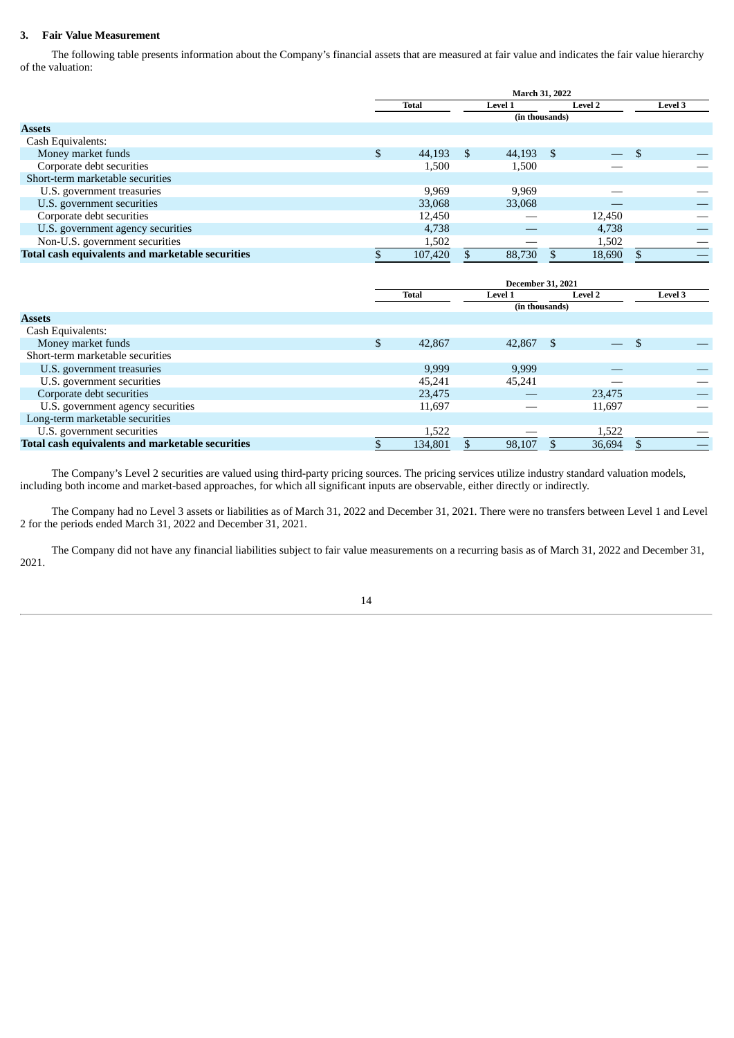### 3. Fair Value Measurement

The following table presents information about the Company's financial assets that are measured at fair value and indicates the fair value hierarchy of the valuation:

| | March 31, 2022 | | | |
|---|---|---|---|---|
| | Total | Level 1 | Level 2 | Level 3 |
| | (in thousands) | | | |
| **Assets** | | | | |
| Cash Equivalents: | | | | |
| Money market funds | $ 44,193 | $ 44,193 | $ — | $ — |
| Corporate debt securities | 1,500 | 1,500 | — | — |
| Short-term marketable securities | | | | |
| U.S. government treasuries | 9,969 | 9,969 | — | — |
| U.S. government securities | 33,068 | 33,068 | — | — |
| Corporate debt securities | 12,450 | — | 12,450 | — |
| U.S. government agency securities | 4,738 | — | 4,738 | — |
| Non-U.S. government securities | 1,502 | — | 1,502 | — |
| **Total cash equivalents and marketable securities** | $ 107,420 | $ 88,730 | $ 18,690 | $ — |

| | December 31, 2021 | | | |
|---|---|---|---|---|
| | Total | Level 1 | Level 2 | Level 3 |
| | (in thousands) | | | |
| **Assets** | | | | |
| Cash Equivalents: | | | | |
| Money market funds | $ 42,867 | 42,867 | $ — | $ — |
| Short-term marketable securities | | | | |
| U.S. government treasuries | 9,999 | 9,999 | — | — |
| U.S. government securities | 45,241 | 45,241 | — | — |
| Corporate debt securities | 23,475 | — | 23,475 | — |
| U.S. government agency securities | 11,697 | — | 11,697 | — |
| Long-term marketable securities | | | | |
| U.S. government securities | 1,522 | — | 1,522 | — |
| **Total cash equivalents and marketable securities** | $ 134,801 | $ 98,107 | $ 36,694 | $ — |

The Company's Level 2 securities are valued using third-party pricing sources. The pricing services utilize industry standard valuation models, including both income and market-based approaches, for which all significant inputs are observable, either directly or indirectly.

The Company had no Level 3 assets or liabilities as of March 31, 2022 and December 31, 2021. There were no transfers between Level 1 and Level 2 for the periods ended March 31, 2022 and December 31, 2021.

The Company did not have any financial liabilities subject to fair value measurements on a recurring basis as of March 31, 2022 and December 31, 2021.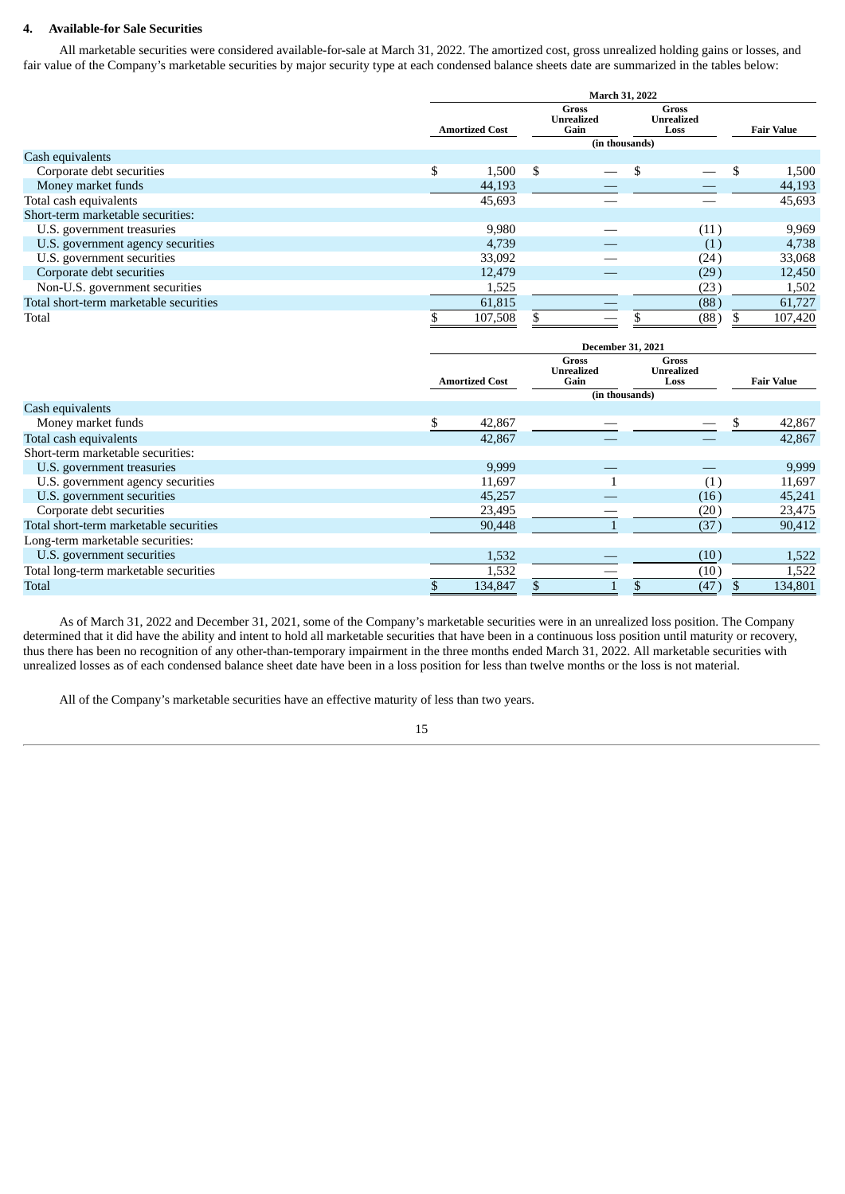### 4. Available-for Sale Securities

All marketable securities were considered available-for-sale at March 31, 2022. The amortized cost, gross unrealized holding gains or losses, and fair value of the Company's marketable securities by major security type at each condensed balance sheets date are summarized in the tables below:

| | March 31, 2022 | | | |
|---|---|---|---|---|
| | Amortized Cost | Gross Unrealized Gain | Gross Unrealized Loss | Fair Value |
| | (in thousands) | | | |
| Cash equivalents | | | | |
| Corporate debt securities | $ 1,500 | $ — | $ — | $ 1,500 |
| Money market funds | 44,193 | — | — | 44,193 |
| Total cash equivalents | 45,693 | — | — | 45,693 |
| Short-term marketable securities: | | | | |
| U.S. government treasuries | 9,980 | — | (11) | 9,969 |
| U.S. government agency securities | 4,739 | — | (1) | 4,738 |
| U.S. government securities | 33,092 | — | (24) | 33,068 |
| Corporate debt securities | 12,479 | — | (29) | 12,450 |
| Non-U.S. government securities | 1,525 | | (23) | 1,502 |
| Total short-term marketable securities | 61,815 | — | (88) | 61,727 |
| Total | $ 107,508 | $ — | $ (88) | $ 107,420 |

| | December 31, 2021 | | | |
|---|---|---|---|---|
| | Amortized Cost | Gross Unrealized Gain | Gross Unrealized Loss | Fair Value |
| | (in thousands) | | | |
| Cash equivalents | | | | |
| Money market funds | $ 42,867 | — | — | $ 42,867 |
| Total cash equivalents | 42,867 | — | — | 42,867 |
| Short-term marketable securities: | | | | |
| U.S. government treasuries | 9,999 | — | — | 9,999 |
| U.S. government agency securities | 11,697 | 1 | (1) | 11,697 |
| U.S. government securities | 45,257 | — | (16) | 45,241 |
| Corporate debt securities | 23,495 | — | (20) | 23,475 |
| Total short-term marketable securities | 90,448 | 1 | (37) | 90,412 |
| Long-term marketable securities: | | | | |
| U.S. government securities | 1,532 | — | (10) | 1,522 |
| Total long-term marketable securities | 1,532 | — | (10) | 1,522 |
| Total | $ 134,847 | $ 1 | $ (47) | $ 134,801 |

As of March 31, 2022 and December 31, 2021, some of the Company's marketable securities were in an unrealized loss position. The Company determined that it did have the ability and intent to hold all marketable securities that have been in a continuous loss position until maturity or recovery, thus there has been no recognition of any other-than-temporary impairment in the three months ended March 31, 2022. All marketable securities with unrealized losses as of each condensed balance sheet date have been in a loss position for less than twelve months or the loss is not material.

All of the Company's marketable securities have an effective maturity of less than two years.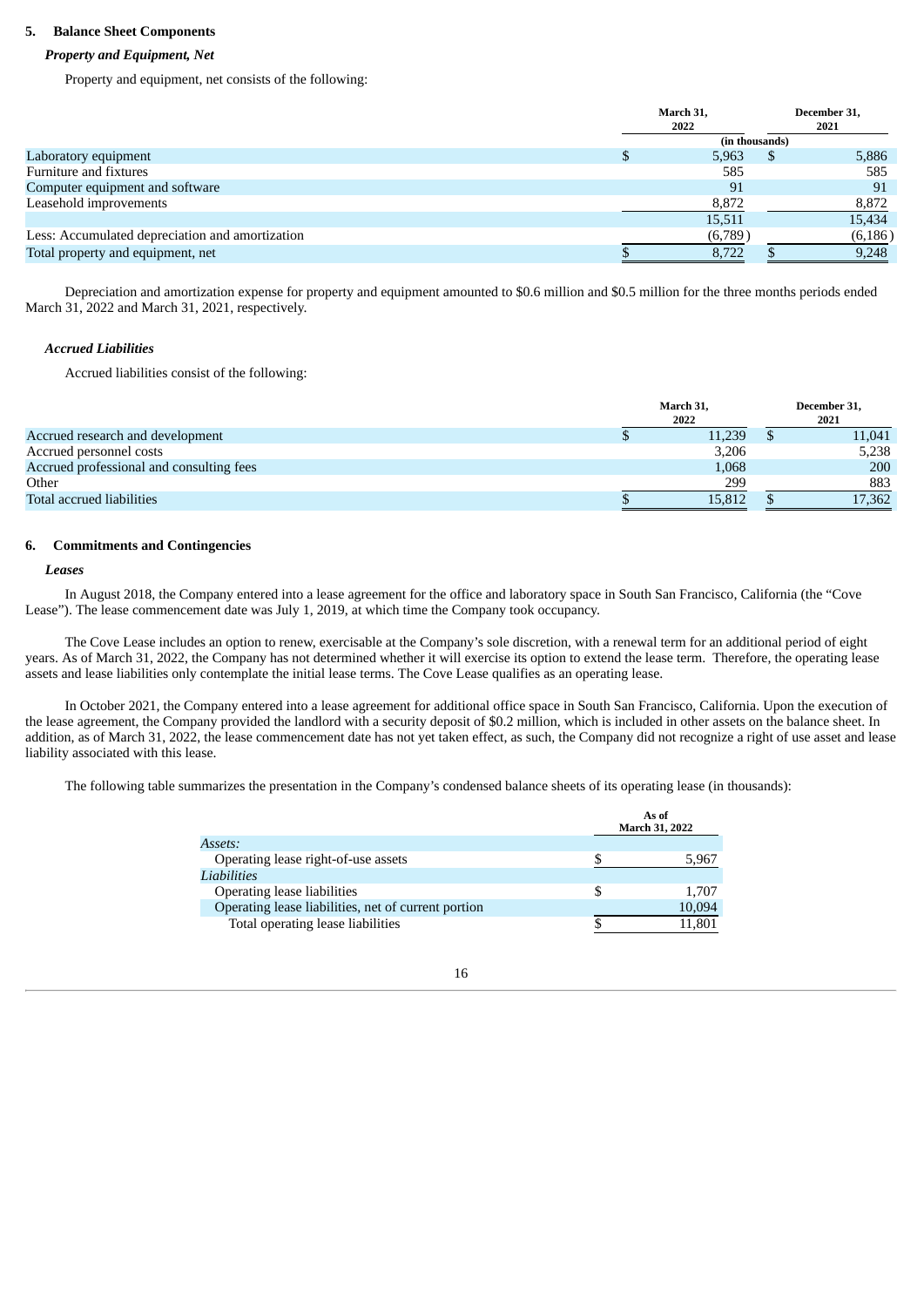## 5. Balance Sheet Components

### *Property and Equipment, Net*

Property and equipment, net consists of the following:

| | March 31, 2022 | December 31, 2021 |
|---|---|---|
| | (in thousands) | |
| Laboratory equipment | $ 5,963 | $ 5,886 |
| Furniture and fixtures | 585 | 585 |
| Computer equipment and software | 91 | 91 |
| Leasehold improvements | 8,872 | 8,872 |
| | 15,511 | 15,434 |
| Less: Accumulated depreciation and amortization | (6,789) | (6,186) |
| Total property and equipment, net | $ 8,722 | $ 9,248 |

Depreciation and amortization expense for property and equipment amounted to $0.6 million and $0.5 million for the three months periods ended March 31, 2022 and March 31, 2021, respectively.

### *Accrued Liabilities*

Accrued liabilities consist of the following:

| | March 31, 2022 | December 31, 2021 |
|---|---|---|
| Accrued research and development | $ 11,239 | $ 11,041 |
| Accrued personnel costs | 3,206 | 5,238 |
| Accrued professional and consulting fees | 1,068 | 200 |
| Other | 299 | 883 |
| Total accrued liabilities | $ 15,812 | $ 17,362 |

## 6. Commitments and Contingencies

### *Leases*

In August 2018, the Company entered into a lease agreement for the office and laboratory space in South San Francisco, California (the "Cove Lease"). The lease commencement date was July 1, 2019, at which time the Company took occupancy.

The Cove Lease includes an option to renew, exercisable at the Company's sole discretion, with a renewal term for an additional period of eight years. As of March 31, 2022, the Company has not determined whether it will exercise its option to extend the lease term. Therefore, the operating lease assets and lease liabilities only contemplate the initial lease terms. The Cove Lease qualifies as an operating lease.

In October 2021, the Company entered into a lease agreement for additional office space in South San Francisco, California. Upon the execution of the lease agreement, the Company provided the landlord with a security deposit of $0.2 million, which is included in other assets on the balance sheet. In addition, as of March 31, 2022, the lease commencement date has not yet taken effect, as such, the Company did not recognize a right of use asset and lease liability associated with this lease.

The following table summarizes the presentation in the Company's condensed balance sheets of its operating lease (in thousands):

| | As of March 31, 2022 |
|---|---|
| *Assets:* | |
| Operating lease right-of-use assets | $ 5,967 |
| *Liabilities* | |
| Operating lease liabilities | $ 1,707 |
| Operating lease liabilities, net of current portion | 10,094 |
| Total operating lease liabilities | $ 11,801 |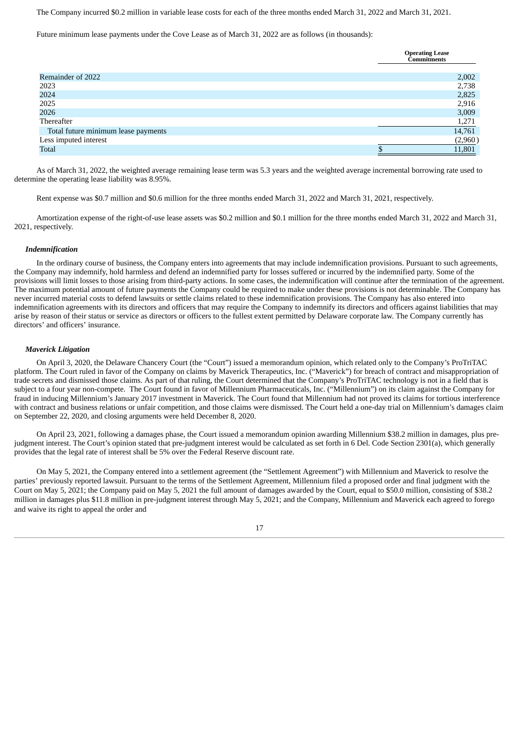The Company incurred $0.2 million in variable lease costs for each of the three months ended March 31, 2022 and March 31, 2021.

Future minimum lease payments under the Cove Lease as of March 31, 2022 are as follows (in thousands):

| | Operating Lease Commitments |
|---|---|
| Remainder of 2022 | 2,002 |
| 2023 | 2,738 |
| 2024 | 2,825 |
| 2025 | 2,916 |
| 2026 | 3,009 |
| Thereafter | 1,271 |
| Total future minimum lease payments | 14,761 |
| Less imputed interest | (2,960) |
| Total | $ 11,801 |

As of March 31, 2022, the weighted average remaining lease term was 5.3 years and the weighted average incremental borrowing rate used to determine the operating lease liability was 8.95%.

Rent expense was $0.7 million and $0.6 million for the three months ended March 31, 2022 and March 31, 2021, respectively.

Amortization expense of the right-of-use lease assets was $0.2 million and $0.1 million for the three months ended March 31, 2022 and March 31, 2021, respectively.

### *Indemnification*

In the ordinary course of business, the Company enters into agreements that may include indemnification provisions. Pursuant to such agreements, the Company may indemnify, hold harmless and defend an indemnified party for losses suffered or incurred by the indemnified party. Some of the provisions will limit losses to those arising from third-party actions. In some cases, the indemnification will continue after the termination of the agreement. The maximum potential amount of future payments the Company could be required to make under these provisions is not determinable. The Company has never incurred material costs to defend lawsuits or settle claims related to these indemnification provisions. The Company has also entered into indemnification agreements with its directors and officers that may require the Company to indemnify its directors and officers against liabilities that may arise by reason of their status or service as directors or officers to the fullest extent permitted by Delaware corporate law. The Company currently has directors' and officers' insurance.

### *Maverick Litigation*

On April 3, 2020, the Delaware Chancery Court (the "Court") issued a memorandum opinion, which related only to the Company's ProTriTAC platform. The Court ruled in favor of the Company on claims by Maverick Therapeutics, Inc. ("Maverick") for breach of contract and misappropriation of trade secrets and dismissed those claims. As part of that ruling, the Court determined that the Company's ProTriTAC technology is not in a field that is subject to a four year non-compete. The Court found in favor of Millennium Pharmaceuticals, Inc. ("Millennium") on its claim against the Company for fraud in inducing Millennium's January 2017 investment in Maverick. The Court found that Millennium had not proved its claims for tortious interference with contract and business relations or unfair competition, and those claims were dismissed. The Court held a one-day trial on Millennium's damages claim on September 22, 2020, and closing arguments were held December 8, 2020.

On April 23, 2021, following a damages phase, the Court issued a memorandum opinion awarding Millennium $38.2 million in damages, plus pre-judgment interest. The Court's opinion stated that pre-judgment interest would be calculated as set forth in 6 Del. Code Section 2301(a), which generally provides that the legal rate of interest shall be 5% over the Federal Reserve discount rate.

On May 5, 2021, the Company entered into a settlement agreement (the "Settlement Agreement") with Millennium and Maverick to resolve the parties' previously reported lawsuit. Pursuant to the terms of the Settlement Agreement, Millennium filed a proposed order and final judgment with the Court on May 5, 2021; the Company paid on May 5, 2021 the full amount of damages awarded by the Court, equal to $50.0 million, consisting of $38.2 million in damages plus $11.8 million in pre-judgment interest through May 5, 2021; and the Company, Millennium and Maverick each agreed to forego and waive its right to appeal the order and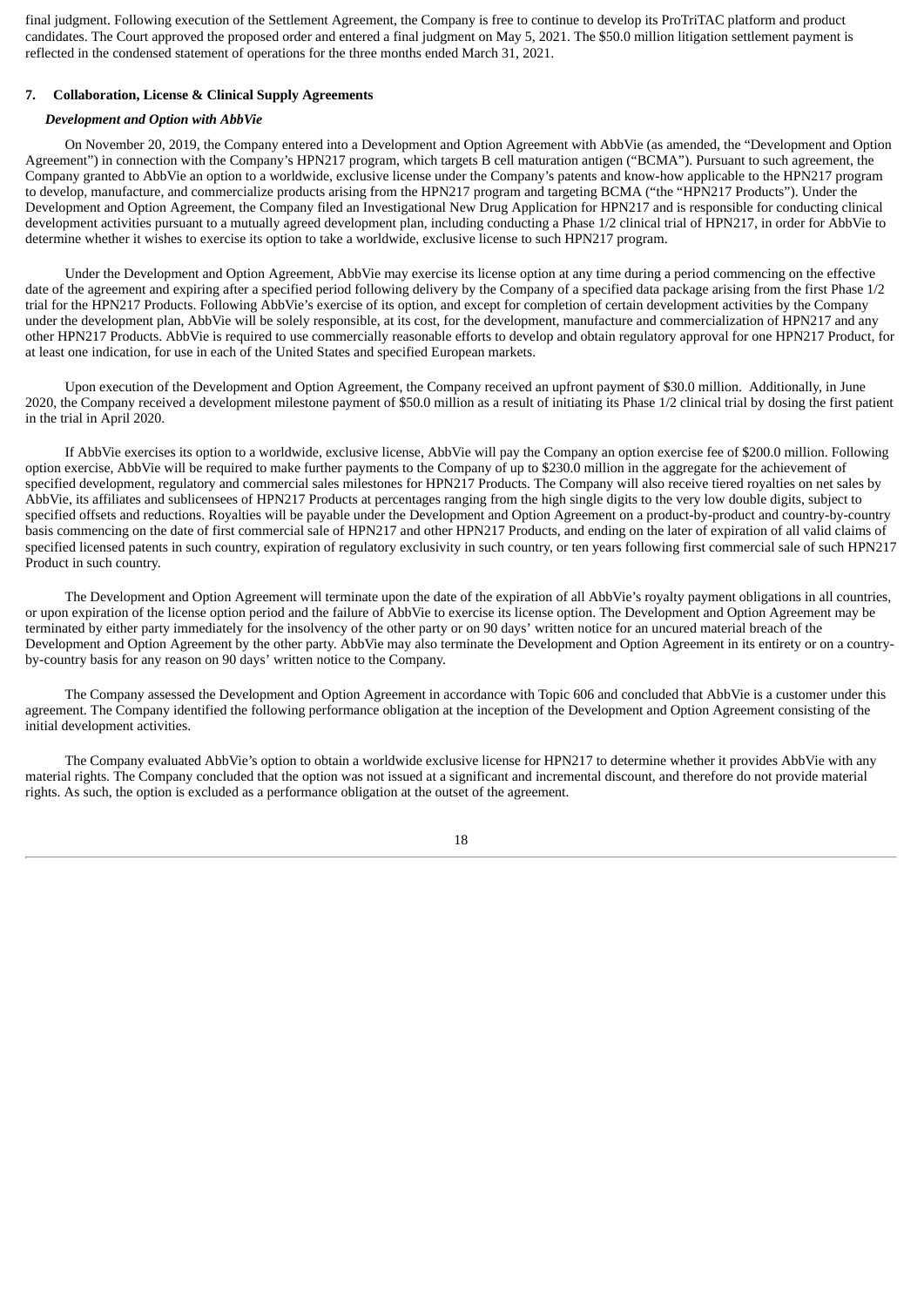final judgment. Following execution of the Settlement Agreement, the Company is free to continue to develop its ProTriTAC platform and product candidates. The Court approved the proposed order and entered a final judgment on May 5, 2021. The $50.0 million litigation settlement payment is reflected in the condensed statement of operations for the three months ended March 31, 2021.

## 7. Collaboration, License & Clinical Supply Agreements

***Development and Option with AbbVie***

On November 20, 2019, the Company entered into a Development and Option Agreement with AbbVie (as amended, the "Development and Option Agreement") in connection with the Company's HPN217 program, which targets B cell maturation antigen ("BCMA"). Pursuant to such agreement, the Company granted to AbbVie an option to a worldwide, exclusive license under the Company's patents and know-how applicable to the HPN217 program to develop, manufacture, and commercialize products arising from the HPN217 program and targeting BCMA ("the "HPN217 Products"). Under the Development and Option Agreement, the Company filed an Investigational New Drug Application for HPN217 and is responsible for conducting clinical development activities pursuant to a mutually agreed development plan, including conducting a Phase 1/2 clinical trial of HPN217, in order for AbbVie to determine whether it wishes to exercise its option to take a worldwide, exclusive license to such HPN217 program.

Under the Development and Option Agreement, AbbVie may exercise its license option at any time during a period commencing on the effective date of the agreement and expiring after a specified period following delivery by the Company of a specified data package arising from the first Phase 1/2 trial for the HPN217 Products. Following AbbVie's exercise of its option, and except for completion of certain development activities by the Company under the development plan, AbbVie will be solely responsible, at its cost, for the development, manufacture and commercialization of HPN217 and any other HPN217 Products. AbbVie is required to use commercially reasonable efforts to develop and obtain regulatory approval for one HPN217 Product, for at least one indication, for use in each of the United States and specified European markets.

Upon execution of the Development and Option Agreement, the Company received an upfront payment of $30.0 million. Additionally, in June 2020, the Company received a development milestone payment of $50.0 million as a result of initiating its Phase 1/2 clinical trial by dosing the first patient in the trial in April 2020.

If AbbVie exercises its option to a worldwide, exclusive license, AbbVie will pay the Company an option exercise fee of $200.0 million. Following option exercise, AbbVie will be required to make further payments to the Company of up to $230.0 million in the aggregate for the achievement of specified development, regulatory and commercial sales milestones for HPN217 Products. The Company will also receive tiered royalties on net sales by AbbVie, its affiliates and sublicensees of HPN217 Products at percentages ranging from the high single digits to the very low double digits, subject to specified offsets and reductions. Royalties will be payable under the Development and Option Agreement on a product-by-product and country-by-country basis commencing on the date of first commercial sale of HPN217 and other HPN217 Products, and ending on the later of expiration of all valid claims of specified licensed patents in such country, expiration of regulatory exclusivity in such country, or ten years following first commercial sale of such HPN217 Product in such country.

The Development and Option Agreement will terminate upon the date of the expiration of all AbbVie's royalty payment obligations in all countries, or upon expiration of the license option period and the failure of AbbVie to exercise its license option. The Development and Option Agreement may be terminated by either party immediately for the insolvency of the other party or on 90 days' written notice for an uncured material breach of the Development and Option Agreement by the other party. AbbVie may also terminate the Development and Option Agreement in its entirety or on a country-by-country basis for any reason on 90 days' written notice to the Company.

The Company assessed the Development and Option Agreement in accordance with Topic 606 and concluded that AbbVie is a customer under this agreement. The Company identified the following performance obligation at the inception of the Development and Option Agreement consisting of the initial development activities.

The Company evaluated AbbVie's option to obtain a worldwide exclusive license for HPN217 to determine whether it provides AbbVie with any material rights. The Company concluded that the option was not issued at a significant and incremental discount, and therefore do not provide material rights. As such, the option is excluded as a performance obligation at the outset of the agreement.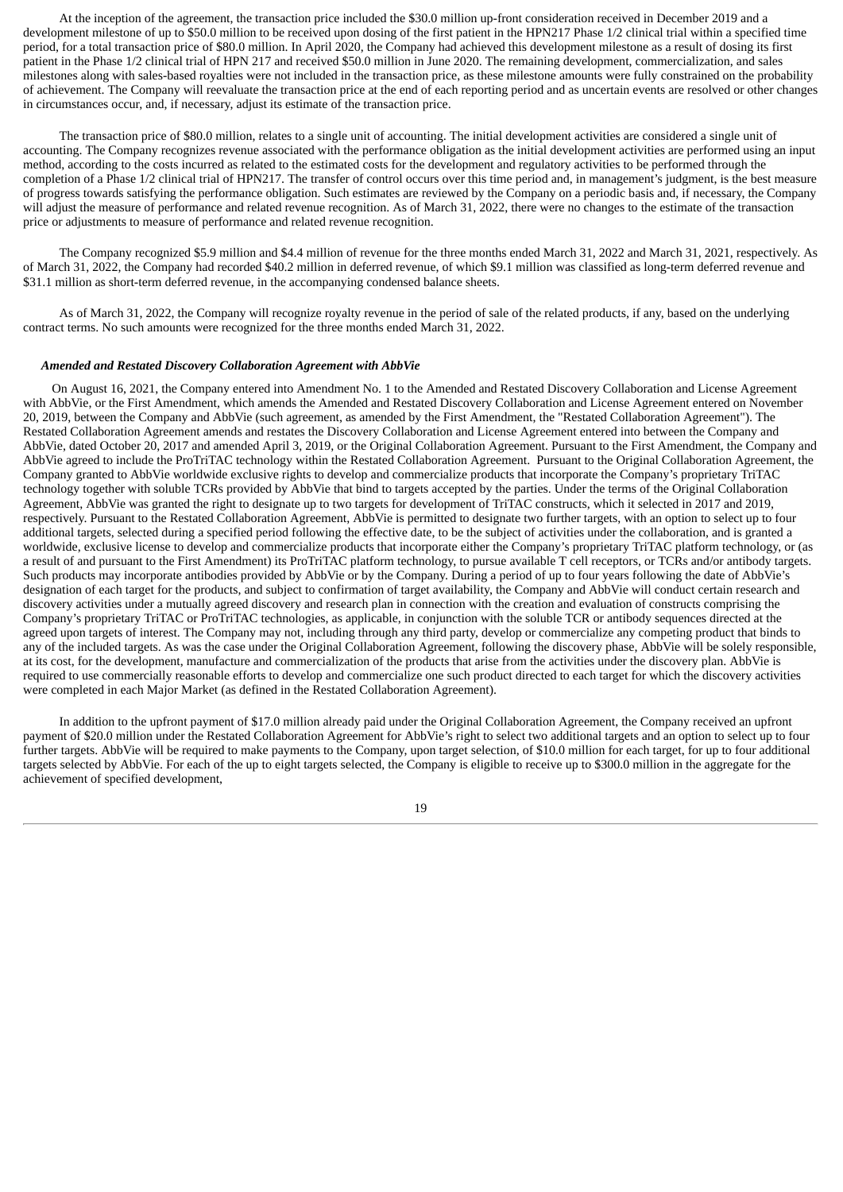At the inception of the agreement, the transaction price included the $30.0 million up-front consideration received in December 2019 and a development milestone of up to $50.0 million to be received upon dosing of the first patient in the HPN217 Phase 1/2 clinical trial within a specified time period, for a total transaction price of $80.0 million. In April 2020, the Company had achieved this development milestone as a result of dosing its first patient in the Phase 1/2 clinical trial of HPN 217 and received $50.0 million in June 2020. The remaining development, commercialization, and sales milestones along with sales-based royalties were not included in the transaction price, as these milestone amounts were fully constrained on the probability of achievement. The Company will reevaluate the transaction price at the end of each reporting period and as uncertain events are resolved or other changes in circumstances occur, and, if necessary, adjust its estimate of the transaction price.

The transaction price of $80.0 million, relates to a single unit of accounting. The initial development activities are considered a single unit of accounting. The Company recognizes revenue associated with the performance obligation as the initial development activities are performed using an input method, according to the costs incurred as related to the estimated costs for the development and regulatory activities to be performed through the completion of a Phase 1/2 clinical trial of HPN217. The transfer of control occurs over this time period and, in management's judgment, is the best measure of progress towards satisfying the performance obligation. Such estimates are reviewed by the Company on a periodic basis and, if necessary, the Company will adjust the measure of performance and related revenue recognition. As of March 31, 2022, there were no changes to the estimate of the transaction price or adjustments to measure of performance and related revenue recognition.

The Company recognized $5.9 million and $4.4 million of revenue for the three months ended March 31, 2022 and March 31, 2021, respectively. As of March 31, 2022, the Company had recorded $40.2 million in deferred revenue, of which $9.1 million was classified as long-term deferred revenue and $31.1 million as short-term deferred revenue, in the accompanying condensed balance sheets.

As of March 31, 2022, the Company will recognize royalty revenue in the period of sale of the related products, if any, based on the underlying contract terms. No such amounts were recognized for the three months ended March 31, 2022.

***Amended and Restated Discovery Collaboration Agreement with AbbVie***

On August 16, 2021, the Company entered into Amendment No. 1 to the Amended and Restated Discovery Collaboration and License Agreement with AbbVie, or the First Amendment, which amends the Amended and Restated Discovery Collaboration and License Agreement entered on November 20, 2019, between the Company and AbbVie (such agreement, as amended by the First Amendment, the "Restated Collaboration Agreement"). The Restated Collaboration Agreement amends and restates the Discovery Collaboration and License Agreement entered into between the Company and AbbVie, dated October 20, 2017 and amended April 3, 2019, or the Original Collaboration Agreement. Pursuant to the First Amendment, the Company and AbbVie agreed to include the ProTriTAC technology within the Restated Collaboration Agreement. Pursuant to the Original Collaboration Agreement, the Company granted to AbbVie worldwide exclusive rights to develop and commercialize products that incorporate the Company's proprietary TriTAC technology together with soluble TCRs provided by AbbVie that bind to targets accepted by the parties. Under the terms of the Original Collaboration Agreement, AbbVie was granted the right to designate up to two targets for development of TriTAC constructs, which it selected in 2017 and 2019, respectively. Pursuant to the Restated Collaboration Agreement, AbbVie is permitted to designate two further targets, with an option to select up to four additional targets, selected during a specified period following the effective date, to be the subject of activities under the collaboration, and is granted a worldwide, exclusive license to develop and commercialize products that incorporate either the Company's proprietary TriTAC platform technology, or (as a result of and pursuant to the First Amendment) its ProTriTAC platform technology, to pursue available T cell receptors, or TCRs and/or antibody targets. Such products may incorporate antibodies provided by AbbVie or by the Company. During a period of up to four years following the date of AbbVie's designation of each target for the products, and subject to confirmation of target availability, the Company and AbbVie will conduct certain research and discovery activities under a mutually agreed discovery and research plan in connection with the creation and evaluation of constructs comprising the Company's proprietary TriTAC or ProTriTAC technologies, as applicable, in conjunction with the soluble TCR or antibody sequences directed at the agreed upon targets of interest. The Company may not, including through any third party, develop or commercialize any competing product that binds to any of the included targets. As was the case under the Original Collaboration Agreement, following the discovery phase, AbbVie will be solely responsible, at its cost, for the development, manufacture and commercialization of the products that arise from the activities under the discovery plan. AbbVie is required to use commercially reasonable efforts to develop and commercialize one such product directed to each target for which the discovery activities were completed in each Major Market (as defined in the Restated Collaboration Agreement).

In addition to the upfront payment of $17.0 million already paid under the Original Collaboration Agreement, the Company received an upfront payment of $20.0 million under the Restated Collaboration Agreement for AbbVie's right to select two additional targets and an option to select up to four further targets. AbbVie will be required to make payments to the Company, upon target selection, of $10.0 million for each target, for up to four additional targets selected by AbbVie. For each of the up to eight targets selected, the Company is eligible to receive up to $300.0 million in the aggregate for the achievement of specified development,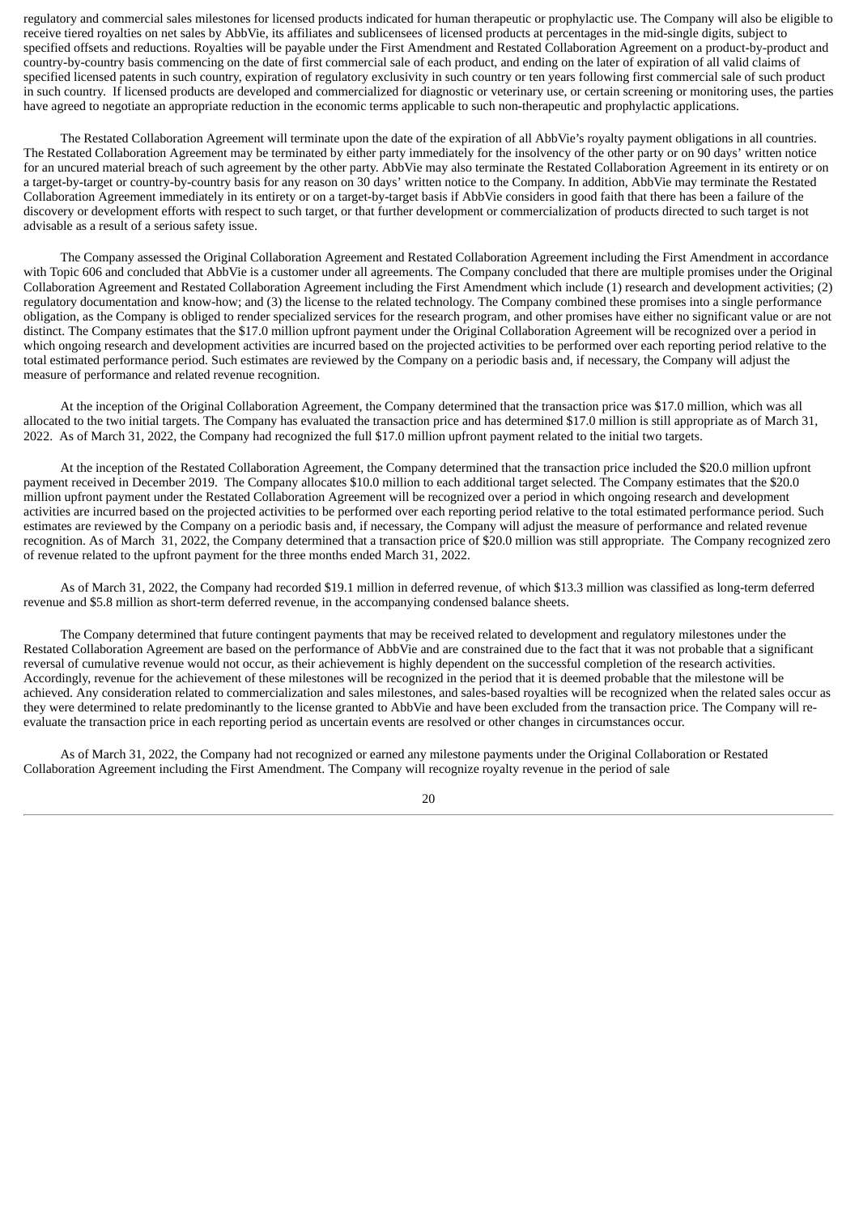regulatory and commercial sales milestones for licensed products indicated for human therapeutic or prophylactic use. The Company will also be eligible to receive tiered royalties on net sales by AbbVie, its affiliates and sublicensees of licensed products at percentages in the mid-single digits, subject to specified offsets and reductions. Royalties will be payable under the First Amendment and Restated Collaboration Agreement on a product-by-product and country-by-country basis commencing on the date of first commercial sale of each product, and ending on the later of expiration of all valid claims of specified licensed patents in such country, expiration of regulatory exclusivity in such country or ten years following first commercial sale of such product in such country. If licensed products are developed and commercialized for diagnostic or veterinary use, or certain screening or monitoring uses, the parties have agreed to negotiate an appropriate reduction in the economic terms applicable to such non-therapeutic and prophylactic applications.

The Restated Collaboration Agreement will terminate upon the date of the expiration of all AbbVie's royalty payment obligations in all countries. The Restated Collaboration Agreement may be terminated by either party immediately for the insolvency of the other party or on 90 days' written notice for an uncured material breach of such agreement by the other party. AbbVie may also terminate the Restated Collaboration Agreement in its entirety or on a target-by-target or country-by-country basis for any reason on 30 days' written notice to the Company. In addition, AbbVie may terminate the Restated Collaboration Agreement immediately in its entirety or on a target-by-target basis if AbbVie considers in good faith that there has been a failure of the discovery or development efforts with respect to such target, or that further development or commercialization of products directed to such target is not advisable as a result of a serious safety issue.

The Company assessed the Original Collaboration Agreement and Restated Collaboration Agreement including the First Amendment in accordance with Topic 606 and concluded that AbbVie is a customer under all agreements. The Company concluded that there are multiple promises under the Original Collaboration Agreement and Restated Collaboration Agreement including the First Amendment which include (1) research and development activities; (2) regulatory documentation and know-how; and (3) the license to the related technology. The Company combined these promises into a single performance obligation, as the Company is obliged to render specialized services for the research program, and other promises have either no significant value or are not distinct. The Company estimates that the $17.0 million upfront payment under the Original Collaboration Agreement will be recognized over a period in which ongoing research and development activities are incurred based on the projected activities to be performed over each reporting period relative to the total estimated performance period. Such estimates are reviewed by the Company on a periodic basis and, if necessary, the Company will adjust the measure of performance and related revenue recognition.

At the inception of the Original Collaboration Agreement, the Company determined that the transaction price was $17.0 million, which was all allocated to the two initial targets. The Company has evaluated the transaction price and has determined $17.0 million is still appropriate as of March 31, 2022. As of March 31, 2022, the Company had recognized the full $17.0 million upfront payment related to the initial two targets.

At the inception of the Restated Collaboration Agreement, the Company determined that the transaction price included the $20.0 million upfront payment received in December 2019. The Company allocates $10.0 million to each additional target selected. The Company estimates that the $20.0 million upfront payment under the Restated Collaboration Agreement will be recognized over a period in which ongoing research and development activities are incurred based on the projected activities to be performed over each reporting period relative to the total estimated performance period. Such estimates are reviewed by the Company on a periodic basis and, if necessary, the Company will adjust the measure of performance and related revenue recognition. As of March 31, 2022, the Company determined that a transaction price of $20.0 million was still appropriate. The Company recognized zero of revenue related to the upfront payment for the three months ended March 31, 2022.

As of March 31, 2022, the Company had recorded $19.1 million in deferred revenue, of which $13.3 million was classified as long-term deferred revenue and $5.8 million as short-term deferred revenue, in the accompanying condensed balance sheets.

The Company determined that future contingent payments that may be received related to development and regulatory milestones under the Restated Collaboration Agreement are based on the performance of AbbVie and are constrained due to the fact that it was not probable that a significant reversal of cumulative revenue would not occur, as their achievement is highly dependent on the successful completion of the research activities. Accordingly, revenue for the achievement of these milestones will be recognized in the period that it is deemed probable that the milestone will be achieved. Any consideration related to commercialization and sales milestones, and sales-based royalties will be recognized when the related sales occur as they were determined to relate predominantly to the license granted to AbbVie and have been excluded from the transaction price. The Company will re-evaluate the transaction price in each reporting period as uncertain events are resolved or other changes in circumstances occur.

As of March 31, 2022, the Company had not recognized or earned any milestone payments under the Original Collaboration or Restated Collaboration Agreement including the First Amendment. The Company will recognize royalty revenue in the period of sale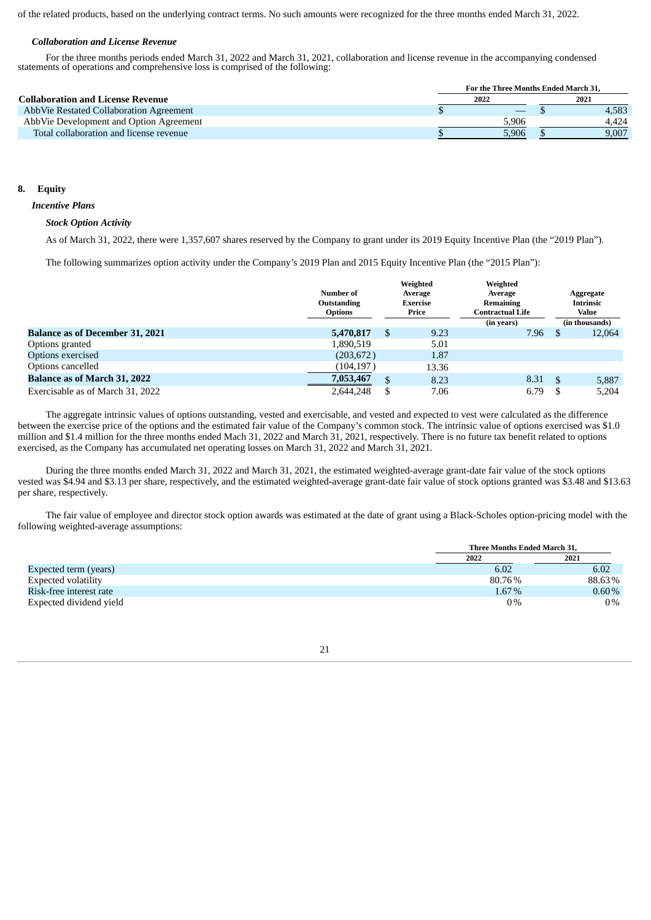of the related products, based on the underlying contract terms. No such amounts were recognized for the three months ended March 31, 2022.

***Collaboration and License Revenue***

For the three months periods ended March 31, 2022 and March 31, 2021, collaboration and license revenue in the accompanying condensed statements of operations and comprehensive loss is comprised of the following:

| | For the Three Months Ended March 31, | |
|---|---|---|
| **Collaboration and License Revenue** | **2022** | **2021** |
| AbbVie Restated Collaboration Agreement | $ — | $ 4,583 |
| AbbVie Development and Option Agreement | 5,906 | 4,424 |
| Total collaboration and license revenue | $ 5,906 | $ 9,007 |

## 8. Equity

***Incentive Plans***

***Stock Option Activity***

As of March 31, 2022, there were 1,357,607 shares reserved by the Company to grant under its 2019 Equity Incentive Plan (the "2019 Plan").

The following summarizes option activity under the Company's 2019 Plan and 2015 Equity Incentive Plan (the "2015 Plan"):

| | Number of Outstanding Options | Weighted Average Exercise Price | Weighted Average Remaining Contractual Life (in years) | Aggregate Intrinsic Value (in thousands) |
|---|---|---|---|---|
| **Balance as of December 31, 2021** | **5,470,817** | $ 9.23 | 7.96 | $ 12,064 |
| Options granted | 1,890,519 | 5.01 | | |
| Options exercised | (203,672) | 1.87 | | |
| Options cancelled | (104,197) | 13.36 | | |
| **Balance as of March 31, 2022** | **7,053,467** | $ 8.23 | 8.31 | $ 5,887 |
| Exercisable as of March 31, 2022 | 2,644,248 | $ 7.06 | 6.79 | $ 5,204 |

The aggregate intrinsic values of options outstanding, vested and exercisable, and vested and expected to vest were calculated as the difference between the exercise price of the options and the estimated fair value of the Company's common stock. The intrinsic value of options exercised was $1.0 million and $1.4 million for the three months ended Mach 31, 2022 and March 31, 2021, respectively. There is no future tax benefit related to options exercised, as the Company has accumulated net operating losses on March 31, 2022 and March 31, 2021.

During the three months ended March 31, 2022 and March 31, 2021, the estimated weighted-average grant-date fair value of the stock options vested was $4.94 and $3.13 per share, respectively, and the estimated weighted-average grant-date fair value of stock options granted was $3.48 and $13.63 per share, respectively.

The fair value of employee and director stock option awards was estimated at the date of grant using a Black-Scholes option-pricing model with the following weighted-average assumptions:

| | Three Months Ended March 31, | |
|---|---|---|
| | **2022** | **2021** |
| Expected term (years) | 6.02 | 6.02 |
| Expected volatility | 80.76% | 88.63% |
| Risk-free interest rate | 1.67% | 0.60% |
| Expected dividend yield | 0% | 0% |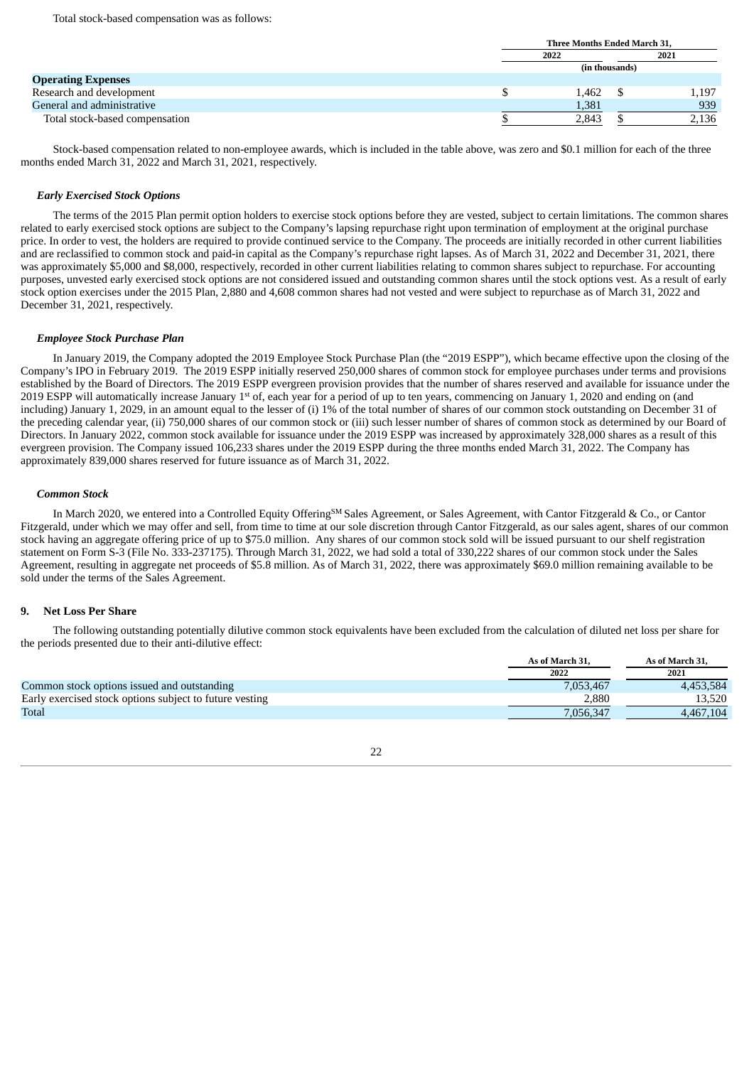Total stock-based compensation was as follows:

| | Three Months Ended March 31, | |
|---|---|---|
| | 2022 | 2021 |
| | (in thousands) | |
| **Operating Expenses** | | |
| Research and development | $ 1,462 | $ 1,197 |
| General and administrative | 1,381 | 939 |
| Total stock-based compensation | $ 2,843 | $ 2,136 |

Stock-based compensation related to non-employee awards, which is included in the table above, was zero and $0.1 million for each of the three months ended March 31, 2022 and March 31, 2021, respectively.

### *Early Exercised Stock Options*

The terms of the 2015 Plan permit option holders to exercise stock options before they are vested, subject to certain limitations. The common shares related to early exercised stock options are subject to the Company's lapsing repurchase right upon termination of employment at the original purchase price. In order to vest, the holders are required to provide continued service to the Company. The proceeds are initially recorded in other current liabilities and are reclassified to common stock and paid-in capital as the Company's repurchase right lapses. As of March 31, 2022 and December 31, 2021, there was approximately $5,000 and $8,000, respectively, recorded in other current liabilities relating to common shares subject to repurchase. For accounting purposes, unvested early exercised stock options are not considered issued and outstanding common shares until the stock options vest. As a result of early stock option exercises under the 2015 Plan, 2,880 and 4,608 common shares had not vested and were subject to repurchase as of March 31, 2022 and December 31, 2021, respectively.

### *Employee Stock Purchase Plan*

In January 2019, the Company adopted the 2019 Employee Stock Purchase Plan (the "2019 ESPP"), which became effective upon the closing of the Company's IPO in February 2019. The 2019 ESPP initially reserved 250,000 shares of common stock for employee purchases under terms and provisions established by the Board of Directors. The 2019 ESPP evergreen provision provides that the number of shares reserved and available for issuance under the 2019 ESPP will automatically increase January 1st of, each year for a period of up to ten years, commencing on January 1, 2020 and ending on (and including) January 1, 2029, in an amount equal to the lesser of (i) 1% of the total number of shares of our common stock outstanding on December 31 of the preceding calendar year, (ii) 750,000 shares of our common stock or (iii) such lesser number of shares of common stock as determined by our Board of Directors. In January 2022, common stock available for issuance under the 2019 ESPP was increased by approximately 328,000 shares as a result of this evergreen provision. The Company issued 106,233 shares under the 2019 ESPP during the three months ended March 31, 2022. The Company has approximately 839,000 shares reserved for future issuance as of March 31, 2022.

### *Common Stock*

In March 2020, we entered into a Controlled Equity Offering℠ Sales Agreement, or Sales Agreement, with Cantor Fitzgerald & Co., or Cantor Fitzgerald, under which we may offer and sell, from time to time at our sole discretion through Cantor Fitzgerald, as our sales agent, shares of our common stock having an aggregate offering price of up to $75.0 million. Any shares of our common stock sold will be issued pursuant to our shelf registration statement on Form S-3 (File No. 333-237175). Through March 31, 2022, we had sold a total of 330,222 shares of our common stock under the Sales Agreement, resulting in aggregate net proceeds of $5.8 million. As of March 31, 2022, there was approximately $69.0 million remaining available to be sold under the terms of the Sales Agreement.

## 9. Net Loss Per Share

The following outstanding potentially dilutive common stock equivalents have been excluded from the calculation of diluted net loss per share for the periods presented due to their anti-dilutive effect:

| | As of March 31, 2022 | As of March 31, 2021 |
|---|---|---|
| Common stock options issued and outstanding | 7,053,467 | 4,453,584 |
| Early exercised stock options subject to future vesting | 2,880 | 13,520 |
| Total | 7,056,347 | 4,467,104 |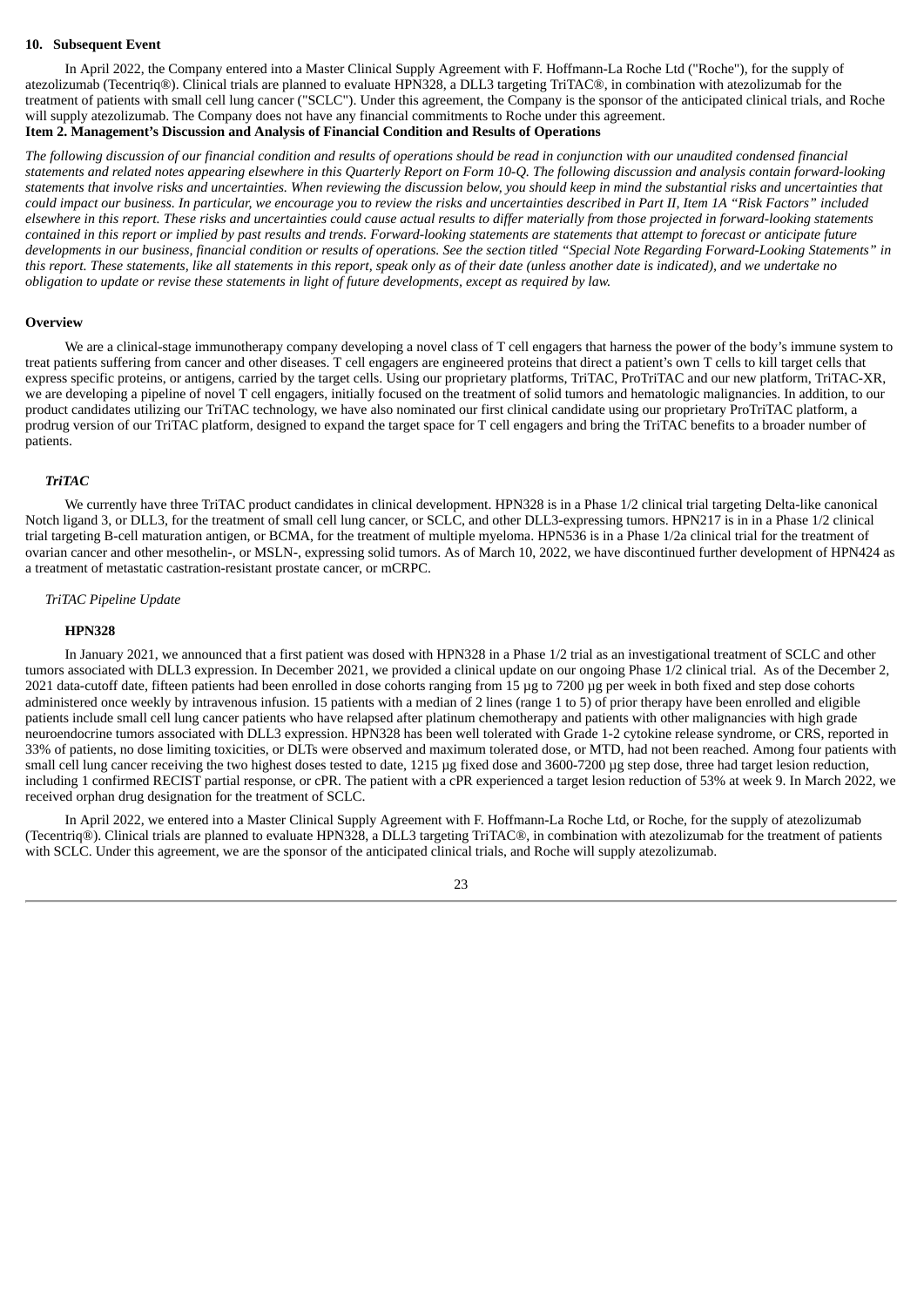**10. Subsequent Event**

In April 2022, the Company entered into a Master Clinical Supply Agreement with F. Hoffmann-La Roche Ltd ("Roche"), for the supply of atezolizumab (Tecentriq®). Clinical trials are planned to evaluate HPN328, a DLL3 targeting TriTAC®, in combination with atezolizumab for the treatment of patients with small cell lung cancer ("SCLC"). Under this agreement, the Company is the sponsor of the anticipated clinical trials, and Roche will supply atezolizumab. The Company does not have any financial commitments to Roche under this agreement.

## Item 2. Management's Discussion and Analysis of Financial Condition and Results of Operations

*The following discussion of our financial condition and results of operations should be read in conjunction with our unaudited condensed financial statements and related notes appearing elsewhere in this Quarterly Report on Form 10-Q. The following discussion and analysis contain forward-looking statements that involve risks and uncertainties. When reviewing the discussion below, you should keep in mind the substantial risks and uncertainties that could impact our business. In particular, we encourage you to review the risks and uncertainties described in Part II, Item 1A "Risk Factors" included elsewhere in this report. These risks and uncertainties could cause actual results to differ materially from those projected in forward-looking statements contained in this report or implied by past results and trends. Forward-looking statements are statements that attempt to forecast or anticipate future developments in our business, financial condition or results of operations. See the section titled "Special Note Regarding Forward-Looking Statements" in this report. These statements, like all statements in this report, speak only as of their date (unless another date is indicated), and we undertake no obligation to update or revise these statements in light of future developments, except as required by law.*

### Overview

We are a clinical-stage immunotherapy company developing a novel class of T cell engagers that harness the power of the body's immune system to treat patients suffering from cancer and other diseases. T cell engagers are engineered proteins that direct a patient's own T cells to kill target cells that express specific proteins, or antigens, carried by the target cells. Using our proprietary platforms, TriTAC, ProTriTAC and our new platform, TriTAC-XR, we are developing a pipeline of novel T cell engagers, initially focused on the treatment of solid tumors and hematologic malignancies. In addition, to our product candidates utilizing our TriTAC technology, we have also nominated our first clinical candidate using our proprietary ProTriTAC platform, a prodrug version of our TriTAC platform, designed to expand the target space for T cell engagers and bring the TriTAC benefits to a broader number of patients.

#### ***TriTAC***

We currently have three TriTAC product candidates in clinical development. HPN328 is in a Phase 1/2 clinical trial targeting Delta-like canonical Notch ligand 3, or DLL3, for the treatment of small cell lung cancer, or SCLC, and other DLL3-expressing tumors. HPN217 is in in a Phase 1/2 clinical trial targeting B-cell maturation antigen, or BCMA, for the treatment of multiple myeloma. HPN536 is in a Phase 1/2a clinical trial for the treatment of ovarian cancer and other mesothelin-, or MSLN-, expressing solid tumors. As of March 10, 2022, we have discontinued further development of HPN424 as a treatment of metastatic castration-resistant prostate cancer, or mCRPC.

*TriTAC Pipeline Update*

**HPN328**

In January 2021, we announced that a first patient was dosed with HPN328 in a Phase 1/2 trial as an investigational treatment of SCLC and other tumors associated with DLL3 expression. In December 2021, we provided a clinical update on our ongoing Phase 1/2 clinical trial. As of the December 2, 2021 data-cutoff date, fifteen patients had been enrolled in dose cohorts ranging from 15 µg to 7200 µg per week in both fixed and step dose cohorts administered once weekly by intravenous infusion. 15 patients with a median of 2 lines (range 1 to 5) of prior therapy have been enrolled and eligible patients include small cell lung cancer patients who have relapsed after platinum chemotherapy and patients with other malignancies with high grade neuroendocrine tumors associated with DLL3 expression. HPN328 has been well tolerated with Grade 1-2 cytokine release syndrome, or CRS, reported in 33% of patients, no dose limiting toxicities, or DLTs were observed and maximum tolerated dose, or MTD, had not been reached. Among four patients with small cell lung cancer receiving the two highest doses tested to date, 1215 µg fixed dose and 3600-7200 µg step dose, three had target lesion reduction, including 1 confirmed RECIST partial response, or cPR. The patient with a cPR experienced a target lesion reduction of 53% at week 9. In March 2022, we received orphan drug designation for the treatment of SCLC.

In April 2022, we entered into a Master Clinical Supply Agreement with F. Hoffmann-La Roche Ltd, or Roche, for the supply of atezolizumab (Tecentriq®). Clinical trials are planned to evaluate HPN328, a DLL3 targeting TriTAC®, in combination with atezolizumab for the treatment of patients with SCLC. Under this agreement, we are the sponsor of the anticipated clinical trials, and Roche will supply atezolizumab.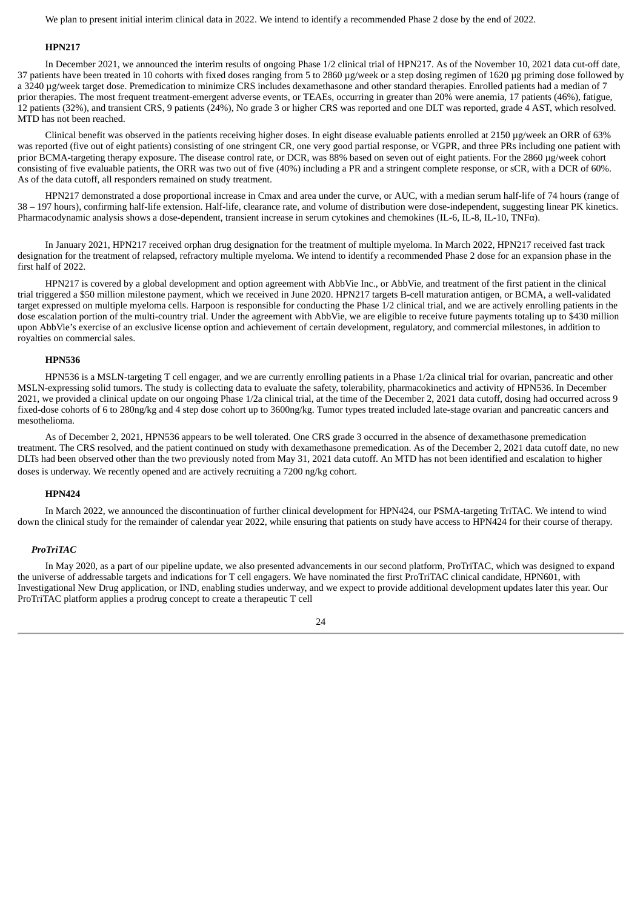We plan to present initial interim clinical data in 2022. We intend to identify a recommended Phase 2 dose by the end of 2022.

#### HPN217

In December 2021, we announced the interim results of ongoing Phase 1/2 clinical trial of HPN217. As of the November 10, 2021 data cut-off date, 37 patients have been treated in 10 cohorts with fixed doses ranging from 5 to 2860 µg/week or a step dosing regimen of 1620 µg priming dose followed by a 3240 µg/week target dose. Premedication to minimize CRS includes dexamethasone and other standard therapies. Enrolled patients had a median of 7 prior therapies. The most frequent treatment-emergent adverse events, or TEAEs, occurring in greater than 20% were anemia, 17 patients (46%), fatigue, 12 patients (32%), and transient CRS, 9 patients (24%), No grade 3 or higher CRS was reported and one DLT was reported, grade 4 AST, which resolved. MTD has not been reached.

Clinical benefit was observed in the patients receiving higher doses. In eight disease evaluable patients enrolled at 2150 µg/week an ORR of 63% was reported (five out of eight patients) consisting of one stringent CR, one very good partial response, or VGPR, and three PRs including one patient with prior BCMA-targeting therapy exposure. The disease control rate, or DCR, was 88% based on seven out of eight patients. For the 2860 µg/week cohort consisting of five evaluable patients, the ORR was two out of five (40%) including a PR and a stringent complete response, or sCR, with a DCR of 60%. As of the data cutoff, all responders remained on study treatment.

HPN217 demonstrated a dose proportional increase in Cmax and area under the curve, or AUC, with a median serum half-life of 74 hours (range of 38 – 197 hours), confirming half-life extension. Half-life, clearance rate, and volume of distribution were dose-independent, suggesting linear PK kinetics. Pharmacodynamic analysis shows a dose-dependent, transient increase in serum cytokines and chemokines (IL-6, IL-8, IL-10, TNFα).

In January 2021, HPN217 received orphan drug designation for the treatment of multiple myeloma. In March 2022, HPN217 received fast track designation for the treatment of relapsed, refractory multiple myeloma. We intend to identify a recommended Phase 2 dose for an expansion phase in the first half of 2022.

HPN217 is covered by a global development and option agreement with AbbVie Inc., or AbbVie, and treatment of the first patient in the clinical trial triggered a $50 million milestone payment, which we received in June 2020. HPN217 targets B-cell maturation antigen, or BCMA, a well-validated target expressed on multiple myeloma cells. Harpoon is responsible for conducting the Phase 1/2 clinical trial, and we are actively enrolling patients in the dose escalation portion of the multi-country trial. Under the agreement with AbbVie, we are eligible to receive future payments totaling up to $430 million upon AbbVie's exercise of an exclusive license option and achievement of certain development, regulatory, and commercial milestones, in addition to royalties on commercial sales.

#### HPN536

HPN536 is a MSLN-targeting T cell engager, and we are currently enrolling patients in a Phase 1/2a clinical trial for ovarian, pancreatic and other MSLN-expressing solid tumors. The study is collecting data to evaluate the safety, tolerability, pharmacokinetics and activity of HPN536. In December 2021, we provided a clinical update on our ongoing Phase 1/2a clinical trial, at the time of the December 2, 2021 data cutoff, dosing had occurred across 9 fixed-dose cohorts of 6 to 280ng/kg and 4 step dose cohort up to 3600ng/kg. Tumor types treated included late-stage ovarian and pancreatic cancers and mesothelioma.

As of December 2, 2021, HPN536 appears to be well tolerated. One CRS grade 3 occurred in the absence of dexamethasone premedication treatment. The CRS resolved, and the patient continued on study with dexamethasone premedication. As of the December 2, 2021 data cutoff date, no new DLTs had been observed other than the two previously noted from May 31, 2021 data cutoff. An MTD has not been identified and escalation to higher doses is underway. We recently opened and are actively recruiting a 7200 ng/kg cohort.

#### HPN424

In March 2022, we announced the discontinuation of further clinical development for HPN424, our PSMA-targeting TriTAC. We intend to wind down the clinical study for the remainder of calendar year 2022, while ensuring that patients on study have access to HPN424 for their course of therapy.

### *ProTriTAC*

In May 2020, as a part of our pipeline update, we also presented advancements in our second platform, ProTriTAC, which was designed to expand the universe of addressable targets and indications for T cell engagers. We have nominated the first ProTriTAC clinical candidate, HPN601, with Investigational New Drug application, or IND, enabling studies underway, and we expect to provide additional development updates later this year. Our ProTriTAC platform applies a prodrug concept to create a therapeutic T cell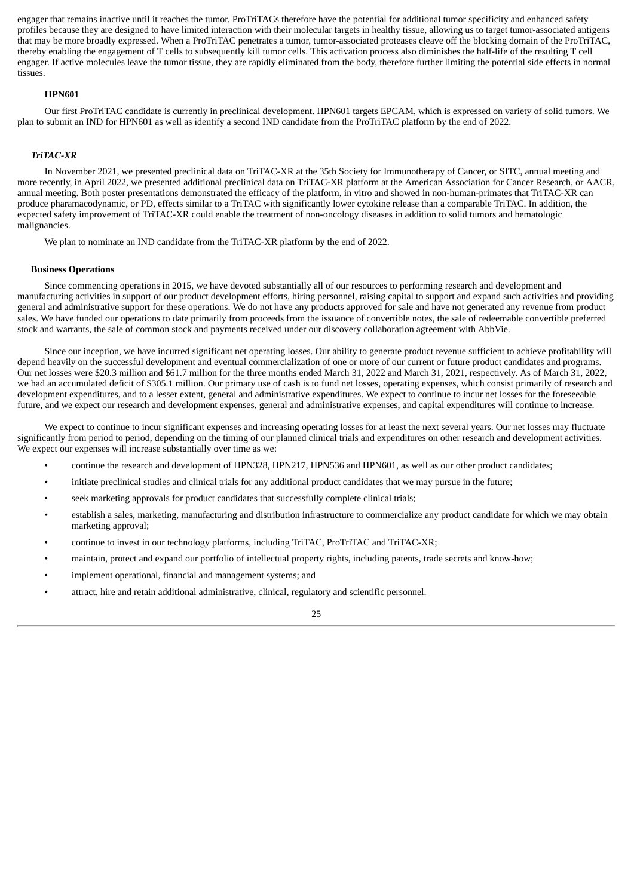engager that remains inactive until it reaches the tumor. ProTriTACs therefore have the potential for additional tumor specificity and enhanced safety profiles because they are designed to have limited interaction with their molecular targets in healthy tissue, allowing us to target tumor-associated antigens that may be more broadly expressed. When a ProTriTAC penetrates a tumor, tumor-associated proteases cleave off the blocking domain of the ProTriTAC, thereby enabling the engagement of T cells to subsequently kill tumor cells. This activation process also diminishes the half-life of the resulting T cell engager. If active molecules leave the tumor tissue, they are rapidly eliminated from the body, therefore further limiting the potential side effects in normal tissues.

**HPN601**

Our first ProTriTAC candidate is currently in preclinical development. HPN601 targets EPCAM, which is expressed on variety of solid tumors. We plan to submit an IND for HPN601 as well as identify a second IND candidate from the ProTriTAC platform by the end of 2022.

***TriTAC-XR***

In November 2021, we presented preclinical data on TriTAC-XR at the 35th Society for Immunotherapy of Cancer, or SITC, annual meeting and more recently, in April 2022, we presented additional preclinical data on TriTAC-XR platform at the American Association for Cancer Research, or AACR, annual meeting. Both poster presentations demonstrated the efficacy of the platform, in vitro and showed in non-human-primates that TriTAC-XR can produce pharamacodynamic, or PD, effects similar to a TriTAC with significantly lower cytokine release than a comparable TriTAC. In addition, the expected safety improvement of TriTAC-XR could enable the treatment of non-oncology diseases in addition to solid tumors and hematologic malignancies.

We plan to nominate an IND candidate from the TriTAC-XR platform by the end of 2022.

**Business Operations**

Since commencing operations in 2015, we have devoted substantially all of our resources to performing research and development and manufacturing activities in support of our product development efforts, hiring personnel, raising capital to support and expand such activities and providing general and administrative support for these operations. We do not have any products approved for sale and have not generated any revenue from product sales. We have funded our operations to date primarily from proceeds from the issuance of convertible notes, the sale of redeemable convertible preferred stock and warrants, the sale of common stock and payments received under our discovery collaboration agreement with AbbVie.

Since our inception, we have incurred significant net operating losses. Our ability to generate product revenue sufficient to achieve profitability will depend heavily on the successful development and eventual commercialization of one or more of our current or future product candidates and programs. Our net losses were $20.3 million and $61.7 million for the three months ended March 31, 2022 and March 31, 2021, respectively. As of March 31, 2022, we had an accumulated deficit of $305.1 million. Our primary use of cash is to fund net losses, operating expenses, which consist primarily of research and development expenditures, and to a lesser extent, general and administrative expenditures. We expect to continue to incur net losses for the foreseeable future, and we expect our research and development expenses, general and administrative expenses, and capital expenditures will continue to increase.

We expect to continue to incur significant expenses and increasing operating losses for at least the next several years. Our net losses may fluctuate significantly from period to period, depending on the timing of our planned clinical trials and expenditures on other research and development activities. We expect our expenses will increase substantially over time as we:

- continue the research and development of HPN328, HPN217, HPN536 and HPN601, as well as our other product candidates;
- initiate preclinical studies and clinical trials for any additional product candidates that we may pursue in the future;
- seek marketing approvals for product candidates that successfully complete clinical trials;
- establish a sales, marketing, manufacturing and distribution infrastructure to commercialize any product candidate for which we may obtain marketing approval;
- continue to invest in our technology platforms, including TriTAC, ProTriTAC and TriTAC-XR;
- maintain, protect and expand our portfolio of intellectual property rights, including patents, trade secrets and know-how;
- implement operational, financial and management systems; and
- attract, hire and retain additional administrative, clinical, regulatory and scientific personnel.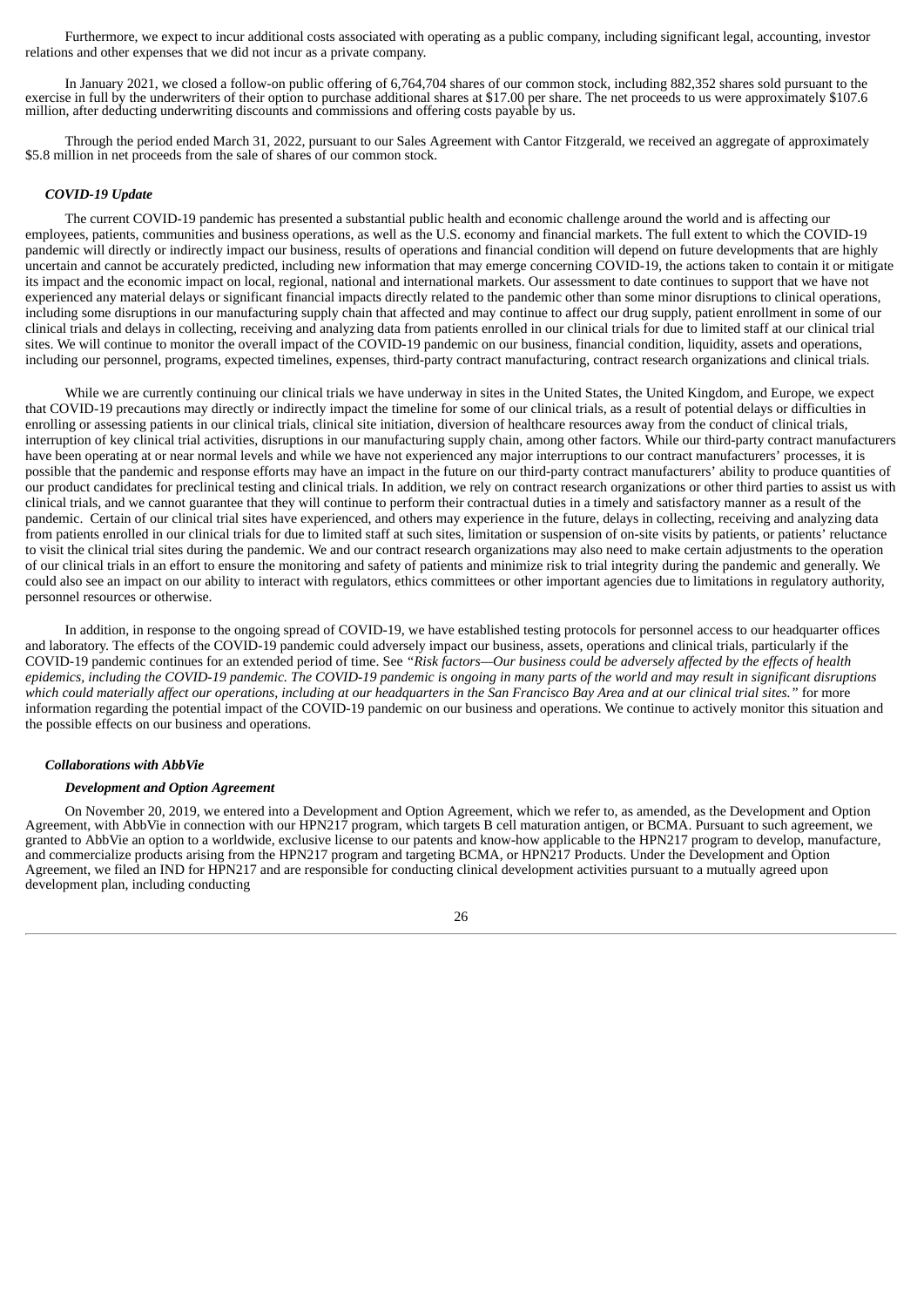Furthermore, we expect to incur additional costs associated with operating as a public company, including significant legal, accounting, investor relations and other expenses that we did not incur as a private company.

In January 2021, we closed a follow-on public offering of 6,764,704 shares of our common stock, including 882,352 shares sold pursuant to the exercise in full by the underwriters of their option to purchase additional shares at $17.00 per share. The net proceeds to us were approximately $107.6 million, after deducting underwriting discounts and commissions and offering costs payable by us.

Through the period ended March 31, 2022, pursuant to our Sales Agreement with Cantor Fitzgerald, we received an aggregate of approximately $5.8 million in net proceeds from the sale of shares of our common stock.

### *COVID-19 Update*

The current COVID-19 pandemic has presented a substantial public health and economic challenge around the world and is affecting our employees, patients, communities and business operations, as well as the U.S. economy and financial markets. The full extent to which the COVID-19 pandemic will directly or indirectly impact our business, results of operations and financial condition will depend on future developments that are highly uncertain and cannot be accurately predicted, including new information that may emerge concerning COVID-19, the actions taken to contain it or mitigate its impact and the economic impact on local, regional, national and international markets. Our assessment to date continues to support that we have not experienced any material delays or significant financial impacts directly related to the pandemic other than some minor disruptions to clinical operations, including some disruptions in our manufacturing supply chain that affected and may continue to affect our drug supply, patient enrollment in some of our clinical trials and delays in collecting, receiving and analyzing data from patients enrolled in our clinical trials for due to limited staff at our clinical trial sites. We will continue to monitor the overall impact of the COVID-19 pandemic on our business, financial condition, liquidity, assets and operations, including our personnel, programs, expected timelines, expenses, third-party contract manufacturing, contract research organizations and clinical trials.

While we are currently continuing our clinical trials we have underway in sites in the United States, the United Kingdom, and Europe, we expect that COVID-19 precautions may directly or indirectly impact the timeline for some of our clinical trials, as a result of potential delays or difficulties in enrolling or assessing patients in our clinical trials, clinical site initiation, diversion of healthcare resources away from the conduct of clinical trials, interruption of key clinical trial activities, disruptions in our manufacturing supply chain, among other factors. While our third-party contract manufacturers have been operating at or near normal levels and while we have not experienced any major interruptions to our contract manufacturers' processes, it is possible that the pandemic and response efforts may have an impact in the future on our third-party contract manufacturers' ability to produce quantities of our product candidates for preclinical testing and clinical trials. In addition, we rely on contract research organizations or other third parties to assist us with clinical trials, and we cannot guarantee that they will continue to perform their contractual duties in a timely and satisfactory manner as a result of the pandemic. Certain of our clinical trial sites have experienced, and others may experience in the future, delays in collecting, receiving and analyzing data from patients enrolled in our clinical trials for due to limited staff at such sites, limitation or suspension of on-site visits by patients, or patients' reluctance to visit the clinical trial sites during the pandemic. We and our contract research organizations may also need to make certain adjustments to the operation of our clinical trials in an effort to ensure the monitoring and safety of patients and minimize risk to trial integrity during the pandemic and generally. We could also see an impact on our ability to interact with regulators, ethics committees or other important agencies due to limitations in regulatory authority, personnel resources or otherwise.

In addition, in response to the ongoing spread of COVID-19, we have established testing protocols for personnel access to our headquarter offices and laboratory. The effects of the COVID-19 pandemic could adversely impact our business, assets, operations and clinical trials, particularly if the COVID-19 pandemic continues for an extended period of time. See *"Risk factors—Our business could be adversely affected by the effects of health epidemics, including the COVID-19 pandemic. The COVID-19 pandemic is ongoing in many parts of the world and may result in significant disruptions which could materially affect our operations, including at our headquarters in the San Francisco Bay Area and at our clinical trial sites."* for more information regarding the potential impact of the COVID-19 pandemic on our business and operations. We continue to actively monitor this situation and the possible effects on our business and operations.

### *Collaborations with AbbVie*

#### *Development and Option Agreement*

On November 20, 2019, we entered into a Development and Option Agreement, which we refer to, as amended, as the Development and Option Agreement, with AbbVie in connection with our HPN217 program, which targets B cell maturation antigen, or BCMA. Pursuant to such agreement, we granted to AbbVie an option to a worldwide, exclusive license to our patents and know-how applicable to the HPN217 program to develop, manufacture, and commercialize products arising from the HPN217 program and targeting BCMA, or HPN217 Products. Under the Development and Option Agreement, we filed an IND for HPN217 and are responsible for conducting clinical development activities pursuant to a mutually agreed upon development plan, including conducting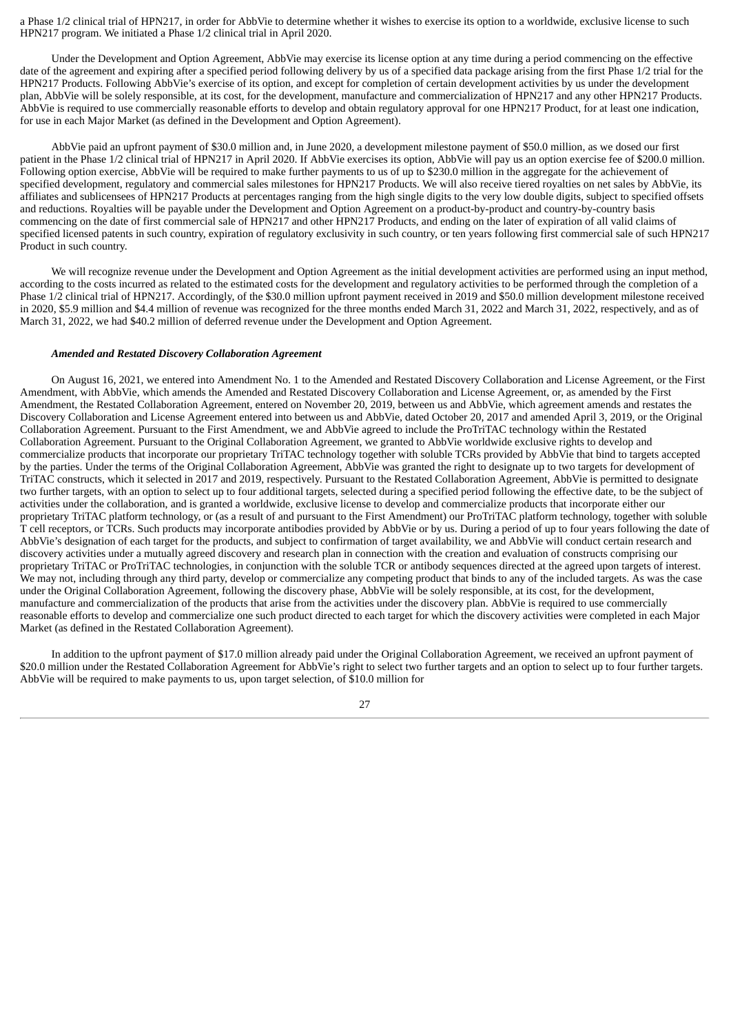a Phase 1/2 clinical trial of HPN217, in order for AbbVie to determine whether it wishes to exercise its option to a worldwide, exclusive license to such HPN217 program. We initiated a Phase 1/2 clinical trial in April 2020.

Under the Development and Option Agreement, AbbVie may exercise its license option at any time during a period commencing on the effective date of the agreement and expiring after a specified period following delivery by us of a specified data package arising from the first Phase 1/2 trial for the HPN217 Products. Following AbbVie's exercise of its option, and except for completion of certain development activities by us under the development plan, AbbVie will be solely responsible, at its cost, for the development, manufacture and commercialization of HPN217 and any other HPN217 Products. AbbVie is required to use commercially reasonable efforts to develop and obtain regulatory approval for one HPN217 Product, for at least one indication, for use in each Major Market (as defined in the Development and Option Agreement).

AbbVie paid an upfront payment of $30.0 million and, in June 2020, a development milestone payment of $50.0 million, as we dosed our first patient in the Phase 1/2 clinical trial of HPN217 in April 2020. If AbbVie exercises its option, AbbVie will pay us an option exercise fee of $200.0 million. Following option exercise, AbbVie will be required to make further payments to us of up to $230.0 million in the aggregate for the achievement of specified development, regulatory and commercial sales milestones for HPN217 Products. We will also receive tiered royalties on net sales by AbbVie, its affiliates and sublicensees of HPN217 Products at percentages ranging from the high single digits to the very low double digits, subject to specified offsets and reductions. Royalties will be payable under the Development and Option Agreement on a product-by-product and country-by-country basis commencing on the date of first commercial sale of HPN217 and other HPN217 Products, and ending on the later of expiration of all valid claims of specified licensed patents in such country, expiration of regulatory exclusivity in such country, or ten years following first commercial sale of such HPN217 Product in such country.

We will recognize revenue under the Development and Option Agreement as the initial development activities are performed using an input method, according to the costs incurred as related to the estimated costs for the development and regulatory activities to be performed through the completion of a Phase 1/2 clinical trial of HPN217. Accordingly, of the $30.0 million upfront payment received in 2019 and $50.0 million development milestone received in 2020, $5.9 million and $4.4 million of revenue was recognized for the three months ended March 31, 2022 and March 31, 2022, respectively, and as of March 31, 2022, we had $40.2 million of deferred revenue under the Development and Option Agreement.

***Amended and Restated Discovery Collaboration Agreement***

On August 16, 2021, we entered into Amendment No. 1 to the Amended and Restated Discovery Collaboration and License Agreement, or the First Amendment, with AbbVie, which amends the Amended and Restated Discovery Collaboration and License Agreement, or, as amended by the First Amendment, the Restated Collaboration Agreement, entered on November 20, 2019, between us and AbbVie, which agreement amends and restates the Discovery Collaboration and License Agreement entered into between us and AbbVie, dated October 20, 2017 and amended April 3, 2019, or the Original Collaboration Agreement. Pursuant to the First Amendment, we and AbbVie agreed to include the ProTriTAC technology within the Restated Collaboration Agreement. Pursuant to the Original Collaboration Agreement, we granted to AbbVie worldwide exclusive rights to develop and commercialize products that incorporate our proprietary TriTAC technology together with soluble TCRs provided by AbbVie that bind to targets accepted by the parties. Under the terms of the Original Collaboration Agreement, AbbVie was granted the right to designate up to two targets for development of TriTAC constructs, which it selected in 2017 and 2019, respectively. Pursuant to the Restated Collaboration Agreement, AbbVie is permitted to designate two further targets, with an option to select up to four additional targets, selected during a specified period following the effective date, to be the subject of activities under the collaboration, and is granted a worldwide, exclusive license to develop and commercialize products that incorporate either our proprietary TriTAC platform technology, or (as a result of and pursuant to the First Amendment) our ProTriTAC platform technology, together with soluble T cell receptors, or TCRs. Such products may incorporate antibodies provided by AbbVie or by us. During a period of up to four years following the date of AbbVie's designation of each target for the products, and subject to confirmation of target availability, we and AbbVie will conduct certain research and discovery activities under a mutually agreed discovery and research plan in connection with the creation and evaluation of constructs comprising our proprietary TriTAC or ProTriTAC technologies, in conjunction with the soluble TCR or antibody sequences directed at the agreed upon targets of interest. We may not, including through any third party, develop or commercialize any competing product that binds to any of the included targets. As was the case under the Original Collaboration Agreement, following the discovery phase, AbbVie will be solely responsible, at its cost, for the development, manufacture and commercialization of the products that arise from the activities under the discovery plan. AbbVie is required to use commercially reasonable efforts to develop and commercialize one such product directed to each target for which the discovery activities were completed in each Major Market (as defined in the Restated Collaboration Agreement).

In addition to the upfront payment of $17.0 million already paid under the Original Collaboration Agreement, we received an upfront payment of $20.0 million under the Restated Collaboration Agreement for AbbVie's right to select two further targets and an option to select up to four further targets. AbbVie will be required to make payments to us, upon target selection, of $10.0 million for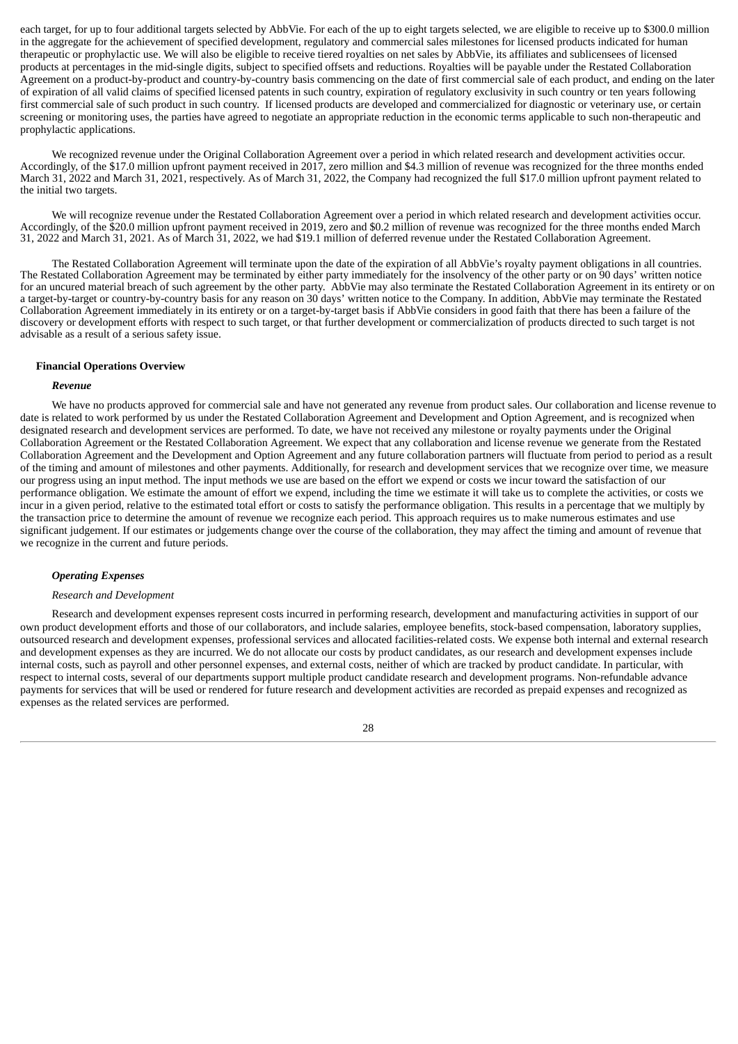each target, for up to four additional targets selected by AbbVie. For each of the up to eight targets selected, we are eligible to receive up to $300.0 million in the aggregate for the achievement of specified development, regulatory and commercial sales milestones for licensed products indicated for human therapeutic or prophylactic use. We will also be eligible to receive tiered royalties on net sales by AbbVie, its affiliates and sublicensees of licensed products at percentages in the mid-single digits, subject to specified offsets and reductions. Royalties will be payable under the Restated Collaboration Agreement on a product-by-product and country-by-country basis commencing on the date of first commercial sale of each product, and ending on the later of expiration of all valid claims of specified licensed patents in such country, expiration of regulatory exclusivity in such country or ten years following first commercial sale of such product in such country. If licensed products are developed and commercialized for diagnostic or veterinary use, or certain screening or monitoring uses, the parties have agreed to negotiate an appropriate reduction in the economic terms applicable to such non-therapeutic and prophylactic applications.

We recognized revenue under the Original Collaboration Agreement over a period in which related research and development activities occur. Accordingly, of the $17.0 million upfront payment received in 2017, zero million and $4.3 million of revenue was recognized for the three months ended March 31, 2022 and March 31, 2021, respectively. As of March 31, 2022, the Company had recognized the full $17.0 million upfront payment related to the initial two targets.

We will recognize revenue under the Restated Collaboration Agreement over a period in which related research and development activities occur. Accordingly, of the $20.0 million upfront payment received in 2019, zero and $0.2 million of revenue was recognized for the three months ended March 31, 2022 and March 31, 2021. As of March 31, 2022, we had $19.1 million of deferred revenue under the Restated Collaboration Agreement.

The Restated Collaboration Agreement will terminate upon the date of the expiration of all AbbVie's royalty payment obligations in all countries. The Restated Collaboration Agreement may be terminated by either party immediately for the insolvency of the other party or on 90 days' written notice for an uncured material breach of such agreement by the other party. AbbVie may also terminate the Restated Collaboration Agreement in its entirety or on a target-by-target or country-by-country basis for any reason on 30 days' written notice to the Company. In addition, AbbVie may terminate the Restated Collaboration Agreement immediately in its entirety or on a target-by-target basis if AbbVie considers in good faith that there has been a failure of the discovery or development efforts with respect to such target, or that further development or commercialization of products directed to such target is not advisable as a result of a serious safety issue.

### Financial Operations Overview

#### *Revenue*

We have no products approved for commercial sale and have not generated any revenue from product sales. Our collaboration and license revenue to date is related to work performed by us under the Restated Collaboration Agreement and Development and Option Agreement, and is recognized when designated research and development services are performed. To date, we have not received any milestone or royalty payments under the Original Collaboration Agreement or the Restated Collaboration Agreement. We expect that any collaboration and license revenue we generate from the Restated Collaboration Agreement and the Development and Option Agreement and any future collaboration partners will fluctuate from period to period as a result of the timing and amount of milestones and other payments. Additionally, for research and development services that we recognize over time, we measure our progress using an input method. The input methods we use are based on the effort we expend or costs we incur toward the satisfaction of our performance obligation. We estimate the amount of effort we expend, including the time we estimate it will take us to complete the activities, or costs we incur in a given period, relative to the estimated total effort or costs to satisfy the performance obligation. This results in a percentage that we multiply by the transaction price to determine the amount of revenue we recognize each period. This approach requires us to make numerous estimates and use significant judgement. If our estimates or judgements change over the course of the collaboration, they may affect the timing and amount of revenue that we recognize in the current and future periods.

#### *Operating Expenses*

*Research and Development*

Research and development expenses represent costs incurred in performing research, development and manufacturing activities in support of our own product development efforts and those of our collaborators, and include salaries, employee benefits, stock-based compensation, laboratory supplies, outsourced research and development expenses, professional services and allocated facilities-related costs. We expense both internal and external research and development expenses as they are incurred. We do not allocate our costs by product candidates, as our research and development expenses include internal costs, such as payroll and other personnel expenses, and external costs, neither of which are tracked by product candidate. In particular, with respect to internal costs, several of our departments support multiple product candidate research and development programs. Non-refundable advance payments for services that will be used or rendered for future research and development activities are recorded as prepaid expenses and recognized as expenses as the related services are performed.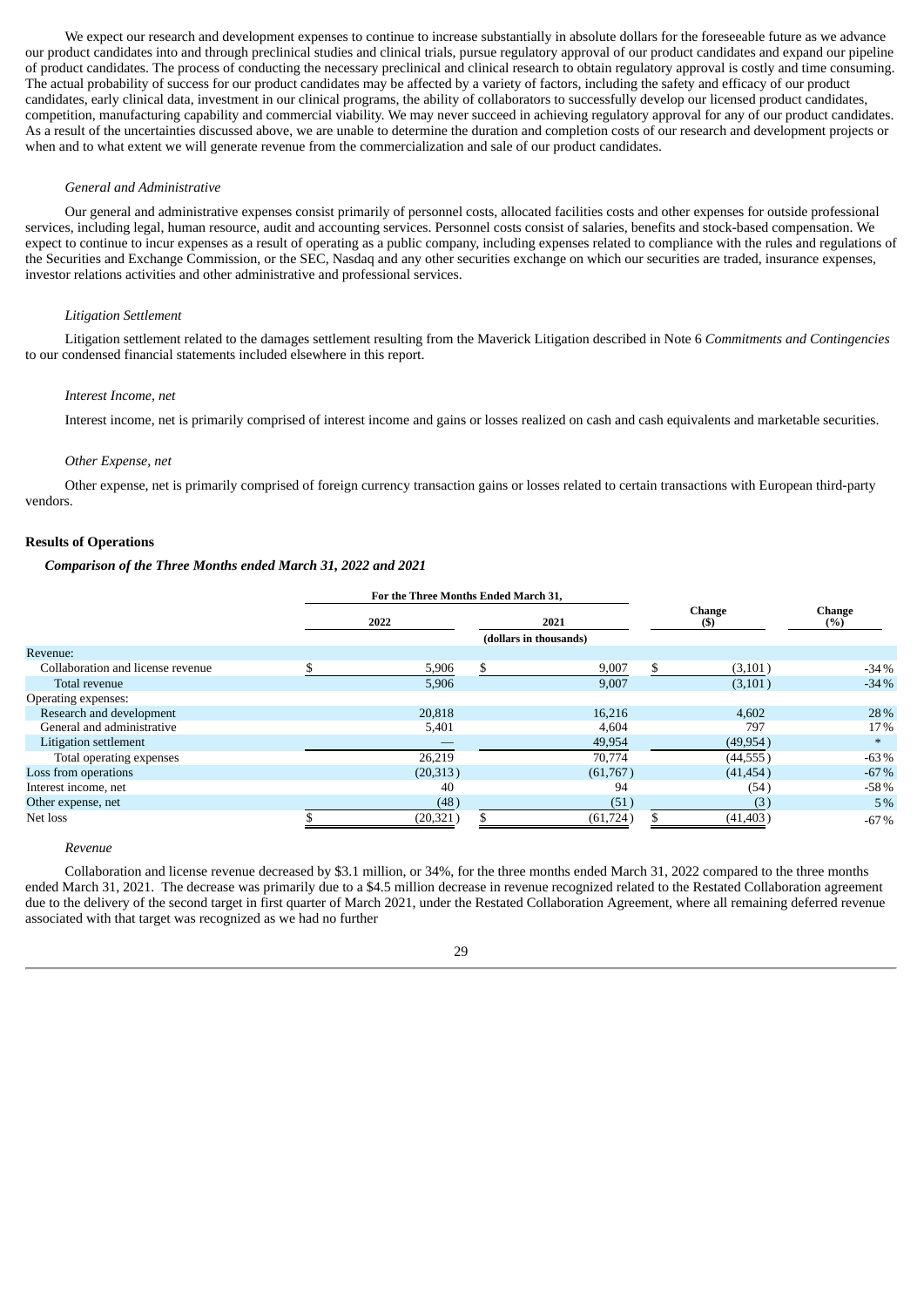We expect our research and development expenses to continue to increase substantially in absolute dollars for the foreseeable future as we advance our product candidates into and through preclinical studies and clinical trials, pursue regulatory approval of our product candidates and expand our pipeline of product candidates. The process of conducting the necessary preclinical and clinical research to obtain regulatory approval is costly and time consuming. The actual probability of success for our product candidates may be affected by a variety of factors, including the safety and efficacy of our product candidates, early clinical data, investment in our clinical programs, the ability of collaborators to successfully develop our licensed product candidates, competition, manufacturing capability and commercial viability. We may never succeed in achieving regulatory approval for any of our product candidates. As a result of the uncertainties discussed above, we are unable to determine the duration and completion costs of our research and development projects or when and to what extent we will generate revenue from the commercialization and sale of our product candidates.

*General and Administrative*

Our general and administrative expenses consist primarily of personnel costs, allocated facilities costs and other expenses for outside professional services, including legal, human resource, audit and accounting services. Personnel costs consist of salaries, benefits and stock-based compensation. We expect to continue to incur expenses as a result of operating as a public company, including expenses related to compliance with the rules and regulations of the Securities and Exchange Commission, or the SEC, Nasdaq and any other securities exchange on which our securities are traded, insurance expenses, investor relations activities and other administrative and professional services.

*Litigation Settlement*

Litigation settlement related to the damages settlement resulting from the Maverick Litigation described in Note 6 *Commitments and Contingencies* to our condensed financial statements included elsewhere in this report.

*Interest Income, net*

Interest income, net is primarily comprised of interest income and gains or losses realized on cash and cash equivalents and marketable securities.

*Other Expense, net*

Other expense, net is primarily comprised of foreign currency transaction gains or losses related to certain transactions with European third-party vendors.

**Results of Operations**

***Comparison of the Three Months ended March 31, 2022 and 2021***

| | For the Three Months Ended March 31, | | Change ($) | Change (%) |
|---|---|---|---|---|
| | 2022 | 2021 | | |
| | (dollars in thousands) | | | |
| Revenue: | | | | |
| Collaboration and license revenue | $ 5,906 | $ 9,007 | $ (3,101) | -34% |
| Total revenue | 5,906 | 9,007 | (3,101) | -34% |
| Operating expenses: | | | | |
| Research and development | 20,818 | 16,216 | 4,602 | 28% |
| General and administrative | 5,401 | 4,604 | 797 | 17% |
| Litigation settlement | — | 49,954 | (49,954) | * |
| Total operating expenses | 26,219 | 70,774 | (44,555) | -63% |
| Loss from operations | (20,313) | (61,767) | (41,454) | -67% |
| Interest income, net | 40 | 94 | (54) | -58% |
| Other expense, net | (48) | (51) | (3) | 5% |
| Net loss | $ (20,321) | $ (61,724) | $ (41,403) | -67% |

*Revenue*

Collaboration and license revenue decreased by $3.1 million, or 34%, for the three months ended March 31, 2022 compared to the three months ended March 31, 2021. The decrease was primarily due to a $4.5 million decrease in revenue recognized related to the Restated Collaboration agreement due to the delivery of the second target in first quarter of March 2021, under the Restated Collaboration Agreement, where all remaining deferred revenue associated with that target was recognized as we had no further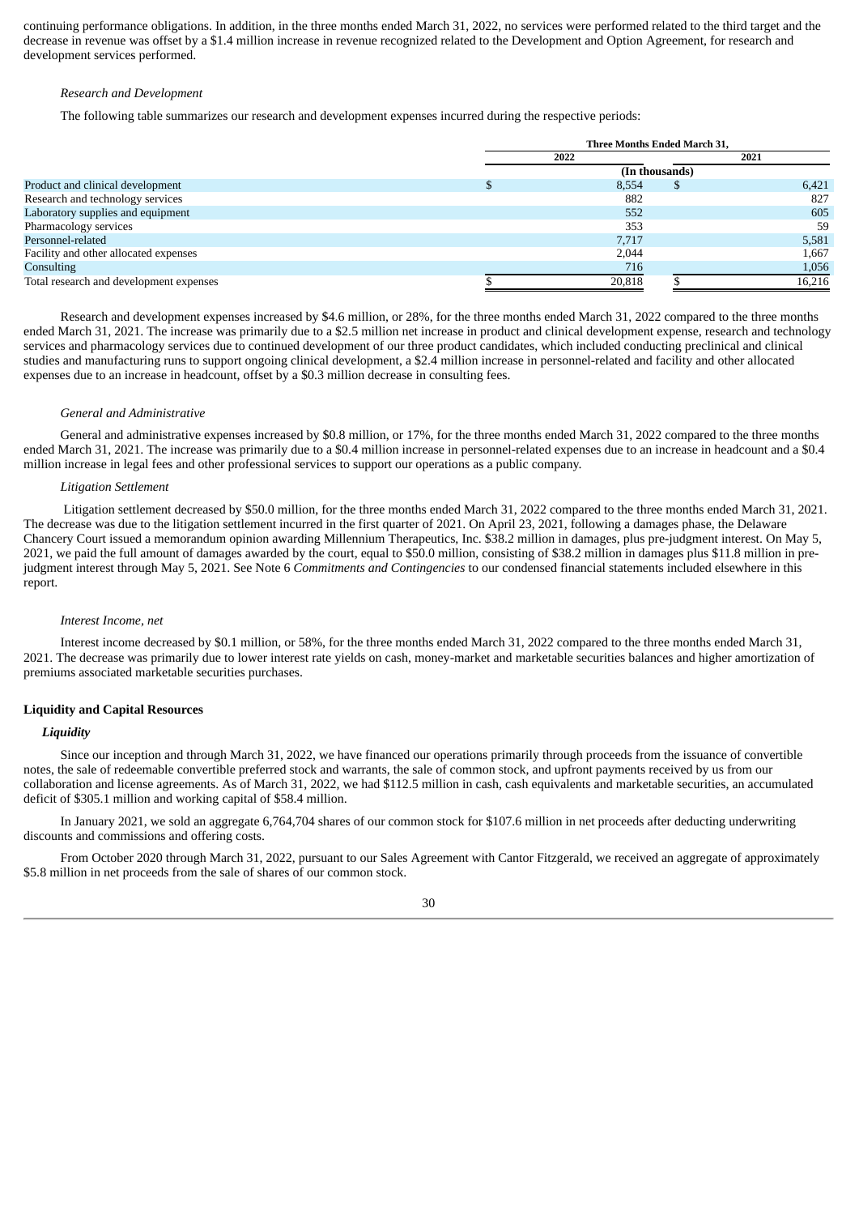continuing performance obligations. In addition, in the three months ended March 31, 2022, no services were performed related to the third target and the decrease in revenue was offset by a $1.4 million increase in revenue recognized related to the Development and Option Agreement, for research and development services performed.

*Research and Development*

The following table summarizes our research and development expenses incurred during the respective periods:

| | Three Months Ended March 31, | |
|---|---|---|
| | 2022 | 2021 |
| | (In thousands) | |
| Product and clinical development | $ 8,554 | $ 6,421 |
| Research and technology services | 882 | 827 |
| Laboratory supplies and equipment | 552 | 605 |
| Pharmacology services | 353 | 59 |
| Personnel-related | 7,717 | 5,581 |
| Facility and other allocated expenses | 2,044 | 1,667 |
| Consulting | 716 | 1,056 |
| Total research and development expenses | $ 20,818 | $ 16,216 |

Research and development expenses increased by $4.6 million, or 28%, for the three months ended March 31, 2022 compared to the three months ended March 31, 2021. The increase was primarily due to a $2.5 million net increase in product and clinical development expense, research and technology services and pharmacology services due to continued development of our three product candidates, which included conducting preclinical and clinical studies and manufacturing runs to support ongoing clinical development, a $2.4 million increase in personnel-related and facility and other allocated expenses due to an increase in headcount, offset by a $0.3 million decrease in consulting fees.

*General and Administrative*

General and administrative expenses increased by $0.8 million, or 17%, for the three months ended March 31, 2022 compared to the three months ended March 31, 2021. The increase was primarily due to a $0.4 million increase in personnel-related expenses due to an increase in headcount and a $0.4 million increase in legal fees and other professional services to support our operations as a public company.

*Litigation Settlement*

Litigation settlement decreased by $50.0 million, for the three months ended March 31, 2022 compared to the three months ended March 31, 2021. The decrease was due to the litigation settlement incurred in the first quarter of 2021. On April 23, 2021, following a damages phase, the Delaware Chancery Court issued a memorandum opinion awarding Millennium Therapeutics, Inc. $38.2 million in damages, plus pre-judgment interest. On May 5, 2021, we paid the full amount of damages awarded by the court, equal to $50.0 million, consisting of $38.2 million in damages plus $11.8 million in pre-judgment interest through May 5, 2021. See Note 6 *Commitments and Contingencies* to our condensed financial statements included elsewhere in this report.

*Interest Income, net*

Interest income decreased by $0.1 million, or 58%, for the three months ended March 31, 2022 compared to the three months ended March 31, 2021. The decrease was primarily due to lower interest rate yields on cash, money-market and marketable securities balances and higher amortization of premiums associated marketable securities purchases.

**Liquidity and Capital Resources**

***Liquidity***

Since our inception and through March 31, 2022, we have financed our operations primarily through proceeds from the issuance of convertible notes, the sale of redeemable convertible preferred stock and warrants, the sale of common stock, and upfront payments received by us from our collaboration and license agreements. As of March 31, 2022, we had $112.5 million in cash, cash equivalents and marketable securities, an accumulated deficit of $305.1 million and working capital of $58.4 million.

In January 2021, we sold an aggregate 6,764,704 shares of our common stock for $107.6 million in net proceeds after deducting underwriting discounts and commissions and offering costs.

From October 2020 through March 31, 2022, pursuant to our Sales Agreement with Cantor Fitzgerald, we received an aggregate of approximately $5.8 million in net proceeds from the sale of shares of our common stock.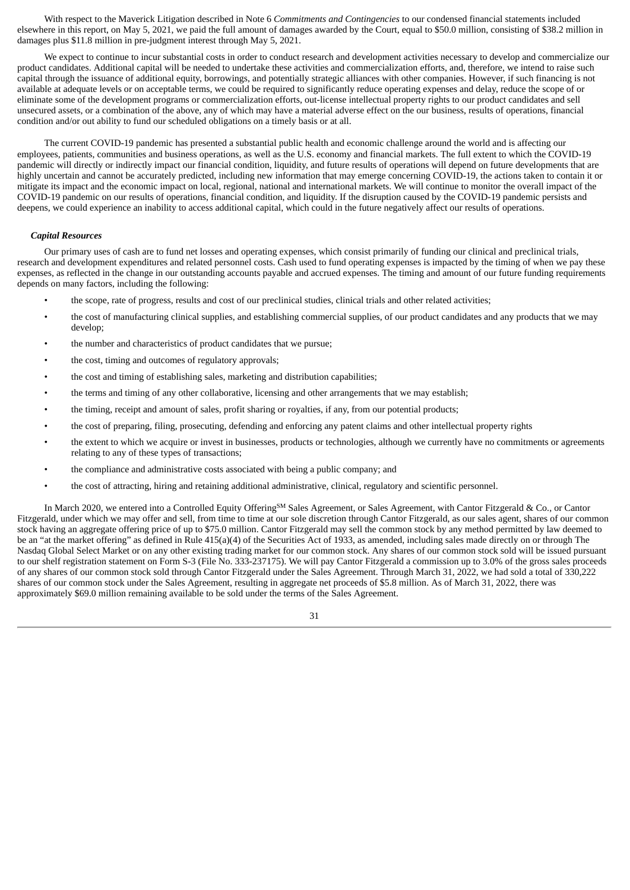With respect to the Maverick Litigation described in Note 6 *Commitments and Contingencies* to our condensed financial statements included elsewhere in this report, on May 5, 2021, we paid the full amount of damages awarded by the Court, equal to $50.0 million, consisting of $38.2 million in damages plus $11.8 million in pre-judgment interest through May 5, 2021.

We expect to continue to incur substantial costs in order to conduct research and development activities necessary to develop and commercialize our product candidates. Additional capital will be needed to undertake these activities and commercialization efforts, and, therefore, we intend to raise such capital through the issuance of additional equity, borrowings, and potentially strategic alliances with other companies. However, if such financing is not available at adequate levels or on acceptable terms, we could be required to significantly reduce operating expenses and delay, reduce the scope of or eliminate some of the development programs or commercialization efforts, out-license intellectual property rights to our product candidates and sell unsecured assets, or a combination of the above, any of which may have a material adverse effect on the our business, results of operations, financial condition and/or out ability to fund our scheduled obligations on a timely basis or at all.

The current COVID-19 pandemic has presented a substantial public health and economic challenge around the world and is affecting our employees, patients, communities and business operations, as well as the U.S. economy and financial markets. The full extent to which the COVID-19 pandemic will directly or indirectly impact our financial condition, liquidity, and future results of operations will depend on future developments that are highly uncertain and cannot be accurately predicted, including new information that may emerge concerning COVID-19, the actions taken to contain it or mitigate its impact and the economic impact on local, regional, national and international markets. We will continue to monitor the overall impact of the COVID-19 pandemic on our results of operations, financial condition, and liquidity. If the disruption caused by the COVID-19 pandemic persists and deepens, we could experience an inability to access additional capital, which could in the future negatively affect our results of operations.

### *Capital Resources*

Our primary uses of cash are to fund net losses and operating expenses, which consist primarily of funding our clinical and preclinical trials, research and development expenditures and related personnel costs. Cash used to fund operating expenses is impacted by the timing of when we pay these expenses, as reflected in the change in our outstanding accounts payable and accrued expenses. The timing and amount of our future funding requirements depends on many factors, including the following:

- the scope, rate of progress, results and cost of our preclinical studies, clinical trials and other related activities;
- the cost of manufacturing clinical supplies, and establishing commercial supplies, of our product candidates and any products that we may develop;
- the number and characteristics of product candidates that we pursue;
- the cost, timing and outcomes of regulatory approvals;
- the cost and timing of establishing sales, marketing and distribution capabilities;
- the terms and timing of any other collaborative, licensing and other arrangements that we may establish;
- the timing, receipt and amount of sales, profit sharing or royalties, if any, from our potential products;
- the cost of preparing, filing, prosecuting, defending and enforcing any patent claims and other intellectual property rights
- the extent to which we acquire or invest in businesses, products or technologies, although we currently have no commitments or agreements relating to any of these types of transactions;
- the compliance and administrative costs associated with being a public company; and
- the cost of attracting, hiring and retaining additional administrative, clinical, regulatory and scientific personnel.

In March 2020, we entered into a Controlled Equity Offering[SM] Sales Agreement, or Sales Agreement, with Cantor Fitzgerald & Co., or Cantor Fitzgerald, under which we may offer and sell, from time to time at our sole discretion through Cantor Fitzgerald, as our sales agent, shares of our common stock having an aggregate offering price of up to $75.0 million. Cantor Fitzgerald may sell the common stock by any method permitted by law deemed to be an "at the market offering" as defined in Rule 415(a)(4) of the Securities Act of 1933, as amended, including sales made directly on or through The Nasdaq Global Select Market or on any other existing trading market for our common stock. Any shares of our common stock sold will be issued pursuant to our shelf registration statement on Form S-3 (File No. 333-237175). We will pay Cantor Fitzgerald a commission up to 3.0% of the gross sales proceeds of any shares of our common stock sold through Cantor Fitzgerald under the Sales Agreement. Through March 31, 2022, we had sold a total of 330,222 shares of our common stock under the Sales Agreement, resulting in aggregate net proceeds of $5.8 million. As of March 31, 2022, there was approximately $69.0 million remaining available to be sold under the terms of the Sales Agreement.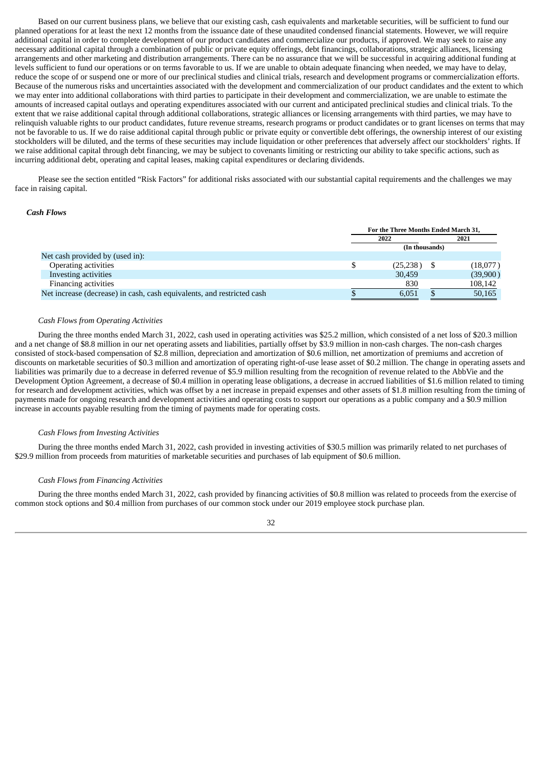Based on our current business plans, we believe that our existing cash, cash equivalents and marketable securities, will be sufficient to fund our planned operations for at least the next 12 months from the issuance date of these unaudited condensed financial statements. However, we will require additional capital in order to complete development of our product candidates and commercialize our products, if approved. We may seek to raise any necessary additional capital through a combination of public or private equity offerings, debt financings, collaborations, strategic alliances, licensing arrangements and other marketing and distribution arrangements. There can be no assurance that we will be successful in acquiring additional funding at levels sufficient to fund our operations or on terms favorable to us. If we are unable to obtain adequate financing when needed, we may have to delay, reduce the scope of or suspend one or more of our preclinical studies and clinical trials, research and development programs or commercialization efforts. Because of the numerous risks and uncertainties associated with the development and commercialization of our product candidates and the extent to which we may enter into additional collaborations with third parties to participate in their development and commercialization, we are unable to estimate the amounts of increased capital outlays and operating expenditures associated with our current and anticipated preclinical studies and clinical trials. To the extent that we raise additional capital through additional collaborations, strategic alliances or licensing arrangements with third parties, we may have to relinquish valuable rights to our product candidates, future revenue streams, research programs or product candidates or to grant licenses on terms that may not be favorable to us. If we do raise additional capital through public or private equity or convertible debt offerings, the ownership interest of our existing stockholders will be diluted, and the terms of these securities may include liquidation or other preferences that adversely affect our stockholders' rights. If we raise additional capital through debt financing, we may be subject to covenants limiting or restricting our ability to take specific actions, such as incurring additional debt, operating and capital leases, making capital expenditures or declaring dividends.

Please see the section entitled "Risk Factors" for additional risks associated with our substantial capital requirements and the challenges we may face in raising capital.

***Cash Flows***

| | For the Three Months Ended March 31, | |
|---|---|---|
| | 2022 | 2021 |
| | (In thousands) | |
| Net cash provided by (used in): | | |
| Operating activities | $ (25,238) | $ (18,077) |
| Investing activities | 30,459 | (39,900) |
| Financing activities | 830 | 108,142 |
| Net increase (decrease) in cash, cash equivalents, and restricted cash | $ 6,051 | $ 50,165 |

*Cash Flows from Operating Activities*

During the three months ended March 31, 2022, cash used in operating activities was $25.2 million, which consisted of a net loss of $20.3 million and a net change of $8.8 million in our net operating assets and liabilities, partially offset by $3.9 million in non-cash charges. The non-cash charges consisted of stock-based compensation of $2.8 million, depreciation and amortization of $0.6 million, net amortization of premiums and accretion of discounts on marketable securities of $0.3 million and amortization of operating right-of-use lease asset of $0.2 million. The change in operating assets and liabilities was primarily due to a decrease in deferred revenue of $5.9 million resulting from the recognition of revenue related to the AbbVie and the Development Option Agreement, a decrease of $0.4 million in operating lease obligations, a decrease in accrued liabilities of $1.6 million related to timing for research and development activities, which was offset by a net increase in prepaid expenses and other assets of $1.8 million resulting from the timing of payments made for ongoing research and development activities and operating costs to support our operations as a public company and a $0.9 million increase in accounts payable resulting from the timing of payments made for operating costs.

*Cash Flows from Investing Activities*

During the three months ended March 31, 2022, cash provided in investing activities of $30.5 million was primarily related to net purchases of $29.9 million from proceeds from maturities of marketable securities and purchases of lab equipment of $0.6 million.

*Cash Flows from Financing Activities*

During the three months ended March 31, 2022, cash provided by financing activities of $0.8 million was related to proceeds from the exercise of common stock options and $0.4 million from purchases of our common stock under our 2019 employee stock purchase plan.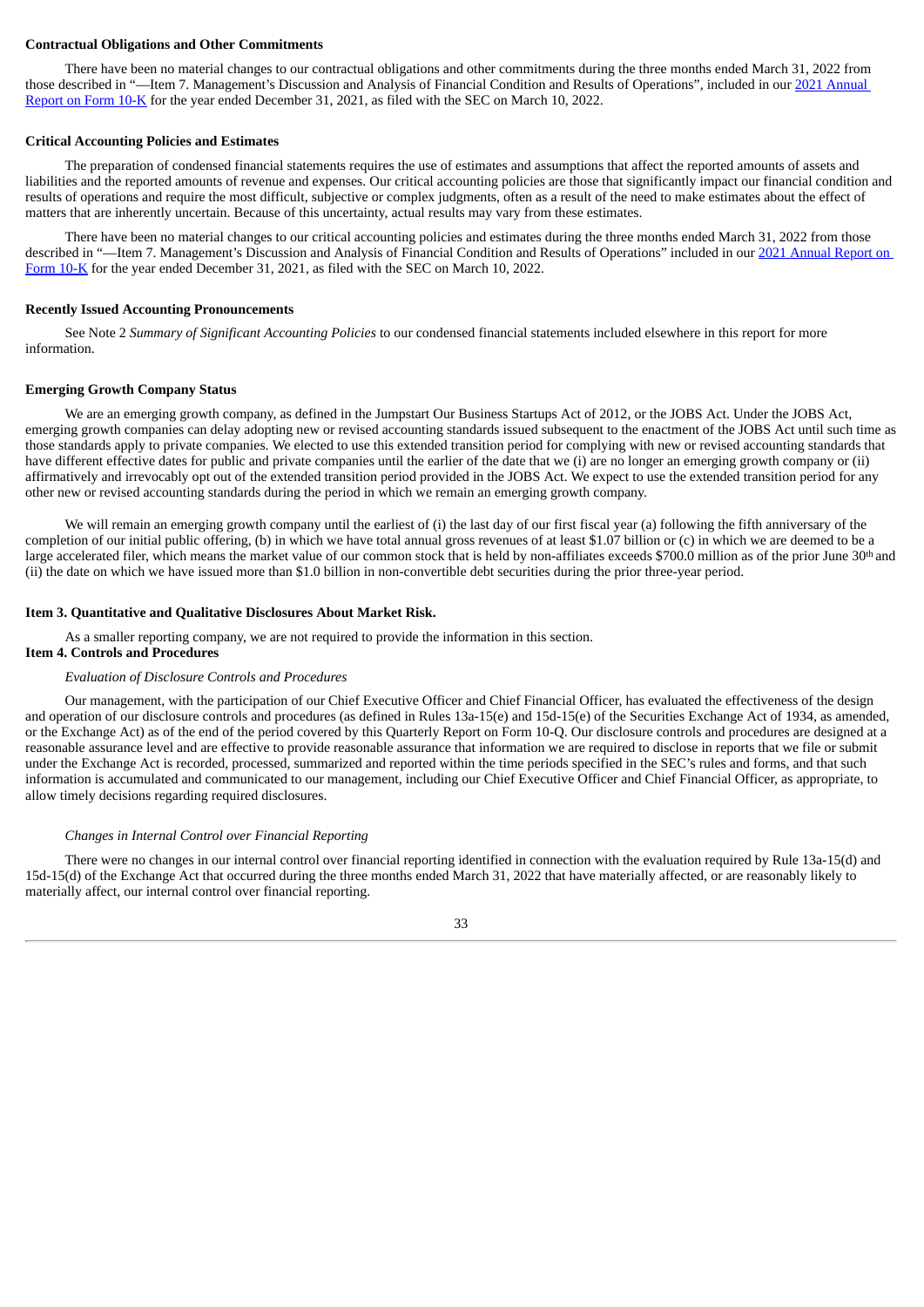**Contractual Obligations and Other Commitments**

There have been no material changes to our contractual obligations and other commitments during the three months ended March 31, 2022 from those described in "—Item 7. Management's Discussion and Analysis of Financial Condition and Results of Operations", included in our 2021 Annual Report on Form 10-K for the year ended December 31, 2021, as filed with the SEC on March 10, 2022.

**Critical Accounting Policies and Estimates**

The preparation of condensed financial statements requires the use of estimates and assumptions that affect the reported amounts of assets and liabilities and the reported amounts of revenue and expenses. Our critical accounting policies are those that significantly impact our financial condition and results of operations and require the most difficult, subjective or complex judgments, often as a result of the need to make estimates about the effect of matters that are inherently uncertain. Because of this uncertainty, actual results may vary from these estimates.

There have been no material changes to our critical accounting policies and estimates during the three months ended March 31, 2022 from those described in "—Item 7. Management's Discussion and Analysis of Financial Condition and Results of Operations" included in our 2021 Annual Report on Form 10-K for the year ended December 31, 2021, as filed with the SEC on March 10, 2022.

**Recently Issued Accounting Pronouncements**

See Note 2 *Summary of Significant Accounting Policies* to our condensed financial statements included elsewhere in this report for more information.

**Emerging Growth Company Status**

We are an emerging growth company, as defined in the Jumpstart Our Business Startups Act of 2012, or the JOBS Act. Under the JOBS Act, emerging growth companies can delay adopting new or revised accounting standards issued subsequent to the enactment of the JOBS Act until such time as those standards apply to private companies. We elected to use this extended transition period for complying with new or revised accounting standards that have different effective dates for public and private companies until the earlier of the date that we (i) are no longer an emerging growth company or (ii) affirmatively and irrevocably opt out of the extended transition period provided in the JOBS Act. We expect to use the extended transition period for any other new or revised accounting standards during the period in which we remain an emerging growth company.

We will remain an emerging growth company until the earliest of (i) the last day of our first fiscal year (a) following the fifth anniversary of the completion of our initial public offering, (b) in which we have total annual gross revenues of at least $1.07 billion or (c) in which we are deemed to be a large accelerated filer, which means the market value of our common stock that is held by non-affiliates exceeds $700.0 million as of the prior June 30th and (ii) the date on which we have issued more than $1.0 billion in non-convertible debt securities during the prior three-year period.

**Item 3. Quantitative and Qualitative Disclosures About Market Risk.**

As a smaller reporting company, we are not required to provide the information in this section.

**Item 4. Controls and Procedures**

*Evaluation of Disclosure Controls and Procedures*

Our management, with the participation of our Chief Executive Officer and Chief Financial Officer, has evaluated the effectiveness of the design and operation of our disclosure controls and procedures (as defined in Rules 13a-15(e) and 15d-15(e) of the Securities Exchange Act of 1934, as amended, or the Exchange Act) as of the end of the period covered by this Quarterly Report on Form 10-Q. Our disclosure controls and procedures are designed at a reasonable assurance level and are effective to provide reasonable assurance that information we are required to disclose in reports that we file or submit under the Exchange Act is recorded, processed, summarized and reported within the time periods specified in the SEC's rules and forms, and that such information is accumulated and communicated to our management, including our Chief Executive Officer and Chief Financial Officer, as appropriate, to allow timely decisions regarding required disclosures.

*Changes in Internal Control over Financial Reporting*

There were no changes in our internal control over financial reporting identified in connection with the evaluation required by Rule 13a-15(d) and 15d-15(d) of the Exchange Act that occurred during the three months ended March 31, 2022 that have materially affected, or are reasonably likely to materially affect, our internal control over financial reporting.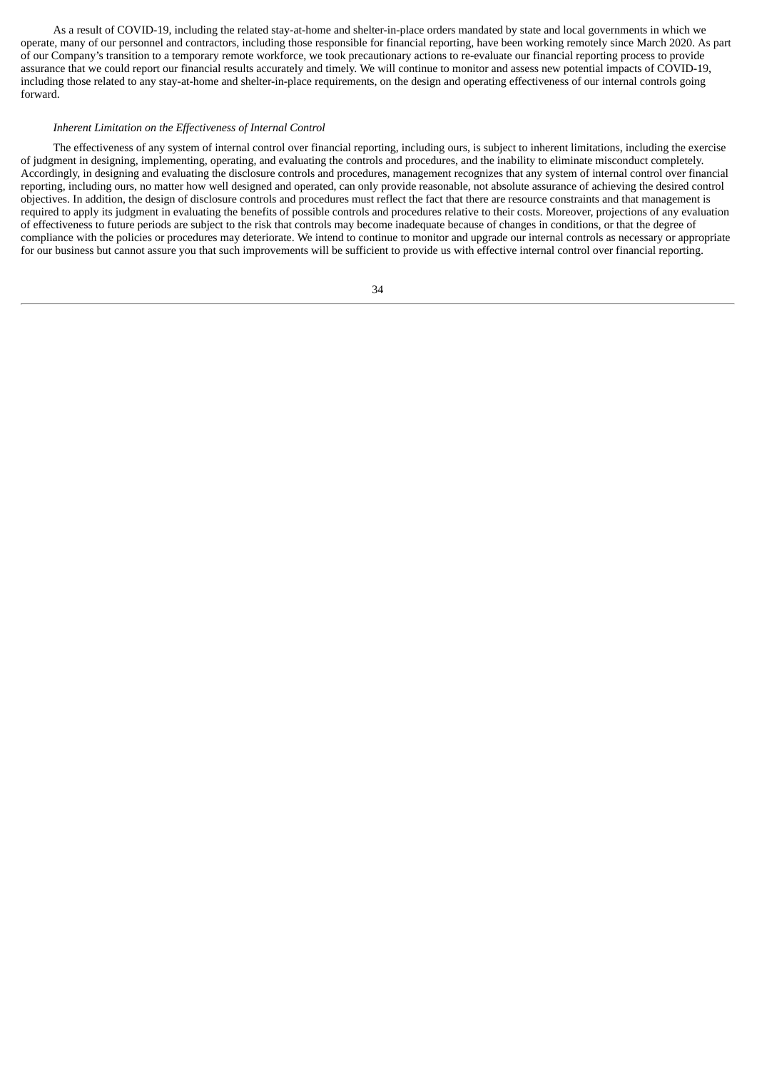As a result of COVID-19, including the related stay-at-home and shelter-in-place orders mandated by state and local governments in which we operate, many of our personnel and contractors, including those responsible for financial reporting, have been working remotely since March 2020. As part of our Company's transition to a temporary remote workforce, we took precautionary actions to re-evaluate our financial reporting process to provide assurance that we could report our financial results accurately and timely. We will continue to monitor and assess new potential impacts of COVID-19, including those related to any stay-at-home and shelter-in-place requirements, on the design and operating effectiveness of our internal controls going forward.

*Inherent Limitation on the Effectiveness of Internal Control*

The effectiveness of any system of internal control over financial reporting, including ours, is subject to inherent limitations, including the exercise of judgment in designing, implementing, operating, and evaluating the controls and procedures, and the inability to eliminate misconduct completely. Accordingly, in designing and evaluating the disclosure controls and procedures, management recognizes that any system of internal control over financial reporting, including ours, no matter how well designed and operated, can only provide reasonable, not absolute assurance of achieving the desired control objectives. In addition, the design of disclosure controls and procedures must reflect the fact that there are resource constraints and that management is required to apply its judgment in evaluating the benefits of possible controls and procedures relative to their costs. Moreover, projections of any evaluation of effectiveness to future periods are subject to the risk that controls may become inadequate because of changes in conditions, or that the degree of compliance with the policies or procedures may deteriorate. We intend to continue to monitor and upgrade our internal controls as necessary or appropriate for our business but cannot assure you that such improvements will be sufficient to provide us with effective internal control over financial reporting.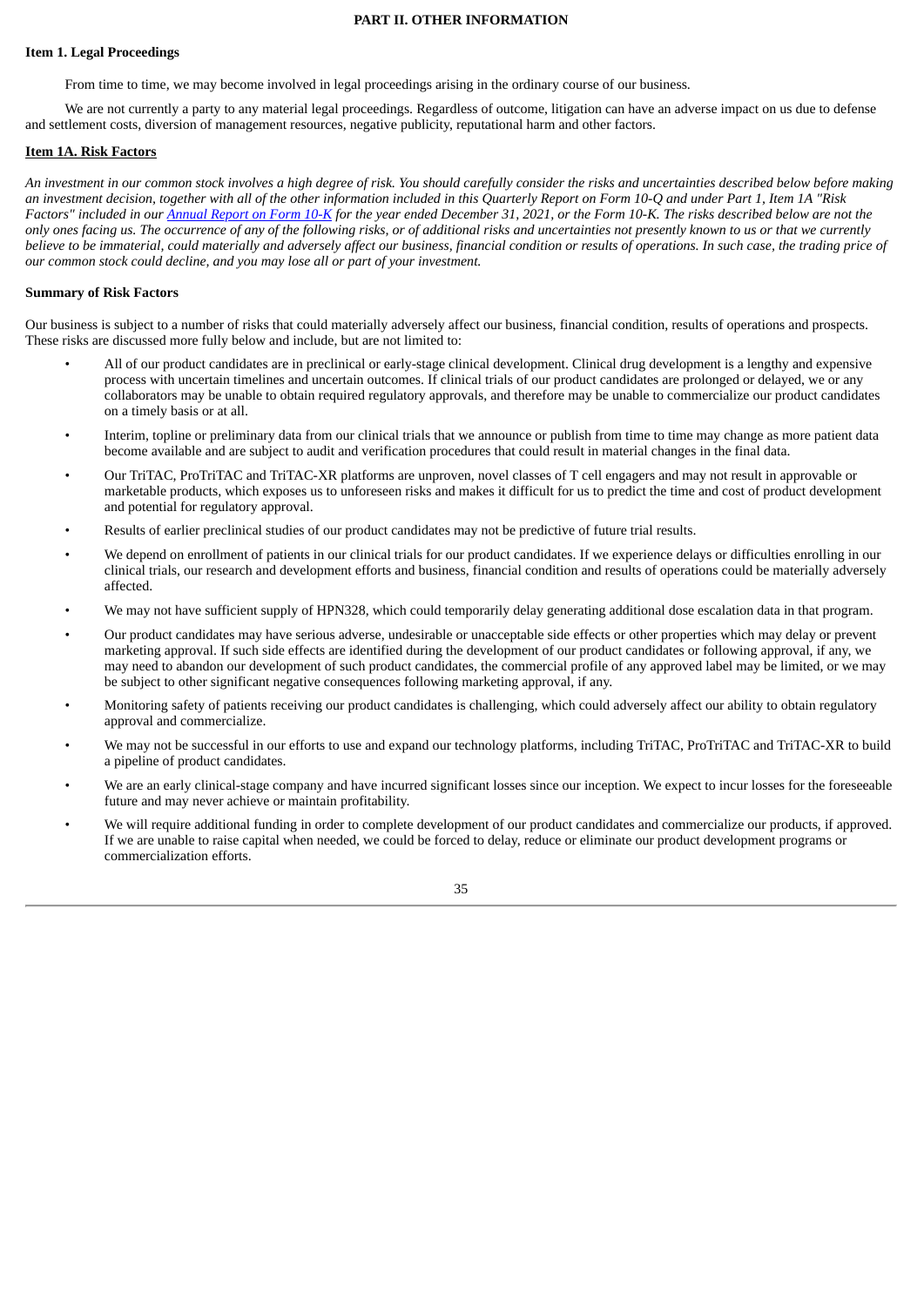# PART II. OTHER INFORMATION

## Item 1. Legal Proceedings

From time to time, we may become involved in legal proceedings arising in the ordinary course of our business.

We are not currently a party to any material legal proceedings. Regardless of outcome, litigation can have an adverse impact on us due to defense and settlement costs, diversion of management resources, negative publicity, reputational harm and other factors.

## Item 1A. Risk Factors

*An investment in our common stock involves a high degree of risk. You should carefully consider the risks and uncertainties described below before making an investment decision, together with all of the other information included in this Quarterly Report on Form 10-Q and under Part 1, Item 1A "Risk Factors" included in our Annual Report on Form 10-K for the year ended December 31, 2021, or the Form 10-K. The risks described below are not the only ones facing us. The occurrence of any of the following risks, or of additional risks and uncertainties not presently known to us or that we currently believe to be immaterial, could materially and adversely affect our business, financial condition or results of operations. In such case, the trading price of our common stock could decline, and you may lose all or part of your investment.*

### Summary of Risk Factors

Our business is subject to a number of risks that could materially adversely affect our business, financial condition, results of operations and prospects. These risks are discussed more fully below and include, but are not limited to:

- All of our product candidates are in preclinical or early-stage clinical development. Clinical drug development is a lengthy and expensive process with uncertain timelines and uncertain outcomes. If clinical trials of our product candidates are prolonged or delayed, we or any collaborators may be unable to obtain required regulatory approvals, and therefore may be unable to commercialize our product candidates on a timely basis or at all.
- Interim, topline or preliminary data from our clinical trials that we announce or publish from time to time may change as more patient data become available and are subject to audit and verification procedures that could result in material changes in the final data.
- Our TriTAC, ProTriTAC and TriTAC-XR platforms are unproven, novel classes of T cell engagers and may not result in approvable or marketable products, which exposes us to unforeseen risks and makes it difficult for us to predict the time and cost of product development and potential for regulatory approval.
- Results of earlier preclinical studies of our product candidates may not be predictive of future trial results.
- We depend on enrollment of patients in our clinical trials for our product candidates. If we experience delays or difficulties enrolling in our clinical trials, our research and development efforts and business, financial condition and results of operations could be materially adversely affected.
- We may not have sufficient supply of HPN328, which could temporarily delay generating additional dose escalation data in that program.
- Our product candidates may have serious adverse, undesirable or unacceptable side effects or other properties which may delay or prevent marketing approval. If such side effects are identified during the development of our product candidates or following approval, if any, we may need to abandon our development of such product candidates, the commercial profile of any approved label may be limited, or we may be subject to other significant negative consequences following marketing approval, if any.
- Monitoring safety of patients receiving our product candidates is challenging, which could adversely affect our ability to obtain regulatory approval and commercialize.
- We may not be successful in our efforts to use and expand our technology platforms, including TriTAC, ProTriTAC and TriTAC-XR to build a pipeline of product candidates.
- We are an early clinical-stage company and have incurred significant losses since our inception. We expect to incur losses for the foreseeable future and may never achieve or maintain profitability.
- We will require additional funding in order to complete development of our product candidates and commercialize our products, if approved. If we are unable to raise capital when needed, we could be forced to delay, reduce or eliminate our product development programs or commercialization efforts.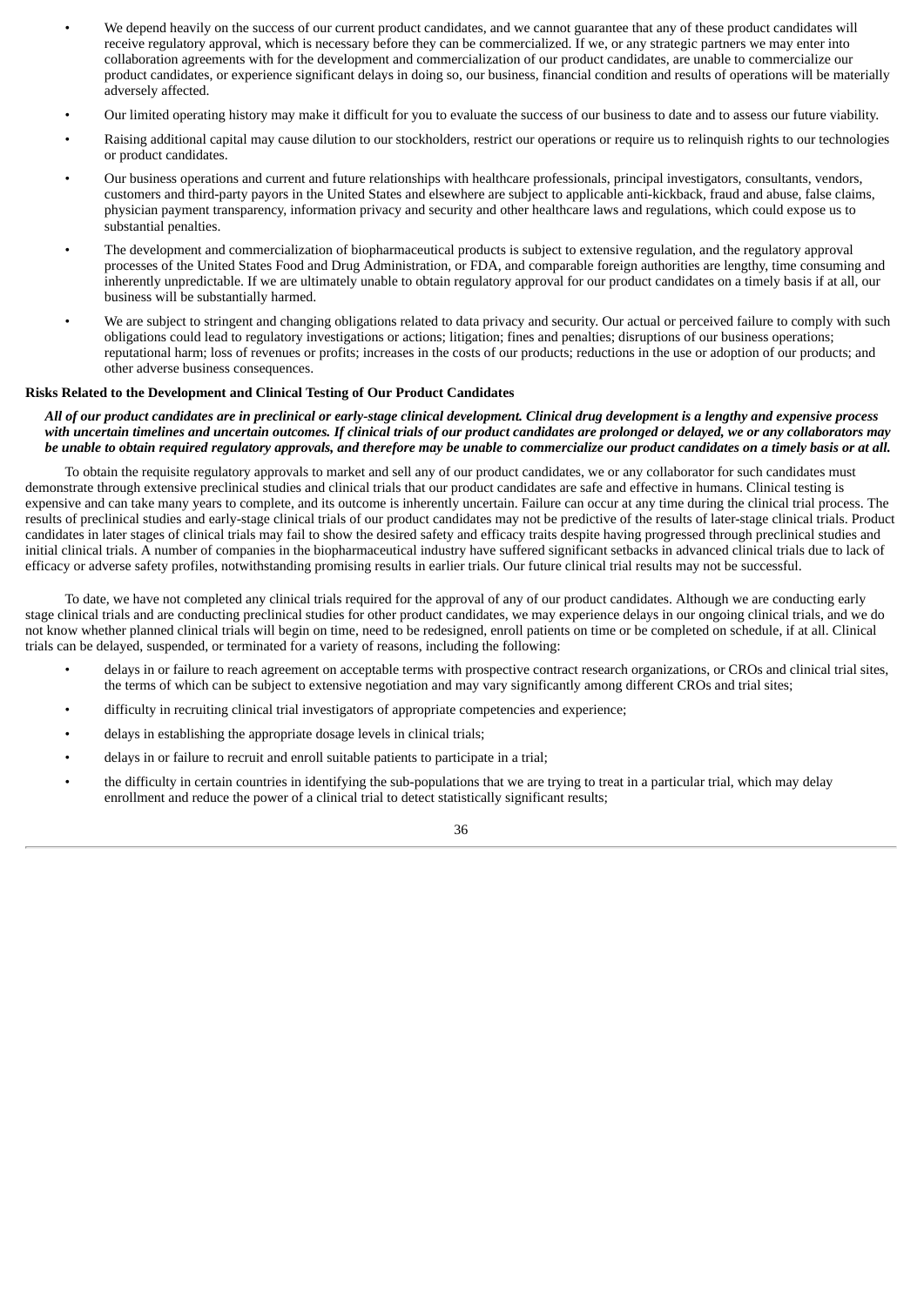- We depend heavily on the success of our current product candidates, and we cannot guarantee that any of these product candidates will receive regulatory approval, which is necessary before they can be commercialized. If we, or any strategic partners we may enter into collaboration agreements with for the development and commercialization of our product candidates, are unable to commercialize our product candidates, or experience significant delays in doing so, our business, financial condition and results of operations will be materially adversely affected.
- Our limited operating history may make it difficult for you to evaluate the success of our business to date and to assess our future viability.
- Raising additional capital may cause dilution to our stockholders, restrict our operations or require us to relinquish rights to our technologies or product candidates.
- Our business operations and current and future relationships with healthcare professionals, principal investigators, consultants, vendors, customers and third-party payors in the United States and elsewhere are subject to applicable anti-kickback, fraud and abuse, false claims, physician payment transparency, information privacy and security and other healthcare laws and regulations, which could expose us to substantial penalties.
- The development and commercialization of biopharmaceutical products is subject to extensive regulation, and the regulatory approval processes of the United States Food and Drug Administration, or FDA, and comparable foreign authorities are lengthy, time consuming and inherently unpredictable. If we are ultimately unable to obtain regulatory approval for our product candidates on a timely basis if at all, our business will be substantially harmed.
- We are subject to stringent and changing obligations related to data privacy and security. Our actual or perceived failure to comply with such obligations could lead to regulatory investigations or actions; litigation; fines and penalties; disruptions of our business operations; reputational harm; loss of revenues or profits; increases in the costs of our products; reductions in the use or adoption of our products; and other adverse business consequences.

**Risks Related to the Development and Clinical Testing of Our Product Candidates**

***All of our product candidates are in preclinical or early-stage clinical development. Clinical drug development is a lengthy and expensive process with uncertain timelines and uncertain outcomes. If clinical trials of our product candidates are prolonged or delayed, we or any collaborators may be unable to obtain required regulatory approvals, and therefore may be unable to commercialize our product candidates on a timely basis or at all.***

To obtain the requisite regulatory approvals to market and sell any of our product candidates, we or any collaborator for such candidates must demonstrate through extensive preclinical studies and clinical trials that our product candidates are safe and effective in humans. Clinical testing is expensive and can take many years to complete, and its outcome is inherently uncertain. Failure can occur at any time during the clinical trial process. The results of preclinical studies and early-stage clinical trials of our product candidates may not be predictive of the results of later-stage clinical trials. Product candidates in later stages of clinical trials may fail to show the desired safety and efficacy traits despite having progressed through preclinical studies and initial clinical trials. A number of companies in the biopharmaceutical industry have suffered significant setbacks in advanced clinical trials due to lack of efficacy or adverse safety profiles, notwithstanding promising results in earlier trials. Our future clinical trial results may not be successful.

To date, we have not completed any clinical trials required for the approval of any of our product candidates. Although we are conducting early stage clinical trials and are conducting preclinical studies for other product candidates, we may experience delays in our ongoing clinical trials, and we do not know whether planned clinical trials will begin on time, need to be redesigned, enroll patients on time or be completed on schedule, if at all. Clinical trials can be delayed, suspended, or terminated for a variety of reasons, including the following:

- delays in or failure to reach agreement on acceptable terms with prospective contract research organizations, or CROs and clinical trial sites, the terms of which can be subject to extensive negotiation and may vary significantly among different CROs and trial sites;
- difficulty in recruiting clinical trial investigators of appropriate competencies and experience;
- delays in establishing the appropriate dosage levels in clinical trials;
- delays in or failure to recruit and enroll suitable patients to participate in a trial;
- the difficulty in certain countries in identifying the sub-populations that we are trying to treat in a particular trial, which may delay enrollment and reduce the power of a clinical trial to detect statistically significant results;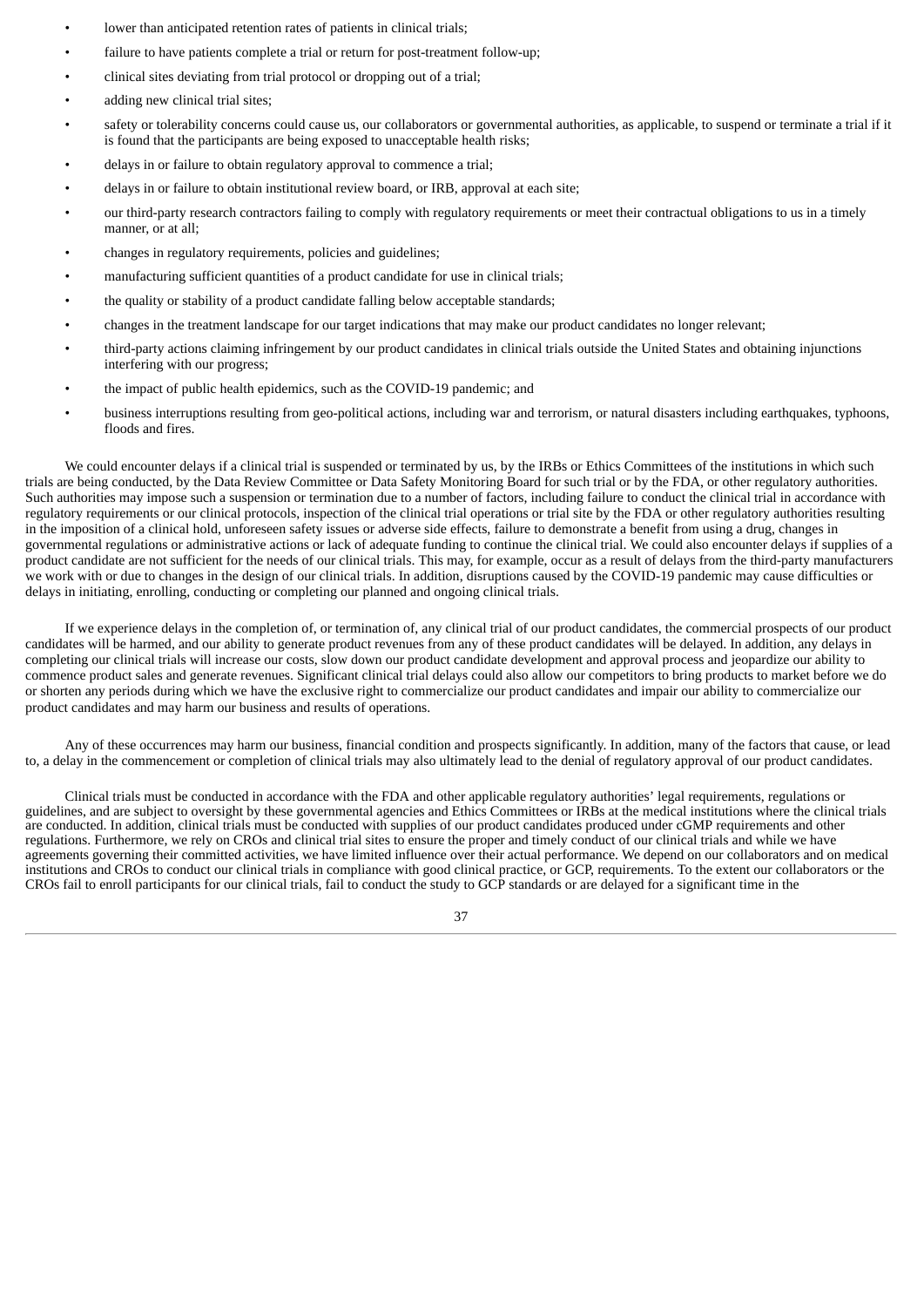- lower than anticipated retention rates of patients in clinical trials;
- failure to have patients complete a trial or return for post-treatment follow-up;
- clinical sites deviating from trial protocol or dropping out of a trial;
- adding new clinical trial sites;
- safety or tolerability concerns could cause us, our collaborators or governmental authorities, as applicable, to suspend or terminate a trial if it is found that the participants are being exposed to unacceptable health risks;
- delays in or failure to obtain regulatory approval to commence a trial;
- delays in or failure to obtain institutional review board, or IRB, approval at each site;
- our third-party research contractors failing to comply with regulatory requirements or meet their contractual obligations to us in a timely manner, or at all;
- changes in regulatory requirements, policies and guidelines;
- manufacturing sufficient quantities of a product candidate for use in clinical trials;
- the quality or stability of a product candidate falling below acceptable standards;
- changes in the treatment landscape for our target indications that may make our product candidates no longer relevant;
- third-party actions claiming infringement by our product candidates in clinical trials outside the United States and obtaining injunctions interfering with our progress;
- the impact of public health epidemics, such as the COVID-19 pandemic; and
- business interruptions resulting from geo-political actions, including war and terrorism, or natural disasters including earthquakes, typhoons, floods and fires.

We could encounter delays if a clinical trial is suspended or terminated by us, by the IRBs or Ethics Committees of the institutions in which such trials are being conducted, by the Data Review Committee or Data Safety Monitoring Board for such trial or by the FDA, or other regulatory authorities. Such authorities may impose such a suspension or termination due to a number of factors, including failure to conduct the clinical trial in accordance with regulatory requirements or our clinical protocols, inspection of the clinical trial operations or trial site by the FDA or other regulatory authorities resulting in the imposition of a clinical hold, unforeseen safety issues or adverse side effects, failure to demonstrate a benefit from using a drug, changes in governmental regulations or administrative actions or lack of adequate funding to continue the clinical trial. We could also encounter delays if supplies of a product candidate are not sufficient for the needs of our clinical trials. This may, for example, occur as a result of delays from the third-party manufacturers we work with or due to changes in the design of our clinical trials. In addition, disruptions caused by the COVID-19 pandemic may cause difficulties or delays in initiating, enrolling, conducting or completing our planned and ongoing clinical trials.

If we experience delays in the completion of, or termination of, any clinical trial of our product candidates, the commercial prospects of our product candidates will be harmed, and our ability to generate product revenues from any of these product candidates will be delayed. In addition, any delays in completing our clinical trials will increase our costs, slow down our product candidate development and approval process and jeopardize our ability to commence product sales and generate revenues. Significant clinical trial delays could also allow our competitors to bring products to market before we do or shorten any periods during which we have the exclusive right to commercialize our product candidates and impair our ability to commercialize our product candidates and may harm our business and results of operations.

Any of these occurrences may harm our business, financial condition and prospects significantly. In addition, many of the factors that cause, or lead to, a delay in the commencement or completion of clinical trials may also ultimately lead to the denial of regulatory approval of our product candidates.

Clinical trials must be conducted in accordance with the FDA and other applicable regulatory authorities' legal requirements, regulations or guidelines, and are subject to oversight by these governmental agencies and Ethics Committees or IRBs at the medical institutions where the clinical trials are conducted. In addition, clinical trials must be conducted with supplies of our product candidates produced under cGMP requirements and other regulations. Furthermore, we rely on CROs and clinical trial sites to ensure the proper and timely conduct of our clinical trials and while we have agreements governing their committed activities, we have limited influence over their actual performance. We depend on our collaborators and on medical institutions and CROs to conduct our clinical trials in compliance with good clinical practice, or GCP, requirements. To the extent our collaborators or the CROs fail to enroll participants for our clinical trials, fail to conduct the study to GCP standards or are delayed for a significant time in the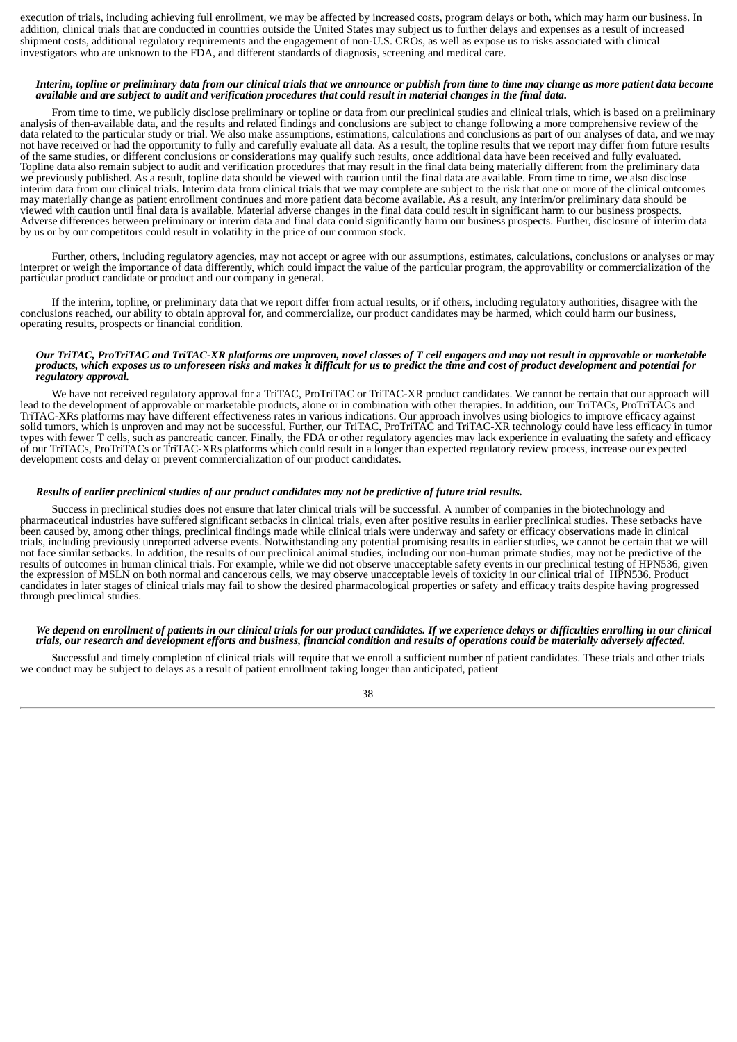execution of trials, including achieving full enrollment, we may be affected by increased costs, program delays or both, which may harm our business. In addition, clinical trials that are conducted in countries outside the United States may subject us to further delays and expenses as a result of increased shipment costs, additional regulatory requirements and the engagement of non-U.S. CROs, as well as expose us to risks associated with clinical investigators who are unknown to the FDA, and different standards of diagnosis, screening and medical care.

***Interim, topline or preliminary data from our clinical trials that we announce or publish from time to time may change as more patient data become available and are subject to audit and verification procedures that could result in material changes in the final data.***

From time to time, we publicly disclose preliminary or topline or data from our preclinical studies and clinical trials, which is based on a preliminary analysis of then-available data, and the results and related findings and conclusions are subject to change following a more comprehensive review of the data related to the particular study or trial. We also make assumptions, estimations, calculations and conclusions as part of our analyses of data, and we may not have received or had the opportunity to fully and carefully evaluate all data. As a result, the topline results that we report may differ from future results of the same studies, or different conclusions or considerations may qualify such results, once additional data have been received and fully evaluated. Topline data also remain subject to audit and verification procedures that may result in the final data being materially different from the preliminary data we previously published. As a result, topline data should be viewed with caution until the final data are available. From time to time, we also disclose interim data from our clinical trials. Interim data from clinical trials that we may complete are subject to the risk that one or more of the clinical outcomes may materially change as patient enrollment continues and more patient data become available. As a result, any interim/or preliminary data should be viewed with caution until final data is available. Material adverse changes in the final data could result in significant harm to our business prospects. Adverse differences between preliminary or interim data and final data could significantly harm our business prospects. Further, disclosure of interim data by us or by our competitors could result in volatility in the price of our common stock.

Further, others, including regulatory agencies, may not accept or agree with our assumptions, estimates, calculations, conclusions or analyses or may interpret or weigh the importance of data differently, which could impact the value of the particular program, the approvability or commercialization of the particular product candidate or product and our company in general.

If the interim, topline, or preliminary data that we report differ from actual results, or if others, including regulatory authorities, disagree with the conclusions reached, our ability to obtain approval for, and commercialize, our product candidates may be harmed, which could harm our business, operating results, prospects or financial condition.

***Our TriTAC, ProTriTAC and TriTAC-XR platforms are unproven, novel classes of T cell engagers and may not result in approvable or marketable products, which exposes us to unforeseen risks and makes it difficult for us to predict the time and cost of product development and potential for regulatory approval.***

We have not received regulatory approval for a TriTAC, ProTriTAC or TriTAC-XR product candidates. We cannot be certain that our approach will lead to the development of approvable or marketable products, alone or in combination with other therapies. In addition, our TriTACs, ProTriTACs and TriTAC-XRs platforms may have different effectiveness rates in various indications. Our approach involves using biologics to improve efficacy against solid tumors, which is unproven and may not be successful. Further, our TriTAC, ProTriTAC and TriTAC-XR technology could have less efficacy in tumor types with fewer T cells, such as pancreatic cancer. Finally, the FDA or other regulatory agencies may lack experience in evaluating the safety and efficacy of our TriTACs, ProTriTACs or TriTAC-XRs platforms which could result in a longer than expected regulatory review process, increase our expected development costs and delay or prevent commercialization of our product candidates.

***Results of earlier preclinical studies of our product candidates may not be predictive of future trial results.***

Success in preclinical studies does not ensure that later clinical trials will be successful. A number of companies in the biotechnology and pharmaceutical industries have suffered significant setbacks in clinical trials, even after positive results in earlier preclinical studies. These setbacks have been caused by, among other things, preclinical findings made while clinical trials were underway and safety or efficacy observations made in clinical trials, including previously unreported adverse events. Notwithstanding any potential promising results in earlier studies, we cannot be certain that we will not face similar setbacks. In addition, the results of our preclinical animal studies, including our non-human primate studies, may not be predictive of the results of outcomes in human clinical trials. For example, while we did not observe unacceptable safety events in our preclinical testing of HPN536, given the expression of MSLN on both normal and cancerous cells, we may observe unacceptable levels of toxicity in our clinical trial of HPN536. Product candidates in later stages of clinical trials may fail to show the desired pharmacological properties or safety and efficacy traits despite having progressed through preclinical studies.

***We depend on enrollment of patients in our clinical trials for our product candidates. If we experience delays or difficulties enrolling in our clinical trials, our research and development efforts and business, financial condition and results of operations could be materially adversely affected.***

Successful and timely completion of clinical trials will require that we enroll a sufficient number of patient candidates. These trials and other trials we conduct may be subject to delays as a result of patient enrollment taking longer than anticipated, patient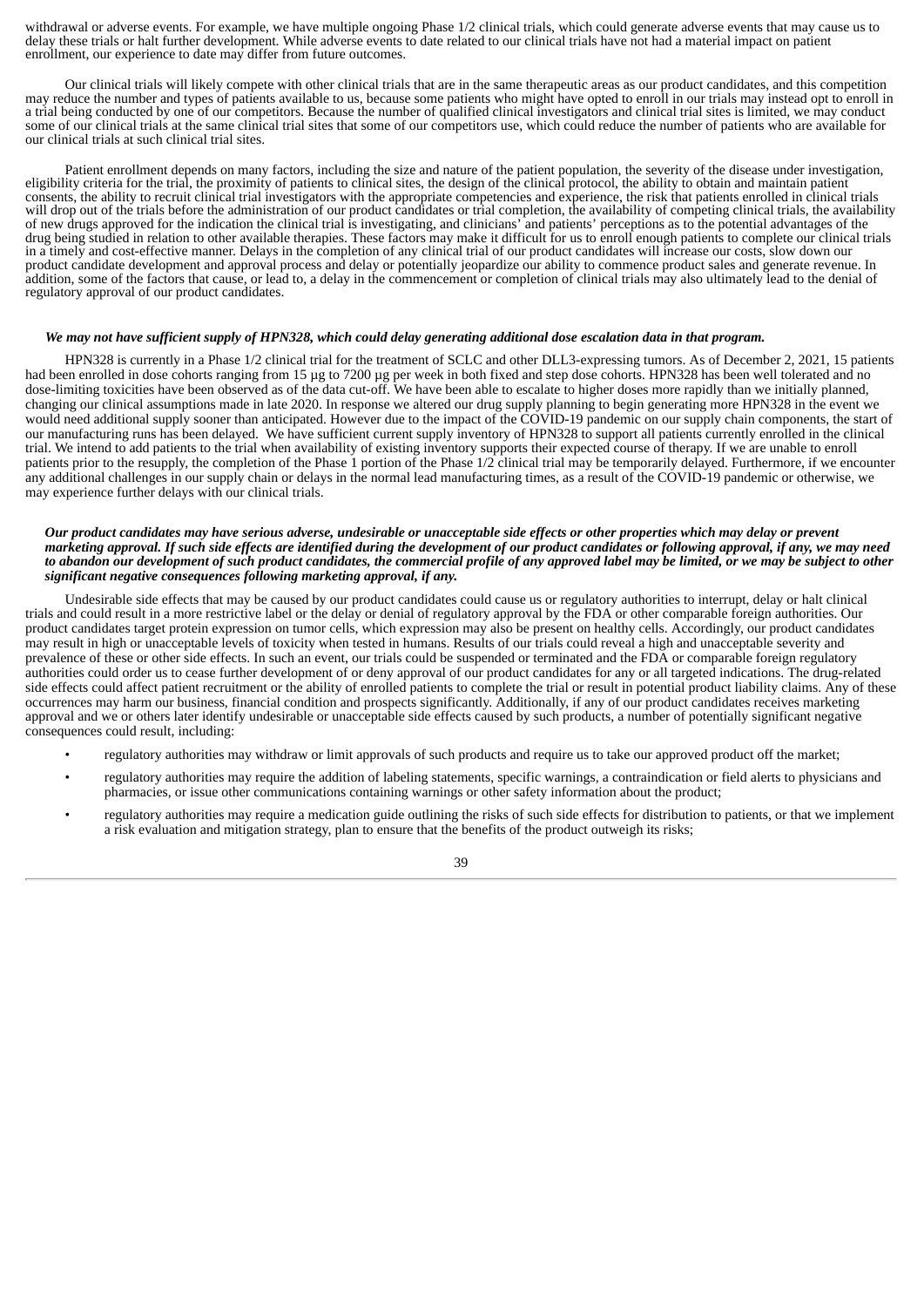withdrawal or adverse events. For example, we have multiple ongoing Phase 1/2 clinical trials, which could generate adverse events that may cause us to delay these trials or halt further development. While adverse events to date related to our clinical trials have not had a material impact on patient enrollment, our experience to date may differ from future outcomes.

Our clinical trials will likely compete with other clinical trials that are in the same therapeutic areas as our product candidates, and this competition may reduce the number and types of patients available to us, because some patients who might have opted to enroll in our trials may instead opt to enroll in a trial being conducted by one of our competitors. Because the number of qualified clinical investigators and clinical trial sites is limited, we may conduct some of our clinical trials at the same clinical trial sites that some of our competitors use, which could reduce the number of patients who are available for our clinical trials at such clinical trial sites.

Patient enrollment depends on many factors, including the size and nature of the patient population, the severity of the disease under investigation, eligibility criteria for the trial, the proximity of patients to clinical sites, the design of the clinical protocol, the ability to obtain and maintain patient consents, the ability to recruit clinical trial investigators with the appropriate competencies and experience, the risk that patients enrolled in clinical trials will drop out of the trials before the administration of our product candidates or trial completion, the availability of competing clinical trials, the availability of new drugs approved for the indication the clinical trial is investigating, and clinicians' and patients' perceptions as to the potential advantages of the drug being studied in relation to other available therapies. These factors may make it difficult for us to enroll enough patients to complete our clinical trials in a timely and cost-effective manner. Delays in the completion of any clinical trial of our product candidates will increase our costs, slow down our product candidate development and approval process and delay or potentially jeopardize our ability to commence product sales and generate revenue. In addition, some of the factors that cause, or lead to, a delay in the commencement or completion of clinical trials may also ultimately lead to the denial of regulatory approval of our product candidates.

***We may not have sufficient supply of HPN328, which could delay generating additional dose escalation data in that program.***

HPN328 is currently in a Phase 1/2 clinical trial for the treatment of SCLC and other DLL3-expressing tumors. As of December 2, 2021, 15 patients had been enrolled in dose cohorts ranging from 15 µg to 7200 µg per week in both fixed and step dose cohorts. HPN328 has been well tolerated and no dose-limiting toxicities have been observed as of the data cut-off. We have been able to escalate to higher doses more rapidly than we initially planned, changing our clinical assumptions made in late 2020. In response we altered our drug supply planning to begin generating more HPN328 in the event we would need additional supply sooner than anticipated. However due to the impact of the COVID-19 pandemic on our supply chain components, the start of our manufacturing runs has been delayed. We have sufficient current supply inventory of HPN328 to support all patients currently enrolled in the clinical trial. We intend to add patients to the trial when availability of existing inventory supports their expected course of therapy. If we are unable to enroll patients prior to the resupply, the completion of the Phase 1 portion of the Phase 1/2 clinical trial may be temporarily delayed. Furthermore, if we encounter any additional challenges in our supply chain or delays in the normal lead manufacturing times, as a result of the COVID-19 pandemic or otherwise, we may experience further delays with our clinical trials.

***Our product candidates may have serious adverse, undesirable or unacceptable side effects or other properties which may delay or prevent marketing approval. If such side effects are identified during the development of our product candidates or following approval, if any, we may need to abandon our development of such product candidates, the commercial profile of any approved label may be limited, or we may be subject to other significant negative consequences following marketing approval, if any.***

Undesirable side effects that may be caused by our product candidates could cause us or regulatory authorities to interrupt, delay or halt clinical trials and could result in a more restrictive label or the delay or denial of regulatory approval by the FDA or other comparable foreign authorities. Our product candidates target protein expression on tumor cells, which expression may also be present on healthy cells. Accordingly, our product candidates may result in high or unacceptable levels of toxicity when tested in humans. Results of our trials could reveal a high and unacceptable severity and prevalence of these or other side effects. In such an event, our trials could be suspended or terminated and the FDA or comparable foreign regulatory authorities could order us to cease further development of or deny approval of our product candidates for any or all targeted indications. The drug-related side effects could affect patient recruitment or the ability of enrolled patients to complete the trial or result in potential product liability claims. Any of these occurrences may harm our business, financial condition and prospects significantly. Additionally, if any of our product candidates receives marketing approval and we or others later identify undesirable or unacceptable side effects caused by such products, a number of potentially significant negative consequences could result, including:

- regulatory authorities may withdraw or limit approvals of such products and require us to take our approved product off the market;
- regulatory authorities may require the addition of labeling statements, specific warnings, a contraindication or field alerts to physicians and pharmacies, or issue other communications containing warnings or other safety information about the product;
- regulatory authorities may require a medication guide outlining the risks of such side effects for distribution to patients, or that we implement a risk evaluation and mitigation strategy, plan to ensure that the benefits of the product outweigh its risks;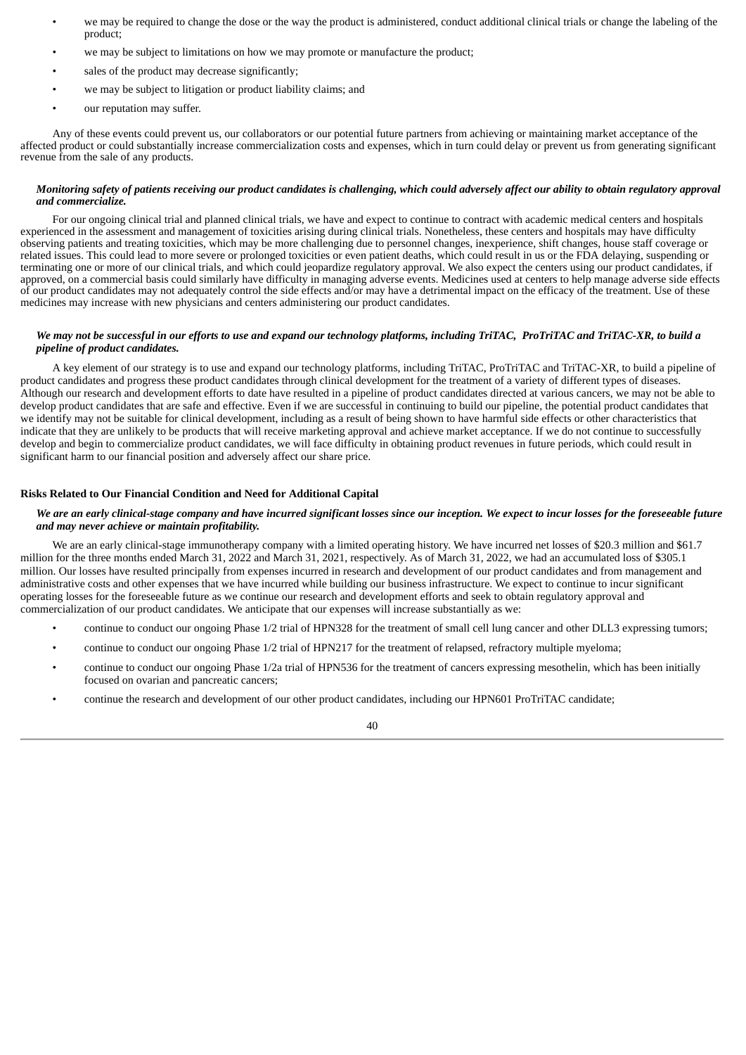- we may be required to change the dose or the way the product is administered, conduct additional clinical trials or change the labeling of the product;
- we may be subject to limitations on how we may promote or manufacture the product;
- sales of the product may decrease significantly;
- we may be subject to litigation or product liability claims; and
- our reputation may suffer.

Any of these events could prevent us, our collaborators or our potential future partners from achieving or maintaining market acceptance of the affected product or could substantially increase commercialization costs and expenses, which in turn could delay or prevent us from generating significant revenue from the sale of any products.

***Monitoring safety of patients receiving our product candidates is challenging, which could adversely affect our ability to obtain regulatory approval and commercialize.***

For our ongoing clinical trial and planned clinical trials, we have and expect to continue to contract with academic medical centers and hospitals experienced in the assessment and management of toxicities arising during clinical trials. Nonetheless, these centers and hospitals may have difficulty observing patients and treating toxicities, which may be more challenging due to personnel changes, inexperience, shift changes, house staff coverage or related issues. This could lead to more severe or prolonged toxicities or even patient deaths, which could result in us or the FDA delaying, suspending or terminating one or more of our clinical trials, and which could jeopardize regulatory approval. We also expect the centers using our product candidates, if approved, on a commercial basis could similarly have difficulty in managing adverse events. Medicines used at centers to help manage adverse side effects of our product candidates may not adequately control the side effects and/or may have a detrimental impact on the efficacy of the treatment. Use of these medicines may increase with new physicians and centers administering our product candidates.

***We may not be successful in our efforts to use and expand our technology platforms, including TriTAC, ProTriTAC and TriTAC-XR, to build a pipeline of product candidates.***

A key element of our strategy is to use and expand our technology platforms, including TriTAC, ProTriTAC and TriTAC-XR, to build a pipeline of product candidates and progress these product candidates through clinical development for the treatment of a variety of different types of diseases. Although our research and development efforts to date have resulted in a pipeline of product candidates directed at various cancers, we may not be able to develop product candidates that are safe and effective. Even if we are successful in continuing to build our pipeline, the potential product candidates that we identify may not be suitable for clinical development, including as a result of being shown to have harmful side effects or other characteristics that indicate that they are unlikely to be products that will receive marketing approval and achieve market acceptance. If we do not continue to successfully develop and begin to commercialize product candidates, we will face difficulty in obtaining product revenues in future periods, which could result in significant harm to our financial position and adversely affect our share price.

**Risks Related to Our Financial Condition and Need for Additional Capital**

***We are an early clinical-stage company and have incurred significant losses since our inception. We expect to incur losses for the foreseeable future and may never achieve or maintain profitability.***

We are an early clinical-stage immunotherapy company with a limited operating history. We have incurred net losses of $20.3 million and $61.7 million for the three months ended March 31, 2022 and March 31, 2021, respectively. As of March 31, 2022, we had an accumulated loss of $305.1 million. Our losses have resulted principally from expenses incurred in research and development of our product candidates and from management and administrative costs and other expenses that we have incurred while building our business infrastructure. We expect to continue to incur significant operating losses for the foreseeable future as we continue our research and development efforts and seek to obtain regulatory approval and commercialization of our product candidates. We anticipate that our expenses will increase substantially as we:

- continue to conduct our ongoing Phase 1/2 trial of HPN328 for the treatment of small cell lung cancer and other DLL3 expressing tumors;
- continue to conduct our ongoing Phase 1/2 trial of HPN217 for the treatment of relapsed, refractory multiple myeloma;
- continue to conduct our ongoing Phase 1/2a trial of HPN536 for the treatment of cancers expressing mesothelin, which has been initially focused on ovarian and pancreatic cancers;
- continue the research and development of our other product candidates, including our HPN601 ProTriTAC candidate;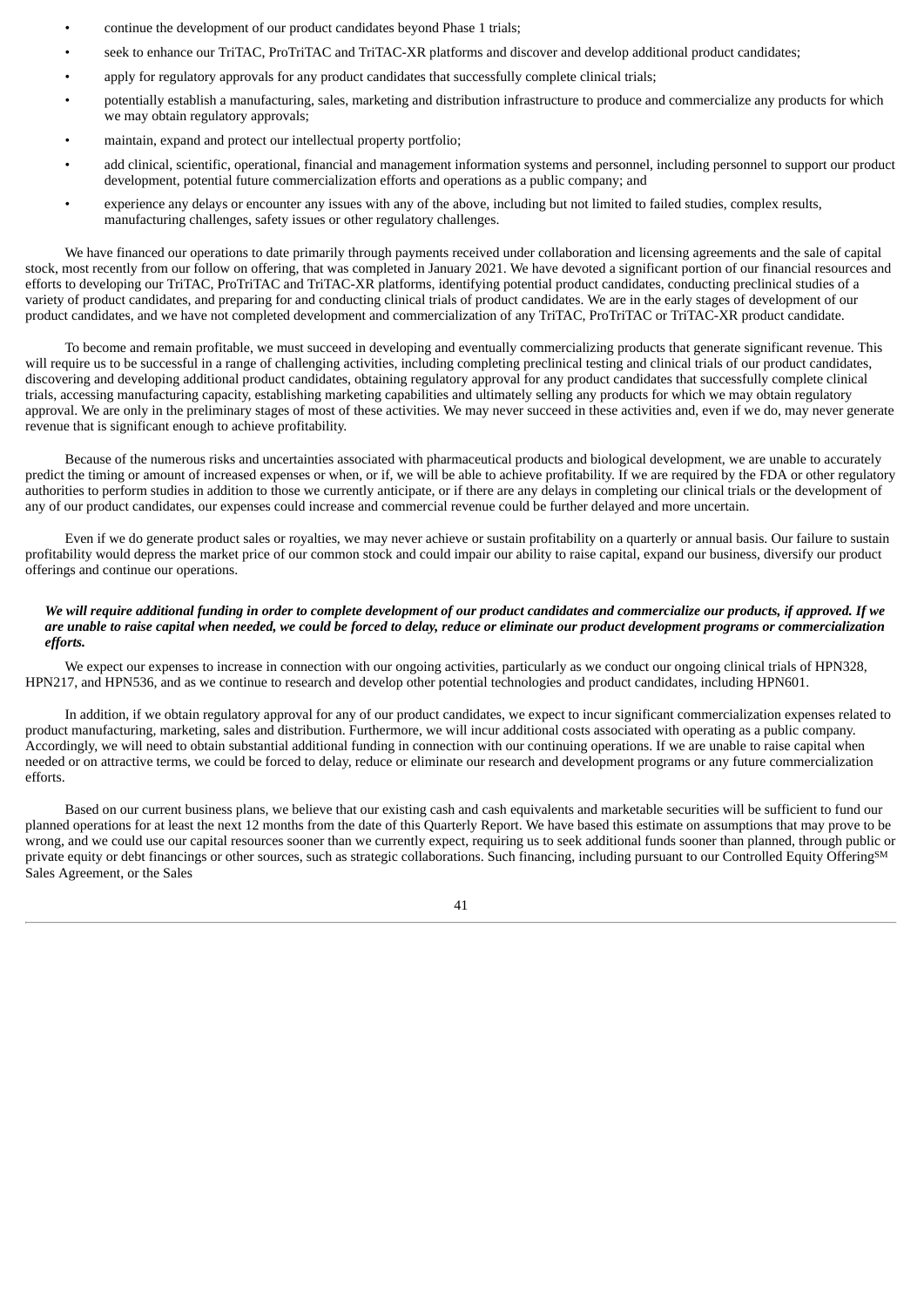- continue the development of our product candidates beyond Phase 1 trials;
- seek to enhance our TriTAC, ProTriTAC and TriTAC-XR platforms and discover and develop additional product candidates;
- apply for regulatory approvals for any product candidates that successfully complete clinical trials;
- potentially establish a manufacturing, sales, marketing and distribution infrastructure to produce and commercialize any products for which we may obtain regulatory approvals;
- maintain, expand and protect our intellectual property portfolio;
- add clinical, scientific, operational, financial and management information systems and personnel, including personnel to support our product development, potential future commercialization efforts and operations as a public company; and
- experience any delays or encounter any issues with any of the above, including but not limited to failed studies, complex results, manufacturing challenges, safety issues or other regulatory challenges.

We have financed our operations to date primarily through payments received under collaboration and licensing agreements and the sale of capital stock, most recently from our follow on offering, that was completed in January 2021. We have devoted a significant portion of our financial resources and efforts to developing our TriTAC, ProTriTAC and TriTAC-XR platforms, identifying potential product candidates, conducting preclinical studies of a variety of product candidates, and preparing for and conducting clinical trials of product candidates. We are in the early stages of development of our product candidates, and we have not completed development and commercialization of any TriTAC, ProTriTAC or TriTAC-XR product candidate.

To become and remain profitable, we must succeed in developing and eventually commercializing products that generate significant revenue. This will require us to be successful in a range of challenging activities, including completing preclinical testing and clinical trials of our product candidates, discovering and developing additional product candidates, obtaining regulatory approval for any product candidates that successfully complete clinical trials, accessing manufacturing capacity, establishing marketing capabilities and ultimately selling any products for which we may obtain regulatory approval. We are only in the preliminary stages of most of these activities. We may never succeed in these activities and, even if we do, may never generate revenue that is significant enough to achieve profitability.

Because of the numerous risks and uncertainties associated with pharmaceutical products and biological development, we are unable to accurately predict the timing or amount of increased expenses or when, or if, we will be able to achieve profitability. If we are required by the FDA or other regulatory authorities to perform studies in addition to those we currently anticipate, or if there are any delays in completing our clinical trials or the development of any of our product candidates, our expenses could increase and commercial revenue could be further delayed and more uncertain.

Even if we do generate product sales or royalties, we may never achieve or sustain profitability on a quarterly or annual basis. Our failure to sustain profitability would depress the market price of our common stock and could impair our ability to raise capital, expand our business, diversify our product offerings and continue our operations.

***We will require additional funding in order to complete development of our product candidates and commercialize our products, if approved. If we are unable to raise capital when needed, we could be forced to delay, reduce or eliminate our product development programs or commercialization efforts.***

We expect our expenses to increase in connection with our ongoing activities, particularly as we conduct our ongoing clinical trials of HPN328, HPN217, and HPN536, and as we continue to research and develop other potential technologies and product candidates, including HPN601.

In addition, if we obtain regulatory approval for any of our product candidates, we expect to incur significant commercialization expenses related to product manufacturing, marketing, sales and distribution. Furthermore, we will incur additional costs associated with operating as a public company. Accordingly, we will need to obtain substantial additional funding in connection with our continuing operations. If we are unable to raise capital when needed or on attractive terms, we could be forced to delay, reduce or eliminate our research and development programs or any future commercialization efforts.

Based on our current business plans, we believe that our existing cash and cash equivalents and marketable securities will be sufficient to fund our planned operations for at least the next 12 months from the date of this Quarterly Report. We have based this estimate on assumptions that may prove to be wrong, and we could use our capital resources sooner than we currently expect, requiring us to seek additional funds sooner than planned, through public or private equity or debt financings or other sources, such as strategic collaborations. Such financing, including pursuant to our Controlled Equity Offering[SM] Sales Agreement, or the Sales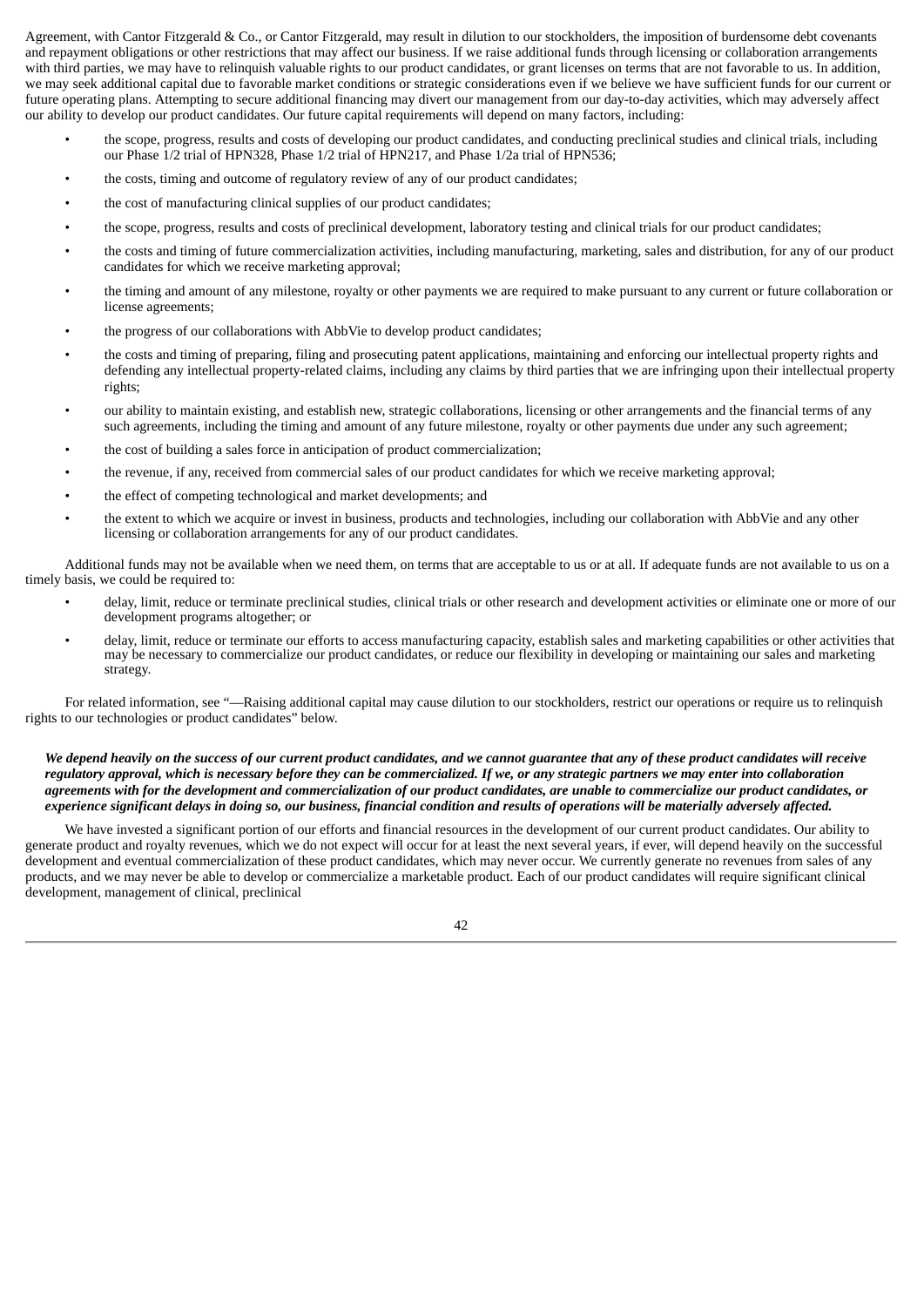Agreement, with Cantor Fitzgerald & Co., or Cantor Fitzgerald, may result in dilution to our stockholders, the imposition of burdensome debt covenants and repayment obligations or other restrictions that may affect our business. If we raise additional funds through licensing or collaboration arrangements with third parties, we may have to relinquish valuable rights to our product candidates, or grant licenses on terms that are not favorable to us. In addition, we may seek additional capital due to favorable market conditions or strategic considerations even if we believe we have sufficient funds for our current or future operating plans. Attempting to secure additional financing may divert our management from our day-to-day activities, which may adversely affect our ability to develop our product candidates. Our future capital requirements will depend on many factors, including:

- the scope, progress, results and costs of developing our product candidates, and conducting preclinical studies and clinical trials, including our Phase 1/2 trial of HPN328, Phase 1/2 trial of HPN217, and Phase 1/2a trial of HPN536;
- the costs, timing and outcome of regulatory review of any of our product candidates;
- the cost of manufacturing clinical supplies of our product candidates;
- the scope, progress, results and costs of preclinical development, laboratory testing and clinical trials for our product candidates;
- the costs and timing of future commercialization activities, including manufacturing, marketing, sales and distribution, for any of our product candidates for which we receive marketing approval;
- the timing and amount of any milestone, royalty or other payments we are required to make pursuant to any current or future collaboration or license agreements;
- the progress of our collaborations with AbbVie to develop product candidates;
- the costs and timing of preparing, filing and prosecuting patent applications, maintaining and enforcing our intellectual property rights and defending any intellectual property-related claims, including any claims by third parties that we are infringing upon their intellectual property rights;
- our ability to maintain existing, and establish new, strategic collaborations, licensing or other arrangements and the financial terms of any such agreements, including the timing and amount of any future milestone, royalty or other payments due under any such agreement;
- the cost of building a sales force in anticipation of product commercialization;
- the revenue, if any, received from commercial sales of our product candidates for which we receive marketing approval;
- the effect of competing technological and market developments; and
- the extent to which we acquire or invest in business, products and technologies, including our collaboration with AbbVie and any other licensing or collaboration arrangements for any of our product candidates.

Additional funds may not be available when we need them, on terms that are acceptable to us or at all. If adequate funds are not available to us on a timely basis, we could be required to:

- delay, limit, reduce or terminate preclinical studies, clinical trials or other research and development activities or eliminate one or more of our development programs altogether; or
- delay, limit, reduce or terminate our efforts to access manufacturing capacity, establish sales and marketing capabilities or other activities that may be necessary to commercialize our product candidates, or reduce our flexibility in developing or maintaining our sales and marketing strategy.

For related information, see "—Raising additional capital may cause dilution to our stockholders, restrict our operations or require us to relinquish rights to our technologies or product candidates" below.

***We depend heavily on the success of our current product candidates, and we cannot guarantee that any of these product candidates will receive regulatory approval, which is necessary before they can be commercialized. If we, or any strategic partners we may enter into collaboration agreements with for the development and commercialization of our product candidates, are unable to commercialize our product candidates, or experience significant delays in doing so, our business, financial condition and results of operations will be materially adversely affected.***

We have invested a significant portion of our efforts and financial resources in the development of our current product candidates. Our ability to generate product and royalty revenues, which we do not expect will occur for at least the next several years, if ever, will depend heavily on the successful development and eventual commercialization of these product candidates, which may never occur. We currently generate no revenues from sales of any products, and we may never be able to develop or commercialize a marketable product. Each of our product candidates will require significant clinical development, management of clinical, preclinical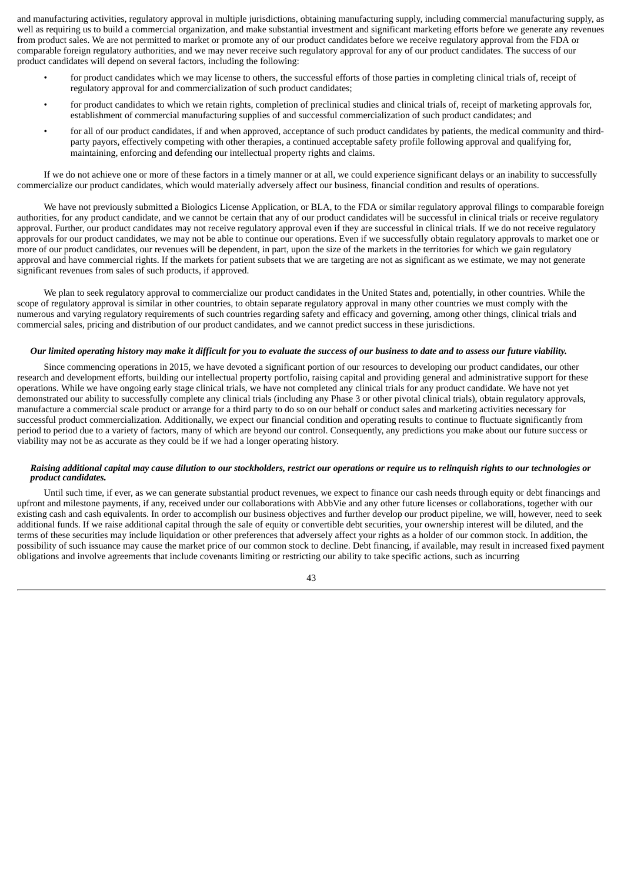and manufacturing activities, regulatory approval in multiple jurisdictions, obtaining manufacturing supply, including commercial manufacturing supply, as well as requiring us to build a commercial organization, and make substantial investment and significant marketing efforts before we generate any revenues from product sales. We are not permitted to market or promote any of our product candidates before we receive regulatory approval from the FDA or comparable foreign regulatory authorities, and we may never receive such regulatory approval for any of our product candidates. The success of our product candidates will depend on several factors, including the following:

- for product candidates which we may license to others, the successful efforts of those parties in completing clinical trials of, receipt of regulatory approval for and commercialization of such product candidates;
- for product candidates to which we retain rights, completion of preclinical studies and clinical trials of, receipt of marketing approvals for, establishment of commercial manufacturing supplies of and successful commercialization of such product candidates; and
- for all of our product candidates, if and when approved, acceptance of such product candidates by patients, the medical community and third-party payors, effectively competing with other therapies, a continued acceptable safety profile following approval and qualifying for, maintaining, enforcing and defending our intellectual property rights and claims.

If we do not achieve one or more of these factors in a timely manner or at all, we could experience significant delays or an inability to successfully commercialize our product candidates, which would materially adversely affect our business, financial condition and results of operations.

We have not previously submitted a Biologics License Application, or BLA, to the FDA or similar regulatory approval filings to comparable foreign authorities, for any product candidate, and we cannot be certain that any of our product candidates will be successful in clinical trials or receive regulatory approval. Further, our product candidates may not receive regulatory approval even if they are successful in clinical trials. If we do not receive regulatory approvals for our product candidates, we may not be able to continue our operations. Even if we successfully obtain regulatory approvals to market one or more of our product candidates, our revenues will be dependent, in part, upon the size of the markets in the territories for which we gain regulatory approval and have commercial rights. If the markets for patient subsets that we are targeting are not as significant as we estimate, we may not generate significant revenues from sales of such products, if approved.

We plan to seek regulatory approval to commercialize our product candidates in the United States and, potentially, in other countries. While the scope of regulatory approval is similar in other countries, to obtain separate regulatory approval in many other countries we must comply with the numerous and varying regulatory requirements of such countries regarding safety and efficacy and governing, among other things, clinical trials and commercial sales, pricing and distribution of our product candidates, and we cannot predict success in these jurisdictions.

***Our limited operating history may make it difficult for you to evaluate the success of our business to date and to assess our future viability.***

Since commencing operations in 2015, we have devoted a significant portion of our resources to developing our product candidates, our other research and development efforts, building our intellectual property portfolio, raising capital and providing general and administrative support for these operations. While we have ongoing early stage clinical trials, we have not completed any clinical trials for any product candidate. We have not yet demonstrated our ability to successfully complete any clinical trials (including any Phase 3 or other pivotal clinical trials), obtain regulatory approvals, manufacture a commercial scale product or arrange for a third party to do so on our behalf or conduct sales and marketing activities necessary for successful product commercialization. Additionally, we expect our financial condition and operating results to continue to fluctuate significantly from period to period due to a variety of factors, many of which are beyond our control. Consequently, any predictions you make about our future success or viability may not be as accurate as they could be if we had a longer operating history.

***Raising additional capital may cause dilution to our stockholders, restrict our operations or require us to relinquish rights to our technologies or product candidates.***

Until such time, if ever, as we can generate substantial product revenues, we expect to finance our cash needs through equity or debt financings and upfront and milestone payments, if any, received under our collaborations with AbbVie and any other future licenses or collaborations, together with our existing cash and cash equivalents. In order to accomplish our business objectives and further develop our product pipeline, we will, however, need to seek additional funds. If we raise additional capital through the sale of equity or convertible debt securities, your ownership interest will be diluted, and the terms of these securities may include liquidation or other preferences that adversely affect your rights as a holder of our common stock. In addition, the possibility of such issuance may cause the market price of our common stock to decline. Debt financing, if available, may result in increased fixed payment obligations and involve agreements that include covenants limiting or restricting our ability to take specific actions, such as incurring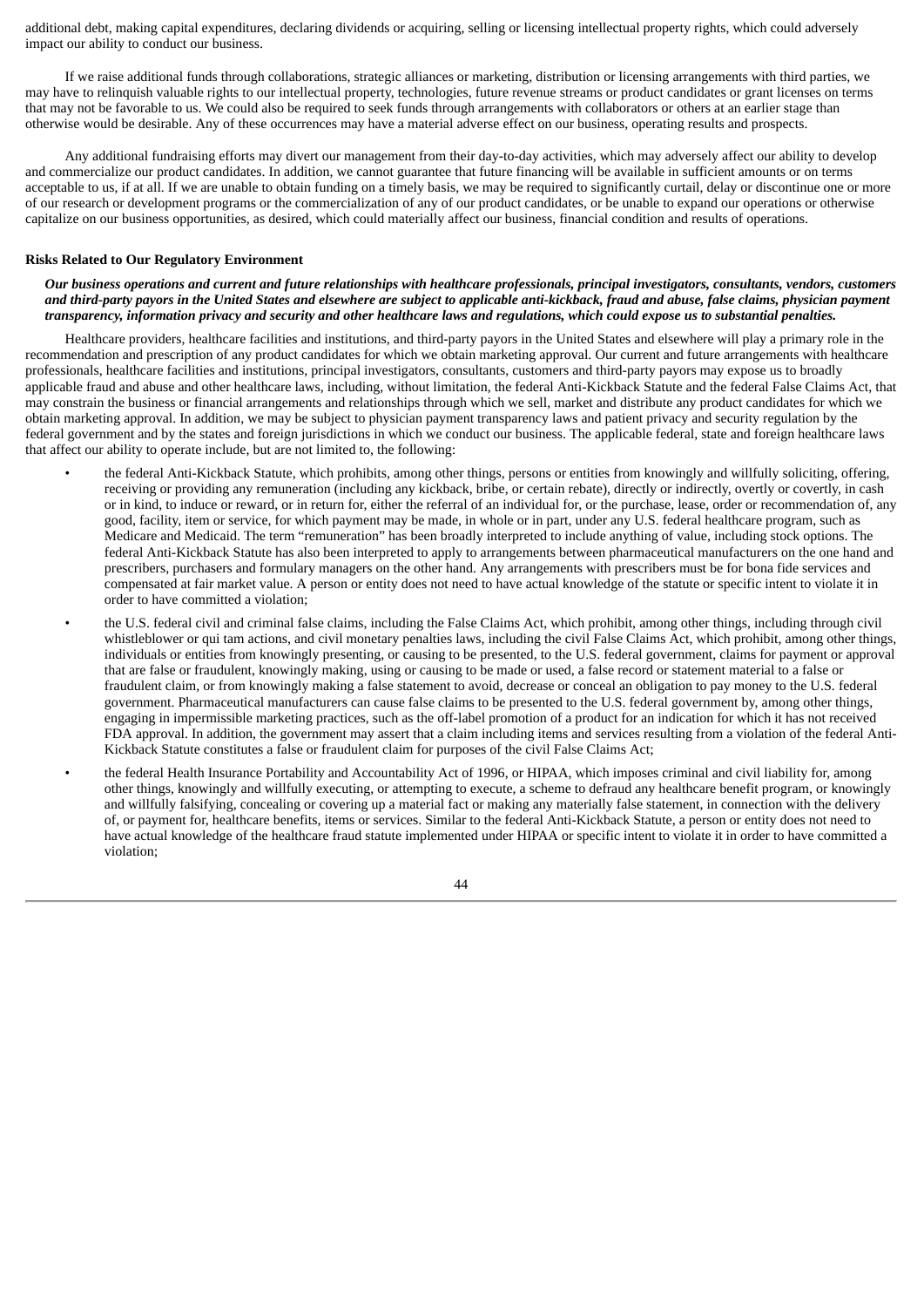additional debt, making capital expenditures, declaring dividends or acquiring, selling or licensing intellectual property rights, which could adversely impact our ability to conduct our business.

If we raise additional funds through collaborations, strategic alliances or marketing, distribution or licensing arrangements with third parties, we may have to relinquish valuable rights to our intellectual property, technologies, future revenue streams or product candidates or grant licenses on terms that may not be favorable to us. We could also be required to seek funds through arrangements with collaborators or others at an earlier stage than otherwise would be desirable. Any of these occurrences may have a material adverse effect on our business, operating results and prospects.

Any additional fundraising efforts may divert our management from their day-to-day activities, which may adversely affect our ability to develop and commercialize our product candidates. In addition, we cannot guarantee that future financing will be available in sufficient amounts or on terms acceptable to us, if at all. If we are unable to obtain funding on a timely basis, we may be required to significantly curtail, delay or discontinue one or more of our research or development programs or the commercialization of any of our product candidates, or be unable to expand our operations or otherwise capitalize on our business opportunities, as desired, which could materially affect our business, financial condition and results of operations.

**Risks Related to Our Regulatory Environment**

***Our business operations and current and future relationships with healthcare professionals, principal investigators, consultants, vendors, customers and third-party payors in the United States and elsewhere are subject to applicable anti-kickback, fraud and abuse, false claims, physician payment transparency, information privacy and security and other healthcare laws and regulations, which could expose us to substantial penalties.***

Healthcare providers, healthcare facilities and institutions, and third-party payors in the United States and elsewhere will play a primary role in the recommendation and prescription of any product candidates for which we obtain marketing approval. Our current and future arrangements with healthcare professionals, healthcare facilities and institutions, principal investigators, consultants, customers and third-party payors may expose us to broadly applicable fraud and abuse and other healthcare laws, including, without limitation, the federal Anti-Kickback Statute and the federal False Claims Act, that may constrain the business or financial arrangements and relationships through which we sell, market and distribute any product candidates for which we obtain marketing approval. In addition, we may be subject to physician payment transparency laws and patient privacy and security regulation by the federal government and by the states and foreign jurisdictions in which we conduct our business. The applicable federal, state and foreign healthcare laws that affect our ability to operate include, but are not limited to, the following:

- the federal Anti-Kickback Statute, which prohibits, among other things, persons or entities from knowingly and willfully soliciting, offering, receiving or providing any remuneration (including any kickback, bribe, or certain rebate), directly or indirectly, overtly or covertly, in cash or in kind, to induce or reward, or in return for, either the referral of an individual for, or the purchase, lease, order or recommendation of, any good, facility, item or service, for which payment may be made, in whole or in part, under any U.S. federal healthcare program, such as Medicare and Medicaid. The term "remuneration" has been broadly interpreted to include anything of value, including stock options. The federal Anti-Kickback Statute has also been interpreted to apply to arrangements between pharmaceutical manufacturers on the one hand and prescribers, purchasers and formulary managers on the other hand. Any arrangements with prescribers must be for bona fide services and compensated at fair market value. A person or entity does not need to have actual knowledge of the statute or specific intent to violate it in order to have committed a violation;
- the U.S. federal civil and criminal false claims, including the False Claims Act, which prohibit, among other things, including through civil whistleblower or qui tam actions, and civil monetary penalties laws, including the civil False Claims Act, which prohibit, among other things, individuals or entities from knowingly presenting, or causing to be presented, to the U.S. federal government, claims for payment or approval that are false or fraudulent, knowingly making, using or causing to be made or used, a false record or statement material to a false or fraudulent claim, or from knowingly making a false statement to avoid, decrease or conceal an obligation to pay money to the U.S. federal government. Pharmaceutical manufacturers can cause false claims to be presented to the U.S. federal government by, among other things, engaging in impermissible marketing practices, such as the off-label promotion of a product for an indication for which it has not received FDA approval. In addition, the government may assert that a claim including items and services resulting from a violation of the federal Anti-Kickback Statute constitutes a false or fraudulent claim for purposes of the civil False Claims Act;
- the federal Health Insurance Portability and Accountability Act of 1996, or HIPAA, which imposes criminal and civil liability for, among other things, knowingly and willfully executing, or attempting to execute, a scheme to defraud any healthcare benefit program, or knowingly and willfully falsifying, concealing or covering up a material fact or making any materially false statement, in connection with the delivery of, or payment for, healthcare benefits, items or services. Similar to the federal Anti-Kickback Statute, a person or entity does not need to have actual knowledge of the healthcare fraud statute implemented under HIPAA or specific intent to violate it in order to have committed a violation;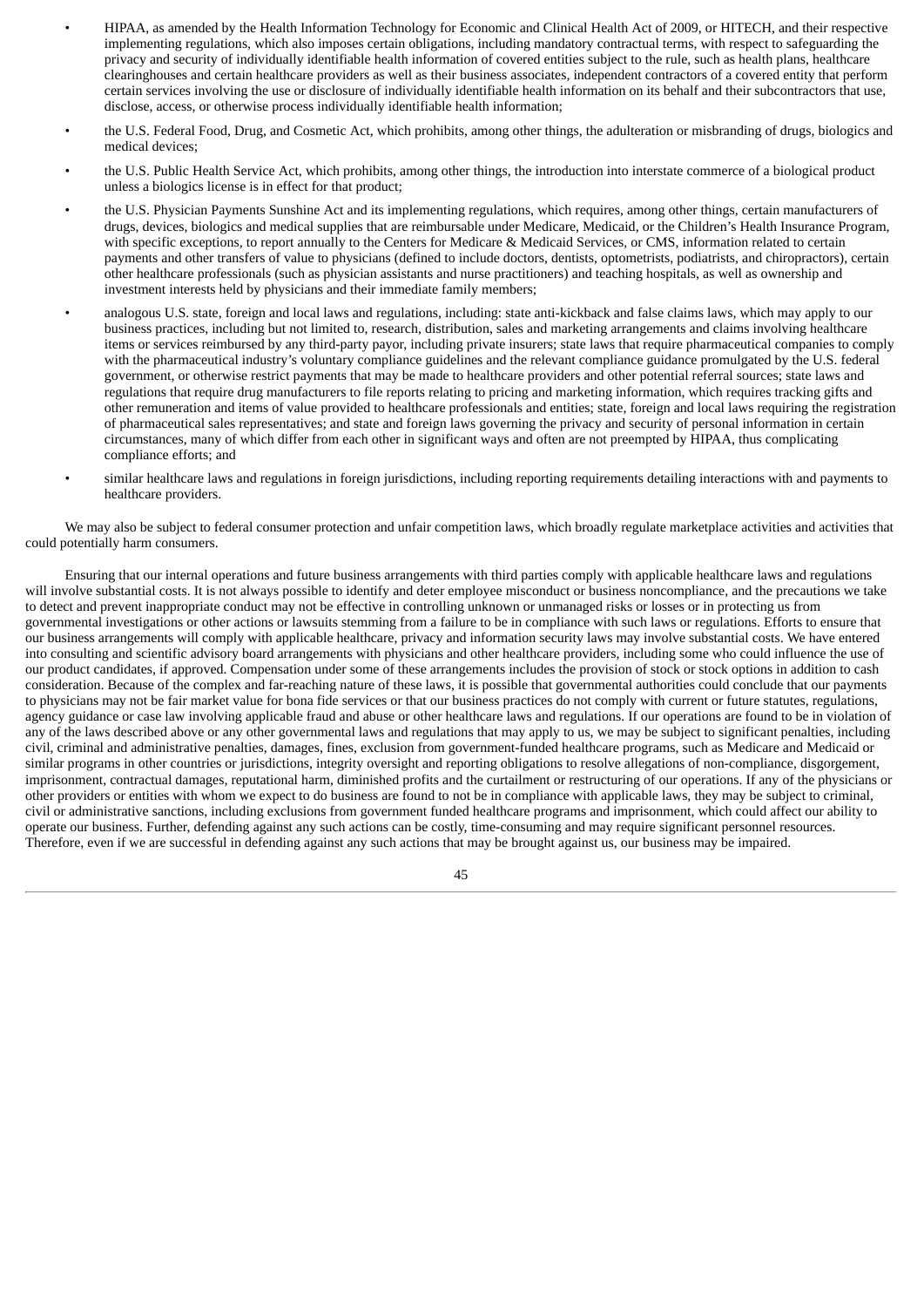- HIPAA, as amended by the Health Information Technology for Economic and Clinical Health Act of 2009, or HITECH, and their respective implementing regulations, which also imposes certain obligations, including mandatory contractual terms, with respect to safeguarding the privacy and security of individually identifiable health information of covered entities subject to the rule, such as health plans, healthcare clearinghouses and certain healthcare providers as well as their business associates, independent contractors of a covered entity that perform certain services involving the use or disclosure of individually identifiable health information on its behalf and their subcontractors that use, disclose, access, or otherwise process individually identifiable health information;
- the U.S. Federal Food, Drug, and Cosmetic Act, which prohibits, among other things, the adulteration or misbranding of drugs, biologics and medical devices;
- the U.S. Public Health Service Act, which prohibits, among other things, the introduction into interstate commerce of a biological product unless a biologics license is in effect for that product;
- the U.S. Physician Payments Sunshine Act and its implementing regulations, which requires, among other things, certain manufacturers of drugs, devices, biologics and medical supplies that are reimbursable under Medicare, Medicaid, or the Children's Health Insurance Program, with specific exceptions, to report annually to the Centers for Medicare & Medicaid Services, or CMS, information related to certain payments and other transfers of value to physicians (defined to include doctors, dentists, optometrists, podiatrists, and chiropractors), certain other healthcare professionals (such as physician assistants and nurse practitioners) and teaching hospitals, as well as ownership and investment interests held by physicians and their immediate family members;
- analogous U.S. state, foreign and local laws and regulations, including: state anti-kickback and false claims laws, which may apply to our business practices, including but not limited to, research, distribution, sales and marketing arrangements and claims involving healthcare items or services reimbursed by any third-party payor, including private insurers; state laws that require pharmaceutical companies to comply with the pharmaceutical industry's voluntary compliance guidelines and the relevant compliance guidance promulgated by the U.S. federal government, or otherwise restrict payments that may be made to healthcare providers and other potential referral sources; state laws and regulations that require drug manufacturers to file reports relating to pricing and marketing information, which requires tracking gifts and other remuneration and items of value provided to healthcare professionals and entities; state, foreign and local laws requiring the registration of pharmaceutical sales representatives; and state and foreign laws governing the privacy and security of personal information in certain circumstances, many of which differ from each other in significant ways and often are not preempted by HIPAA, thus complicating compliance efforts; and
- similar healthcare laws and regulations in foreign jurisdictions, including reporting requirements detailing interactions with and payments to healthcare providers.

We may also be subject to federal consumer protection and unfair competition laws, which broadly regulate marketplace activities and activities that could potentially harm consumers.

Ensuring that our internal operations and future business arrangements with third parties comply with applicable healthcare laws and regulations will involve substantial costs. It is not always possible to identify and deter employee misconduct or business noncompliance, and the precautions we take to detect and prevent inappropriate conduct may not be effective in controlling unknown or unmanaged risks or losses or in protecting us from governmental investigations or other actions or lawsuits stemming from a failure to be in compliance with such laws or regulations. Efforts to ensure that our business arrangements will comply with applicable healthcare, privacy and information security laws may involve substantial costs. We have entered into consulting and scientific advisory board arrangements with physicians and other healthcare providers, including some who could influence the use of our product candidates, if approved. Compensation under some of these arrangements includes the provision of stock or stock options in addition to cash consideration. Because of the complex and far-reaching nature of these laws, it is possible that governmental authorities could conclude that our payments to physicians may not be fair market value for bona fide services or that our business practices do not comply with current or future statutes, regulations, agency guidance or case law involving applicable fraud and abuse or other healthcare laws and regulations. If our operations are found to be in violation of any of the laws described above or any other governmental laws and regulations that may apply to us, we may be subject to significant penalties, including civil, criminal and administrative penalties, damages, fines, exclusion from government-funded healthcare programs, such as Medicare and Medicaid or similar programs in other countries or jurisdictions, integrity oversight and reporting obligations to resolve allegations of non-compliance, disgorgement, imprisonment, contractual damages, reputational harm, diminished profits and the curtailment or restructuring of our operations. If any of the physicians or other providers or entities with whom we expect to do business are found to not be in compliance with applicable laws, they may be subject to criminal, civil or administrative sanctions, including exclusions from government funded healthcare programs and imprisonment, which could affect our ability to operate our business. Further, defending against any such actions can be costly, time-consuming and may require significant personnel resources. Therefore, even if we are successful in defending against any such actions that may be brought against us, our business may be impaired.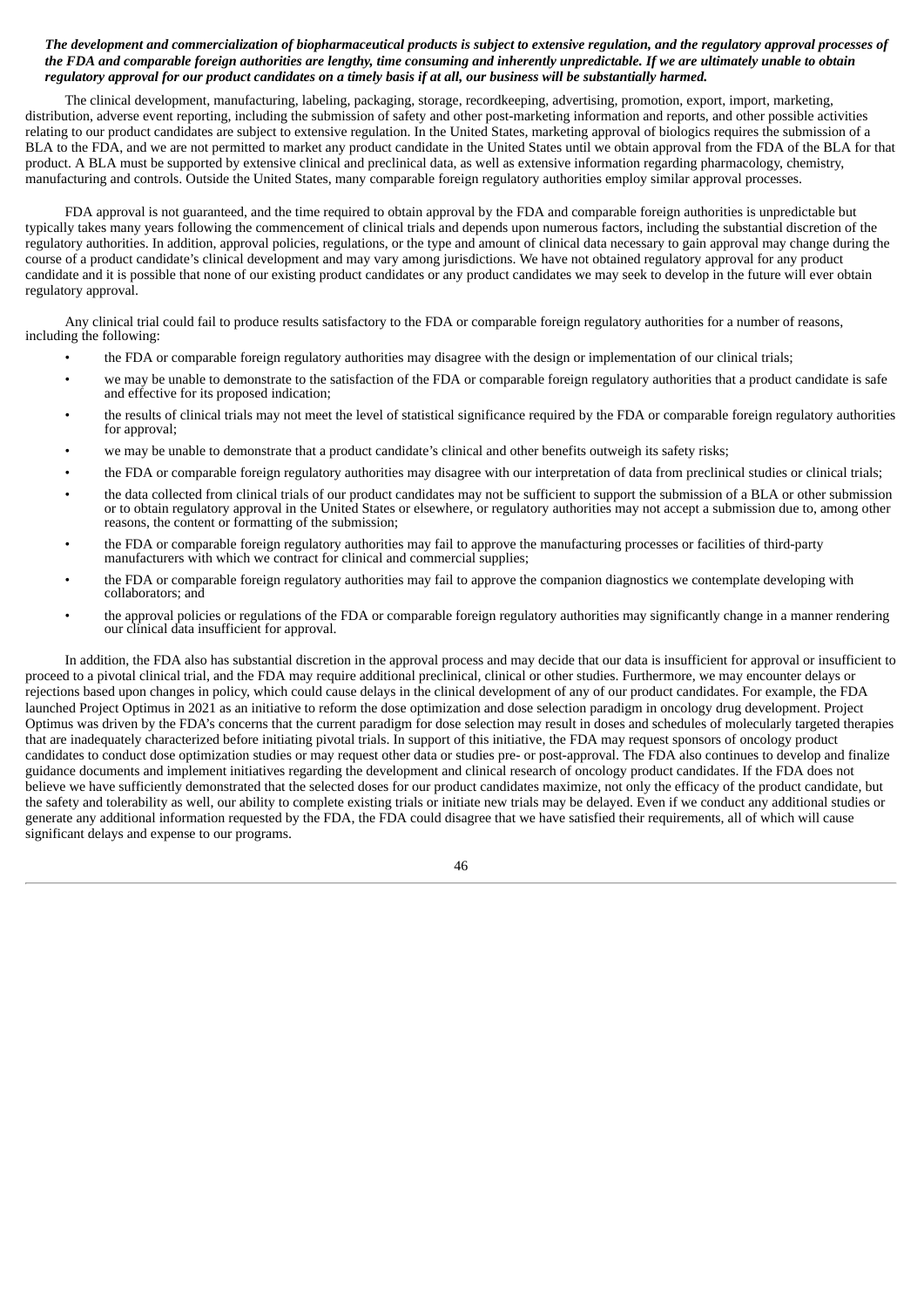***The development and commercialization of biopharmaceutical products is subject to extensive regulation, and the regulatory approval processes of the FDA and comparable foreign authorities are lengthy, time consuming and inherently unpredictable. If we are ultimately unable to obtain regulatory approval for our product candidates on a timely basis if at all, our business will be substantially harmed.***

The clinical development, manufacturing, labeling, packaging, storage, recordkeeping, advertising, promotion, export, import, marketing, distribution, adverse event reporting, including the submission of safety and other post-marketing information and reports, and other possible activities relating to our product candidates are subject to extensive regulation. In the United States, marketing approval of biologics requires the submission of a BLA to the FDA, and we are not permitted to market any product candidate in the United States until we obtain approval from the FDA of the BLA for that product. A BLA must be supported by extensive clinical and preclinical data, as well as extensive information regarding pharmacology, chemistry, manufacturing and controls. Outside the United States, many comparable foreign regulatory authorities employ similar approval processes.

FDA approval is not guaranteed, and the time required to obtain approval by the FDA and comparable foreign authorities is unpredictable but typically takes many years following the commencement of clinical trials and depends upon numerous factors, including the substantial discretion of the regulatory authorities. In addition, approval policies, regulations, or the type and amount of clinical data necessary to gain approval may change during the course of a product candidate's clinical development and may vary among jurisdictions. We have not obtained regulatory approval for any product candidate and it is possible that none of our existing product candidates or any product candidates we may seek to develop in the future will ever obtain regulatory approval.

Any clinical trial could fail to produce results satisfactory to the FDA or comparable foreign regulatory authorities for a number of reasons, including the following:

- the FDA or comparable foreign regulatory authorities may disagree with the design or implementation of our clinical trials;
- we may be unable to demonstrate to the satisfaction of the FDA or comparable foreign regulatory authorities that a product candidate is safe and effective for its proposed indication;
- the results of clinical trials may not meet the level of statistical significance required by the FDA or comparable foreign regulatory authorities for approval;
- we may be unable to demonstrate that a product candidate's clinical and other benefits outweigh its safety risks;
- the FDA or comparable foreign regulatory authorities may disagree with our interpretation of data from preclinical studies or clinical trials;
- the data collected from clinical trials of our product candidates may not be sufficient to support the submission of a BLA or other submission or to obtain regulatory approval in the United States or elsewhere, or regulatory authorities may not accept a submission due to, among other reasons, the content or formatting of the submission;
- the FDA or comparable foreign regulatory authorities may fail to approve the manufacturing processes or facilities of third-party manufacturers with which we contract for clinical and commercial supplies;
- the FDA or comparable foreign regulatory authorities may fail to approve the companion diagnostics we contemplate developing with collaborators; and
- the approval policies or regulations of the FDA or comparable foreign regulatory authorities may significantly change in a manner rendering our clinical data insufficient for approval.

In addition, the FDA also has substantial discretion in the approval process and may decide that our data is insufficient for approval or insufficient to proceed to a pivotal clinical trial, and the FDA may require additional preclinical, clinical or other studies. Furthermore, we may encounter delays or rejections based upon changes in policy, which could cause delays in the clinical development of any of our product candidates. For example, the FDA launched Project Optimus in 2021 as an initiative to reform the dose optimization and dose selection paradigm in oncology drug development. Project Optimus was driven by the FDA's concerns that the current paradigm for dose selection may result in doses and schedules of molecularly targeted therapies that are inadequately characterized before initiating pivotal trials. In support of this initiative, the FDA may request sponsors of oncology product candidates to conduct dose optimization studies or may request other data or studies pre- or post-approval. The FDA also continues to develop and finalize guidance documents and implement initiatives regarding the development and clinical research of oncology product candidates. If the FDA does not believe we have sufficiently demonstrated that the selected doses for our product candidates maximize, not only the efficacy of the product candidate, but the safety and tolerability as well, our ability to complete existing trials or initiate new trials may be delayed. Even if we conduct any additional studies or generate any additional information requested by the FDA, the FDA could disagree that we have satisfied their requirements, all of which will cause significant delays and expense to our programs.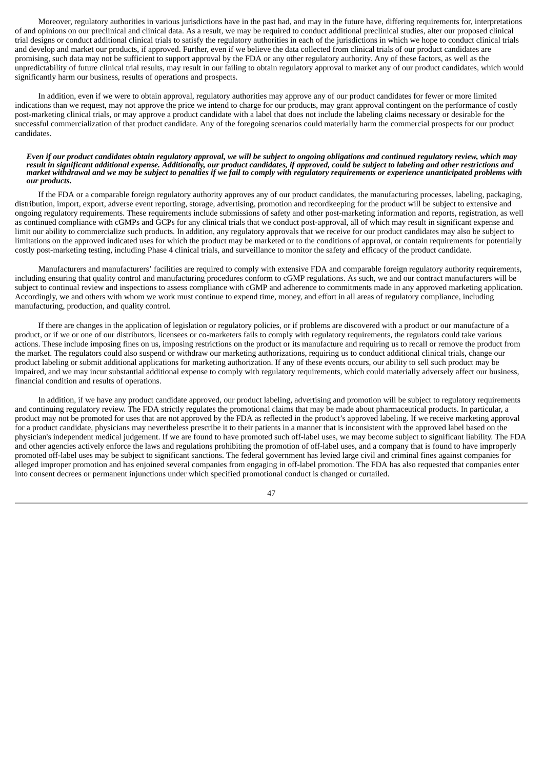Moreover, regulatory authorities in various jurisdictions have in the past had, and may in the future have, differing requirements for, interpretations of and opinions on our preclinical and clinical data. As a result, we may be required to conduct additional preclinical studies, alter our proposed clinical trial designs or conduct additional clinical trials to satisfy the regulatory authorities in each of the jurisdictions in which we hope to conduct clinical trials and develop and market our products, if approved. Further, even if we believe the data collected from clinical trials of our product candidates are promising, such data may not be sufficient to support approval by the FDA or any other regulatory authority. Any of these factors, as well as the unpredictability of future clinical trial results, may result in our failing to obtain regulatory approval to market any of our product candidates, which would significantly harm our business, results of operations and prospects.

In addition, even if we were to obtain approval, regulatory authorities may approve any of our product candidates for fewer or more limited indications than we request, may not approve the price we intend to charge for our products, may grant approval contingent on the performance of costly post-marketing clinical trials, or may approve a product candidate with a label that does not include the labeling claims necessary or desirable for the successful commercialization of that product candidate. Any of the foregoing scenarios could materially harm the commercial prospects for our product candidates.

***Even if our product candidates obtain regulatory approval, we will be subject to ongoing obligations and continued regulatory review, which may result in significant additional expense. Additionally, our product candidates, if approved, could be subject to labeling and other restrictions and market withdrawal and we may be subject to penalties if we fail to comply with regulatory requirements or experience unanticipated problems with our products.***

If the FDA or a comparable foreign regulatory authority approves any of our product candidates, the manufacturing processes, labeling, packaging, distribution, import, export, adverse event reporting, storage, advertising, promotion and recordkeeping for the product will be subject to extensive and ongoing regulatory requirements. These requirements include submissions of safety and other post-marketing information and reports, registration, as well as continued compliance with cGMPs and GCPs for any clinical trials that we conduct post-approval, all of which may result in significant expense and limit our ability to commercialize such products. In addition, any regulatory approvals that we receive for our product candidates may also be subject to limitations on the approved indicated uses for which the product may be marketed or to the conditions of approval, or contain requirements for potentially costly post-marketing testing, including Phase 4 clinical trials, and surveillance to monitor the safety and efficacy of the product candidate.

Manufacturers and manufacturers' facilities are required to comply with extensive FDA and comparable foreign regulatory authority requirements, including ensuring that quality control and manufacturing procedures conform to cGMP regulations. As such, we and our contract manufacturers will be subject to continual review and inspections to assess compliance with cGMP and adherence to commitments made in any approved marketing application. Accordingly, we and others with whom we work must continue to expend time, money, and effort in all areas of regulatory compliance, including manufacturing, production, and quality control.

If there are changes in the application of legislation or regulatory policies, or if problems are discovered with a product or our manufacture of a product, or if we or one of our distributors, licensees or co-marketers fails to comply with regulatory requirements, the regulators could take various actions. These include imposing fines on us, imposing restrictions on the product or its manufacture and requiring us to recall or remove the product from the market. The regulators could also suspend or withdraw our marketing authorizations, requiring us to conduct additional clinical trials, change our product labeling or submit additional applications for marketing authorization. If any of these events occurs, our ability to sell such product may be impaired, and we may incur substantial additional expense to comply with regulatory requirements, which could materially adversely affect our business, financial condition and results of operations.

In addition, if we have any product candidate approved, our product labeling, advertising and promotion will be subject to regulatory requirements and continuing regulatory review. The FDA strictly regulates the promotional claims that may be made about pharmaceutical products. In particular, a product may not be promoted for uses that are not approved by the FDA as reflected in the product's approved labeling. If we receive marketing approval for a product candidate, physicians may nevertheless prescribe it to their patients in a manner that is inconsistent with the approved label based on the physician's independent medical judgement. If we are found to have promoted such off-label uses, we may become subject to significant liability. The FDA and other agencies actively enforce the laws and regulations prohibiting the promotion of off-label uses, and a company that is found to have improperly promoted off-label uses may be subject to significant sanctions. The federal government has levied large civil and criminal fines against companies for alleged improper promotion and has enjoined several companies from engaging in off-label promotion. The FDA has also requested that companies enter into consent decrees or permanent injunctions under which specified promotional conduct is changed or curtailed.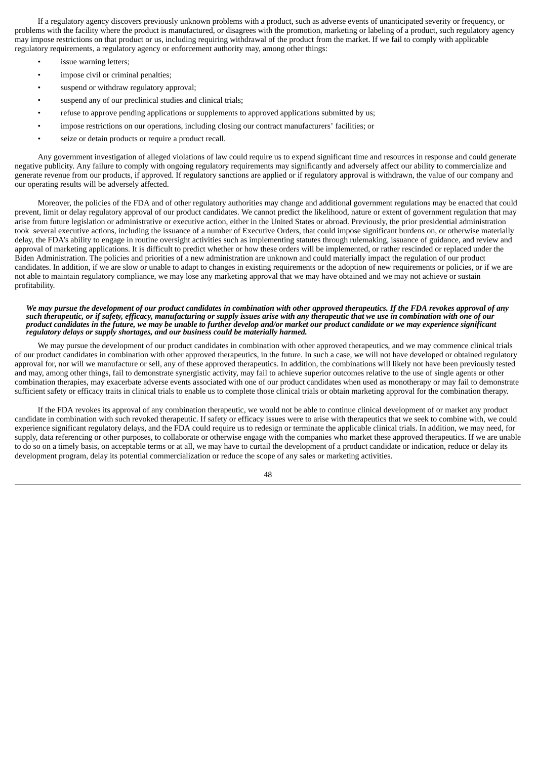If a regulatory agency discovers previously unknown problems with a product, such as adverse events of unanticipated severity or frequency, or problems with the facility where the product is manufactured, or disagrees with the promotion, marketing or labeling of a product, such regulatory agency may impose restrictions on that product or us, including requiring withdrawal of the product from the market. If we fail to comply with applicable regulatory requirements, a regulatory agency or enforcement authority may, among other things:

- issue warning letters;
- impose civil or criminal penalties;
- suspend or withdraw regulatory approval;
- suspend any of our preclinical studies and clinical trials;
- refuse to approve pending applications or supplements to approved applications submitted by us;
- impose restrictions on our operations, including closing our contract manufacturers' facilities; or
- seize or detain products or require a product recall.

Any government investigation of alleged violations of law could require us to expend significant time and resources in response and could generate negative publicity. Any failure to comply with ongoing regulatory requirements may significantly and adversely affect our ability to commercialize and generate revenue from our products, if approved. If regulatory sanctions are applied or if regulatory approval is withdrawn, the value of our company and our operating results will be adversely affected.

Moreover, the policies of the FDA and of other regulatory authorities may change and additional government regulations may be enacted that could prevent, limit or delay regulatory approval of our product candidates. We cannot predict the likelihood, nature or extent of government regulation that may arise from future legislation or administrative or executive action, either in the United States or abroad. Previously, the prior presidential administration took several executive actions, including the issuance of a number of Executive Orders, that could impose significant burdens on, or otherwise materially delay, the FDA's ability to engage in routine oversight activities such as implementing statutes through rulemaking, issuance of guidance, and review and approval of marketing applications. It is difficult to predict whether or how these orders will be implemented, or rather rescinded or replaced under the Biden Administration. The policies and priorities of a new administration are unknown and could materially impact the regulation of our product candidates. In addition, if we are slow or unable to adapt to changes in existing requirements or the adoption of new requirements or policies, or if we are not able to maintain regulatory compliance, we may lose any marketing approval that we may have obtained and we may not achieve or sustain profitability.

***We may pursue the development of our product candidates in combination with other approved therapeutics. If the FDA revokes approval of any such therapeutic, or if safety, efficacy, manufacturing or supply issues arise with any therapeutic that we use in combination with one of our product candidates in the future, we may be unable to further develop and/or market our product candidate or we may experience significant regulatory delays or supply shortages, and our business could be materially harmed.***

We may pursue the development of our product candidates in combination with other approved therapeutics, and we may commence clinical trials of our product candidates in combination with other approved therapeutics, in the future. In such a case, we will not have developed or obtained regulatory approval for, nor will we manufacture or sell, any of these approved therapeutics. In addition, the combinations will likely not have been previously tested and may, among other things, fail to demonstrate synergistic activity, may fail to achieve superior outcomes relative to the use of single agents or other combination therapies, may exacerbate adverse events associated with one of our product candidates when used as monotherapy or may fail to demonstrate sufficient safety or efficacy traits in clinical trials to enable us to complete those clinical trials or obtain marketing approval for the combination therapy.

If the FDA revokes its approval of any combination therapeutic, we would not be able to continue clinical development of or market any product candidate in combination with such revoked therapeutic. If safety or efficacy issues were to arise with therapeutics that we seek to combine with, we could experience significant regulatory delays, and the FDA could require us to redesign or terminate the applicable clinical trials. In addition, we may need, for supply, data referencing or other purposes, to collaborate or otherwise engage with the companies who market these approved therapeutics. If we are unable to do so on a timely basis, on acceptable terms or at all, we may have to curtail the development of a product candidate or indication, reduce or delay its development program, delay its potential commercialization or reduce the scope of any sales or marketing activities.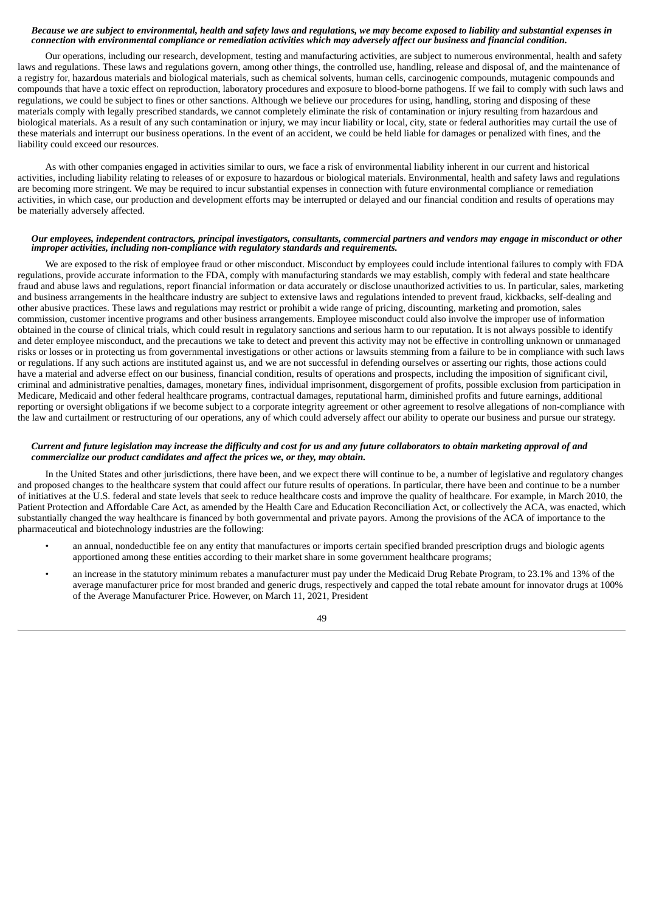***Because we are subject to environmental, health and safety laws and regulations, we may become exposed to liability and substantial expenses in connection with environmental compliance or remediation activities which may adversely affect our business and financial condition.***

Our operations, including our research, development, testing and manufacturing activities, are subject to numerous environmental, health and safety laws and regulations. These laws and regulations govern, among other things, the controlled use, handling, release and disposal of, and the maintenance of a registry for, hazardous materials and biological materials, such as chemical solvents, human cells, carcinogenic compounds, mutagenic compounds and compounds that have a toxic effect on reproduction, laboratory procedures and exposure to blood-borne pathogens. If we fail to comply with such laws and regulations, we could be subject to fines or other sanctions. Although we believe our procedures for using, handling, storing and disposing of these materials comply with legally prescribed standards, we cannot completely eliminate the risk of contamination or injury resulting from hazardous and biological materials. As a result of any such contamination or injury, we may incur liability or local, city, state or federal authorities may curtail the use of these materials and interrupt our business operations. In the event of an accident, we could be held liable for damages or penalized with fines, and the liability could exceed our resources.

As with other companies engaged in activities similar to ours, we face a risk of environmental liability inherent in our current and historical activities, including liability relating to releases of or exposure to hazardous or biological materials. Environmental, health and safety laws and regulations are becoming more stringent. We may be required to incur substantial expenses in connection with future environmental compliance or remediation activities, in which case, our production and development efforts may be interrupted or delayed and our financial condition and results of operations may be materially adversely affected.

***Our employees, independent contractors, principal investigators, consultants, commercial partners and vendors may engage in misconduct or other improper activities, including non-compliance with regulatory standards and requirements.***

We are exposed to the risk of employee fraud or other misconduct. Misconduct by employees could include intentional failures to comply with FDA regulations, provide accurate information to the FDA, comply with manufacturing standards we may establish, comply with federal and state healthcare fraud and abuse laws and regulations, report financial information or data accurately or disclose unauthorized activities to us. In particular, sales, marketing and business arrangements in the healthcare industry are subject to extensive laws and regulations intended to prevent fraud, kickbacks, self-dealing and other abusive practices. These laws and regulations may restrict or prohibit a wide range of pricing, discounting, marketing and promotion, sales commission, customer incentive programs and other business arrangements. Employee misconduct could also involve the improper use of information obtained in the course of clinical trials, which could result in regulatory sanctions and serious harm to our reputation. It is not always possible to identify and deter employee misconduct, and the precautions we take to detect and prevent this activity may not be effective in controlling unknown or unmanaged risks or losses or in protecting us from governmental investigations or other actions or lawsuits stemming from a failure to be in compliance with such laws or regulations. If any such actions are instituted against us, and we are not successful in defending ourselves or asserting our rights, those actions could have a material and adverse effect on our business, financial condition, results of operations and prospects, including the imposition of significant civil, criminal and administrative penalties, damages, monetary fines, individual imprisonment, disgorgement of profits, possible exclusion from participation in Medicare, Medicaid and other federal healthcare programs, contractual damages, reputational harm, diminished profits and future earnings, additional reporting or oversight obligations if we become subject to a corporate integrity agreement or other agreement to resolve allegations of non-compliance with the law and curtailment or restructuring of our operations, any of which could adversely affect our ability to operate our business and pursue our strategy.

***Current and future legislation may increase the difficulty and cost for us and any future collaborators to obtain marketing approval of and commercialize our product candidates and affect the prices we, or they, may obtain.***

In the United States and other jurisdictions, there have been, and we expect there will continue to be, a number of legislative and regulatory changes and proposed changes to the healthcare system that could affect our future results of operations. In particular, there have been and continue to be a number of initiatives at the U.S. federal and state levels that seek to reduce healthcare costs and improve the quality of healthcare. For example, in March 2010, the Patient Protection and Affordable Care Act, as amended by the Health Care and Education Reconciliation Act, or collectively the ACA, was enacted, which substantially changed the way healthcare is financed by both governmental and private payors. Among the provisions of the ACA of importance to the pharmaceutical and biotechnology industries are the following:

- an annual, nondeductible fee on any entity that manufactures or imports certain specified branded prescription drugs and biologic agents apportioned among these entities according to their market share in some government healthcare programs;
- an increase in the statutory minimum rebates a manufacturer must pay under the Medicaid Drug Rebate Program, to 23.1% and 13% of the average manufacturer price for most branded and generic drugs, respectively and capped the total rebate amount for innovator drugs at 100% of the Average Manufacturer Price. However, on March 11, 2021, President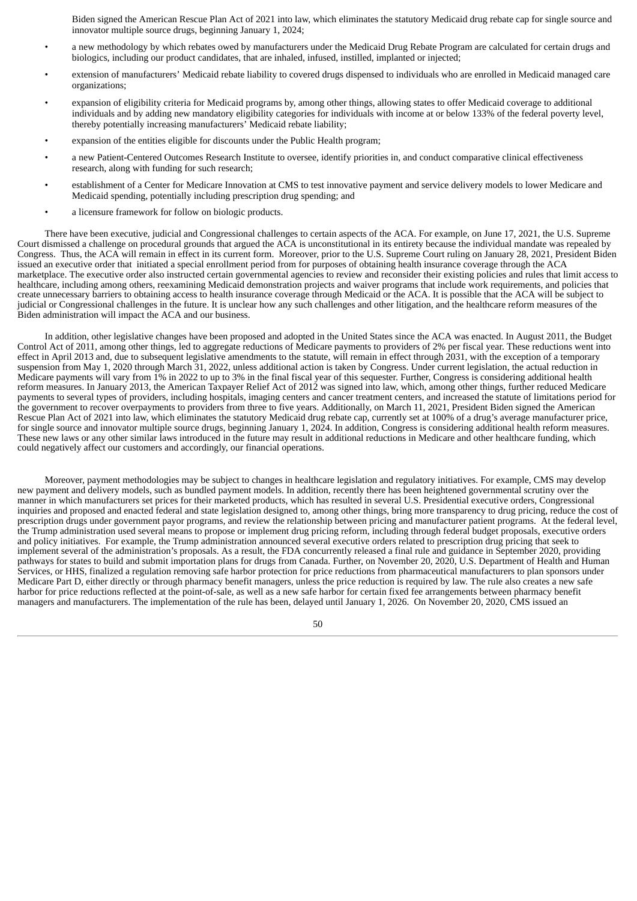Biden signed the American Rescue Plan Act of 2021 into law, which eliminates the statutory Medicaid drug rebate cap for single source and innovator multiple source drugs, beginning January 1, 2024;

- a new methodology by which rebates owed by manufacturers under the Medicaid Drug Rebate Program are calculated for certain drugs and biologics, including our product candidates, that are inhaled, infused, instilled, implanted or injected;
- extension of manufacturers' Medicaid rebate liability to covered drugs dispensed to individuals who are enrolled in Medicaid managed care organizations;
- expansion of eligibility criteria for Medicaid programs by, among other things, allowing states to offer Medicaid coverage to additional individuals and by adding new mandatory eligibility categories for individuals with income at or below 133% of the federal poverty level, thereby potentially increasing manufacturers' Medicaid rebate liability;
- expansion of the entities eligible for discounts under the Public Health program;
- a new Patient-Centered Outcomes Research Institute to oversee, identify priorities in, and conduct comparative clinical effectiveness research, along with funding for such research;
- establishment of a Center for Medicare Innovation at CMS to test innovative payment and service delivery models to lower Medicare and Medicaid spending, potentially including prescription drug spending; and
- a licensure framework for follow on biologic products.

There have been executive, judicial and Congressional challenges to certain aspects of the ACA. For example, on June 17, 2021, the U.S. Supreme Court dismissed a challenge on procedural grounds that argued the ACA is unconstitutional in its entirety because the individual mandate was repealed by Congress. Thus, the ACA will remain in effect in its current form. Moreover, prior to the U.S. Supreme Court ruling on January 28, 2021, President Biden issued an executive order that initiated a special enrollment period from for purposes of obtaining health insurance coverage through the ACA marketplace. The executive order also instructed certain governmental agencies to review and reconsider their existing policies and rules that limit access to healthcare, including among others, reexamining Medicaid demonstration projects and waiver programs that include work requirements, and policies that create unnecessary barriers to obtaining access to health insurance coverage through Medicaid or the ACA. It is possible that the ACA will be subject to judicial or Congressional challenges in the future. It is unclear how any such challenges and other litigation, and the healthcare reform measures of the Biden administration will impact the ACA and our business.

In addition, other legislative changes have been proposed and adopted in the United States since the ACA was enacted. In August 2011, the Budget Control Act of 2011, among other things, led to aggregate reductions of Medicare payments to providers of 2% per fiscal year. These reductions went into effect in April 2013 and, due to subsequent legislative amendments to the statute, will remain in effect through 2031, with the exception of a temporary suspension from May 1, 2020 through March 31, 2022, unless additional action is taken by Congress. Under current legislation, the actual reduction in Medicare payments will vary from 1% in 2022 to up to 3% in the final fiscal year of this sequester. Further, Congress is considering additional health reform measures. In January 2013, the American Taxpayer Relief Act of 2012 was signed into law, which, among other things, further reduced Medicare payments to several types of providers, including hospitals, imaging centers and cancer treatment centers, and increased the statute of limitations period for the government to recover overpayments to providers from three to five years. Additionally, on March 11, 2021, President Biden signed the American Rescue Plan Act of 2021 into law, which eliminates the statutory Medicaid drug rebate cap, currently set at 100% of a drug's average manufacturer price, for single source and innovator multiple source drugs, beginning January 1, 2024. In addition, Congress is considering additional health reform measures. These new laws or any other similar laws introduced in the future may result in additional reductions in Medicare and other healthcare funding, which could negatively affect our customers and accordingly, our financial operations.

Moreover, payment methodologies may be subject to changes in healthcare legislation and regulatory initiatives. For example, CMS may develop new payment and delivery models, such as bundled payment models. In addition, recently there has been heightened governmental scrutiny over the manner in which manufacturers set prices for their marketed products, which has resulted in several U.S. Presidential executive orders, Congressional inquiries and proposed and enacted federal and state legislation designed to, among other things, bring more transparency to drug pricing, reduce the cost of prescription drugs under government payor programs, and review the relationship between pricing and manufacturer patient programs. At the federal level, the Trump administration used several means to propose or implement drug pricing reform, including through federal budget proposals, executive orders and policy initiatives. For example, the Trump administration announced several executive orders related to prescription drug pricing that seek to implement several of the administration's proposals. As a result, the FDA concurrently released a final rule and guidance in September 2020, providing pathways for states to build and submit importation plans for drugs from Canada. Further, on November 20, 2020, U.S. Department of Health and Human Services, or HHS, finalized a regulation removing safe harbor protection for price reductions from pharmaceutical manufacturers to plan sponsors under Medicare Part D, either directly or through pharmacy benefit managers, unless the price reduction is required by law. The rule also creates a new safe harbor for price reductions reflected at the point-of-sale, as well as a new safe harbor for certain fixed fee arrangements between pharmacy benefit managers and manufacturers. The implementation of the rule has been, delayed until January 1, 2026. On November 20, 2020, CMS issued an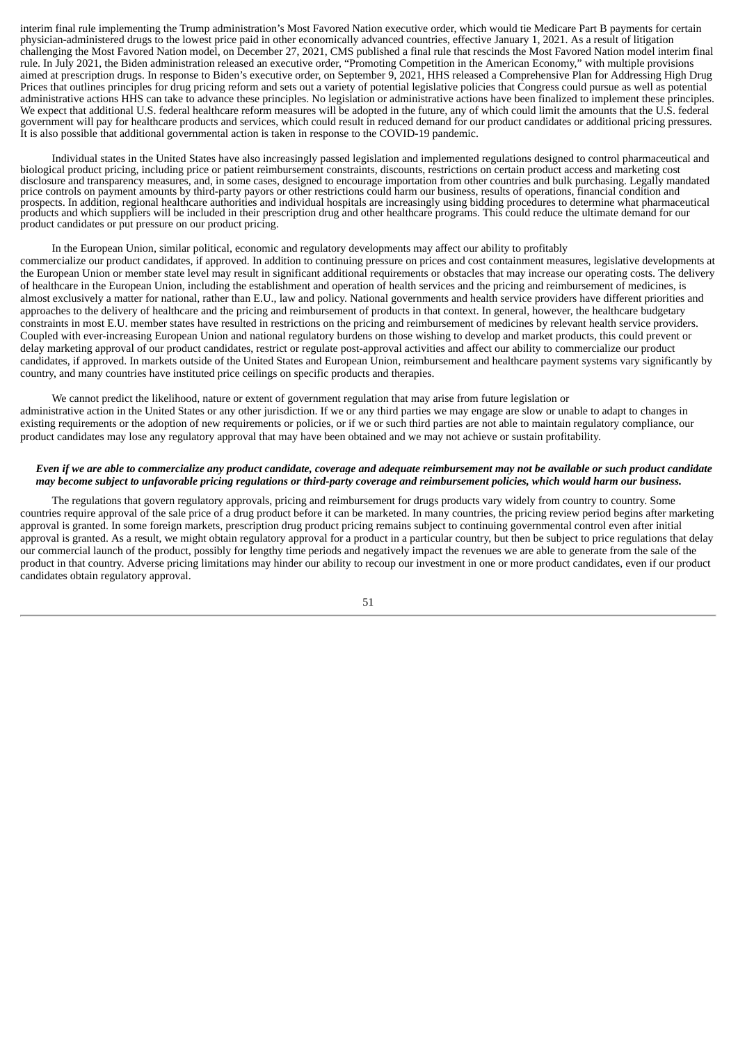interim final rule implementing the Trump administration's Most Favored Nation executive order, which would tie Medicare Part B payments for certain physician-administered drugs to the lowest price paid in other economically advanced countries, effective January 1, 2021. As a result of litigation challenging the Most Favored Nation model, on December 27, 2021, CMS published a final rule that rescinds the Most Favored Nation model interim final rule. In July 2021, the Biden administration released an executive order, "Promoting Competition in the American Economy," with multiple provisions aimed at prescription drugs. In response to Biden's executive order, on September 9, 2021, HHS released a Comprehensive Plan for Addressing High Drug Prices that outlines principles for drug pricing reform and sets out a variety of potential legislative policies that Congress could pursue as well as potential administrative actions HHS can take to advance these principles. No legislation or administrative actions have been finalized to implement these principles. We expect that additional U.S. federal healthcare reform measures will be adopted in the future, any of which could limit the amounts that the U.S. federal government will pay for healthcare products and services, which could result in reduced demand for our product candidates or additional pricing pressures. It is also possible that additional governmental action is taken in response to the COVID-19 pandemic.

Individual states in the United States have also increasingly passed legislation and implemented regulations designed to control pharmaceutical and biological product pricing, including price or patient reimbursement constraints, discounts, restrictions on certain product access and marketing cost disclosure and transparency measures, and, in some cases, designed to encourage importation from other countries and bulk purchasing. Legally mandated price controls on payment amounts by third-party payors or other restrictions could harm our business, results of operations, financial condition and prospects. In addition, regional healthcare authorities and individual hospitals are increasingly using bidding procedures to determine what pharmaceutical products and which suppliers will be included in their prescription drug and other healthcare programs. This could reduce the ultimate demand for our product candidates or put pressure on our product pricing.

In the European Union, similar political, economic and regulatory developments may affect our ability to profitably commercialize our product candidates, if approved. In addition to continuing pressure on prices and cost containment measures, legislative developments at the European Union or member state level may result in significant additional requirements or obstacles that may increase our operating costs. The delivery of healthcare in the European Union, including the establishment and operation of health services and the pricing and reimbursement of medicines, is almost exclusively a matter for national, rather than E.U., law and policy. National governments and health service providers have different priorities and approaches to the delivery of healthcare and the pricing and reimbursement of products in that context. In general, however, the healthcare budgetary constraints in most E.U. member states have resulted in restrictions on the pricing and reimbursement of medicines by relevant health service providers. Coupled with ever-increasing European Union and national regulatory burdens on those wishing to develop and market products, this could prevent or delay marketing approval of our product candidates, restrict or regulate post-approval activities and affect our ability to commercialize our product candidates, if approved. In markets outside of the United States and European Union, reimbursement and healthcare payment systems vary significantly by country, and many countries have instituted price ceilings on specific products and therapies.

We cannot predict the likelihood, nature or extent of government regulation that may arise from future legislation or administrative action in the United States or any other jurisdiction. If we or any third parties we may engage are slow or unable to adapt to changes in existing requirements or the adoption of new requirements or policies, or if we or such third parties are not able to maintain regulatory compliance, our product candidates may lose any regulatory approval that may have been obtained and we may not achieve or sustain profitability.

***Even if we are able to commercialize any product candidate, coverage and adequate reimbursement may not be available or such product candidate may become subject to unfavorable pricing regulations or third-party coverage and reimbursement policies, which would harm our business.***

The regulations that govern regulatory approvals, pricing and reimbursement for drugs products vary widely from country to country. Some countries require approval of the sale price of a drug product before it can be marketed. In many countries, the pricing review period begins after marketing approval is granted. In some foreign markets, prescription drug product pricing remains subject to continuing governmental control even after initial approval is granted. As a result, we might obtain regulatory approval for a product in a particular country, but then be subject to price regulations that delay our commercial launch of the product, possibly for lengthy time periods and negatively impact the revenues we are able to generate from the sale of the product in that country. Adverse pricing limitations may hinder our ability to recoup our investment in one or more product candidates, even if our product candidates obtain regulatory approval.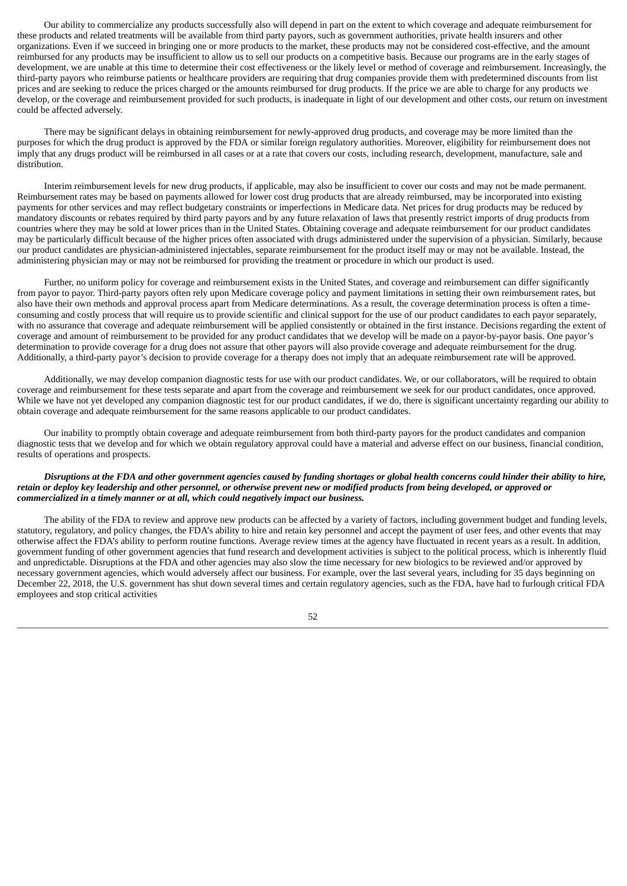Our ability to commercialize any products successfully also will depend in part on the extent to which coverage and adequate reimbursement for these products and related treatments will be available from third party payors, such as government authorities, private health insurers and other organizations. Even if we succeed in bringing one or more products to the market, these products may not be considered cost-effective, and the amount reimbursed for any products may be insufficient to allow us to sell our products on a competitive basis. Because our programs are in the early stages of development, we are unable at this time to determine their cost effectiveness or the likely level or method of coverage and reimbursement. Increasingly, the third-party payors who reimburse patients or healthcare providers are requiring that drug companies provide them with predetermined discounts from list prices and are seeking to reduce the prices charged or the amounts reimbursed for drug products. If the price we are able to charge for any products we develop, or the coverage and reimbursement provided for such products, is inadequate in light of our development and other costs, our return on investment could be affected adversely.

There may be significant delays in obtaining reimbursement for newly-approved drug products, and coverage may be more limited than the purposes for which the drug product is approved by the FDA or similar foreign regulatory authorities. Moreover, eligibility for reimbursement does not imply that any drugs product will be reimbursed in all cases or at a rate that covers our costs, including research, development, manufacture, sale and distribution.

Interim reimbursement levels for new drug products, if applicable, may also be insufficient to cover our costs and may not be made permanent. Reimbursement rates may be based on payments allowed for lower cost drug products that are already reimbursed, may be incorporated into existing payments for other services and may reflect budgetary constraints or imperfections in Medicare data. Net prices for drug products may be reduced by mandatory discounts or rebates required by third party payors and by any future relaxation of laws that presently restrict imports of drug products from countries where they may be sold at lower prices than in the United States. Obtaining coverage and adequate reimbursement for our product candidates may be particularly difficult because of the higher prices often associated with drugs administered under the supervision of a physician. Similarly, because our product candidates are physician-administered injectables, separate reimbursement for the product itself may or may not be available. Instead, the administering physician may or may not be reimbursed for providing the treatment or procedure in which our product is used.

Further, no uniform policy for coverage and reimbursement exists in the United States, and coverage and reimbursement can differ significantly from payor to payor. Third-party payors often rely upon Medicare coverage policy and payment limitations in setting their own reimbursement rates, but also have their own methods and approval process apart from Medicare determinations. As a result, the coverage determination process is often a time-consuming and costly process that will require us to provide scientific and clinical support for the use of our product candidates to each payor separately, with no assurance that coverage and adequate reimbursement will be applied consistently or obtained in the first instance. Decisions regarding the extent of coverage and amount of reimbursement to be provided for any product candidates that we develop will be made on a payor-by-payor basis. One payor's determination to provide coverage for a drug does not assure that other payors will also provide coverage and adequate reimbursement for the drug. Additionally, a third-party payor's decision to provide coverage for a therapy does not imply that an adequate reimbursement rate will be approved.

Additionally, we may develop companion diagnostic tests for use with our product candidates. We, or our collaborators, will be required to obtain coverage and reimbursement for these tests separate and apart from the coverage and reimbursement we seek for our product candidates, once approved. While we have not yet developed any companion diagnostic test for our product candidates, if we do, there is significant uncertainty regarding our ability to obtain coverage and adequate reimbursement for the same reasons applicable to our product candidates.

Our inability to promptly obtain coverage and adequate reimbursement from both third-party payors for the product candidates and companion diagnostic tests that we develop and for which we obtain regulatory approval could have a material and adverse effect on our business, financial condition, results of operations and prospects.

***Disruptions at the FDA and other government agencies caused by funding shortages or global health concerns could hinder their ability to hire, retain or deploy key leadership and other personnel, or otherwise prevent new or modified products from being developed, or approved or commercialized in a timely manner or at all, which could negatively impact our business.***

The ability of the FDA to review and approve new products can be affected by a variety of factors, including government budget and funding levels, statutory, regulatory, and policy changes, the FDA's ability to hire and retain key personnel and accept the payment of user fees, and other events that may otherwise affect the FDA's ability to perform routine functions. Average review times at the agency have fluctuated in recent years as a result. In addition, government funding of other government agencies that fund research and development activities is subject to the political process, which is inherently fluid and unpredictable. Disruptions at the FDA and other agencies may also slow the time necessary for new biologics to be reviewed and/or approved by necessary government agencies, which would adversely affect our business. For example, over the last several years, including for 35 days beginning on December 22, 2018, the U.S. government has shut down several times and certain regulatory agencies, such as the FDA, have had to furlough critical FDA employees and stop critical activities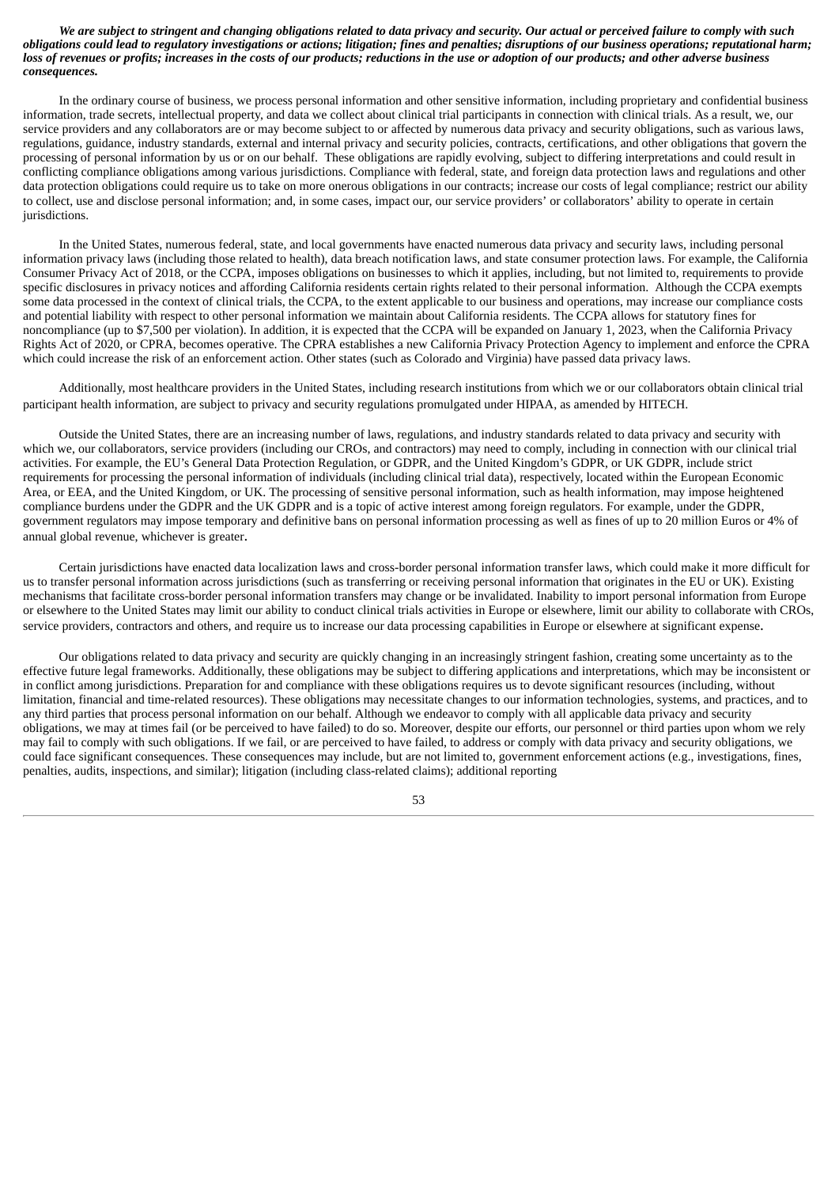***We are subject to stringent and changing obligations related to data privacy and security. Our actual or perceived failure to comply with such obligations could lead to regulatory investigations or actions; litigation; fines and penalties; disruptions of our business operations; reputational harm; loss of revenues or profits; increases in the costs of our products; reductions in the use or adoption of our products; and other adverse business consequences.***

In the ordinary course of business, we process personal information and other sensitive information, including proprietary and confidential business information, trade secrets, intellectual property, and data we collect about clinical trial participants in connection with clinical trials. As a result, we, our service providers and any collaborators are or may become subject to or affected by numerous data privacy and security obligations, such as various laws, regulations, guidance, industry standards, external and internal privacy and security policies, contracts, certifications, and other obligations that govern the processing of personal information by us or on our behalf. These obligations are rapidly evolving, subject to differing interpretations and could result in conflicting compliance obligations among various jurisdictions. Compliance with federal, state, and foreign data protection laws and regulations and other data protection obligations could require us to take on more onerous obligations in our contracts; increase our costs of legal compliance; restrict our ability to collect, use and disclose personal information; and, in some cases, impact our, our service providers' or collaborators' ability to operate in certain jurisdictions.

In the United States, numerous federal, state, and local governments have enacted numerous data privacy and security laws, including personal information privacy laws (including those related to health), data breach notification laws, and state consumer protection laws. For example, the California Consumer Privacy Act of 2018, or the CCPA, imposes obligations on businesses to which it applies, including, but not limited to, requirements to provide specific disclosures in privacy notices and affording California residents certain rights related to their personal information. Although the CCPA exempts some data processed in the context of clinical trials, the CCPA, to the extent applicable to our business and operations, may increase our compliance costs and potential liability with respect to other personal information we maintain about California residents. The CCPA allows for statutory fines for noncompliance (up to $7,500 per violation). In addition, it is expected that the CCPA will be expanded on January 1, 2023, when the California Privacy Rights Act of 2020, or CPRA, becomes operative. The CPRA establishes a new California Privacy Protection Agency to implement and enforce the CPRA which could increase the risk of an enforcement action. Other states (such as Colorado and Virginia) have passed data privacy laws.

Additionally, most healthcare providers in the United States, including research institutions from which we or our collaborators obtain clinical trial participant health information, are subject to privacy and security regulations promulgated under HIPAA, as amended by HITECH.

Outside the United States, there are an increasing number of laws, regulations, and industry standards related to data privacy and security with which we, our collaborators, service providers (including our CROs, and contractors) may need to comply, including in connection with our clinical trial activities. For example, the EU's General Data Protection Regulation, or GDPR, and the United Kingdom's GDPR, or UK GDPR, include strict requirements for processing the personal information of individuals (including clinical trial data), respectively, located within the European Economic Area, or EEA, and the United Kingdom, or UK. The processing of sensitive personal information, such as health information, may impose heightened compliance burdens under the GDPR and the UK GDPR and is a topic of active interest among foreign regulators. For example, under the GDPR, government regulators may impose temporary and definitive bans on personal information processing as well as fines of up to 20 million Euros or 4% of annual global revenue, whichever is greater.

Certain jurisdictions have enacted data localization laws and cross-border personal information transfer laws, which could make it more difficult for us to transfer personal information across jurisdictions (such as transferring or receiving personal information that originates in the EU or UK). Existing mechanisms that facilitate cross-border personal information transfers may change or be invalidated. Inability to import personal information from Europe or elsewhere to the United States may limit our ability to conduct clinical trials activities in Europe or elsewhere, limit our ability to collaborate with CROs, service providers, contractors and others, and require us to increase our data processing capabilities in Europe or elsewhere at significant expense.

Our obligations related to data privacy and security are quickly changing in an increasingly stringent fashion, creating some uncertainty as to the effective future legal frameworks. Additionally, these obligations may be subject to differing applications and interpretations, which may be inconsistent or in conflict among jurisdictions. Preparation for and compliance with these obligations requires us to devote significant resources (including, without limitation, financial and time-related resources). These obligations may necessitate changes to our information technologies, systems, and practices, and to any third parties that process personal information on our behalf. Although we endeavor to comply with all applicable data privacy and security obligations, we may at times fail (or be perceived to have failed) to do so. Moreover, despite our efforts, our personnel or third parties upon whom we rely may fail to comply with such obligations. If we fail, or are perceived to have failed, to address or comply with data privacy and security obligations, we could face significant consequences. These consequences may include, but are not limited to, government enforcement actions (e.g., investigations, fines, penalties, audits, inspections, and similar); litigation (including class-related claims); additional reporting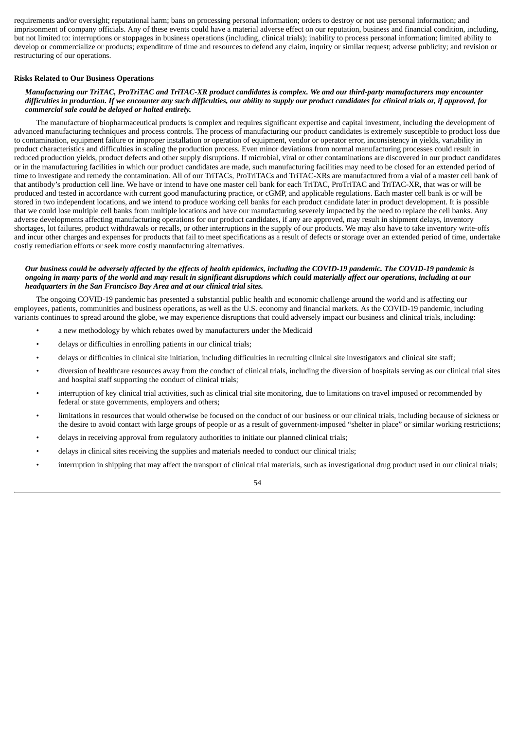requirements and/or oversight; reputational harm; bans on processing personal information; orders to destroy or not use personal information; and imprisonment of company officials. Any of these events could have a material adverse effect on our reputation, business and financial condition, including, but not limited to: interruptions or stoppages in business operations (including, clinical trials); inability to process personal information; limited ability to develop or commercialize or products; expenditure of time and resources to defend any claim, inquiry or similar request; adverse publicity; and revision or restructuring of our operations.

**Risks Related to Our Business Operations**

***Manufacturing our TriTAC, ProTriTAC and TriTAC-XR product candidates is complex. We and our third-party manufacturers may encounter difficulties in production. If we encounter any such difficulties, our ability to supply our product candidates for clinical trials or, if approved, for commercial sale could be delayed or halted entirely.***

The manufacture of biopharmaceutical products is complex and requires significant expertise and capital investment, including the development of advanced manufacturing techniques and process controls. The process of manufacturing our product candidates is extremely susceptible to product loss due to contamination, equipment failure or improper installation or operation of equipment, vendor or operator error, inconsistency in yields, variability in product characteristics and difficulties in scaling the production process. Even minor deviations from normal manufacturing processes could result in reduced production yields, product defects and other supply disruptions. If microbial, viral or other contaminations are discovered in our product candidates or in the manufacturing facilities in which our product candidates are made, such manufacturing facilities may need to be closed for an extended period of time to investigate and remedy the contamination. All of our TriTACs, ProTriTACs and TriTAC-XRs are manufactured from a vial of a master cell bank of that antibody's production cell line. We have or intend to have one master cell bank for each TriTAC, ProTriTAC and TriTAC-XR, that was or will be produced and tested in accordance with current good manufacturing practice, or cGMP, and applicable regulations. Each master cell bank is or will be stored in two independent locations, and we intend to produce working cell banks for each product candidate later in product development. It is possible that we could lose multiple cell banks from multiple locations and have our manufacturing severely impacted by the need to replace the cell banks. Any adverse developments affecting manufacturing operations for our product candidates, if any are approved, may result in shipment delays, inventory shortages, lot failures, product withdrawals or recalls, or other interruptions in the supply of our products. We may also have to take inventory write-offs and incur other charges and expenses for products that fail to meet specifications as a result of defects or storage over an extended period of time, undertake costly remediation efforts or seek more costly manufacturing alternatives.

***Our business could be adversely affected by the effects of health epidemics, including the COVID-19 pandemic. The COVID-19 pandemic is ongoing in many parts of the world and may result in significant disruptions which could materially affect our operations, including at our headquarters in the San Francisco Bay Area and at our clinical trial sites.***

The ongoing COVID-19 pandemic has presented a substantial public health and economic challenge around the world and is affecting our employees, patients, communities and business operations, as well as the U.S. economy and financial markets. As the COVID-19 pandemic, including variants continues to spread around the globe, we may experience disruptions that could adversely impact our business and clinical trials, including:

- a new methodology by which rebates owed by manufacturers under the Medicaid
- delays or difficulties in enrolling patients in our clinical trials;
- delays or difficulties in clinical site initiation, including difficulties in recruiting clinical site investigators and clinical site staff;
- diversion of healthcare resources away from the conduct of clinical trials, including the diversion of hospitals serving as our clinical trial sites and hospital staff supporting the conduct of clinical trials;
- interruption of key clinical trial activities, such as clinical trial site monitoring, due to limitations on travel imposed or recommended by federal or state governments, employers and others;
- limitations in resources that would otherwise be focused on the conduct of our business or our clinical trials, including because of sickness or the desire to avoid contact with large groups of people or as a result of government-imposed "shelter in place" or similar working restrictions;
- delays in receiving approval from regulatory authorities to initiate our planned clinical trials;
- delays in clinical sites receiving the supplies and materials needed to conduct our clinical trials;
- interruption in shipping that may affect the transport of clinical trial materials, such as investigational drug product used in our clinical trials;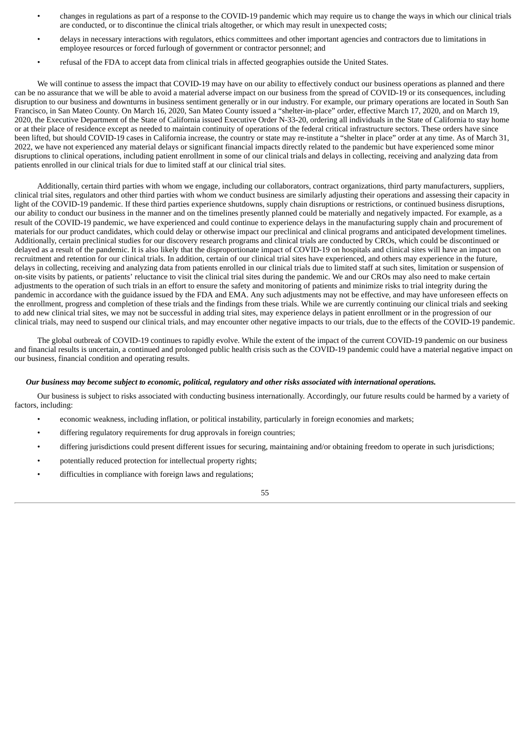- changes in regulations as part of a response to the COVID-19 pandemic which may require us to change the ways in which our clinical trials are conducted, or to discontinue the clinical trials altogether, or which may result in unexpected costs;
- delays in necessary interactions with regulators, ethics committees and other important agencies and contractors due to limitations in employee resources or forced furlough of government or contractor personnel; and
- refusal of the FDA to accept data from clinical trials in affected geographies outside the United States.

We will continue to assess the impact that COVID-19 may have on our ability to effectively conduct our business operations as planned and there can be no assurance that we will be able to avoid a material adverse impact on our business from the spread of COVID-19 or its consequences, including disruption to our business and downturns in business sentiment generally or in our industry. For example, our primary operations are located in South San Francisco, in San Mateo County. On March 16, 2020, San Mateo County issued a "shelter-in-place" order, effective March 17, 2020, and on March 19, 2020, the Executive Department of the State of California issued Executive Order N-33-20, ordering all individuals in the State of California to stay home or at their place of residence except as needed to maintain continuity of operations of the federal critical infrastructure sectors. These orders have since been lifted, but should COVID-19 cases in California increase, the country or state may re-institute a "shelter in place" order at any time. As of March 31, 2022, we have not experienced any material delays or significant financial impacts directly related to the pandemic but have experienced some minor disruptions to clinical operations, including patient enrollment in some of our clinical trials and delays in collecting, receiving and analyzing data from patients enrolled in our clinical trials for due to limited staff at our clinical trial sites.

Additionally, certain third parties with whom we engage, including our collaborators, contract organizations, third party manufacturers, suppliers, clinical trial sites, regulators and other third parties with whom we conduct business are similarly adjusting their operations and assessing their capacity in light of the COVID-19 pandemic. If these third parties experience shutdowns, supply chain disruptions or restrictions, or continued business disruptions, our ability to conduct our business in the manner and on the timelines presently planned could be materially and negatively impacted. For example, as a result of the COVID-19 pandemic, we have experienced and could continue to experience delays in the manufacturing supply chain and procurement of materials for our product candidates, which could delay or otherwise impact our preclinical and clinical programs and anticipated development timelines. Additionally, certain preclinical studies for our discovery research programs and clinical trials are conducted by CROs, which could be discontinued or delayed as a result of the pandemic. It is also likely that the disproportionate impact of COVID-19 on hospitals and clinical sites will have an impact on recruitment and retention for our clinical trials. In addition, certain of our clinical trial sites have experienced, and others may experience in the future, delays in collecting, receiving and analyzing data from patients enrolled in our clinical trials due to limited staff at such sites, limitation or suspension of on-site visits by patients, or patients' reluctance to visit the clinical trial sites during the pandemic. We and our CROs may also need to make certain adjustments to the operation of such trials in an effort to ensure the safety and monitoring of patients and minimize risks to trial integrity during the pandemic in accordance with the guidance issued by the FDA and EMA. Any such adjustments may not be effective, and may have unforeseen effects on the enrollment, progress and completion of these trials and the findings from these trials. While we are currently continuing our clinical trials and seeking to add new clinical trial sites, we may not be successful in adding trial sites, may experience delays in patient enrollment or in the progression of our clinical trials, may need to suspend our clinical trials, and may encounter other negative impacts to our trials, due to the effects of the COVID-19 pandemic.

The global outbreak of COVID-19 continues to rapidly evolve. While the extent of the impact of the current COVID-19 pandemic on our business and financial results is uncertain, a continued and prolonged public health crisis such as the COVID-19 pandemic could have a material negative impact on our business, financial condition and operating results.

***Our business may become subject to economic, political, regulatory and other risks associated with international operations.***

Our business is subject to risks associated with conducting business internationally. Accordingly, our future results could be harmed by a variety of factors, including:

- economic weakness, including inflation, or political instability, particularly in foreign economies and markets;
- differing regulatory requirements for drug approvals in foreign countries;
- differing jurisdictions could present different issues for securing, maintaining and/or obtaining freedom to operate in such jurisdictions;
- potentially reduced protection for intellectual property rights;
- difficulties in compliance with foreign laws and regulations;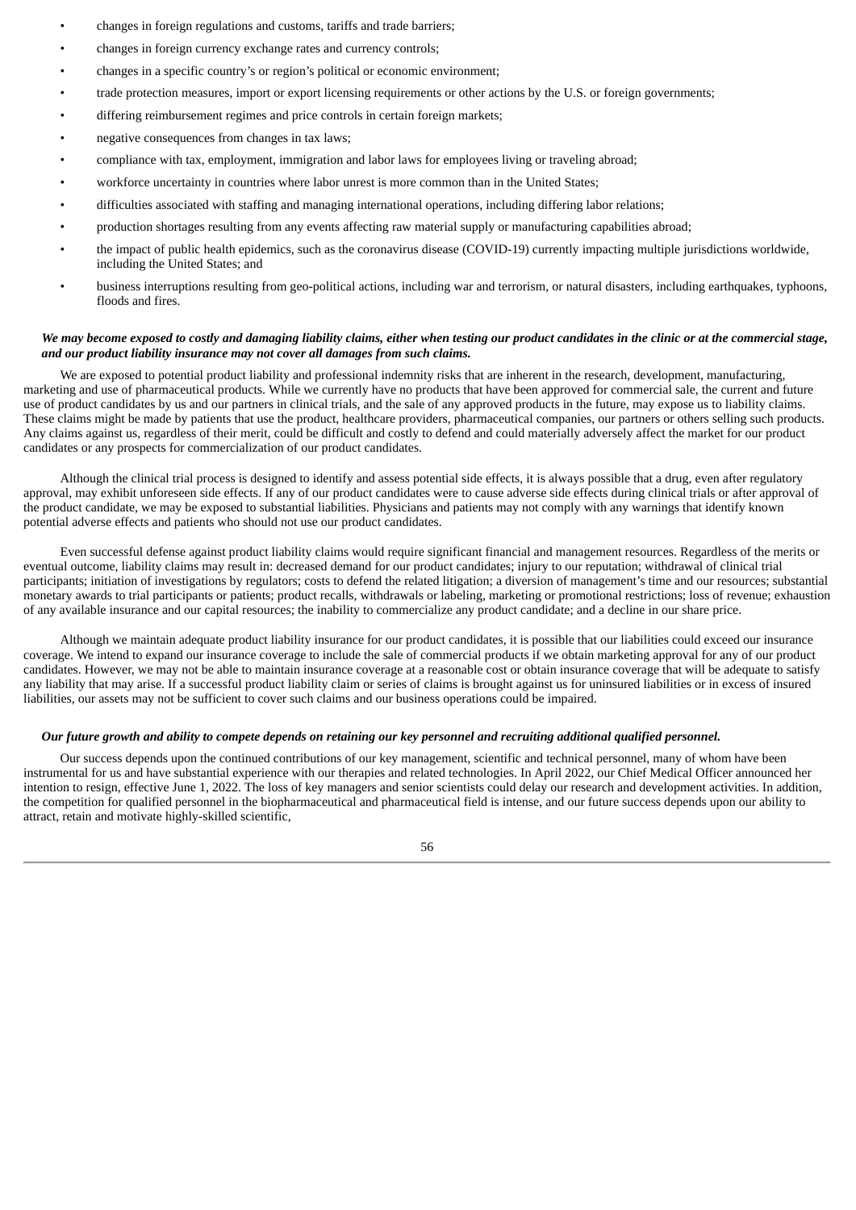- changes in foreign regulations and customs, tariffs and trade barriers;
- changes in foreign currency exchange rates and currency controls;
- changes in a specific country's or region's political or economic environment;
- trade protection measures, import or export licensing requirements or other actions by the U.S. or foreign governments;
- differing reimbursement regimes and price controls in certain foreign markets;
- negative consequences from changes in tax laws;
- compliance with tax, employment, immigration and labor laws for employees living or traveling abroad;
- workforce uncertainty in countries where labor unrest is more common than in the United States;
- difficulties associated with staffing and managing international operations, including differing labor relations;
- production shortages resulting from any events affecting raw material supply or manufacturing capabilities abroad;
- the impact of public health epidemics, such as the coronavirus disease (COVID-19) currently impacting multiple jurisdictions worldwide, including the United States; and
- business interruptions resulting from geo-political actions, including war and terrorism, or natural disasters, including earthquakes, typhoons, floods and fires.

***We may become exposed to costly and damaging liability claims, either when testing our product candidates in the clinic or at the commercial stage, and our product liability insurance may not cover all damages from such claims.***

We are exposed to potential product liability and professional indemnity risks that are inherent in the research, development, manufacturing, marketing and use of pharmaceutical products. While we currently have no products that have been approved for commercial sale, the current and future use of product candidates by us and our partners in clinical trials, and the sale of any approved products in the future, may expose us to liability claims. These claims might be made by patients that use the product, healthcare providers, pharmaceutical companies, our partners or others selling such products. Any claims against us, regardless of their merit, could be difficult and costly to defend and could materially adversely affect the market for our product candidates or any prospects for commercialization of our product candidates.

Although the clinical trial process is designed to identify and assess potential side effects, it is always possible that a drug, even after regulatory approval, may exhibit unforeseen side effects. If any of our product candidates were to cause adverse side effects during clinical trials or after approval of the product candidate, we may be exposed to substantial liabilities. Physicians and patients may not comply with any warnings that identify known potential adverse effects and patients who should not use our product candidates.

Even successful defense against product liability claims would require significant financial and management resources. Regardless of the merits or eventual outcome, liability claims may result in: decreased demand for our product candidates; injury to our reputation; withdrawal of clinical trial participants; initiation of investigations by regulators; costs to defend the related litigation; a diversion of management's time and our resources; substantial monetary awards to trial participants or patients; product recalls, withdrawals or labeling, marketing or promotional restrictions; loss of revenue; exhaustion of any available insurance and our capital resources; the inability to commercialize any product candidate; and a decline in our share price.

Although we maintain adequate product liability insurance for our product candidates, it is possible that our liabilities could exceed our insurance coverage. We intend to expand our insurance coverage to include the sale of commercial products if we obtain marketing approval for any of our product candidates. However, we may not be able to maintain insurance coverage at a reasonable cost or obtain insurance coverage that will be adequate to satisfy any liability that may arise. If a successful product liability claim or series of claims is brought against us for uninsured liabilities or in excess of insured liabilities, our assets may not be sufficient to cover such claims and our business operations could be impaired.

***Our future growth and ability to compete depends on retaining our key personnel and recruiting additional qualified personnel.***

Our success depends upon the continued contributions of our key management, scientific and technical personnel, many of whom have been instrumental for us and have substantial experience with our therapies and related technologies. In April 2022, our Chief Medical Officer announced her intention to resign, effective June 1, 2022. The loss of key managers and senior scientists could delay our research and development activities. In addition, the competition for qualified personnel in the biopharmaceutical and pharmaceutical field is intense, and our future success depends upon our ability to attract, retain and motivate highly-skilled scientific,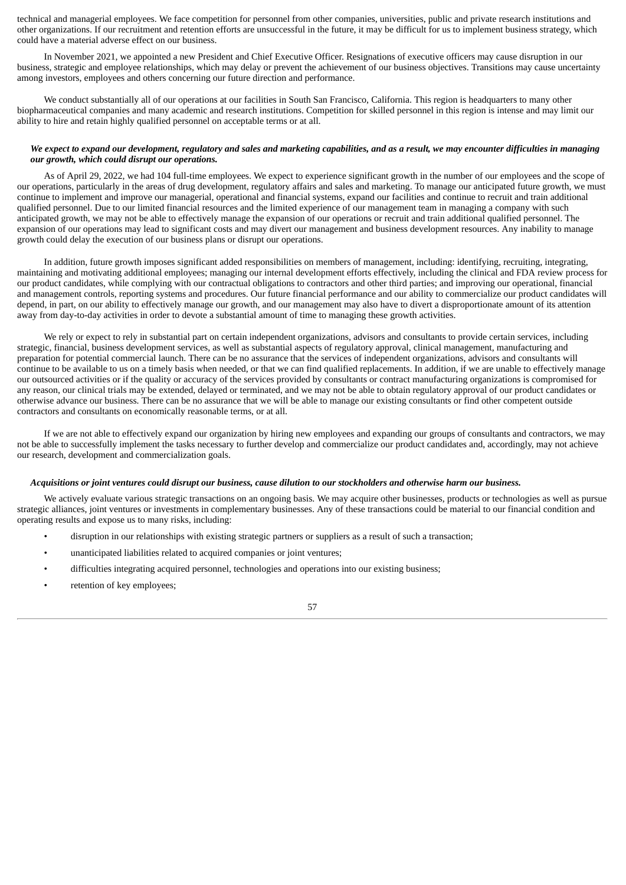technical and managerial employees. We face competition for personnel from other companies, universities, public and private research institutions and other organizations. If our recruitment and retention efforts are unsuccessful in the future, it may be difficult for us to implement business strategy, which could have a material adverse effect on our business.

In November 2021, we appointed a new President and Chief Executive Officer. Resignations of executive officers may cause disruption in our business, strategic and employee relationships, which may delay or prevent the achievement of our business objectives. Transitions may cause uncertainty among investors, employees and others concerning our future direction and performance.

We conduct substantially all of our operations at our facilities in South San Francisco, California. This region is headquarters to many other biopharmaceutical companies and many academic and research institutions. Competition for skilled personnel in this region is intense and may limit our ability to hire and retain highly qualified personnel on acceptable terms or at all.

***We expect to expand our development, regulatory and sales and marketing capabilities, and as a result, we may encounter difficulties in managing our growth, which could disrupt our operations.***

As of April 29, 2022, we had 104 full-time employees. We expect to experience significant growth in the number of our employees and the scope of our operations, particularly in the areas of drug development, regulatory affairs and sales and marketing. To manage our anticipated future growth, we must continue to implement and improve our managerial, operational and financial systems, expand our facilities and continue to recruit and train additional qualified personnel. Due to our limited financial resources and the limited experience of our management team in managing a company with such anticipated growth, we may not be able to effectively manage the expansion of our operations or recruit and train additional qualified personnel. The expansion of our operations may lead to significant costs and may divert our management and business development resources. Any inability to manage growth could delay the execution of our business plans or disrupt our operations.

In addition, future growth imposes significant added responsibilities on members of management, including: identifying, recruiting, integrating, maintaining and motivating additional employees; managing our internal development efforts effectively, including the clinical and FDA review process for our product candidates, while complying with our contractual obligations to contractors and other third parties; and improving our operational, financial and management controls, reporting systems and procedures. Our future financial performance and our ability to commercialize our product candidates will depend, in part, on our ability to effectively manage our growth, and our management may also have to divert a disproportionate amount of its attention away from day-to-day activities in order to devote a substantial amount of time to managing these growth activities.

We rely or expect to rely in substantial part on certain independent organizations, advisors and consultants to provide certain services, including strategic, financial, business development services, as well as substantial aspects of regulatory approval, clinical management, manufacturing and preparation for potential commercial launch. There can be no assurance that the services of independent organizations, advisors and consultants will continue to be available to us on a timely basis when needed, or that we can find qualified replacements. In addition, if we are unable to effectively manage our outsourced activities or if the quality or accuracy of the services provided by consultants or contract manufacturing organizations is compromised for any reason, our clinical trials may be extended, delayed or terminated, and we may not be able to obtain regulatory approval of our product candidates or otherwise advance our business. There can be no assurance that we will be able to manage our existing consultants or find other competent outside contractors and consultants on economically reasonable terms, or at all.

If we are not able to effectively expand our organization by hiring new employees and expanding our groups of consultants and contractors, we may not be able to successfully implement the tasks necessary to further develop and commercialize our product candidates and, accordingly, may not achieve our research, development and commercialization goals.

***Acquisitions or joint ventures could disrupt our business, cause dilution to our stockholders and otherwise harm our business.***

We actively evaluate various strategic transactions on an ongoing basis. We may acquire other businesses, products or technologies as well as pursue strategic alliances, joint ventures or investments in complementary businesses. Any of these transactions could be material to our financial condition and operating results and expose us to many risks, including:

- disruption in our relationships with existing strategic partners or suppliers as a result of such a transaction;
- unanticipated liabilities related to acquired companies or joint ventures;
- difficulties integrating acquired personnel, technologies and operations into our existing business;
- retention of key employees;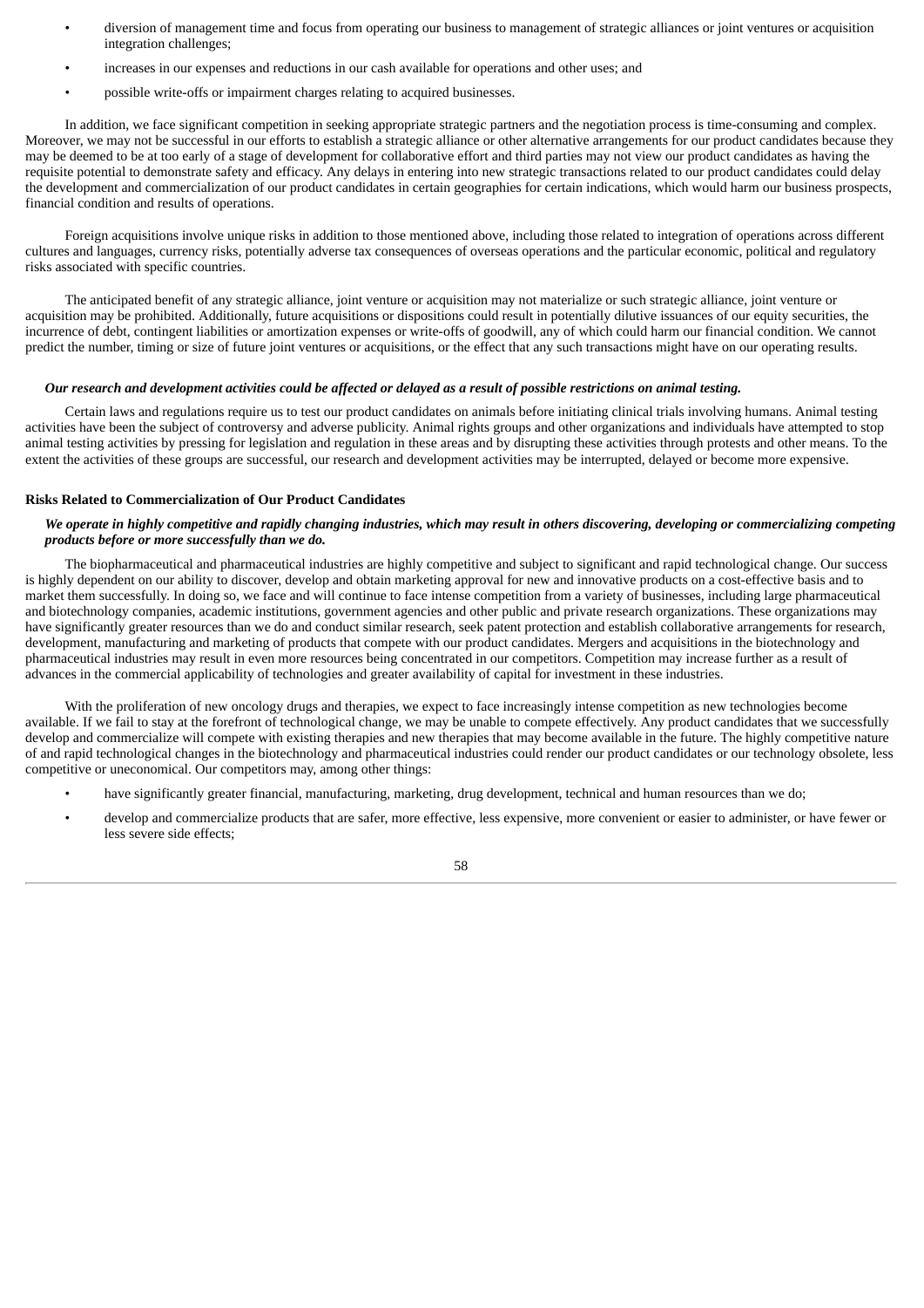- diversion of management time and focus from operating our business to management of strategic alliances or joint ventures or acquisition integration challenges;
- increases in our expenses and reductions in our cash available for operations and other uses; and
- possible write-offs or impairment charges relating to acquired businesses.

In addition, we face significant competition in seeking appropriate strategic partners and the negotiation process is time-consuming and complex. Moreover, we may not be successful in our efforts to establish a strategic alliance or other alternative arrangements for our product candidates because they may be deemed to be at too early of a stage of development for collaborative effort and third parties may not view our product candidates as having the requisite potential to demonstrate safety and efficacy. Any delays in entering into new strategic transactions related to our product candidates could delay the development and commercialization of our product candidates in certain geographies for certain indications, which would harm our business prospects, financial condition and results of operations.

Foreign acquisitions involve unique risks in addition to those mentioned above, including those related to integration of operations across different cultures and languages, currency risks, potentially adverse tax consequences of overseas operations and the particular economic, political and regulatory risks associated with specific countries.

The anticipated benefit of any strategic alliance, joint venture or acquisition may not materialize or such strategic alliance, joint venture or acquisition may be prohibited. Additionally, future acquisitions or dispositions could result in potentially dilutive issuances of our equity securities, the incurrence of debt, contingent liabilities or amortization expenses or write-offs of goodwill, any of which could harm our financial condition. We cannot predict the number, timing or size of future joint ventures or acquisitions, or the effect that any such transactions might have on our operating results.

***Our research and development activities could be affected or delayed as a result of possible restrictions on animal testing.***

Certain laws and regulations require us to test our product candidates on animals before initiating clinical trials involving humans. Animal testing activities have been the subject of controversy and adverse publicity. Animal rights groups and other organizations and individuals have attempted to stop animal testing activities by pressing for legislation and regulation in these areas and by disrupting these activities through protests and other means. To the extent the activities of these groups are successful, our research and development activities may be interrupted, delayed or become more expensive.

**Risks Related to Commercialization of Our Product Candidates**

***We operate in highly competitive and rapidly changing industries, which may result in others discovering, developing or commercializing competing products before or more successfully than we do.***

The biopharmaceutical and pharmaceutical industries are highly competitive and subject to significant and rapid technological change. Our success is highly dependent on our ability to discover, develop and obtain marketing approval for new and innovative products on a cost-effective basis and to market them successfully. In doing so, we face and will continue to face intense competition from a variety of businesses, including large pharmaceutical and biotechnology companies, academic institutions, government agencies and other public and private research organizations. These organizations may have significantly greater resources than we do and conduct similar research, seek patent protection and establish collaborative arrangements for research, development, manufacturing and marketing of products that compete with our product candidates. Mergers and acquisitions in the biotechnology and pharmaceutical industries may result in even more resources being concentrated in our competitors. Competition may increase further as a result of advances in the commercial applicability of technologies and greater availability of capital for investment in these industries.

With the proliferation of new oncology drugs and therapies, we expect to face increasingly intense competition as new technologies become available. If we fail to stay at the forefront of technological change, we may be unable to compete effectively. Any product candidates that we successfully develop and commercialize will compete with existing therapies and new therapies that may become available in the future. The highly competitive nature of and rapid technological changes in the biotechnology and pharmaceutical industries could render our product candidates or our technology obsolete, less competitive or uneconomical. Our competitors may, among other things:

- have significantly greater financial, manufacturing, marketing, drug development, technical and human resources than we do;
- develop and commercialize products that are safer, more effective, less expensive, more convenient or easier to administer, or have fewer or less severe side effects;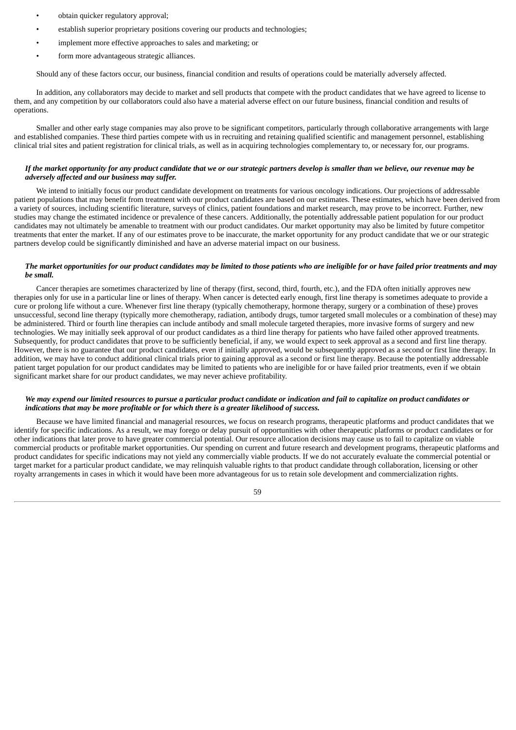- obtain quicker regulatory approval;
- establish superior proprietary positions covering our products and technologies;
- implement more effective approaches to sales and marketing; or
- form more advantageous strategic alliances.

Should any of these factors occur, our business, financial condition and results of operations could be materially adversely affected.

In addition, any collaborators may decide to market and sell products that compete with the product candidates that we have agreed to license to them, and any competition by our collaborators could also have a material adverse effect on our future business, financial condition and results of operations.

Smaller and other early stage companies may also prove to be significant competitors, particularly through collaborative arrangements with large and established companies. These third parties compete with us in recruiting and retaining qualified scientific and management personnel, establishing clinical trial sites and patient registration for clinical trials, as well as in acquiring technologies complementary to, or necessary for, our programs.

***If the market opportunity for any product candidate that we or our strategic partners develop is smaller than we believe, our revenue may be adversely affected and our business may suffer.***

We intend to initially focus our product candidate development on treatments for various oncology indications. Our projections of addressable patient populations that may benefit from treatment with our product candidates are based on our estimates. These estimates, which have been derived from a variety of sources, including scientific literature, surveys of clinics, patient foundations and market research, may prove to be incorrect. Further, new studies may change the estimated incidence or prevalence of these cancers. Additionally, the potentially addressable patient population for our product candidates may not ultimately be amenable to treatment with our product candidates. Our market opportunity may also be limited by future competitor treatments that enter the market. If any of our estimates prove to be inaccurate, the market opportunity for any product candidate that we or our strategic partners develop could be significantly diminished and have an adverse material impact on our business.

***The market opportunities for our product candidates may be limited to those patients who are ineligible for or have failed prior treatments and may be small.***

Cancer therapies are sometimes characterized by line of therapy (first, second, third, fourth, etc.), and the FDA often initially approves new therapies only for use in a particular line or lines of therapy. When cancer is detected early enough, first line therapy is sometimes adequate to provide a cure or prolong life without a cure. Whenever first line therapy (typically chemotherapy, hormone therapy, surgery or a combination of these) proves unsuccessful, second line therapy (typically more chemotherapy, radiation, antibody drugs, tumor targeted small molecules or a combination of these) may be administered. Third or fourth line therapies can include antibody and small molecule targeted therapies, more invasive forms of surgery and new technologies. We may initially seek approval of our product candidates as a third line therapy for patients who have failed other approved treatments. Subsequently, for product candidates that prove to be sufficiently beneficial, if any, we would expect to seek approval as a second and first line therapy. However, there is no guarantee that our product candidates, even if initially approved, would be subsequently approved as a second or first line therapy. In addition, we may have to conduct additional clinical trials prior to gaining approval as a second or first line therapy. Because the potentially addressable patient target population for our product candidates may be limited to patients who are ineligible for or have failed prior treatments, even if we obtain significant market share for our product candidates, we may never achieve profitability.

***We may expend our limited resources to pursue a particular product candidate or indication and fail to capitalize on product candidates or indications that may be more profitable or for which there is a greater likelihood of success.***

Because we have limited financial and managerial resources, we focus on research programs, therapeutic platforms and product candidates that we identify for specific indications. As a result, we may forego or delay pursuit of opportunities with other therapeutic platforms or product candidates or for other indications that later prove to have greater commercial potential. Our resource allocation decisions may cause us to fail to capitalize on viable commercial products or profitable market opportunities. Our spending on current and future research and development programs, therapeutic platforms and product candidates for specific indications may not yield any commercially viable products. If we do not accurately evaluate the commercial potential or target market for a particular product candidate, we may relinquish valuable rights to that product candidate through collaboration, licensing or other royalty arrangements in cases in which it would have been more advantageous for us to retain sole development and commercialization rights.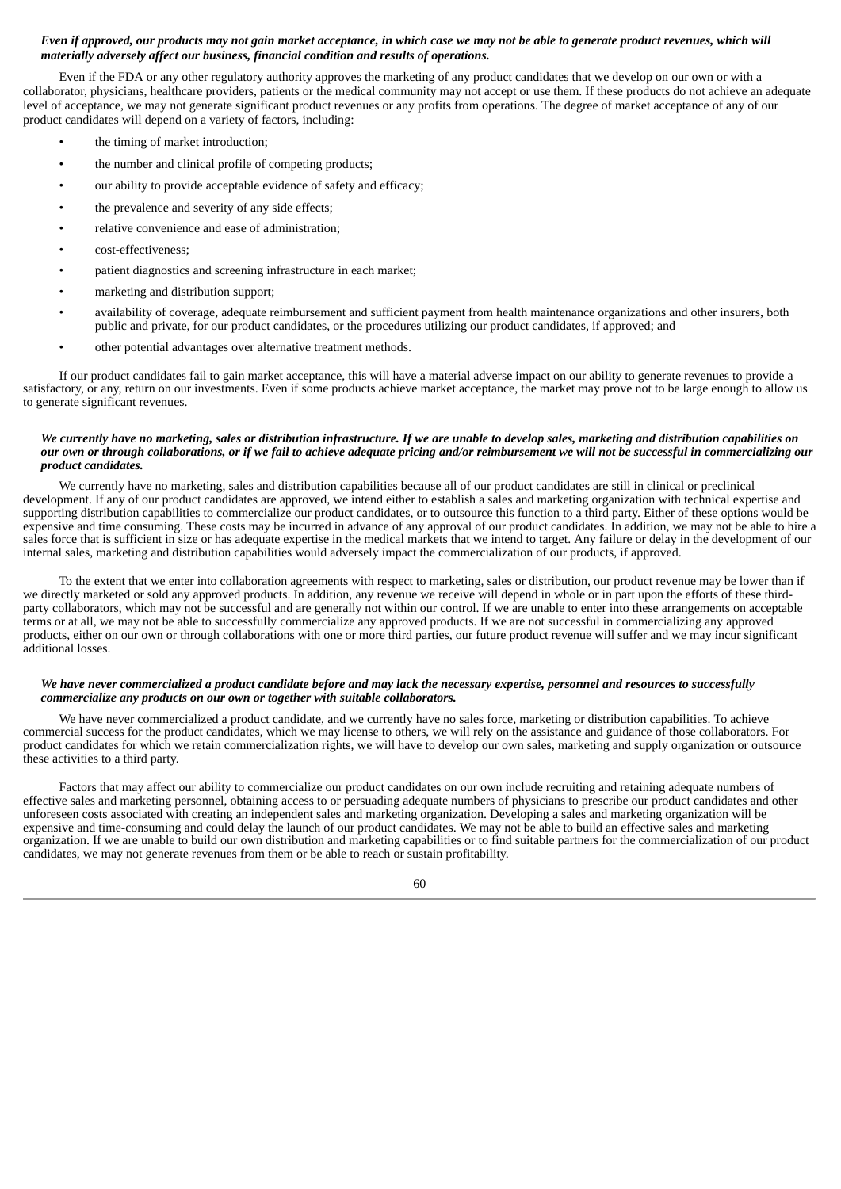***Even if approved, our products may not gain market acceptance, in which case we may not be able to generate product revenues, which will materially adversely affect our business, financial condition and results of operations.***

Even if the FDA or any other regulatory authority approves the marketing of any product candidates that we develop on our own or with a collaborator, physicians, healthcare providers, patients or the medical community may not accept or use them. If these products do not achieve an adequate level of acceptance, we may not generate significant product revenues or any profits from operations. The degree of market acceptance of any of our product candidates will depend on a variety of factors, including:

- the timing of market introduction;
- the number and clinical profile of competing products;
- our ability to provide acceptable evidence of safety and efficacy;
- the prevalence and severity of any side effects;
- relative convenience and ease of administration;
- cost-effectiveness;
- patient diagnostics and screening infrastructure in each market;
- marketing and distribution support;
- availability of coverage, adequate reimbursement and sufficient payment from health maintenance organizations and other insurers, both public and private, for our product candidates, or the procedures utilizing our product candidates, if approved; and
- other potential advantages over alternative treatment methods.

If our product candidates fail to gain market acceptance, this will have a material adverse impact on our ability to generate revenues to provide a satisfactory, or any, return on our investments. Even if some products achieve market acceptance, the market may prove not to be large enough to allow us to generate significant revenues.

***We currently have no marketing, sales or distribution infrastructure. If we are unable to develop sales, marketing and distribution capabilities on our own or through collaborations, or if we fail to achieve adequate pricing and/or reimbursement we will not be successful in commercializing our product candidates.***

We currently have no marketing, sales and distribution capabilities because all of our product candidates are still in clinical or preclinical development. If any of our product candidates are approved, we intend either to establish a sales and marketing organization with technical expertise and supporting distribution capabilities to commercialize our product candidates, or to outsource this function to a third party. Either of these options would be expensive and time consuming. These costs may be incurred in advance of any approval of our product candidates. In addition, we may not be able to hire a sales force that is sufficient in size or has adequate expertise in the medical markets that we intend to target. Any failure or delay in the development of our internal sales, marketing and distribution capabilities would adversely impact the commercialization of our products, if approved.

To the extent that we enter into collaboration agreements with respect to marketing, sales or distribution, our product revenue may be lower than if we directly marketed or sold any approved products. In addition, any revenue we receive will depend in whole or in part upon the efforts of these third-party collaborators, which may not be successful and are generally not within our control. If we are unable to enter into these arrangements on acceptable terms or at all, we may not be able to successfully commercialize any approved products. If we are not successful in commercializing any approved products, either on our own or through collaborations with one or more third parties, our future product revenue will suffer and we may incur significant additional losses.

***We have never commercialized a product candidate before and may lack the necessary expertise, personnel and resources to successfully commercialize any products on our own or together with suitable collaborators.***

We have never commercialized a product candidate, and we currently have no sales force, marketing or distribution capabilities. To achieve commercial success for the product candidates, which we may license to others, we will rely on the assistance and guidance of those collaborators. For product candidates for which we retain commercialization rights, we will have to develop our own sales, marketing and supply organization or outsource these activities to a third party.

Factors that may affect our ability to commercialize our product candidates on our own include recruiting and retaining adequate numbers of effective sales and marketing personnel, obtaining access to or persuading adequate numbers of physicians to prescribe our product candidates and other unforeseen costs associated with creating an independent sales and marketing organization. Developing a sales and marketing organization will be expensive and time-consuming and could delay the launch of our product candidates. We may not be able to build an effective sales and marketing organization. If we are unable to build our own distribution and marketing capabilities or to find suitable partners for the commercialization of our product candidates, we may not generate revenues from them or be able to reach or sustain profitability.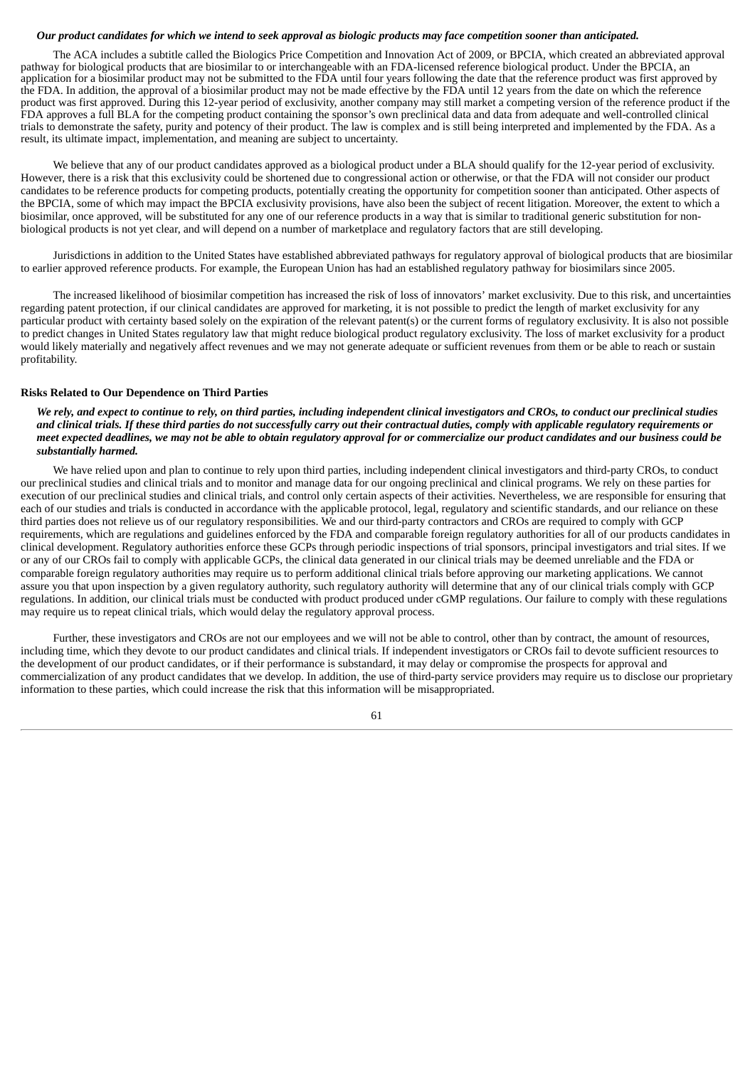***Our product candidates for which we intend to seek approval as biologic products may face competition sooner than anticipated.***

The ACA includes a subtitle called the Biologics Price Competition and Innovation Act of 2009, or BPCIA, which created an abbreviated approval pathway for biological products that are biosimilar to or interchangeable with an FDA-licensed reference biological product. Under the BPCIA, an application for a biosimilar product may not be submitted to the FDA until four years following the date that the reference product was first approved by the FDA. In addition, the approval of a biosimilar product may not be made effective by the FDA until 12 years from the date on which the reference product was first approved. During this 12-year period of exclusivity, another company may still market a competing version of the reference product if the FDA approves a full BLA for the competing product containing the sponsor's own preclinical data and data from adequate and well-controlled clinical trials to demonstrate the safety, purity and potency of their product. The law is complex and is still being interpreted and implemented by the FDA. As a result, its ultimate impact, implementation, and meaning are subject to uncertainty.

We believe that any of our product candidates approved as a biological product under a BLA should qualify for the 12-year period of exclusivity. However, there is a risk that this exclusivity could be shortened due to congressional action or otherwise, or that the FDA will not consider our product candidates to be reference products for competing products, potentially creating the opportunity for competition sooner than anticipated. Other aspects of the BPCIA, some of which may impact the BPCIA exclusivity provisions, have also been the subject of recent litigation. Moreover, the extent to which a biosimilar, once approved, will be substituted for any one of our reference products in a way that is similar to traditional generic substitution for non-biological products is not yet clear, and will depend on a number of marketplace and regulatory factors that are still developing.

Jurisdictions in addition to the United States have established abbreviated pathways for regulatory approval of biological products that are biosimilar to earlier approved reference products. For example, the European Union has had an established regulatory pathway for biosimilars since 2005.

The increased likelihood of biosimilar competition has increased the risk of loss of innovators' market exclusivity. Due to this risk, and uncertainties regarding patent protection, if our clinical candidates are approved for marketing, it is not possible to predict the length of market exclusivity for any particular product with certainty based solely on the expiration of the relevant patent(s) or the current forms of regulatory exclusivity. It is also not possible to predict changes in United States regulatory law that might reduce biological product regulatory exclusivity. The loss of market exclusivity for a product would likely materially and negatively affect revenues and we may not generate adequate or sufficient revenues from them or be able to reach or sustain profitability.

**Risks Related to Our Dependence on Third Parties**

***We rely, and expect to continue to rely, on third parties, including independent clinical investigators and CROs, to conduct our preclinical studies and clinical trials. If these third parties do not successfully carry out their contractual duties, comply with applicable regulatory requirements or meet expected deadlines, we may not be able to obtain regulatory approval for or commercialize our product candidates and our business could be substantially harmed.***

We have relied upon and plan to continue to rely upon third parties, including independent clinical investigators and third-party CROs, to conduct our preclinical studies and clinical trials and to monitor and manage data for our ongoing preclinical and clinical programs. We rely on these parties for execution of our preclinical studies and clinical trials, and control only certain aspects of their activities. Nevertheless, we are responsible for ensuring that each of our studies and trials is conducted in accordance with the applicable protocol, legal, regulatory and scientific standards, and our reliance on these third parties does not relieve us of our regulatory responsibilities. We and our third-party contractors and CROs are required to comply with GCP requirements, which are regulations and guidelines enforced by the FDA and comparable foreign regulatory authorities for all of our products candidates in clinical development. Regulatory authorities enforce these GCPs through periodic inspections of trial sponsors, principal investigators and trial sites. If we or any of our CROs fail to comply with applicable GCPs, the clinical data generated in our clinical trials may be deemed unreliable and the FDA or comparable foreign regulatory authorities may require us to perform additional clinical trials before approving our marketing applications. We cannot assure you that upon inspection by a given regulatory authority, such regulatory authority will determine that any of our clinical trials comply with GCP regulations. In addition, our clinical trials must be conducted with product produced under cGMP regulations. Our failure to comply with these regulations may require us to repeat clinical trials, which would delay the regulatory approval process.

Further, these investigators and CROs are not our employees and we will not be able to control, other than by contract, the amount of resources, including time, which they devote to our product candidates and clinical trials. If independent investigators or CROs fail to devote sufficient resources to the development of our product candidates, or if their performance is substandard, it may delay or compromise the prospects for approval and commercialization of any product candidates that we develop. In addition, the use of third-party service providers may require us to disclose our proprietary information to these parties, which could increase the risk that this information will be misappropriated.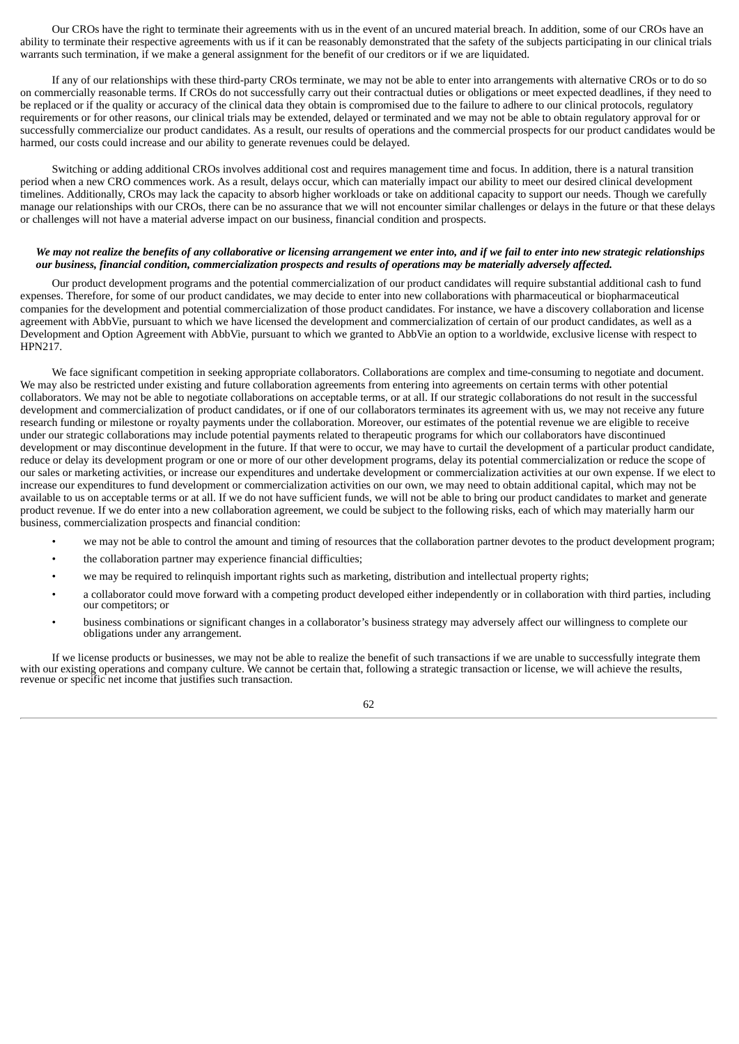Our CROs have the right to terminate their agreements with us in the event of an uncured material breach. In addition, some of our CROs have an ability to terminate their respective agreements with us if it can be reasonably demonstrated that the safety of the subjects participating in our clinical trials warrants such termination, if we make a general assignment for the benefit of our creditors or if we are liquidated.

If any of our relationships with these third-party CROs terminate, we may not be able to enter into arrangements with alternative CROs or to do so on commercially reasonable terms. If CROs do not successfully carry out their contractual duties or obligations or meet expected deadlines, if they need to be replaced or if the quality or accuracy of the clinical data they obtain is compromised due to the failure to adhere to our clinical protocols, regulatory requirements or for other reasons, our clinical trials may be extended, delayed or terminated and we may not be able to obtain regulatory approval for or successfully commercialize our product candidates. As a result, our results of operations and the commercial prospects for our product candidates would be harmed, our costs could increase and our ability to generate revenues could be delayed.

Switching or adding additional CROs involves additional cost and requires management time and focus. In addition, there is a natural transition period when a new CRO commences work. As a result, delays occur, which can materially impact our ability to meet our desired clinical development timelines. Additionally, CROs may lack the capacity to absorb higher workloads or take on additional capacity to support our needs. Though we carefully manage our relationships with our CROs, there can be no assurance that we will not encounter similar challenges or delays in the future or that these delays or challenges will not have a material adverse impact on our business, financial condition and prospects.

***We may not realize the benefits of any collaborative or licensing arrangement we enter into, and if we fail to enter into new strategic relationships our business, financial condition, commercialization prospects and results of operations may be materially adversely affected.***

Our product development programs and the potential commercialization of our product candidates will require substantial additional cash to fund expenses. Therefore, for some of our product candidates, we may decide to enter into new collaborations with pharmaceutical or biopharmaceutical companies for the development and potential commercialization of those product candidates. For instance, we have a discovery collaboration and license agreement with AbbVie, pursuant to which we have licensed the development and commercialization of certain of our product candidates, as well as a Development and Option Agreement with AbbVie, pursuant to which we granted to AbbVie an option to a worldwide, exclusive license with respect to HPN217.

We face significant competition in seeking appropriate collaborators. Collaborations are complex and time-consuming to negotiate and document. We may also be restricted under existing and future collaboration agreements from entering into agreements on certain terms with other potential collaborators. We may not be able to negotiate collaborations on acceptable terms, or at all. If our strategic collaborations do not result in the successful development and commercialization of product candidates, or if one of our collaborators terminates its agreement with us, we may not receive any future research funding or milestone or royalty payments under the collaboration. Moreover, our estimates of the potential revenue we are eligible to receive under our strategic collaborations may include potential payments related to therapeutic programs for which our collaborators have discontinued development or may discontinue development in the future. If that were to occur, we may have to curtail the development of a particular product candidate, reduce or delay its development program or one or more of our other development programs, delay its potential commercialization or reduce the scope of our sales or marketing activities, or increase our expenditures and undertake development or commercialization activities at our own expense. If we elect to increase our expenditures to fund development or commercialization activities on our own, we may need to obtain additional capital, which may not be available to us on acceptable terms or at all. If we do not have sufficient funds, we will not be able to bring our product candidates to market and generate product revenue. If we do enter into a new collaboration agreement, we could be subject to the following risks, each of which may materially harm our business, commercialization prospects and financial condition:

- we may not be able to control the amount and timing of resources that the collaboration partner devotes to the product development program;
- the collaboration partner may experience financial difficulties;
- we may be required to relinquish important rights such as marketing, distribution and intellectual property rights;
- a collaborator could move forward with a competing product developed either independently or in collaboration with third parties, including our competitors; or
- business combinations or significant changes in a collaborator's business strategy may adversely affect our willingness to complete our obligations under any arrangement.

If we license products or businesses, we may not be able to realize the benefit of such transactions if we are unable to successfully integrate them with our existing operations and company culture. We cannot be certain that, following a strategic transaction or license, we will achieve the results, revenue or specific net income that justifies such transaction.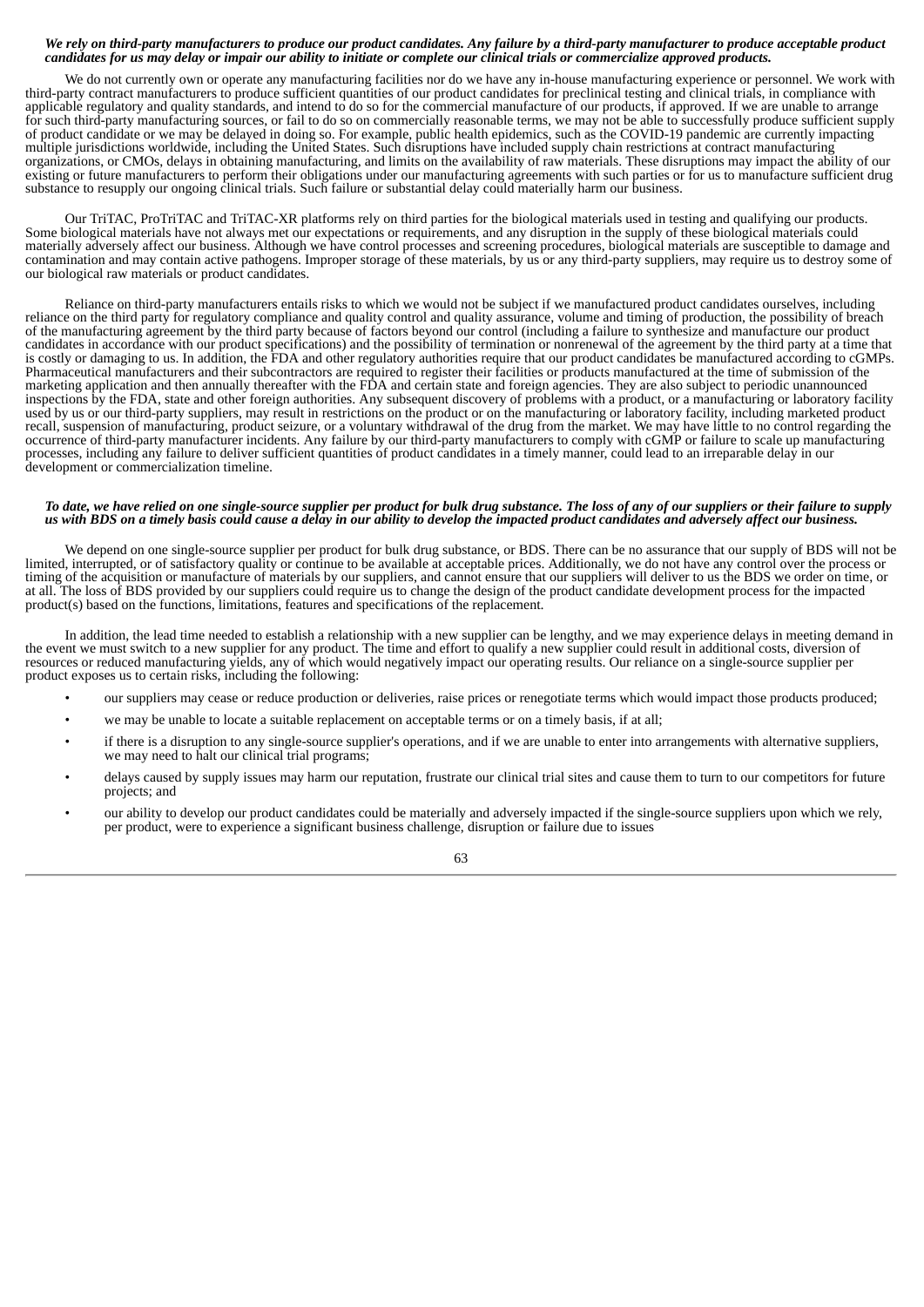***We rely on third-party manufacturers to produce our product candidates. Any failure by a third-party manufacturer to produce acceptable product candidates for us may delay or impair our ability to initiate or complete our clinical trials or commercialize approved products.***

We do not currently own or operate any manufacturing facilities nor do we have any in-house manufacturing experience or personnel. We work with third-party contract manufacturers to produce sufficient quantities of our product candidates for preclinical testing and clinical trials, in compliance with applicable regulatory and quality standards, and intend to do so for the commercial manufacture of our products, if approved. If we are unable to arrange for such third-party manufacturing sources, or fail to do so on commercially reasonable terms, we may not be able to successfully produce sufficient supply of product candidate or we may be delayed in doing so. For example, public health epidemics, such as the COVID-19 pandemic are currently impacting multiple jurisdictions worldwide, including the United States. Such disruptions have included supply chain restrictions at contract manufacturing organizations, or CMOs, delays in obtaining manufacturing, and limits on the availability of raw materials. These disruptions may impact the ability of our existing or future manufacturers to perform their obligations under our manufacturing agreements with such parties or for us to manufacture sufficient drug substance to resupply our ongoing clinical trials. Such failure or substantial delay could materially harm our business.

Our TriTAC, ProTriTAC and TriTAC-XR platforms rely on third parties for the biological materials used in testing and qualifying our products. Some biological materials have not always met our expectations or requirements, and any disruption in the supply of these biological materials could materially adversely affect our business. Although we have control processes and screening procedures, biological materials are susceptible to damage and contamination and may contain active pathogens. Improper storage of these materials, by us or any third-party suppliers, may require us to destroy some of our biological raw materials or product candidates.

Reliance on third-party manufacturers entails risks to which we would not be subject if we manufactured product candidates ourselves, including reliance on the third party for regulatory compliance and quality control and quality assurance, volume and timing of production, the possibility of breach of the manufacturing agreement by the third party because of factors beyond our control (including a failure to synthesize and manufacture our product candidates in accordance with our product specifications) and the possibility of termination or nonrenewal of the agreement by the third party at a time that is costly or damaging to us. In addition, the FDA and other regulatory authorities require that our product candidates be manufactured according to cGMPs. Pharmaceutical manufacturers and their subcontractors are required to register their facilities or products manufactured at the time of submission of the marketing application and then annually thereafter with the FDA and certain state and foreign agencies. They are also subject to periodic unannounced inspections by the FDA, state and other foreign authorities. Any subsequent discovery of problems with a product, or a manufacturing or laboratory facility used by us or our third-party suppliers, may result in restrictions on the product or on the manufacturing or laboratory facility, including marketed product recall, suspension of manufacturing, product seizure, or a voluntary withdrawal of the drug from the market. We may have little to no control regarding the occurrence of third-party manufacturer incidents. Any failure by our third-party manufacturers to comply with cGMP or failure to scale up manufacturing processes, including any failure to deliver sufficient quantities of product candidates in a timely manner, could lead to an irreparable delay in our development or commercialization timeline.

***To date, we have relied on one single-source supplier per product for bulk drug substance. The loss of any of our suppliers or their failure to supply us with BDS on a timely basis could cause a delay in our ability to develop the impacted product candidates and adversely affect our business.***

We depend on one single-source supplier per product for bulk drug substance, or BDS. There can be no assurance that our supply of BDS will not be limited, interrupted, or of satisfactory quality or continue to be available at acceptable prices. Additionally, we do not have any control over the process or timing of the acquisition or manufacture of materials by our suppliers, and cannot ensure that our suppliers will deliver to us the BDS we order on time, or at all. The loss of BDS provided by our suppliers could require us to change the design of the product candidate development process for the impacted product(s) based on the functions, limitations, features and specifications of the replacement.

In addition, the lead time needed to establish a relationship with a new supplier can be lengthy, and we may experience delays in meeting demand in the event we must switch to a new supplier for any product. The time and effort to qualify a new supplier could result in additional costs, diversion of resources or reduced manufacturing yields, any of which would negatively impact our operating results. Our reliance on a single-source supplier per product exposes us to certain risks, including the following:

- our suppliers may cease or reduce production or deliveries, raise prices or renegotiate terms which would impact those products produced;
- we may be unable to locate a suitable replacement on acceptable terms or on a timely basis, if at all;
- if there is a disruption to any single-source supplier's operations, and if we are unable to enter into arrangements with alternative suppliers, we may need to halt our clinical trial programs;
- delays caused by supply issues may harm our reputation, frustrate our clinical trial sites and cause them to turn to our competitors for future projects; and
- our ability to develop our product candidates could be materially and adversely impacted if the single-source suppliers upon which we rely, per product, were to experience a significant business challenge, disruption or failure due to issues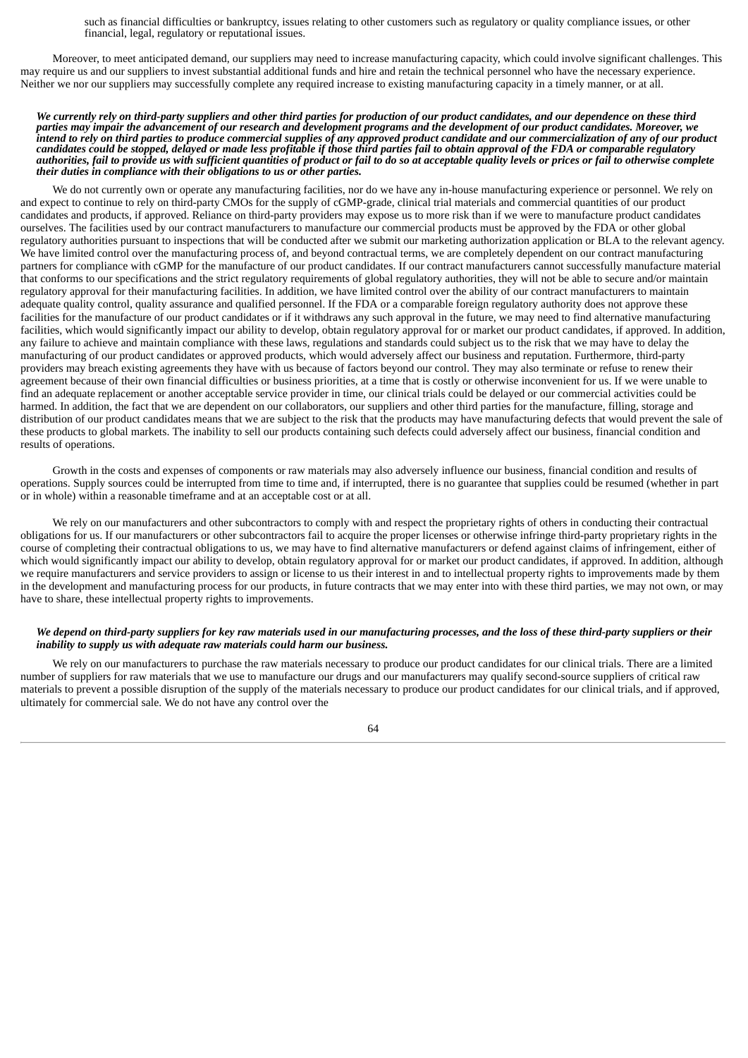such as financial difficulties or bankruptcy, issues relating to other customers such as regulatory or quality compliance issues, or other financial, legal, regulatory or reputational issues.

Moreover, to meet anticipated demand, our suppliers may need to increase manufacturing capacity, which could involve significant challenges. This may require us and our suppliers to invest substantial additional funds and hire and retain the technical personnel who have the necessary experience. Neither we nor our suppliers may successfully complete any required increase to existing manufacturing capacity in a timely manner, or at all.

***We currently rely on third-party suppliers and other third parties for production of our product candidates, and our dependence on these third parties may impair the advancement of our research and development programs and the development of our product candidates. Moreover, we intend to rely on third parties to produce commercial supplies of any approved product candidate and our commercialization of any of our product candidates could be stopped, delayed or made less profitable if those third parties fail to obtain approval of the FDA or comparable regulatory authorities, fail to provide us with sufficient quantities of product or fail to do so at acceptable quality levels or prices or fail to otherwise complete their duties in compliance with their obligations to us or other parties.***

We do not currently own or operate any manufacturing facilities, nor do we have any in-house manufacturing experience or personnel. We rely on and expect to continue to rely on third-party CMOs for the supply of cGMP-grade, clinical trial materials and commercial quantities of our product candidates and products, if approved. Reliance on third-party providers may expose us to more risk than if we were to manufacture product candidates ourselves. The facilities used by our contract manufacturers to manufacture our commercial products must be approved by the FDA or other global regulatory authorities pursuant to inspections that will be conducted after we submit our marketing authorization application or BLA to the relevant agency. We have limited control over the manufacturing process of, and beyond contractual terms, we are completely dependent on our contract manufacturing partners for compliance with cGMP for the manufacture of our product candidates. If our contract manufacturers cannot successfully manufacture material that conforms to our specifications and the strict regulatory requirements of global regulatory authorities, they will not be able to secure and/or maintain regulatory approval for their manufacturing facilities. In addition, we have limited control over the ability of our contract manufacturers to maintain adequate quality control, quality assurance and qualified personnel. If the FDA or a comparable foreign regulatory authority does not approve these facilities for the manufacture of our product candidates or if it withdraws any such approval in the future, we may need to find alternative manufacturing facilities, which would significantly impact our ability to develop, obtain regulatory approval for or market our product candidates, if approved. In addition, any failure to achieve and maintain compliance with these laws, regulations and standards could subject us to the risk that we may have to delay the manufacturing of our product candidates or approved products, which would adversely affect our business and reputation. Furthermore, third-party providers may breach existing agreements they have with us because of factors beyond our control. They may also terminate or refuse to renew their agreement because of their own financial difficulties or business priorities, at a time that is costly or otherwise inconvenient for us. If we were unable to find an adequate replacement or another acceptable service provider in time, our clinical trials could be delayed or our commercial activities could be harmed. In addition, the fact that we are dependent on our collaborators, our suppliers and other third parties for the manufacture, filling, storage and distribution of our product candidates means that we are subject to the risk that the products may have manufacturing defects that would prevent the sale of these products to global markets. The inability to sell our products containing such defects could adversely affect our business, financial condition and results of operations.

Growth in the costs and expenses of components or raw materials may also adversely influence our business, financial condition and results of operations. Supply sources could be interrupted from time to time and, if interrupted, there is no guarantee that supplies could be resumed (whether in part or in whole) within a reasonable timeframe and at an acceptable cost or at all.

We rely on our manufacturers and other subcontractors to comply with and respect the proprietary rights of others in conducting their contractual obligations for us. If our manufacturers or other subcontractors fail to acquire the proper licenses or otherwise infringe third-party proprietary rights in the course of completing their contractual obligations to us, we may have to find alternative manufacturers or defend against claims of infringement, either of which would significantly impact our ability to develop, obtain regulatory approval for or market our product candidates, if approved. In addition, although we require manufacturers and service providers to assign or license to us their interest in and to intellectual property rights to improvements made by them in the development and manufacturing process for our products, in future contracts that we may enter into with these third parties, we may not own, or may have to share, these intellectual property rights to improvements.

***We depend on third-party suppliers for key raw materials used in our manufacturing processes, and the loss of these third-party suppliers or their inability to supply us with adequate raw materials could harm our business.***

We rely on our manufacturers to purchase the raw materials necessary to produce our product candidates for our clinical trials. There are a limited number of suppliers for raw materials that we use to manufacture our drugs and our manufacturers may qualify second-source suppliers of critical raw materials to prevent a possible disruption of the supply of the materials necessary to produce our product candidates for our clinical trials, and if approved, ultimately for commercial sale. We do not have any control over the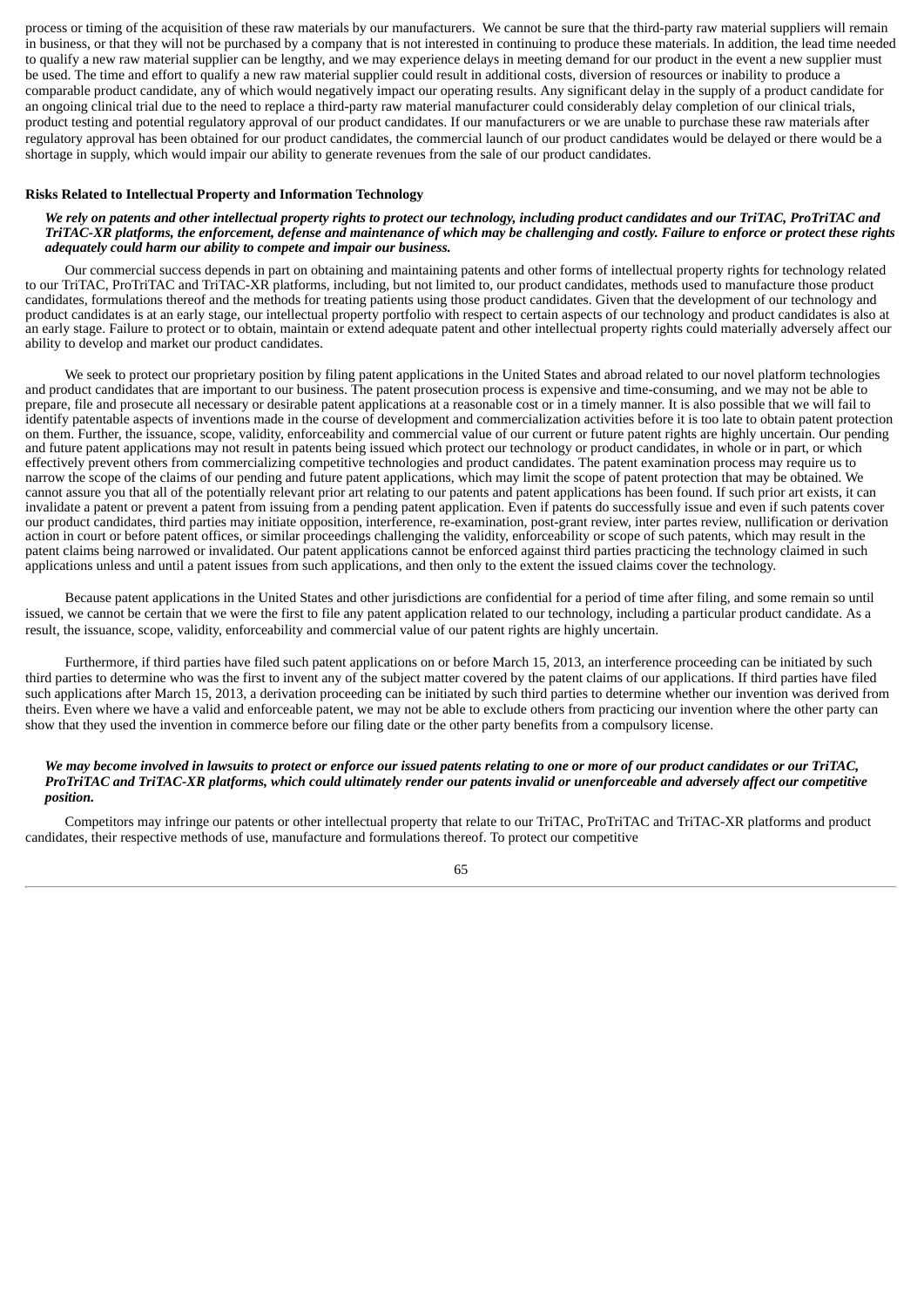process or timing of the acquisition of these raw materials by our manufacturers. We cannot be sure that the third-party raw material suppliers will remain in business, or that they will not be purchased by a company that is not interested in continuing to produce these materials. In addition, the lead time needed to qualify a new raw material supplier can be lengthy, and we may experience delays in meeting demand for our product in the event a new supplier must be used. The time and effort to qualify a new raw material supplier could result in additional costs, diversion of resources or inability to produce a comparable product candidate, any of which would negatively impact our operating results. Any significant delay in the supply of a product candidate for an ongoing clinical trial due to the need to replace a third-party raw material manufacturer could considerably delay completion of our clinical trials, product testing and potential regulatory approval of our product candidates. If our manufacturers or we are unable to purchase these raw materials after regulatory approval has been obtained for our product candidates, the commercial launch of our product candidates would be delayed or there would be a shortage in supply, which would impair our ability to generate revenues from the sale of our product candidates.

**Risks Related to Intellectual Property and Information Technology**

***We rely on patents and other intellectual property rights to protect our technology, including product candidates and our TriTAC, ProTriTAC and TriTAC-XR platforms, the enforcement, defense and maintenance of which may be challenging and costly. Failure to enforce or protect these rights adequately could harm our ability to compete and impair our business.***

Our commercial success depends in part on obtaining and maintaining patents and other forms of intellectual property rights for technology related to our TriTAC, ProTriTAC and TriTAC-XR platforms, including, but not limited to, our product candidates, methods used to manufacture those product candidates, formulations thereof and the methods for treating patients using those product candidates. Given that the development of our technology and product candidates is at an early stage, our intellectual property portfolio with respect to certain aspects of our technology and product candidates is also at an early stage. Failure to protect or to obtain, maintain or extend adequate patent and other intellectual property rights could materially adversely affect our ability to develop and market our product candidates.

We seek to protect our proprietary position by filing patent applications in the United States and abroad related to our novel platform technologies and product candidates that are important to our business. The patent prosecution process is expensive and time-consuming, and we may not be able to prepare, file and prosecute all necessary or desirable patent applications at a reasonable cost or in a timely manner. It is also possible that we will fail to identify patentable aspects of inventions made in the course of development and commercialization activities before it is too late to obtain patent protection on them. Further, the issuance, scope, validity, enforceability and commercial value of our current or future patent rights are highly uncertain. Our pending and future patent applications may not result in patents being issued which protect our technology or product candidates, in whole or in part, or which effectively prevent others from commercializing competitive technologies and product candidates. The patent examination process may require us to narrow the scope of the claims of our pending and future patent applications, which may limit the scope of patent protection that may be obtained. We cannot assure you that all of the potentially relevant prior art relating to our patents and patent applications has been found. If such prior art exists, it can invalidate a patent or prevent a patent from issuing from a pending patent application. Even if patents do successfully issue and even if such patents cover our product candidates, third parties may initiate opposition, interference, re-examination, post-grant review, inter partes review, nullification or derivation action in court or before patent offices, or similar proceedings challenging the validity, enforceability or scope of such patents, which may result in the patent claims being narrowed or invalidated. Our patent applications cannot be enforced against third parties practicing the technology claimed in such applications unless and until a patent issues from such applications, and then only to the extent the issued claims cover the technology.

Because patent applications in the United States and other jurisdictions are confidential for a period of time after filing, and some remain so until issued, we cannot be certain that we were the first to file any patent application related to our technology, including a particular product candidate. As a result, the issuance, scope, validity, enforceability and commercial value of our patent rights are highly uncertain.

Furthermore, if third parties have filed such patent applications on or before March 15, 2013, an interference proceeding can be initiated by such third parties to determine who was the first to invent any of the subject matter covered by the patent claims of our applications. If third parties have filed such applications after March 15, 2013, a derivation proceeding can be initiated by such third parties to determine whether our invention was derived from theirs. Even where we have a valid and enforceable patent, we may not be able to exclude others from practicing our invention where the other party can show that they used the invention in commerce before our filing date or the other party benefits from a compulsory license.

***We may become involved in lawsuits to protect or enforce our issued patents relating to one or more of our product candidates or our TriTAC, ProTriTAC and TriTAC-XR platforms, which could ultimately render our patents invalid or unenforceable and adversely affect our competitive position.***

Competitors may infringe our patents or other intellectual property that relate to our TriTAC, ProTriTAC and TriTAC-XR platforms and product candidates, their respective methods of use, manufacture and formulations thereof. To protect our competitive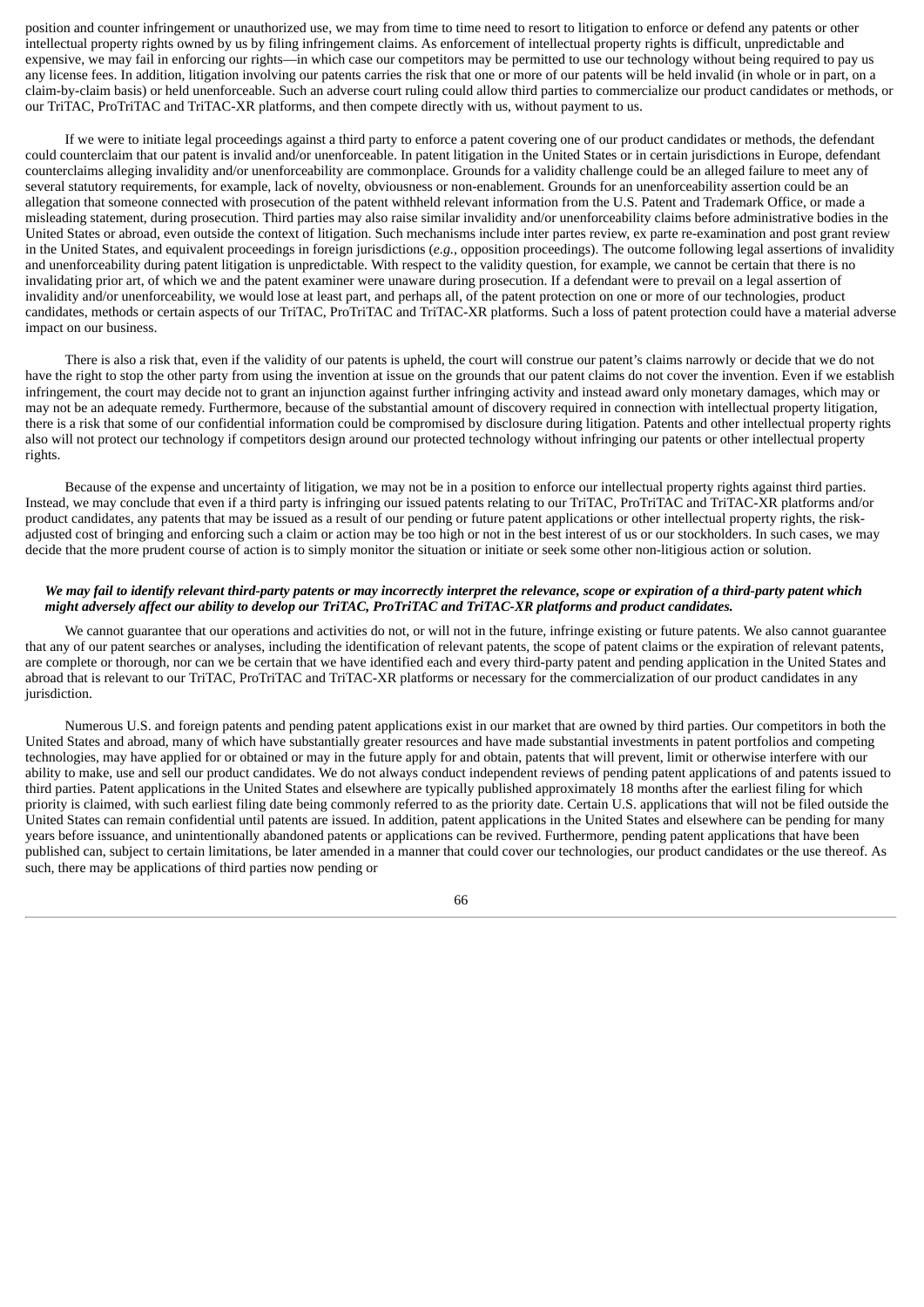position and counter infringement or unauthorized use, we may from time to time need to resort to litigation to enforce or defend any patents or other intellectual property rights owned by us by filing infringement claims. As enforcement of intellectual property rights is difficult, unpredictable and expensive, we may fail in enforcing our rights—in which case our competitors may be permitted to use our technology without being required to pay us any license fees. In addition, litigation involving our patents carries the risk that one or more of our patents will be held invalid (in whole or in part, on a claim-by-claim basis) or held unenforceable. Such an adverse court ruling could allow third parties to commercialize our product candidates or methods, or our TriTAC, ProTriTAC and TriTAC-XR platforms, and then compete directly with us, without payment to us.

If we were to initiate legal proceedings against a third party to enforce a patent covering one of our product candidates or methods, the defendant could counterclaim that our patent is invalid and/or unenforceable. In patent litigation in the United States or in certain jurisdictions in Europe, defendant counterclaims alleging invalidity and/or unenforceability are commonplace. Grounds for a validity challenge could be an alleged failure to meet any of several statutory requirements, for example, lack of novelty, obviousness or non-enablement. Grounds for an unenforceability assertion could be an allegation that someone connected with prosecution of the patent withheld relevant information from the U.S. Patent and Trademark Office, or made a misleading statement, during prosecution. Third parties may also raise similar invalidity and/or unenforceability claims before administrative bodies in the United States or abroad, even outside the context of litigation. Such mechanisms include inter partes review, ex parte re-examination and post grant review in the United States, and equivalent proceedings in foreign jurisdictions (*e.g.*, opposition proceedings). The outcome following legal assertions of invalidity and unenforceability during patent litigation is unpredictable. With respect to the validity question, for example, we cannot be certain that there is no invalidating prior art, of which we and the patent examiner were unaware during prosecution. If a defendant were to prevail on a legal assertion of invalidity and/or unenforceability, we would lose at least part, and perhaps all, of the patent protection on one or more of our technologies, product candidates, methods or certain aspects of our TriTAC, ProTriTAC and TriTAC-XR platforms. Such a loss of patent protection could have a material adverse impact on our business.

There is also a risk that, even if the validity of our patents is upheld, the court will construe our patent's claims narrowly or decide that we do not have the right to stop the other party from using the invention at issue on the grounds that our patent claims do not cover the invention. Even if we establish infringement, the court may decide not to grant an injunction against further infringing activity and instead award only monetary damages, which may or may not be an adequate remedy. Furthermore, because of the substantial amount of discovery required in connection with intellectual property litigation, there is a risk that some of our confidential information could be compromised by disclosure during litigation. Patents and other intellectual property rights also will not protect our technology if competitors design around our protected technology without infringing our patents or other intellectual property rights.

Because of the expense and uncertainty of litigation, we may not be in a position to enforce our intellectual property rights against third parties. Instead, we may conclude that even if a third party is infringing our issued patents relating to our TriTAC, ProTriTAC and TriTAC-XR platforms and/or product candidates, any patents that may be issued as a result of our pending or future patent applications or other intellectual property rights, the risk-adjusted cost of bringing and enforcing such a claim or action may be too high or not in the best interest of us or our stockholders. In such cases, we may decide that the more prudent course of action is to simply monitor the situation or initiate or seek some other non-litigious action or solution.

***We may fail to identify relevant third-party patents or may incorrectly interpret the relevance, scope or expiration of a third-party patent which might adversely affect our ability to develop our TriTAC, ProTriTAC and TriTAC-XR platforms and product candidates.***

We cannot guarantee that our operations and activities do not, or will not in the future, infringe existing or future patents. We also cannot guarantee that any of our patent searches or analyses, including the identification of relevant patents, the scope of patent claims or the expiration of relevant patents, are complete or thorough, nor can we be certain that we have identified each and every third-party patent and pending application in the United States and abroad that is relevant to our TriTAC, ProTriTAC and TriTAC-XR platforms or necessary for the commercialization of our product candidates in any jurisdiction.

Numerous U.S. and foreign patents and pending patent applications exist in our market that are owned by third parties. Our competitors in both the United States and abroad, many of which have substantially greater resources and have made substantial investments in patent portfolios and competing technologies, may have applied for or obtained or may in the future apply for and obtain, patents that will prevent, limit or otherwise interfere with our ability to make, use and sell our product candidates. We do not always conduct independent reviews of pending patent applications of and patents issued to third parties. Patent applications in the United States and elsewhere are typically published approximately 18 months after the earliest filing for which priority is claimed, with such earliest filing date being commonly referred to as the priority date. Certain U.S. applications that will not be filed outside the United States can remain confidential until patents are issued. In addition, patent applications in the United States and elsewhere can be pending for many years before issuance, and unintentionally abandoned patents or applications can be revived. Furthermore, pending patent applications that have been published can, subject to certain limitations, be later amended in a manner that could cover our technologies, our product candidates or the use thereof. As such, there may be applications of third parties now pending or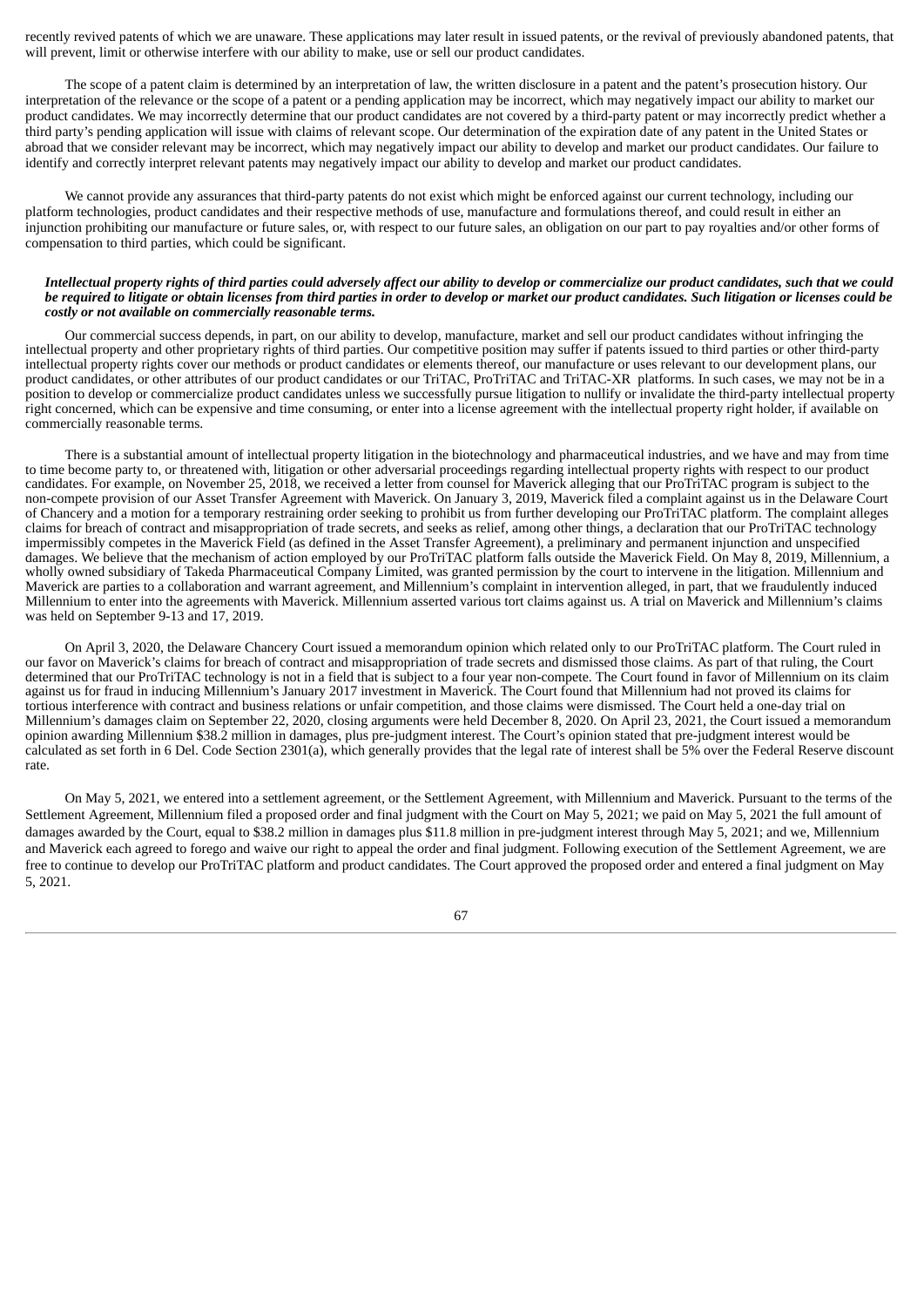recently revived patents of which we are unaware. These applications may later result in issued patents, or the revival of previously abandoned patents, that will prevent, limit or otherwise interfere with our ability to make, use or sell our product candidates.

The scope of a patent claim is determined by an interpretation of law, the written disclosure in a patent and the patent's prosecution history. Our interpretation of the relevance or the scope of a patent or a pending application may be incorrect, which may negatively impact our ability to market our product candidates. We may incorrectly determine that our product candidates are not covered by a third-party patent or may incorrectly predict whether a third party's pending application will issue with claims of relevant scope. Our determination of the expiration date of any patent in the United States or abroad that we consider relevant may be incorrect, which may negatively impact our ability to develop and market our product candidates. Our failure to identify and correctly interpret relevant patents may negatively impact our ability to develop and market our product candidates.

We cannot provide any assurances that third-party patents do not exist which might be enforced against our current technology, including our platform technologies, product candidates and their respective methods of use, manufacture and formulations thereof, and could result in either an injunction prohibiting our manufacture or future sales, or, with respect to our future sales, an obligation on our part to pay royalties and/or other forms of compensation to third parties, which could be significant.

***Intellectual property rights of third parties could adversely affect our ability to develop or commercialize our product candidates, such that we could be required to litigate or obtain licenses from third parties in order to develop or market our product candidates. Such litigation or licenses could be costly or not available on commercially reasonable terms.***

Our commercial success depends, in part, on our ability to develop, manufacture, market and sell our product candidates without infringing the intellectual property and other proprietary rights of third parties. Our competitive position may suffer if patents issued to third parties or other third-party intellectual property rights cover our methods or product candidates or elements thereof, our manufacture or uses relevant to our development plans, our product candidates, or other attributes of our product candidates or our TriTAC, ProTriTAC and TriTAC-XR platforms. In such cases, we may not be in a position to develop or commercialize product candidates unless we successfully pursue litigation to nullify or invalidate the third-party intellectual property right concerned, which can be expensive and time consuming, or enter into a license agreement with the intellectual property right holder, if available on commercially reasonable terms.

There is a substantial amount of intellectual property litigation in the biotechnology and pharmaceutical industries, and we have and may from time to time become party to, or threatened with, litigation or other adversarial proceedings regarding intellectual property rights with respect to our product candidates. For example, on November 25, 2018, we received a letter from counsel for Maverick alleging that our ProTriTAC program is subject to the non-compete provision of our Asset Transfer Agreement with Maverick. On January 3, 2019, Maverick filed a complaint against us in the Delaware Court of Chancery and a motion for a temporary restraining order seeking to prohibit us from further developing our ProTriTAC platform. The complaint alleges claims for breach of contract and misappropriation of trade secrets, and seeks as relief, among other things, a declaration that our ProTriTAC technology impermissibly competes in the Maverick Field (as defined in the Asset Transfer Agreement), a preliminary and permanent injunction and unspecified damages. We believe that the mechanism of action employed by our ProTriTAC platform falls outside the Maverick Field. On May 8, 2019, Millennium, a wholly owned subsidiary of Takeda Pharmaceutical Company Limited, was granted permission by the court to intervene in the litigation. Millennium and Maverick are parties to a collaboration and warrant agreement, and Millennium's complaint in intervention alleged, in part, that we fraudulently induced Millennium to enter into the agreements with Maverick. Millennium asserted various tort claims against us. A trial on Maverick and Millennium's claims was held on September 9-13 and 17, 2019.

On April 3, 2020, the Delaware Chancery Court issued a memorandum opinion which related only to our ProTriTAC platform. The Court ruled in our favor on Maverick's claims for breach of contract and misappropriation of trade secrets and dismissed those claims. As part of that ruling, the Court determined that our ProTriTAC technology is not in a field that is subject to a four year non-compete. The Court found in favor of Millennium on its claim against us for fraud in inducing Millennium's January 2017 investment in Maverick. The Court found that Millennium had not proved its claims for tortious interference with contract and business relations or unfair competition, and those claims were dismissed. The Court held a one-day trial on Millennium's damages claim on September 22, 2020, closing arguments were held December 8, 2020. On April 23, 2021, the Court issued a memorandum opinion awarding Millennium $38.2 million in damages, plus pre-judgment interest. The Court's opinion stated that pre-judgment interest would be calculated as set forth in 6 Del. Code Section 2301(a), which generally provides that the legal rate of interest shall be 5% over the Federal Reserve discount rate.

On May 5, 2021, we entered into a settlement agreement, or the Settlement Agreement, with Millennium and Maverick. Pursuant to the terms of the Settlement Agreement, Millennium filed a proposed order and final judgment with the Court on May 5, 2021; we paid on May 5, 2021 the full amount of damages awarded by the Court, equal to $38.2 million in damages plus $11.8 million in pre-judgment interest through May 5, 2021; and we, Millennium and Maverick each agreed to forego and waive our right to appeal the order and final judgment. Following execution of the Settlement Agreement, we are free to continue to develop our ProTriTAC platform and product candidates. The Court approved the proposed order and entered a final judgment on May 5, 2021.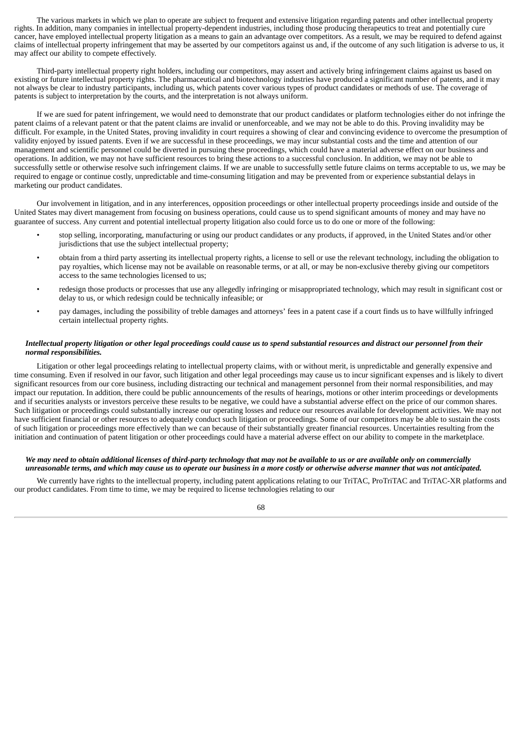The various markets in which we plan to operate are subject to frequent and extensive litigation regarding patents and other intellectual property rights. In addition, many companies in intellectual property-dependent industries, including those producing therapeutics to treat and potentially cure cancer, have employed intellectual property litigation as a means to gain an advantage over competitors. As a result, we may be required to defend against claims of intellectual property infringement that may be asserted by our competitors against us and, if the outcome of any such litigation is adverse to us, it may affect our ability to compete effectively.

Third-party intellectual property right holders, including our competitors, may assert and actively bring infringement claims against us based on existing or future intellectual property rights. The pharmaceutical and biotechnology industries have produced a significant number of patents, and it may not always be clear to industry participants, including us, which patents cover various types of product candidates or methods of use. The coverage of patents is subject to interpretation by the courts, and the interpretation is not always uniform.

If we are sued for patent infringement, we would need to demonstrate that our product candidates or platform technologies either do not infringe the patent claims of a relevant patent or that the patent claims are invalid or unenforceable, and we may not be able to do this. Proving invalidity may be difficult. For example, in the United States, proving invalidity in court requires a showing of clear and convincing evidence to overcome the presumption of validity enjoyed by issued patents. Even if we are successful in these proceedings, we may incur substantial costs and the time and attention of our management and scientific personnel could be diverted in pursuing these proceedings, which could have a material adverse effect on our business and operations. In addition, we may not have sufficient resources to bring these actions to a successful conclusion. In addition, we may not be able to successfully settle or otherwise resolve such infringement claims. If we are unable to successfully settle future claims on terms acceptable to us, we may be required to engage or continue costly, unpredictable and time-consuming litigation and may be prevented from or experience substantial delays in marketing our product candidates.

Our involvement in litigation, and in any interferences, opposition proceedings or other intellectual property proceedings inside and outside of the United States may divert management from focusing on business operations, could cause us to spend significant amounts of money and may have no guarantee of success. Any current and potential intellectual property litigation also could force us to do one or more of the following:

- stop selling, incorporating, manufacturing or using our product candidates or any products, if approved, in the United States and/or other jurisdictions that use the subject intellectual property;
- obtain from a third party asserting its intellectual property rights, a license to sell or use the relevant technology, including the obligation to pay royalties, which license may not be available on reasonable terms, or at all, or may be non-exclusive thereby giving our competitors access to the same technologies licensed to us;
- redesign those products or processes that use any allegedly infringing or misappropriated technology, which may result in significant cost or delay to us, or which redesign could be technically infeasible; or
- pay damages, including the possibility of treble damages and attorneys' fees in a patent case if a court finds us to have willfully infringed certain intellectual property rights.

***Intellectual property litigation or other legal proceedings could cause us to spend substantial resources and distract our personnel from their normal responsibilities.***

Litigation or other legal proceedings relating to intellectual property claims, with or without merit, is unpredictable and generally expensive and time consuming. Even if resolved in our favor, such litigation and other legal proceedings may cause us to incur significant expenses and is likely to divert significant resources from our core business, including distracting our technical and management personnel from their normal responsibilities, and may impact our reputation. In addition, there could be public announcements of the results of hearings, motions or other interim proceedings or developments and if securities analysts or investors perceive these results to be negative, we could have a substantial adverse effect on the price of our common shares. Such litigation or proceedings could substantially increase our operating losses and reduce our resources available for development activities. We may not have sufficient financial or other resources to adequately conduct such litigation or proceedings. Some of our competitors may be able to sustain the costs of such litigation or proceedings more effectively than we can because of their substantially greater financial resources. Uncertainties resulting from the initiation and continuation of patent litigation or other proceedings could have a material adverse effect on our ability to compete in the marketplace.

***We may need to obtain additional licenses of third-party technology that may not be available to us or are available only on commercially unreasonable terms, and which may cause us to operate our business in a more costly or otherwise adverse manner that was not anticipated.***

We currently have rights to the intellectual property, including patent applications relating to our TriTAC, ProTriTAC and TriTAC-XR platforms and our product candidates. From time to time, we may be required to license technologies relating to our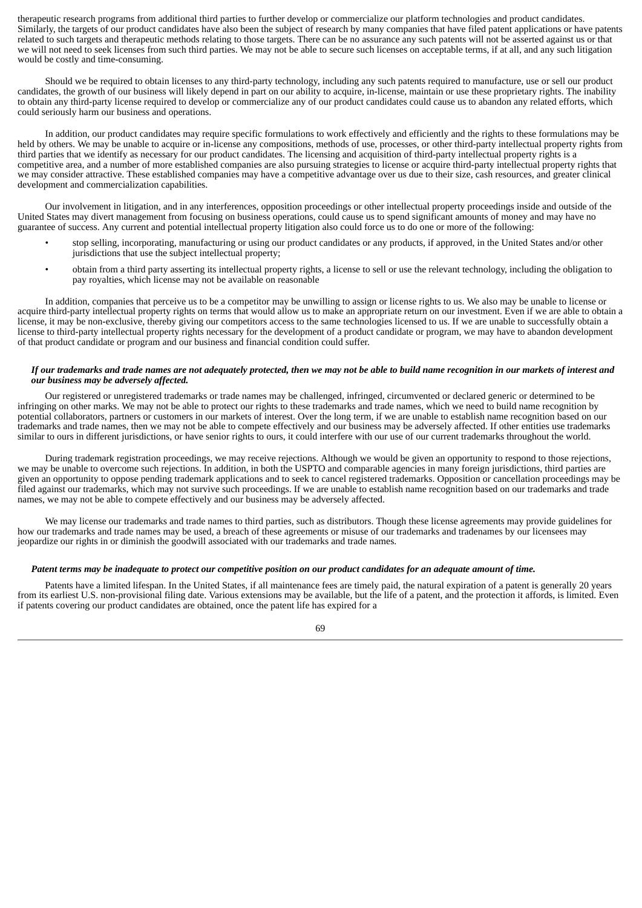therapeutic research programs from additional third parties to further develop or commercialize our platform technologies and product candidates. Similarly, the targets of our product candidates have also been the subject of research by many companies that have filed patent applications or have patents related to such targets and therapeutic methods relating to those targets. There can be no assurance any such patents will not be asserted against us or that we will not need to seek licenses from such third parties. We may not be able to secure such licenses on acceptable terms, if at all, and any such litigation would be costly and time-consuming.

Should we be required to obtain licenses to any third-party technology, including any such patents required to manufacture, use or sell our product candidates, the growth of our business will likely depend in part on our ability to acquire, in-license, maintain or use these proprietary rights. The inability to obtain any third-party license required to develop or commercialize any of our product candidates could cause us to abandon any related efforts, which could seriously harm our business and operations.

In addition, our product candidates may require specific formulations to work effectively and efficiently and the rights to these formulations may be held by others. We may be unable to acquire or in-license any compositions, methods of use, processes, or other third-party intellectual property rights from third parties that we identify as necessary for our product candidates. The licensing and acquisition of third-party intellectual property rights is a competitive area, and a number of more established companies are also pursuing strategies to license or acquire third-party intellectual property rights that we may consider attractive. These established companies may have a competitive advantage over us due to their size, cash resources, and greater clinical development and commercialization capabilities.

Our involvement in litigation, and in any interferences, opposition proceedings or other intellectual property proceedings inside and outside of the United States may divert management from focusing on business operations, could cause us to spend significant amounts of money and may have no guarantee of success. Any current and potential intellectual property litigation also could force us to do one or more of the following:

- stop selling, incorporating, manufacturing or using our product candidates or any products, if approved, in the United States and/or other jurisdictions that use the subject intellectual property;
- obtain from a third party asserting its intellectual property rights, a license to sell or use the relevant technology, including the obligation to pay royalties, which license may not be available on reasonable

In addition, companies that perceive us to be a competitor may be unwilling to assign or license rights to us. We also may be unable to license or acquire third-party intellectual property rights on terms that would allow us to make an appropriate return on our investment. Even if we are able to obtain a license, it may be non-exclusive, thereby giving our competitors access to the same technologies licensed to us. If we are unable to successfully obtain a license to third-party intellectual property rights necessary for the development of a product candidate or program, we may have to abandon development of that product candidate or program and our business and financial condition could suffer.

***If our trademarks and trade names are not adequately protected, then we may not be able to build name recognition in our markets of interest and our business may be adversely affected.***

Our registered or unregistered trademarks or trade names may be challenged, infringed, circumvented or declared generic or determined to be infringing on other marks. We may not be able to protect our rights to these trademarks and trade names, which we need to build name recognition by potential collaborators, partners or customers in our markets of interest. Over the long term, if we are unable to establish name recognition based on our trademarks and trade names, then we may not be able to compete effectively and our business may be adversely affected. If other entities use trademarks similar to ours in different jurisdictions, or have senior rights to ours, it could interfere with our use of our current trademarks throughout the world.

During trademark registration proceedings, we may receive rejections. Although we would be given an opportunity to respond to those rejections, we may be unable to overcome such rejections. In addition, in both the USPTO and comparable agencies in many foreign jurisdictions, third parties are given an opportunity to oppose pending trademark applications and to seek to cancel registered trademarks. Opposition or cancellation proceedings may be filed against our trademarks, which may not survive such proceedings. If we are unable to establish name recognition based on our trademarks and trade names, we may not be able to compete effectively and our business may be adversely affected.

We may license our trademarks and trade names to third parties, such as distributors. Though these license agreements may provide guidelines for how our trademarks and trade names may be used, a breach of these agreements or misuse of our trademarks and tradenames by our licensees may jeopardize our rights in or diminish the goodwill associated with our trademarks and trade names.

***Patent terms may be inadequate to protect our competitive position on our product candidates for an adequate amount of time.***

Patents have a limited lifespan. In the United States, if all maintenance fees are timely paid, the natural expiration of a patent is generally 20 years from its earliest U.S. non-provisional filing date. Various extensions may be available, but the life of a patent, and the protection it affords, is limited. Even if patents covering our product candidates are obtained, once the patent life has expired for a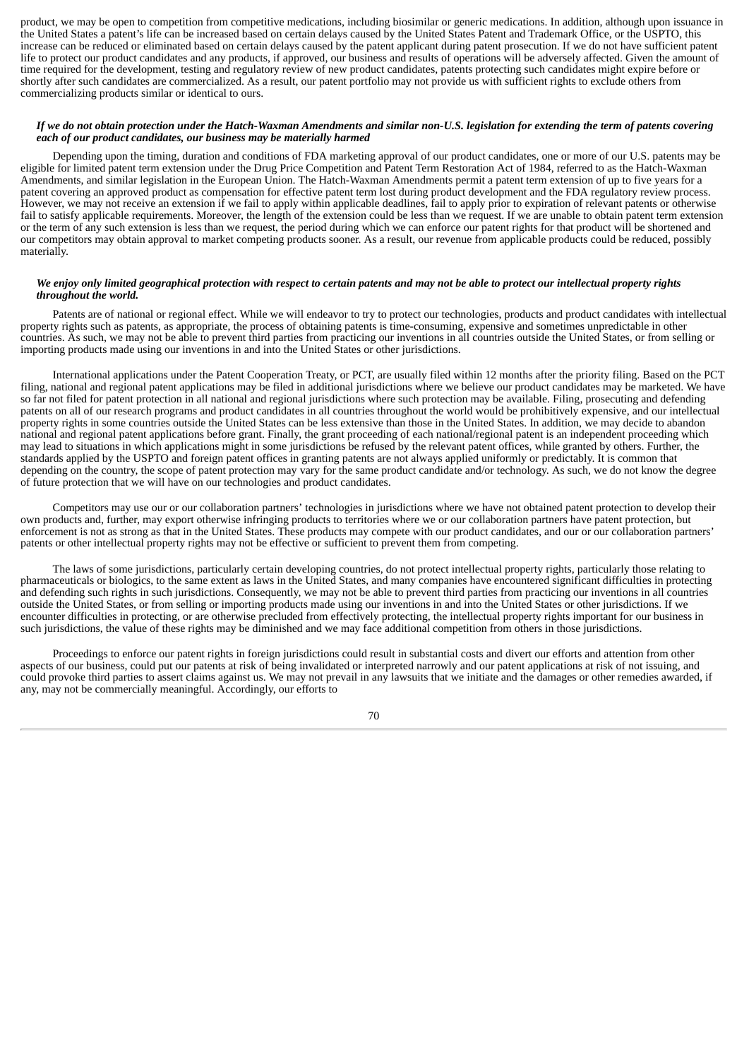product, we may be open to competition from competitive medications, including biosimilar or generic medications. In addition, although upon issuance in the United States a patent's life can be increased based on certain delays caused by the United States Patent and Trademark Office, or the USPTO, this increase can be reduced or eliminated based on certain delays caused by the patent applicant during patent prosecution. If we do not have sufficient patent life to protect our product candidates and any products, if approved, our business and results of operations will be adversely affected. Given the amount of time required for the development, testing and regulatory review of new product candidates, patents protecting such candidates might expire before or shortly after such candidates are commercialized. As a result, our patent portfolio may not provide us with sufficient rights to exclude others from commercializing products similar or identical to ours.

***If we do not obtain protection under the Hatch-Waxman Amendments and similar non-U.S. legislation for extending the term of patents covering each of our product candidates, our business may be materially harmed***

Depending upon the timing, duration and conditions of FDA marketing approval of our product candidates, one or more of our U.S. patents may be eligible for limited patent term extension under the Drug Price Competition and Patent Term Restoration Act of 1984, referred to as the Hatch-Waxman Amendments, and similar legislation in the European Union. The Hatch-Waxman Amendments permit a patent term extension of up to five years for a patent covering an approved product as compensation for effective patent term lost during product development and the FDA regulatory review process. However, we may not receive an extension if we fail to apply within applicable deadlines, fail to apply prior to expiration of relevant patents or otherwise fail to satisfy applicable requirements. Moreover, the length of the extension could be less than we request. If we are unable to obtain patent term extension or the term of any such extension is less than we request, the period during which we can enforce our patent rights for that product will be shortened and our competitors may obtain approval to market competing products sooner. As a result, our revenue from applicable products could be reduced, possibly materially.

***We enjoy only limited geographical protection with respect to certain patents and may not be able to protect our intellectual property rights throughout the world.***

Patents are of national or regional effect. While we will endeavor to try to protect our technologies, products and product candidates with intellectual property rights such as patents, as appropriate, the process of obtaining patents is time-consuming, expensive and sometimes unpredictable in other countries. As such, we may not be able to prevent third parties from practicing our inventions in all countries outside the United States, or from selling or importing products made using our inventions in and into the United States or other jurisdictions.

International applications under the Patent Cooperation Treaty, or PCT, are usually filed within 12 months after the priority filing. Based on the PCT filing, national and regional patent applications may be filed in additional jurisdictions where we believe our product candidates may be marketed. We have so far not filed for patent protection in all national and regional jurisdictions where such protection may be available. Filing, prosecuting and defending patents on all of our research programs and product candidates in all countries throughout the world would be prohibitively expensive, and our intellectual property rights in some countries outside the United States can be less extensive than those in the United States. In addition, we may decide to abandon national and regional patent applications before grant. Finally, the grant proceeding of each national/regional patent is an independent proceeding which may lead to situations in which applications might in some jurisdictions be refused by the relevant patent offices, while granted by others. Further, the standards applied by the USPTO and foreign patent offices in granting patents are not always applied uniformly or predictably. It is common that depending on the country, the scope of patent protection may vary for the same product candidate and/or technology. As such, we do not know the degree of future protection that we will have on our technologies and product candidates.

Competitors may use our or our collaboration partners' technologies in jurisdictions where we have not obtained patent protection to develop their own products and, further, may export otherwise infringing products to territories where we or our collaboration partners have patent protection, but enforcement is not as strong as that in the United States. These products may compete with our product candidates, and our or our collaboration partners' patents or other intellectual property rights may not be effective or sufficient to prevent them from competing.

The laws of some jurisdictions, particularly certain developing countries, do not protect intellectual property rights, particularly those relating to pharmaceuticals or biologics, to the same extent as laws in the United States, and many companies have encountered significant difficulties in protecting and defending such rights in such jurisdictions. Consequently, we may not be able to prevent third parties from practicing our inventions in all countries outside the United States, or from selling or importing products made using our inventions in and into the United States or other jurisdictions. If we encounter difficulties in protecting, or are otherwise precluded from effectively protecting, the intellectual property rights important for our business in such jurisdictions, the value of these rights may be diminished and we may face additional competition from others in those jurisdictions.

Proceedings to enforce our patent rights in foreign jurisdictions could result in substantial costs and divert our efforts and attention from other aspects of our business, could put our patents at risk of being invalidated or interpreted narrowly and our patent applications at risk of not issuing, and could provoke third parties to assert claims against us. We may not prevail in any lawsuits that we initiate and the damages or other remedies awarded, if any, may not be commercially meaningful. Accordingly, our efforts to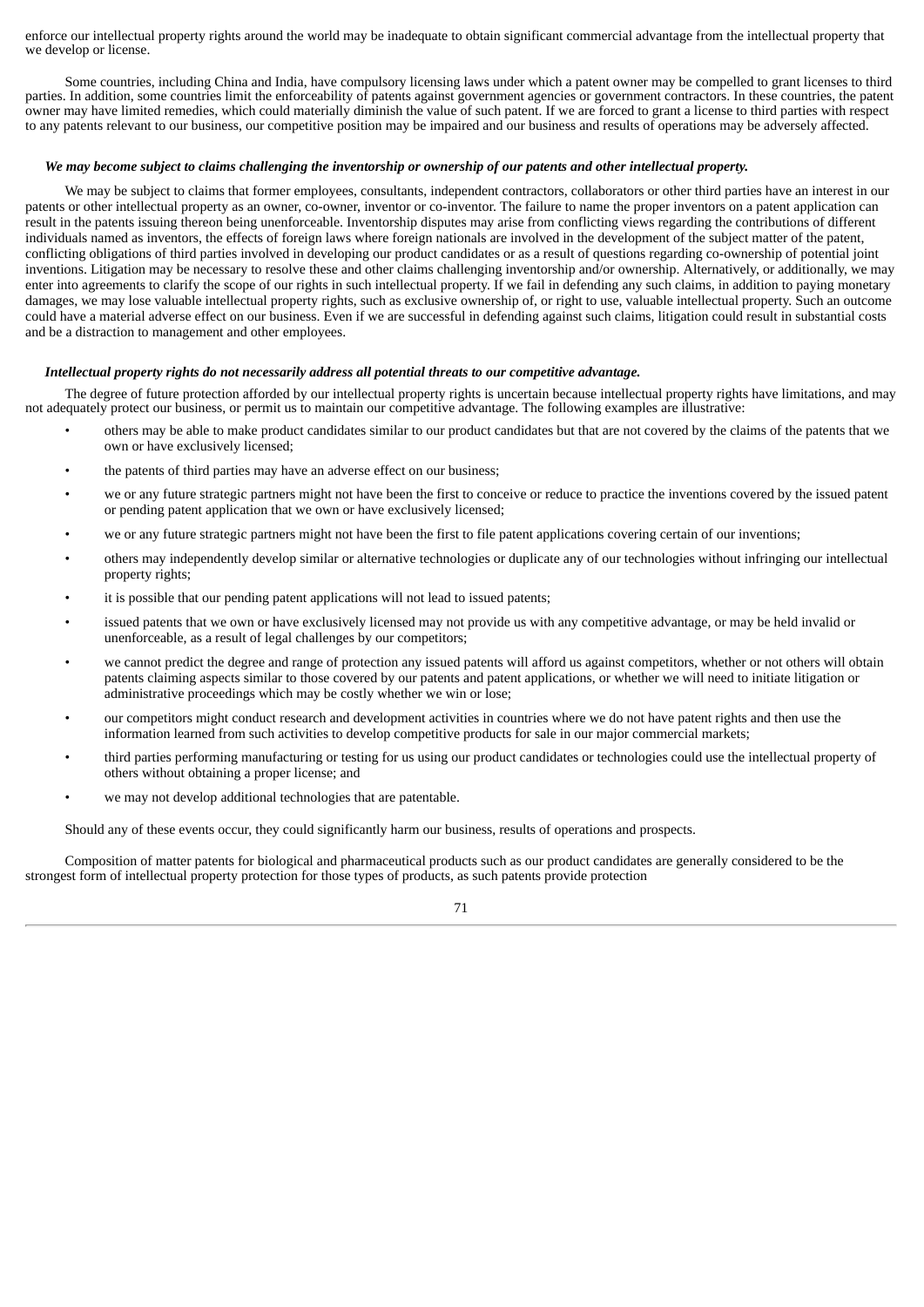enforce our intellectual property rights around the world may be inadequate to obtain significant commercial advantage from the intellectual property that we develop or license.

Some countries, including China and India, have compulsory licensing laws under which a patent owner may be compelled to grant licenses to third parties. In addition, some countries limit the enforceability of patents against government agencies or government contractors. In these countries, the patent owner may have limited remedies, which could materially diminish the value of such patent. If we are forced to grant a license to third parties with respect to any patents relevant to our business, our competitive position may be impaired and our business and results of operations may be adversely affected.

***We may become subject to claims challenging the inventorship or ownership of our patents and other intellectual property.***

We may be subject to claims that former employees, consultants, independent contractors, collaborators or other third parties have an interest in our patents or other intellectual property as an owner, co-owner, inventor or co-inventor. The failure to name the proper inventors on a patent application can result in the patents issuing thereon being unenforceable. Inventorship disputes may arise from conflicting views regarding the contributions of different individuals named as inventors, the effects of foreign laws where foreign nationals are involved in the development of the subject matter of the patent, conflicting obligations of third parties involved in developing our product candidates or as a result of questions regarding co-ownership of potential joint inventions. Litigation may be necessary to resolve these and other claims challenging inventorship and/or ownership. Alternatively, or additionally, we may enter into agreements to clarify the scope of our rights in such intellectual property. If we fail in defending any such claims, in addition to paying monetary damages, we may lose valuable intellectual property rights, such as exclusive ownership of, or right to use, valuable intellectual property. Such an outcome could have a material adverse effect on our business. Even if we are successful in defending against such claims, litigation could result in substantial costs and be a distraction to management and other employees.

***Intellectual property rights do not necessarily address all potential threats to our competitive advantage.***

The degree of future protection afforded by our intellectual property rights is uncertain because intellectual property rights have limitations, and may not adequately protect our business, or permit us to maintain our competitive advantage. The following examples are illustrative:

- others may be able to make product candidates similar to our product candidates but that are not covered by the claims of the patents that we own or have exclusively licensed;
- the patents of third parties may have an adverse effect on our business;
- we or any future strategic partners might not have been the first to conceive or reduce to practice the inventions covered by the issued patent or pending patent application that we own or have exclusively licensed;
- we or any future strategic partners might not have been the first to file patent applications covering certain of our inventions;
- others may independently develop similar or alternative technologies or duplicate any of our technologies without infringing our intellectual property rights;
- it is possible that our pending patent applications will not lead to issued patents;
- issued patents that we own or have exclusively licensed may not provide us with any competitive advantage, or may be held invalid or unenforceable, as a result of legal challenges by our competitors;
- we cannot predict the degree and range of protection any issued patents will afford us against competitors, whether or not others will obtain patents claiming aspects similar to those covered by our patents and patent applications, or whether we will need to initiate litigation or administrative proceedings which may be costly whether we win or lose;
- our competitors might conduct research and development activities in countries where we do not have patent rights and then use the information learned from such activities to develop competitive products for sale in our major commercial markets;
- third parties performing manufacturing or testing for us using our product candidates or technologies could use the intellectual property of others without obtaining a proper license; and
- we may not develop additional technologies that are patentable.

Should any of these events occur, they could significantly harm our business, results of operations and prospects.

Composition of matter patents for biological and pharmaceutical products such as our product candidates are generally considered to be the strongest form of intellectual property protection for those types of products, as such patents provide protection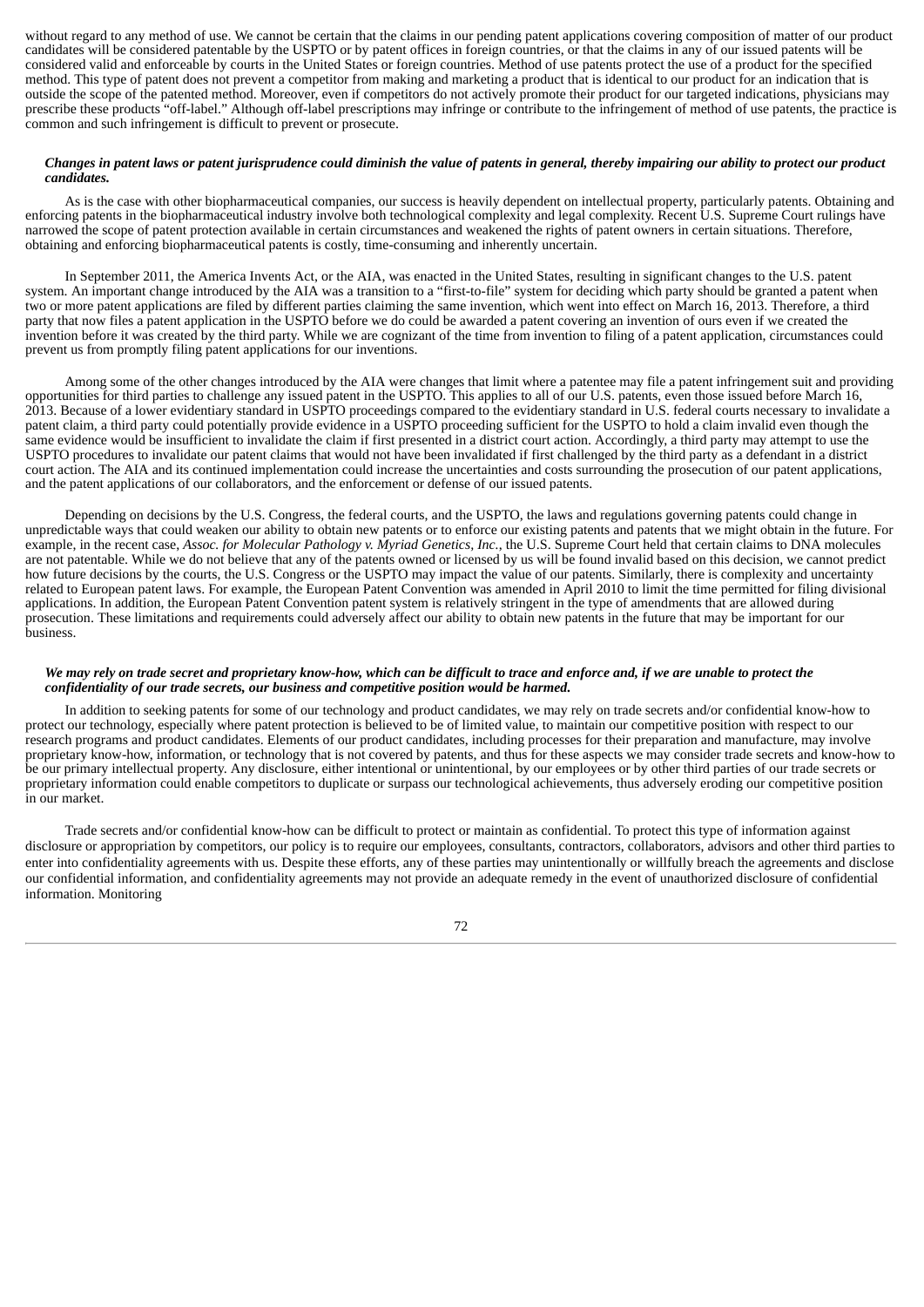without regard to any method of use. We cannot be certain that the claims in our pending patent applications covering composition of matter of our product candidates will be considered patentable by the USPTO or by patent offices in foreign countries, or that the claims in any of our issued patents will be considered valid and enforceable by courts in the United States or foreign countries. Method of use patents protect the use of a product for the specified method. This type of patent does not prevent a competitor from making and marketing a product that is identical to our product for an indication that is outside the scope of the patented method. Moreover, even if competitors do not actively promote their product for our targeted indications, physicians may prescribe these products "off-label." Although off-label prescriptions may infringe or contribute to the infringement of method of use patents, the practice is common and such infringement is difficult to prevent or prosecute.

***Changes in patent laws or patent jurisprudence could diminish the value of patents in general, thereby impairing our ability to protect our product candidates.***

As is the case with other biopharmaceutical companies, our success is heavily dependent on intellectual property, particularly patents. Obtaining and enforcing patents in the biopharmaceutical industry involve both technological complexity and legal complexity. Recent U.S. Supreme Court rulings have narrowed the scope of patent protection available in certain circumstances and weakened the rights of patent owners in certain situations. Therefore, obtaining and enforcing biopharmaceutical patents is costly, time-consuming and inherently uncertain.

In September 2011, the America Invents Act, or the AIA, was enacted in the United States, resulting in significant changes to the U.S. patent system. An important change introduced by the AIA was a transition to a "first-to-file" system for deciding which party should be granted a patent when two or more patent applications are filed by different parties claiming the same invention, which went into effect on March 16, 2013. Therefore, a third party that now files a patent application in the USPTO before we do could be awarded a patent covering an invention of ours even if we created the invention before it was created by the third party. While we are cognizant of the time from invention to filing of a patent application, circumstances could prevent us from promptly filing patent applications for our inventions.

Among some of the other changes introduced by the AIA were changes that limit where a patentee may file a patent infringement suit and providing opportunities for third parties to challenge any issued patent in the USPTO. This applies to all of our U.S. patents, even those issued before March 16, 2013. Because of a lower evidentiary standard in USPTO proceedings compared to the evidentiary standard in U.S. federal courts necessary to invalidate a patent claim, a third party could potentially provide evidence in a USPTO proceeding sufficient for the USPTO to hold a claim invalid even though the same evidence would be insufficient to invalidate the claim if first presented in a district court action. Accordingly, a third party may attempt to use the USPTO procedures to invalidate our patent claims that would not have been invalidated if first challenged by the third party as a defendant in a district court action. The AIA and its continued implementation could increase the uncertainties and costs surrounding the prosecution of our patent applications, and the patent applications of our collaborators, and the enforcement or defense of our issued patents.

Depending on decisions by the U.S. Congress, the federal courts, and the USPTO, the laws and regulations governing patents could change in unpredictable ways that could weaken our ability to obtain new patents or to enforce our existing patents and patents that we might obtain in the future. For example, in the recent case, *Assoc. for Molecular Pathology v. Myriad Genetics, Inc.*, the U.S. Supreme Court held that certain claims to DNA molecules are not patentable. While we do not believe that any of the patents owned or licensed by us will be found invalid based on this decision, we cannot predict how future decisions by the courts, the U.S. Congress or the USPTO may impact the value of our patents. Similarly, there is complexity and uncertainty related to European patent laws. For example, the European Patent Convention was amended in April 2010 to limit the time permitted for filing divisional applications. In addition, the European Patent Convention patent system is relatively stringent in the type of amendments that are allowed during prosecution. These limitations and requirements could adversely affect our ability to obtain new patents in the future that may be important for our business.

***We may rely on trade secret and proprietary know-how, which can be difficult to trace and enforce and, if we are unable to protect the confidentiality of our trade secrets, our business and competitive position would be harmed.***

In addition to seeking patents for some of our technology and product candidates, we may rely on trade secrets and/or confidential know-how to protect our technology, especially where patent protection is believed to be of limited value, to maintain our competitive position with respect to our research programs and product candidates. Elements of our product candidates, including processes for their preparation and manufacture, may involve proprietary know-how, information, or technology that is not covered by patents, and thus for these aspects we may consider trade secrets and know-how to be our primary intellectual property. Any disclosure, either intentional or unintentional, by our employees or by other third parties of our trade secrets or proprietary information could enable competitors to duplicate or surpass our technological achievements, thus adversely eroding our competitive position in our market.

Trade secrets and/or confidential know-how can be difficult to protect or maintain as confidential. To protect this type of information against disclosure or appropriation by competitors, our policy is to require our employees, consultants, contractors, collaborators, advisors and other third parties to enter into confidentiality agreements with us. Despite these efforts, any of these parties may unintentionally or willfully breach the agreements and disclose our confidential information, and confidentiality agreements may not provide an adequate remedy in the event of unauthorized disclosure of confidential information. Monitoring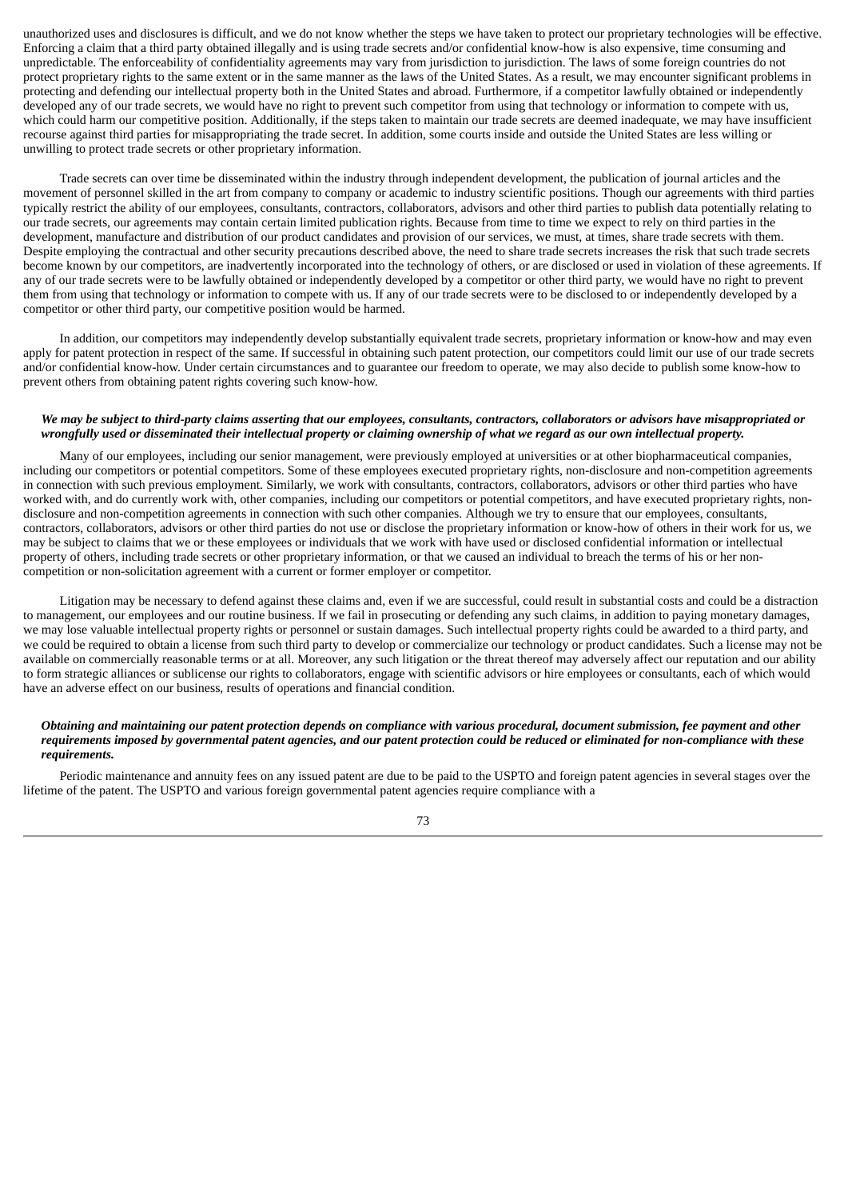unauthorized uses and disclosures is difficult, and we do not know whether the steps we have taken to protect our proprietary technologies will be effective. Enforcing a claim that a third party obtained illegally and is using trade secrets and/or confidential know-how is also expensive, time consuming and unpredictable. The enforceability of confidentiality agreements may vary from jurisdiction to jurisdiction. The laws of some foreign countries do not protect proprietary rights to the same extent or in the same manner as the laws of the United States. As a result, we may encounter significant problems in protecting and defending our intellectual property both in the United States and abroad. Furthermore, if a competitor lawfully obtained or independently developed any of our trade secrets, we would have no right to prevent such competitor from using that technology or information to compete with us, which could harm our competitive position. Additionally, if the steps taken to maintain our trade secrets are deemed inadequate, we may have insufficient recourse against third parties for misappropriating the trade secret. In addition, some courts inside and outside the United States are less willing or unwilling to protect trade secrets or other proprietary information.

Trade secrets can over time be disseminated within the industry through independent development, the publication of journal articles and the movement of personnel skilled in the art from company to company or academic to industry scientific positions. Though our agreements with third parties typically restrict the ability of our employees, consultants, contractors, collaborators, advisors and other third parties to publish data potentially relating to our trade secrets, our agreements may contain certain limited publication rights. Because from time to time we expect to rely on third parties in the development, manufacture and distribution of our product candidates and provision of our services, we must, at times, share trade secrets with them. Despite employing the contractual and other security precautions described above, the need to share trade secrets increases the risk that such trade secrets become known by our competitors, are inadvertently incorporated into the technology of others, or are disclosed or used in violation of these agreements. If any of our trade secrets were to be lawfully obtained or independently developed by a competitor or other third party, we would have no right to prevent them from using that technology or information to compete with us. If any of our trade secrets were to be disclosed to or independently developed by a competitor or other third party, our competitive position would be harmed.

In addition, our competitors may independently develop substantially equivalent trade secrets, proprietary information or know-how and may even apply for patent protection in respect of the same. If successful in obtaining such patent protection, our competitors could limit our use of our trade secrets and/or confidential know-how. Under certain circumstances and to guarantee our freedom to operate, we may also decide to publish some know-how to prevent others from obtaining patent rights covering such know-how.

***We may be subject to third-party claims asserting that our employees, consultants, contractors, collaborators or advisors have misappropriated or wrongfully used or disseminated their intellectual property or claiming ownership of what we regard as our own intellectual property.***

Many of our employees, including our senior management, were previously employed at universities or at other biopharmaceutical companies, including our competitors or potential competitors. Some of these employees executed proprietary rights, non-disclosure and non-competition agreements in connection with such previous employment. Similarly, we work with consultants, contractors, collaborators, advisors or other third parties who have worked with, and do currently work with, other companies, including our competitors or potential competitors, and have executed proprietary rights, non-disclosure and non-competition agreements in connection with such other companies. Although we try to ensure that our employees, consultants, contractors, collaborators, advisors or other third parties do not use or disclose the proprietary information or know-how of others in their work for us, we may be subject to claims that we or these employees or individuals that we work with have used or disclosed confidential information or intellectual property of others, including trade secrets or other proprietary information, or that we caused an individual to breach the terms of his or her non-competition or non-solicitation agreement with a current or former employer or competitor.

Litigation may be necessary to defend against these claims and, even if we are successful, could result in substantial costs and could be a distraction to management, our employees and our routine business. If we fail in prosecuting or defending any such claims, in addition to paying monetary damages, we may lose valuable intellectual property rights or personnel or sustain damages. Such intellectual property rights could be awarded to a third party, and we could be required to obtain a license from such third party to develop or commercialize our technology or product candidates. Such a license may not be available on commercially reasonable terms or at all. Moreover, any such litigation or the threat thereof may adversely affect our reputation and our ability to form strategic alliances or sublicense our rights to collaborators, engage with scientific advisors or hire employees or consultants, each of which would have an adverse effect on our business, results of operations and financial condition.

***Obtaining and maintaining our patent protection depends on compliance with various procedural, document submission, fee payment and other requirements imposed by governmental patent agencies, and our patent protection could be reduced or eliminated for non-compliance with these requirements.***

Periodic maintenance and annuity fees on any issued patent are due to be paid to the USPTO and foreign patent agencies in several stages over the lifetime of the patent. The USPTO and various foreign governmental patent agencies require compliance with a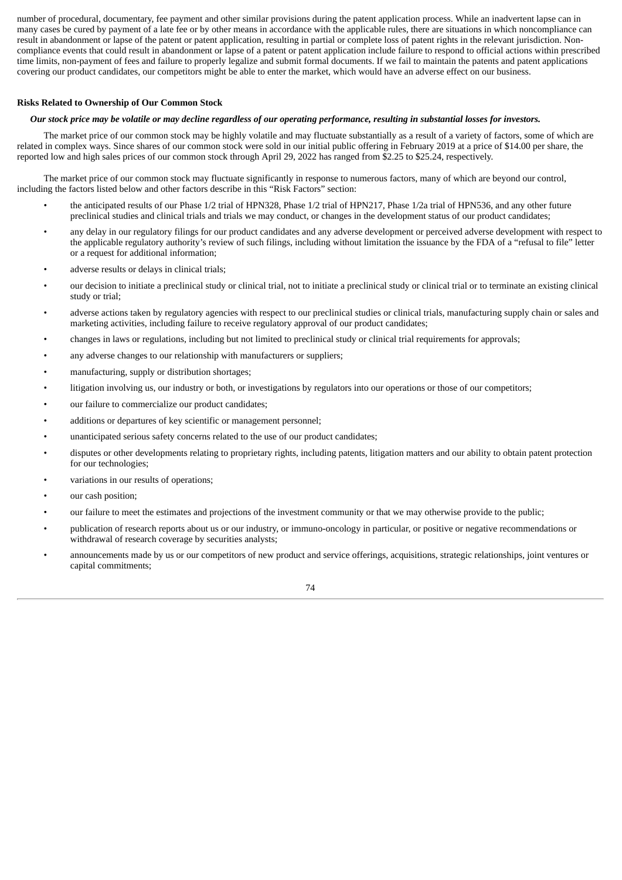number of procedural, documentary, fee payment and other similar provisions during the patent application process. While an inadvertent lapse can in many cases be cured by payment of a late fee or by other means in accordance with the applicable rules, there are situations in which noncompliance can result in abandonment or lapse of the patent or patent application, resulting in partial or complete loss of patent rights in the relevant jurisdiction. Non-compliance events that could result in abandonment or lapse of a patent or patent application include failure to respond to official actions within prescribed time limits, non-payment of fees and failure to properly legalize and submit formal documents. If we fail to maintain the patents and patent applications covering our product candidates, our competitors might be able to enter the market, which would have an adverse effect on our business.

**Risks Related to Ownership of Our Common Stock**

***Our stock price may be volatile or may decline regardless of our operating performance, resulting in substantial losses for investors.***

The market price of our common stock may be highly volatile and may fluctuate substantially as a result of a variety of factors, some of which are related in complex ways. Since shares of our common stock were sold in our initial public offering in February 2019 at a price of $14.00 per share, the reported low and high sales prices of our common stock through April 29, 2022 has ranged from $2.25 to $25.24, respectively.

The market price of our common stock may fluctuate significantly in response to numerous factors, many of which are beyond our control, including the factors listed below and other factors describe in this "Risk Factors" section:

- the anticipated results of our Phase 1/2 trial of HPN328, Phase 1/2 trial of HPN217, Phase 1/2a trial of HPN536, and any other future preclinical studies and clinical trials and trials we may conduct, or changes in the development status of our product candidates;
- any delay in our regulatory filings for our product candidates and any adverse development or perceived adverse development with respect to the applicable regulatory authority's review of such filings, including without limitation the issuance by the FDA of a "refusal to file" letter or a request for additional information;
- adverse results or delays in clinical trials;
- our decision to initiate a preclinical study or clinical trial, not to initiate a preclinical study or clinical trial or to terminate an existing clinical study or trial;
- adverse actions taken by regulatory agencies with respect to our preclinical studies or clinical trials, manufacturing supply chain or sales and marketing activities, including failure to receive regulatory approval of our product candidates;
- changes in laws or regulations, including but not limited to preclinical study or clinical trial requirements for approvals;
- any adverse changes to our relationship with manufacturers or suppliers;
- manufacturing, supply or distribution shortages;
- litigation involving us, our industry or both, or investigations by regulators into our operations or those of our competitors;
- our failure to commercialize our product candidates;
- additions or departures of key scientific or management personnel;
- unanticipated serious safety concerns related to the use of our product candidates;
- disputes or other developments relating to proprietary rights, including patents, litigation matters and our ability to obtain patent protection for our technologies;
- variations in our results of operations;
- our cash position;
- our failure to meet the estimates and projections of the investment community or that we may otherwise provide to the public;
- publication of research reports about us or our industry, or immuno-oncology in particular, or positive or negative recommendations or withdrawal of research coverage by securities analysts;
- announcements made by us or our competitors of new product and service offerings, acquisitions, strategic relationships, joint ventures or capital commitments;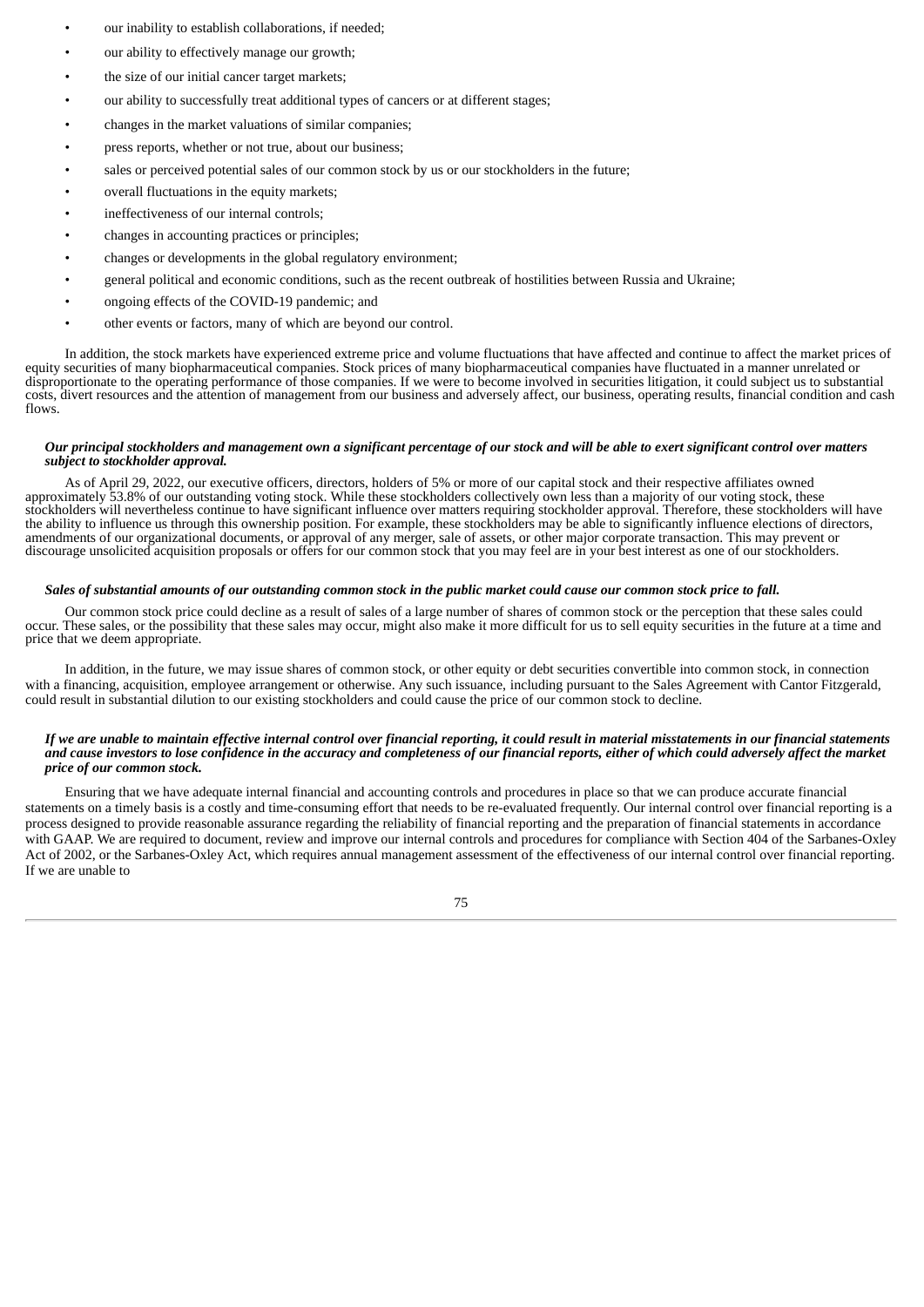- our inability to establish collaborations, if needed;
- our ability to effectively manage our growth;
- the size of our initial cancer target markets;
- our ability to successfully treat additional types of cancers or at different stages;
- changes in the market valuations of similar companies;
- press reports, whether or not true, about our business;
- sales or perceived potential sales of our common stock by us or our stockholders in the future;
- overall fluctuations in the equity markets;
- ineffectiveness of our internal controls;
- changes in accounting practices or principles;
- changes or developments in the global regulatory environment;
- general political and economic conditions, such as the recent outbreak of hostilities between Russia and Ukraine;
- ongoing effects of the COVID-19 pandemic; and
- other events or factors, many of which are beyond our control.

In addition, the stock markets have experienced extreme price and volume fluctuations that have affected and continue to affect the market prices of equity securities of many biopharmaceutical companies. Stock prices of many biopharmaceutical companies have fluctuated in a manner unrelated or disproportionate to the operating performance of those companies. If we were to become involved in securities litigation, it could subject us to substantial costs, divert resources and the attention of management from our business and adversely affect, our business, operating results, financial condition and cash flows.

***Our principal stockholders and management own a significant percentage of our stock and will be able to exert significant control over matters subject to stockholder approval.***

As of April 29, 2022, our executive officers, directors, holders of 5% or more of our capital stock and their respective affiliates owned approximately 53.8% of our outstanding voting stock. While these stockholders collectively own less than a majority of our voting stock, these stockholders will nevertheless continue to have significant influence over matters requiring stockholder approval. Therefore, these stockholders will have the ability to influence us through this ownership position. For example, these stockholders may be able to significantly influence elections of directors, amendments of our organizational documents, or approval of any merger, sale of assets, or other major corporate transaction. This may prevent or discourage unsolicited acquisition proposals or offers for our common stock that you may feel are in your best interest as one of our stockholders.

***Sales of substantial amounts of our outstanding common stock in the public market could cause our common stock price to fall.***

Our common stock price could decline as a result of sales of a large number of shares of common stock or the perception that these sales could occur. These sales, or the possibility that these sales may occur, might also make it more difficult for us to sell equity securities in the future at a time and price that we deem appropriate.

In addition, in the future, we may issue shares of common stock, or other equity or debt securities convertible into common stock, in connection with a financing, acquisition, employee arrangement or otherwise. Any such issuance, including pursuant to the Sales Agreement with Cantor Fitzgerald, could result in substantial dilution to our existing stockholders and could cause the price of our common stock to decline.

***If we are unable to maintain effective internal control over financial reporting, it could result in material misstatements in our financial statements and cause investors to lose confidence in the accuracy and completeness of our financial reports, either of which could adversely affect the market price of our common stock.***

Ensuring that we have adequate internal financial and accounting controls and procedures in place so that we can produce accurate financial statements on a timely basis is a costly and time-consuming effort that needs to be re-evaluated frequently. Our internal control over financial reporting is a process designed to provide reasonable assurance regarding the reliability of financial reporting and the preparation of financial statements in accordance with GAAP. We are required to document, review and improve our internal controls and procedures for compliance with Section 404 of the Sarbanes-Oxley Act of 2002, or the Sarbanes-Oxley Act, which requires annual management assessment of the effectiveness of our internal control over financial reporting. If we are unable to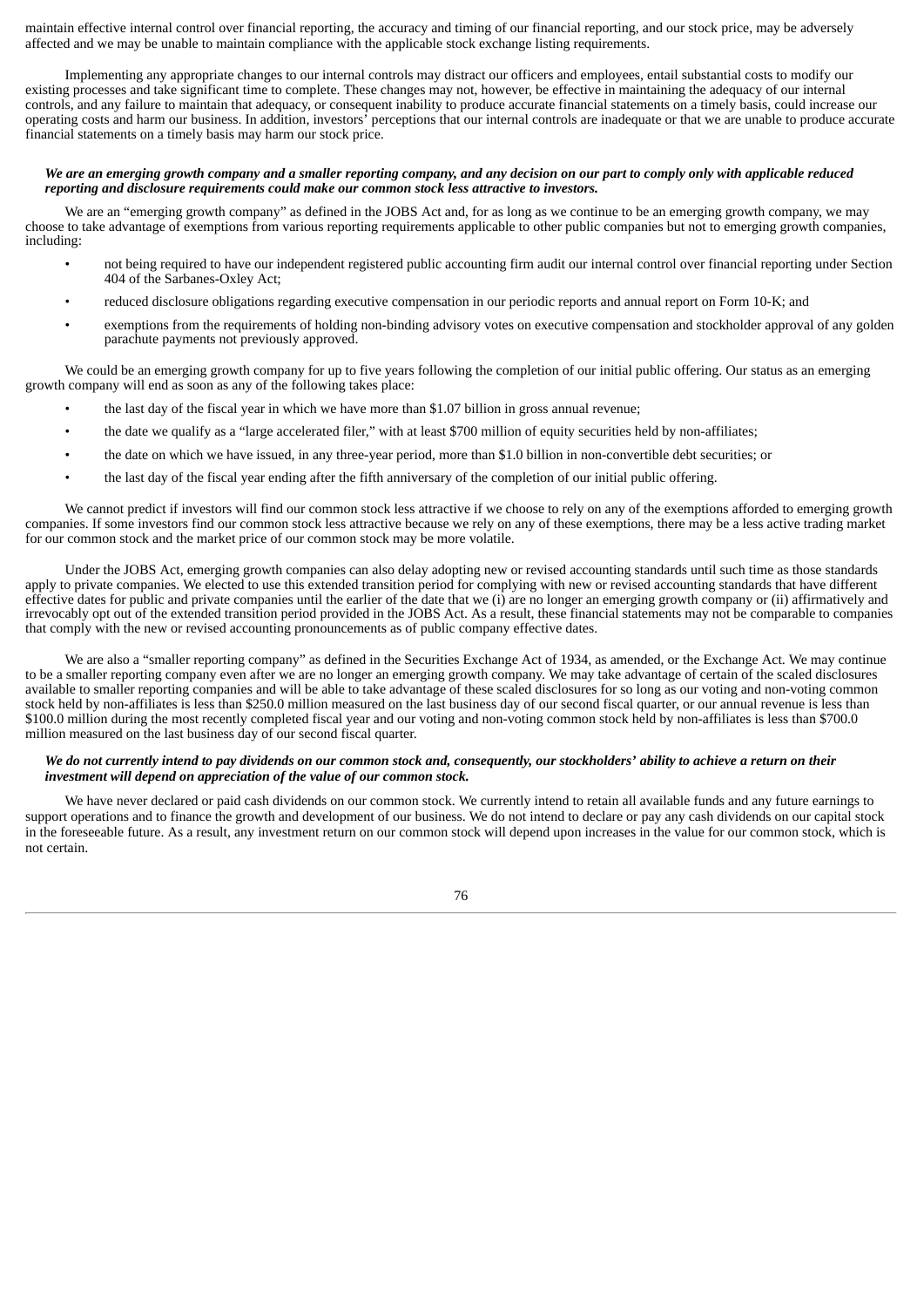maintain effective internal control over financial reporting, the accuracy and timing of our financial reporting, and our stock price, may be adversely affected and we may be unable to maintain compliance with the applicable stock exchange listing requirements.

Implementing any appropriate changes to our internal controls may distract our officers and employees, entail substantial costs to modify our existing processes and take significant time to complete. These changes may not, however, be effective in maintaining the adequacy of our internal controls, and any failure to maintain that adequacy, or consequent inability to produce accurate financial statements on a timely basis, could increase our operating costs and harm our business. In addition, investors' perceptions that our internal controls are inadequate or that we are unable to produce accurate financial statements on a timely basis may harm our stock price.

***We are an emerging growth company and a smaller reporting company, and any decision on our part to comply only with applicable reduced reporting and disclosure requirements could make our common stock less attractive to investors.***

We are an "emerging growth company" as defined in the JOBS Act and, for as long as we continue to be an emerging growth company, we may choose to take advantage of exemptions from various reporting requirements applicable to other public companies but not to emerging growth companies, including:

- not being required to have our independent registered public accounting firm audit our internal control over financial reporting under Section 404 of the Sarbanes-Oxley Act;
- reduced disclosure obligations regarding executive compensation in our periodic reports and annual report on Form 10-K; and
- exemptions from the requirements of holding non-binding advisory votes on executive compensation and stockholder approval of any golden parachute payments not previously approved.

We could be an emerging growth company for up to five years following the completion of our initial public offering. Our status as an emerging growth company will end as soon as any of the following takes place:

- the last day of the fiscal year in which we have more than $1.07 billion in gross annual revenue;
- the date we qualify as a "large accelerated filer," with at least $700 million of equity securities held by non-affiliates;
- the date on which we have issued, in any three-year period, more than $1.0 billion in non-convertible debt securities; or
- the last day of the fiscal year ending after the fifth anniversary of the completion of our initial public offering.

We cannot predict if investors will find our common stock less attractive if we choose to rely on any of the exemptions afforded to emerging growth companies. If some investors find our common stock less attractive because we rely on any of these exemptions, there may be a less active trading market for our common stock and the market price of our common stock may be more volatile.

Under the JOBS Act, emerging growth companies can also delay adopting new or revised accounting standards until such time as those standards apply to private companies. We elected to use this extended transition period for complying with new or revised accounting standards that have different effective dates for public and private companies until the earlier of the date that we (i) are no longer an emerging growth company or (ii) affirmatively and irrevocably opt out of the extended transition period provided in the JOBS Act. As a result, these financial statements may not be comparable to companies that comply with the new or revised accounting pronouncements as of public company effective dates.

We are also a "smaller reporting company" as defined in the Securities Exchange Act of 1934, as amended, or the Exchange Act. We may continue to be a smaller reporting company even after we are no longer an emerging growth company. We may take advantage of certain of the scaled disclosures available to smaller reporting companies and will be able to take advantage of these scaled disclosures for so long as our voting and non-voting common stock held by non-affiliates is less than $250.0 million measured on the last business day of our second fiscal quarter, or our annual revenue is less than $100.0 million during the most recently completed fiscal year and our voting and non-voting common stock held by non-affiliates is less than $700.0 million measured on the last business day of our second fiscal quarter.

***We do not currently intend to pay dividends on our common stock and, consequently, our stockholders' ability to achieve a return on their investment will depend on appreciation of the value of our common stock.***

We have never declared or paid cash dividends on our common stock. We currently intend to retain all available funds and any future earnings to support operations and to finance the growth and development of our business. We do not intend to declare or pay any cash dividends on our capital stock in the foreseeable future. As a result, any investment return on our common stock will depend upon increases in the value for our common stock, which is not certain.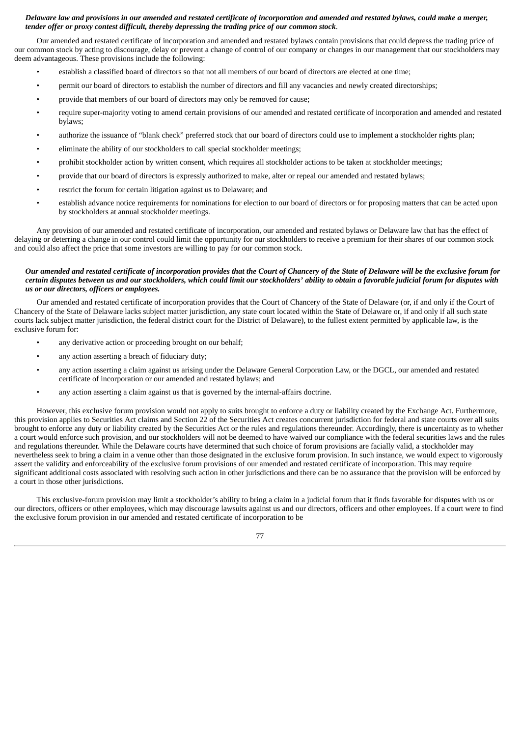***Delaware law and provisions in our amended and restated certificate of incorporation and amended and restated bylaws, could make a merger, tender offer or proxy contest difficult, thereby depressing the trading price of our common stock*.**

Our amended and restated certificate of incorporation and amended and restated bylaws contain provisions that could depress the trading price of our common stock by acting to discourage, delay or prevent a change of control of our company or changes in our management that our stockholders may deem advantageous. These provisions include the following:

- establish a classified board of directors so that not all members of our board of directors are elected at one time;
- permit our board of directors to establish the number of directors and fill any vacancies and newly created directorships;
- provide that members of our board of directors may only be removed for cause;
- require super-majority voting to amend certain provisions of our amended and restated certificate of incorporation and amended and restated bylaws;
- authorize the issuance of "blank check" preferred stock that our board of directors could use to implement a stockholder rights plan;
- eliminate the ability of our stockholders to call special stockholder meetings;
- prohibit stockholder action by written consent, which requires all stockholder actions to be taken at stockholder meetings;
- provide that our board of directors is expressly authorized to make, alter or repeal our amended and restated bylaws;
- restrict the forum for certain litigation against us to Delaware; and
- establish advance notice requirements for nominations for election to our board of directors or for proposing matters that can be acted upon by stockholders at annual stockholder meetings.

Any provision of our amended and restated certificate of incorporation, our amended and restated bylaws or Delaware law that has the effect of delaying or deterring a change in our control could limit the opportunity for our stockholders to receive a premium for their shares of our common stock and could also affect the price that some investors are willing to pay for our common stock.

***Our amended and restated certificate of incorporation provides that the Court of Chancery of the State of Delaware will be the exclusive forum for certain disputes between us and our stockholders, which could limit our stockholders' ability to obtain a favorable judicial forum for disputes with us or our directors, officers or employees.***

Our amended and restated certificate of incorporation provides that the Court of Chancery of the State of Delaware (or, if and only if the Court of Chancery of the State of Delaware lacks subject matter jurisdiction, any state court located within the State of Delaware or, if and only if all such state courts lack subject matter jurisdiction, the federal district court for the District of Delaware), to the fullest extent permitted by applicable law, is the exclusive forum for:

- any derivative action or proceeding brought on our behalf;
- any action asserting a breach of fiduciary duty;
- any action asserting a claim against us arising under the Delaware General Corporation Law, or the DGCL, our amended and restated certificate of incorporation or our amended and restated bylaws; and
- any action asserting a claim against us that is governed by the internal-affairs doctrine.

However, this exclusive forum provision would not apply to suits brought to enforce a duty or liability created by the Exchange Act. Furthermore, this provision applies to Securities Act claims and Section 22 of the Securities Act creates concurrent jurisdiction for federal and state courts over all suits brought to enforce any duty or liability created by the Securities Act or the rules and regulations thereunder. Accordingly, there is uncertainty as to whether a court would enforce such provision, and our stockholders will not be deemed to have waived our compliance with the federal securities laws and the rules and regulations thereunder. While the Delaware courts have determined that such choice of forum provisions are facially valid, a stockholder may nevertheless seek to bring a claim in a venue other than those designated in the exclusive forum provision. In such instance, we would expect to vigorously assert the validity and enforceability of the exclusive forum provisions of our amended and restated certificate of incorporation. This may require significant additional costs associated with resolving such action in other jurisdictions and there can be no assurance that the provision will be enforced by a court in those other jurisdictions.

This exclusive-forum provision may limit a stockholder's ability to bring a claim in a judicial forum that it finds favorable for disputes with us or our directors, officers or other employees, which may discourage lawsuits against us and our directors, officers and other employees. If a court were to find the exclusive forum provision in our amended and restated certificate of incorporation to be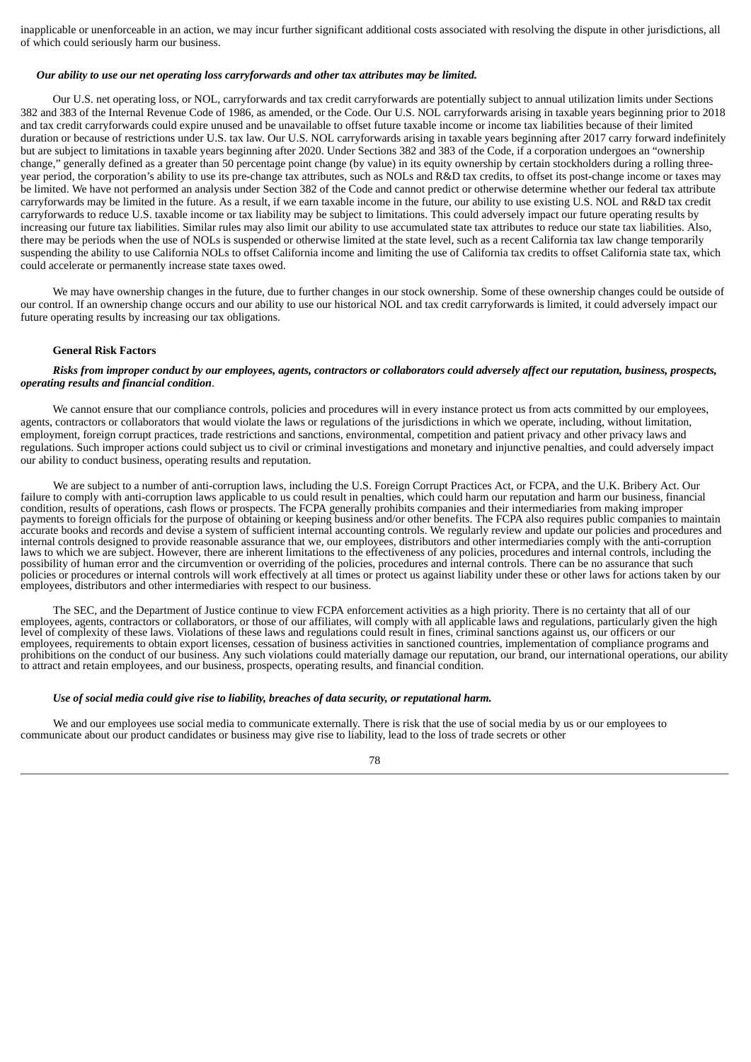inapplicable or unenforceable in an action, we may incur further significant additional costs associated with resolving the dispute in other jurisdictions, all of which could seriously harm our business.

***Our ability to use our net operating loss carryforwards and other tax attributes may be limited.***

Our U.S. net operating loss, or NOL, carryforwards and tax credit carryforwards are potentially subject to annual utilization limits under Sections 382 and 383 of the Internal Revenue Code of 1986, as amended, or the Code. Our U.S. NOL carryforwards arising in taxable years beginning prior to 2018 and tax credit carryforwards could expire unused and be unavailable to offset future taxable income or income tax liabilities because of their limited duration or because of restrictions under U.S. tax law. Our U.S. NOL carryforwards arising in taxable years beginning after 2017 carry forward indefinitely but are subject to limitations in taxable years beginning after 2020. Under Sections 382 and 383 of the Code, if a corporation undergoes an "ownership change," generally defined as a greater than 50 percentage point change (by value) in its equity ownership by certain stockholders during a rolling three-year period, the corporation's ability to use its pre-change tax attributes, such as NOLs and R&D tax credits, to offset its post-change income or taxes may be limited. We have not performed an analysis under Section 382 of the Code and cannot predict or otherwise determine whether our federal tax attribute carryforwards may be limited in the future. As a result, if we earn taxable income in the future, our ability to use existing U.S. NOL and R&D tax credit carryforwards to reduce U.S. taxable income or tax liability may be subject to limitations. This could adversely impact our future operating results by increasing our future tax liabilities. Similar rules may also limit our ability to use accumulated state tax attributes to reduce our state tax liabilities. Also, there may be periods when the use of NOLs is suspended or otherwise limited at the state level, such as a recent California tax law change temporarily suspending the ability to use California NOLs to offset California income and limiting the use of California tax credits to offset California state tax, which could accelerate or permanently increase state taxes owed.

We may have ownership changes in the future, due to further changes in our stock ownership. Some of these ownership changes could be outside of our control. If an ownership change occurs and our ability to use our historical NOL and tax credit carryforwards is limited, it could adversely impact our future operating results by increasing our tax obligations.

**General Risk Factors**

***Risks from improper conduct by our employees, agents, contractors or collaborators could adversely affect our reputation, business, prospects, operating results and financial condition***.

We cannot ensure that our compliance controls, policies and procedures will in every instance protect us from acts committed by our employees, agents, contractors or collaborators that would violate the laws or regulations of the jurisdictions in which we operate, including, without limitation, employment, foreign corrupt practices, trade restrictions and sanctions, environmental, competition and patient privacy and other privacy laws and regulations. Such improper actions could subject us to civil or criminal investigations and monetary and injunctive penalties, and could adversely impact our ability to conduct business, operating results and reputation.

We are subject to a number of anti-corruption laws, including the U.S. Foreign Corrupt Practices Act, or FCPA, and the U.K. Bribery Act. Our failure to comply with anti-corruption laws applicable to us could result in penalties, which could harm our reputation and harm our business, financial condition, results of operations, cash flows or prospects. The FCPA generally prohibits companies and their intermediaries from making improper payments to foreign officials for the purpose of obtaining or keeping business and/or other benefits. The FCPA also requires public companies to maintain accurate books and records and devise a system of sufficient internal accounting controls. We regularly review and update our policies and procedures and internal controls designed to provide reasonable assurance that we, our employees, distributors and other intermediaries comply with the anti-corruption laws to which we are subject. However, there are inherent limitations to the effectiveness of any policies, procedures and internal controls, including the possibility of human error and the circumvention or overriding of the policies, procedures and internal controls. There can be no assurance that such policies or procedures or internal controls will work effectively at all times or protect us against liability under these or other laws for actions taken by our employees, distributors and other intermediaries with respect to our business.

The SEC, and the Department of Justice continue to view FCPA enforcement activities as a high priority. There is no certainty that all of our employees, agents, contractors or collaborators, or those of our affiliates, will comply with all applicable laws and regulations, particularly given the high level of complexity of these laws. Violations of these laws and regulations could result in fines, criminal sanctions against us, our officers or our employees, requirements to obtain export licenses, cessation of business activities in sanctioned countries, implementation of compliance programs and prohibitions on the conduct of our business. Any such violations could materially damage our reputation, our brand, our international operations, our ability to attract and retain employees, and our business, prospects, operating results, and financial condition.

***Use of social media could give rise to liability, breaches of data security, or reputational harm.***

We and our employees use social media to communicate externally. There is risk that the use of social media by us or our employees to communicate about our product candidates or business may give rise to liability, lead to the loss of trade secrets or other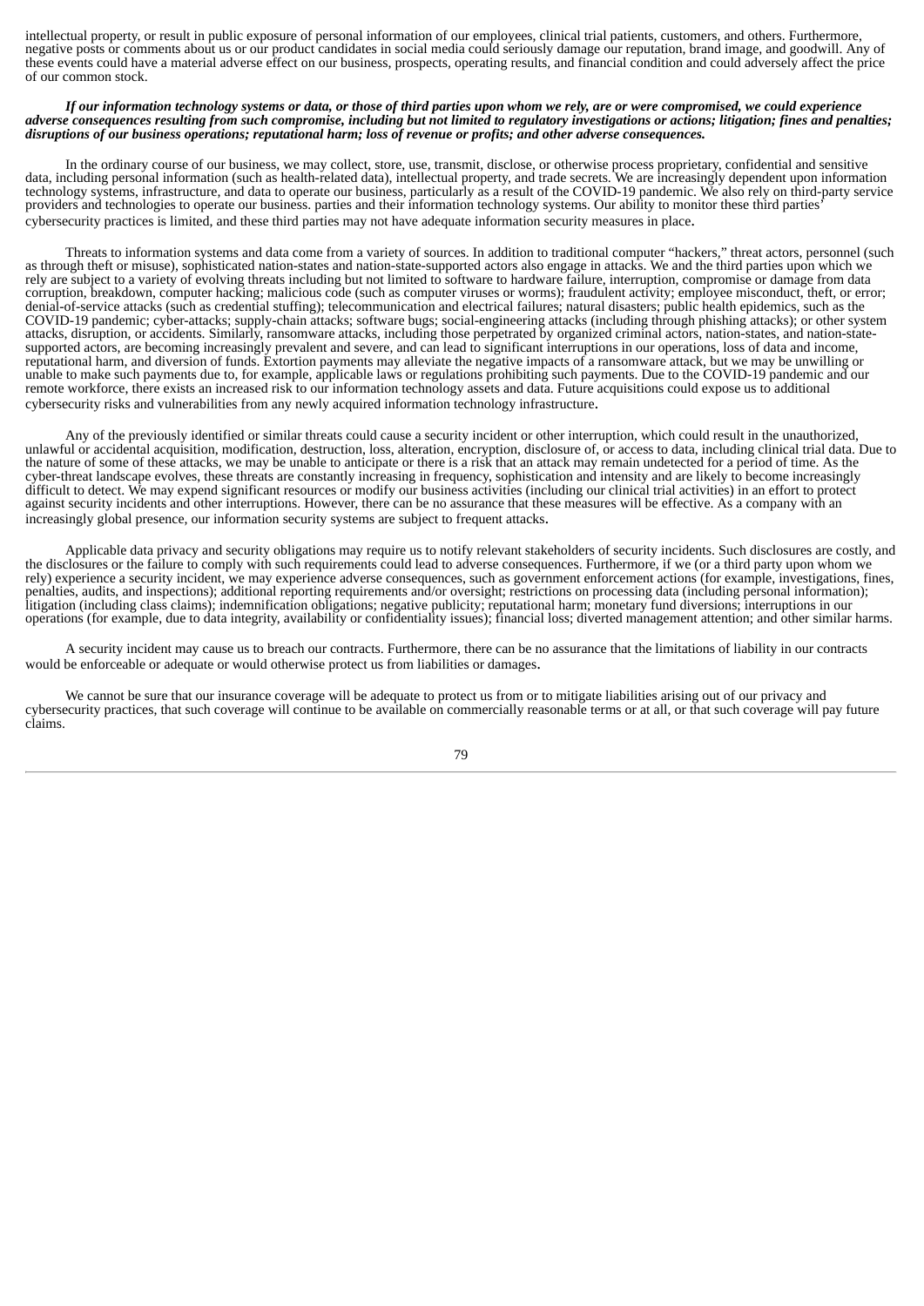intellectual property, or result in public exposure of personal information of our employees, clinical trial patients, customers, and others. Furthermore, negative posts or comments about us or our product candidates in social media could seriously damage our reputation, brand image, and goodwill. Any of these events could have a material adverse effect on our business, prospects, operating results, and financial condition and could adversely affect the price of our common stock.

***If our information technology systems or data, or those of third parties upon whom we rely, are or were compromised, we could experience adverse consequences resulting from such compromise, including but not limited to regulatory investigations or actions; litigation; fines and penalties; disruptions of our business operations; reputational harm; loss of revenue or profits; and other adverse consequences.***

In the ordinary course of our business, we may collect, store, use, transmit, disclose, or otherwise process proprietary, confidential and sensitive data, including personal information (such as health-related data), intellectual property, and trade secrets. We are increasingly dependent upon information technology systems, infrastructure, and data to operate our business, particularly as a result of the COVID-19 pandemic. We also rely on third-party service providers and technologies to operate our business. parties and their information technology systems. Our ability to monitor these third parties' cybersecurity practices is limited, and these third parties may not have adequate information security measures in place.

Threats to information systems and data come from a variety of sources. In addition to traditional computer "hackers," threat actors, personnel (such as through theft or misuse), sophisticated nation-states and nation-state-supported actors also engage in attacks. We and the third parties upon which we rely are subject to a variety of evolving threats including but not limited to software to hardware failure, interruption, compromise or damage from data corruption, breakdown, computer hacking; malicious code (such as computer viruses or worms); fraudulent activity; employee misconduct, theft, or error; denial-of-service attacks (such as credential stuffing); telecommunication and electrical failures; natural disasters; public health epidemics, such as the COVID-19 pandemic; cyber-attacks; supply-chain attacks; software bugs; social-engineering attacks (including through phishing attacks); or other system attacks, disruption, or accidents. Similarly, ransomware attacks, including those perpetrated by organized criminal actors, nation-states, and nation-state-supported actors, are becoming increasingly prevalent and severe, and can lead to significant interruptions in our operations, loss of data and income, reputational harm, and diversion of funds. Extortion payments may alleviate the negative impacts of a ransomware attack, but we may be unwilling or unable to make such payments due to, for example, applicable laws or regulations prohibiting such payments. Due to the COVID-19 pandemic and our remote workforce, there exists an increased risk to our information technology assets and data. Future acquisitions could expose us to additional cybersecurity risks and vulnerabilities from any newly acquired information technology infrastructure.

Any of the previously identified or similar threats could cause a security incident or other interruption, which could result in the unauthorized, unlawful or accidental acquisition, modification, destruction, loss, alteration, encryption, disclosure of, or access to data, including clinical trial data. Due to the nature of some of these attacks, we may be unable to anticipate or there is a risk that an attack may remain undetected for a period of time. As the cyber-threat landscape evolves, these threats are constantly increasing in frequency, sophistication and intensity and are likely to become increasingly difficult to detect. We may expend significant resources or modify our business activities (including our clinical trial activities) in an effort to protect against security incidents and other interruptions. However, there can be no assurance that these measures will be effective. As a company with an increasingly global presence, our information security systems are subject to frequent attacks.

Applicable data privacy and security obligations may require us to notify relevant stakeholders of security incidents. Such disclosures are costly, and the disclosures or the failure to comply with such requirements could lead to adverse consequences. Furthermore, if we (or a third party upon whom we rely) experience a security incident, we may experience adverse consequences, such as government enforcement actions (for example, investigations, fines, penalties, audits, and inspections); additional reporting requirements and/or oversight; restrictions on processing data (including personal information); litigation (including class claims); indemnification obligations; negative publicity; reputational harm; monetary fund diversions; interruptions in our operations (for example, due to data integrity, availability or confidentiality issues); financial loss; diverted management attention; and other similar harms.

A security incident may cause us to breach our contracts. Furthermore, there can be no assurance that the limitations of liability in our contracts would be enforceable or adequate or would otherwise protect us from liabilities or damages.

We cannot be sure that our insurance coverage will be adequate to protect us from or to mitigate liabilities arising out of our privacy and cybersecurity practices, that such coverage will continue to be available on commercially reasonable terms or at all, or that such coverage will pay future claims.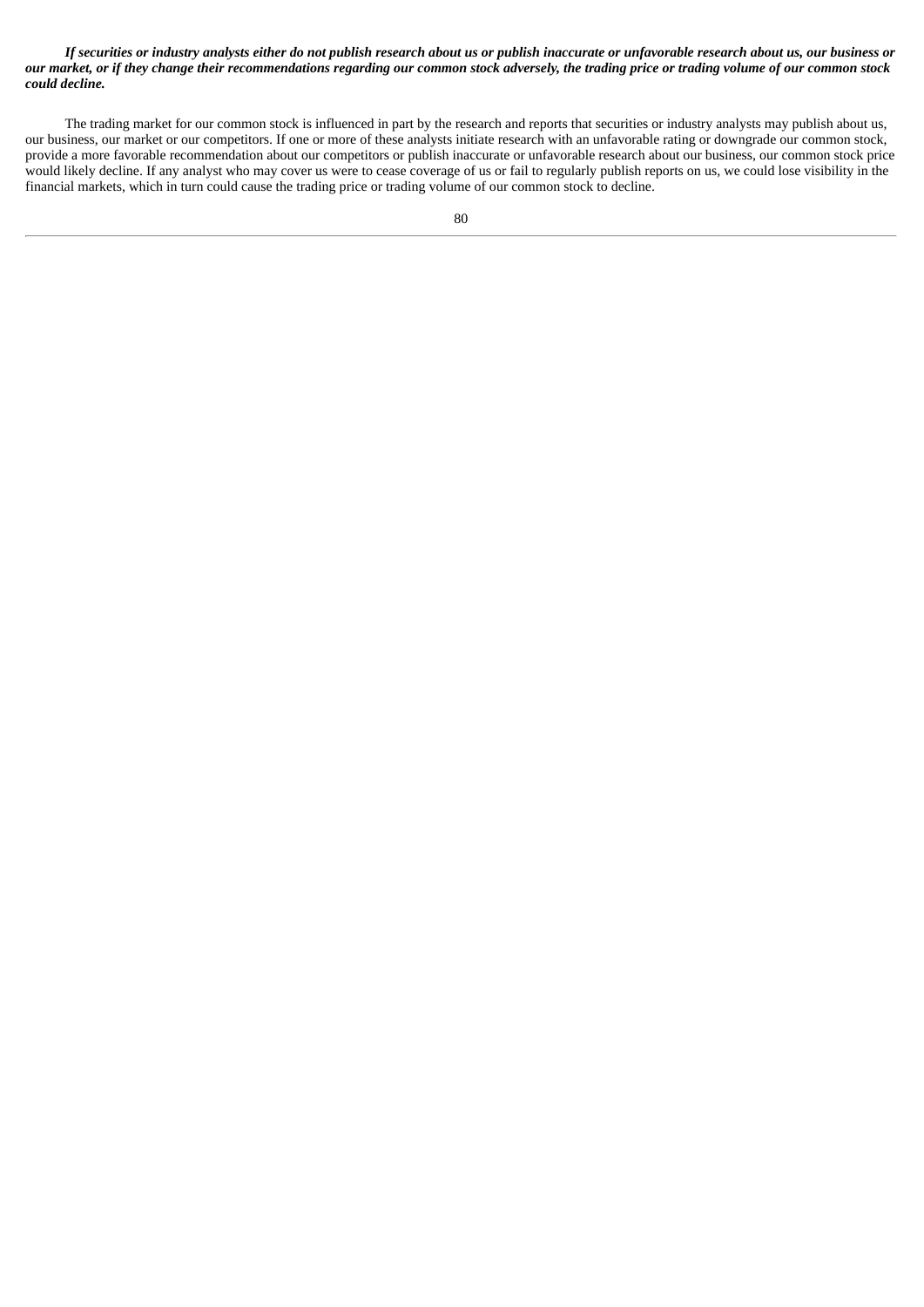***If securities or industry analysts either do not publish research about us or publish inaccurate or unfavorable research about us, our business or our market, or if they change their recommendations regarding our common stock adversely, the trading price or trading volume of our common stock could decline.***

The trading market for our common stock is influenced in part by the research and reports that securities or industry analysts may publish about us, our business, our market or our competitors. If one or more of these analysts initiate research with an unfavorable rating or downgrade our common stock, provide a more favorable recommendation about our competitors or publish inaccurate or unfavorable research about our business, our common stock price would likely decline. If any analyst who may cover us were to cease coverage of us or fail to regularly publish reports on us, we could lose visibility in the financial markets, which in turn could cause the trading price or trading volume of our common stock to decline.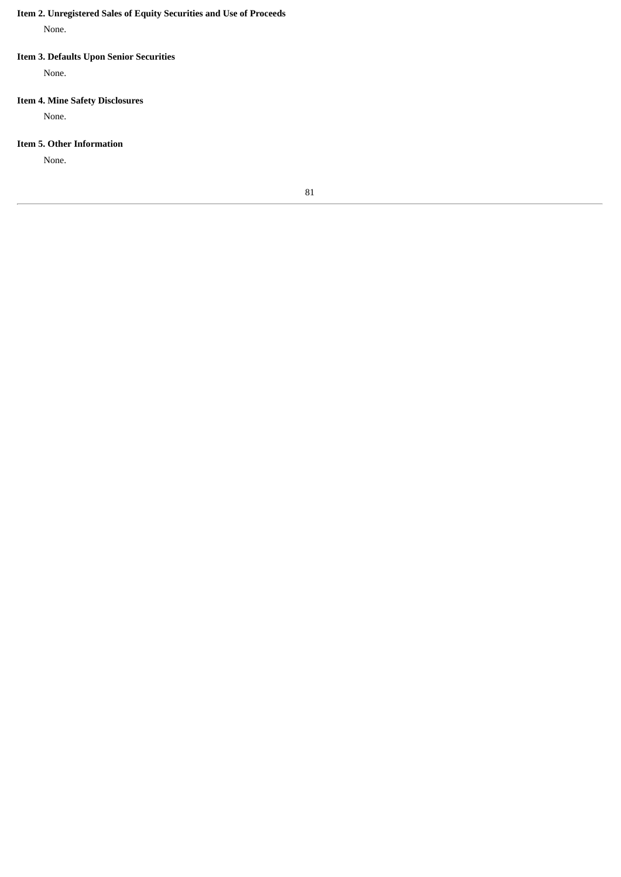**Item 2. Unregistered Sales of Equity Securities and Use of Proceeds**

None.

**Item 3. Defaults Upon Senior Securities**

None.

**Item 4. Mine Safety Disclosures**

None.

**Item 5. Other Information**

None.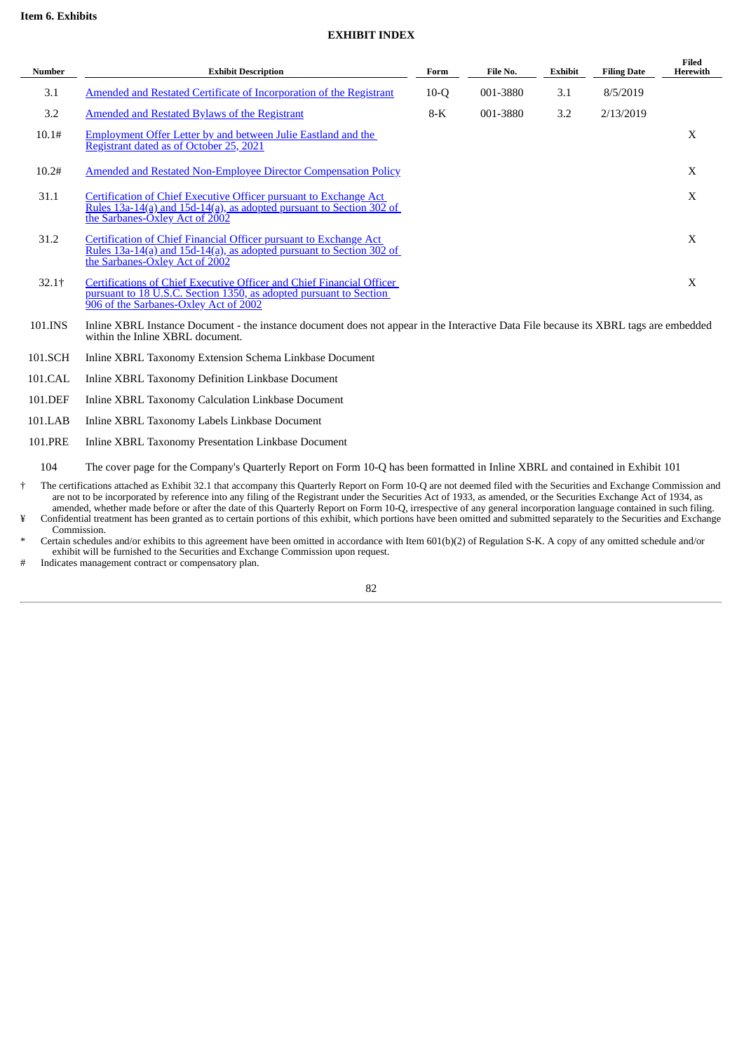**Item 6. Exhibits**

**EXHIBIT INDEX**

| Number | Exhibit Description | Form | File No. | Exhibit | Filing Date | Filed Herewith |
|---|---|---|---|---|---|---|
| 3.1 | Amended and Restated Certificate of Incorporation of the Registrant | 10-Q | 001-3880 | 3.1 | 8/5/2019 | |
| 3.2 | Amended and Restated Bylaws of the Registrant | 8-K | 001-3880 | 3.2 | 2/13/2019 | |
| 10.1# | Employment Offer Letter by and between Julie Eastland and the Registrant dated as of October 25, 2021 | | | | | X |
| 10.2# | Amended and Restated Non-Employee Director Compensation Policy | | | | | X |
| 31.1 | Certification of Chief Executive Officer pursuant to Exchange Act Rules 13a-14(a) and 15d-14(a), as adopted pursuant to Section 302 of the Sarbanes-Oxley Act of 2002 | | | | | X |
| 31.2 | Certification of Chief Financial Officer pursuant to Exchange Act Rules 13a-14(a) and 15d-14(a), as adopted pursuant to Section 302 of the Sarbanes-Oxley Act of 2002 | | | | | X |
| 32.1† | Certifications of Chief Executive Officer and Chief Financial Officer pursuant to 18 U.S.C. Section 1350, as adopted pursuant to Section 906 of the Sarbanes-Oxley Act of 2002 | | | | | X |
| 101.INS | Inline XBRL Instance Document - the instance document does not appear in the Interactive Data File because its XBRL tags are embedded within the Inline XBRL document. | | | | | |
| 101.SCH | Inline XBRL Taxonomy Extension Schema Linkbase Document | | | | | |
| 101.CAL | Inline XBRL Taxonomy Definition Linkbase Document | | | | | |
| 101.DEF | Inline XBRL Taxonomy Calculation Linkbase Document | | | | | |
| 101.LAB | Inline XBRL Taxonomy Labels Linkbase Document | | | | | |
| 101.PRE | Inline XBRL Taxonomy Presentation Linkbase Document | | | | | |
| 104 | The cover page for the Company's Quarterly Report on Form 10-Q has been formatted in Inline XBRL and contained in Exhibit 101 | | | | | |

† The certifications attached as Exhibit 32.1 that accompany this Quarterly Report on Form 10-Q are not deemed filed with the Securities and Exchange Commission and are not to be incorporated by reference into any filing of the Registrant under the Securities Act of 1933, as amended, or the Securities Exchange Act of 1934, as amended, whether made before or after the date of this Quarterly Report on Form 10-Q, irrespective of any general incorporation language contained in such filing.

¥ Confidential treatment has been granted as to certain portions of this exhibit, which portions have been omitted and submitted separately to the Securities and Exchange Commission.

* Certain schedules and/or exhibits to this agreement have been omitted in accordance with Item 601(b)(2) of Regulation S-K. A copy of any omitted schedule and/or exhibit will be furnished to the Securities and Exchange Commission upon request.

# Indicates management contract or compensatory plan.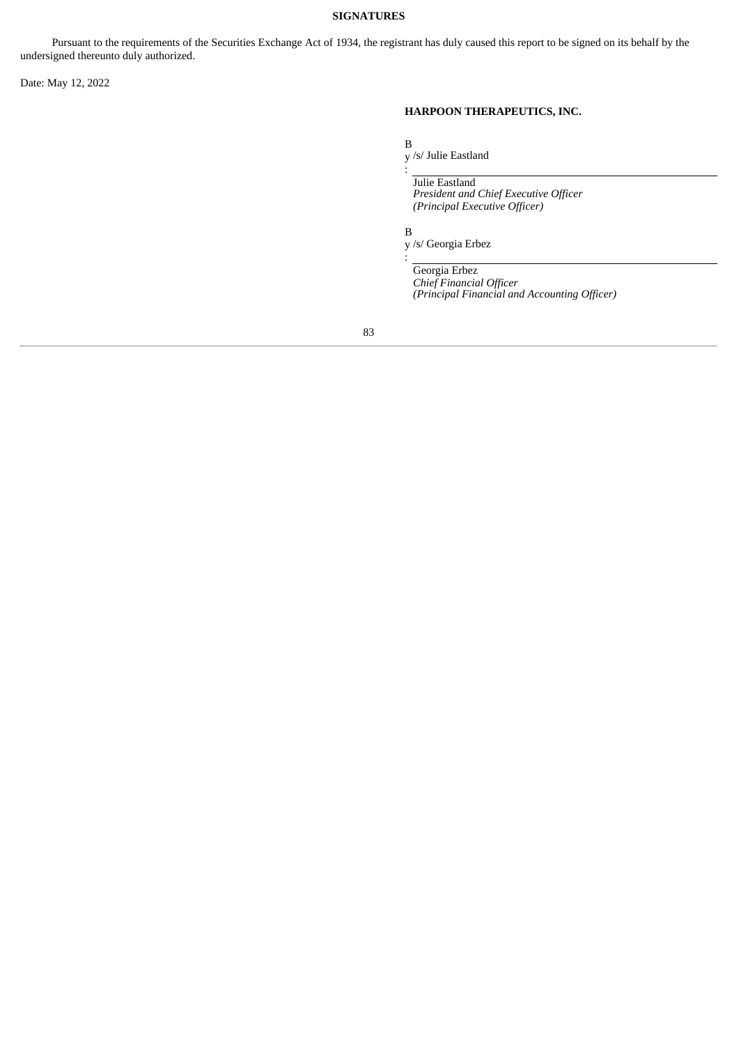**SIGNATURES**

Pursuant to the requirements of the Securities Exchange Act of 1934, the registrant has duly caused this report to be signed on its behalf by the undersigned thereunto duly authorized.

Date: May 12, 2022

**HARPOON THERAPEUTICS, INC.**

By: /s/ Julie Eastland

Julie Eastland
*President and Chief Executive Officer*
*(Principal Executive Officer)*

By: /s/ Georgia Erbez

Georgia Erbez
*Chief Financial Officer*
*(Principal Financial and Accounting Officer)*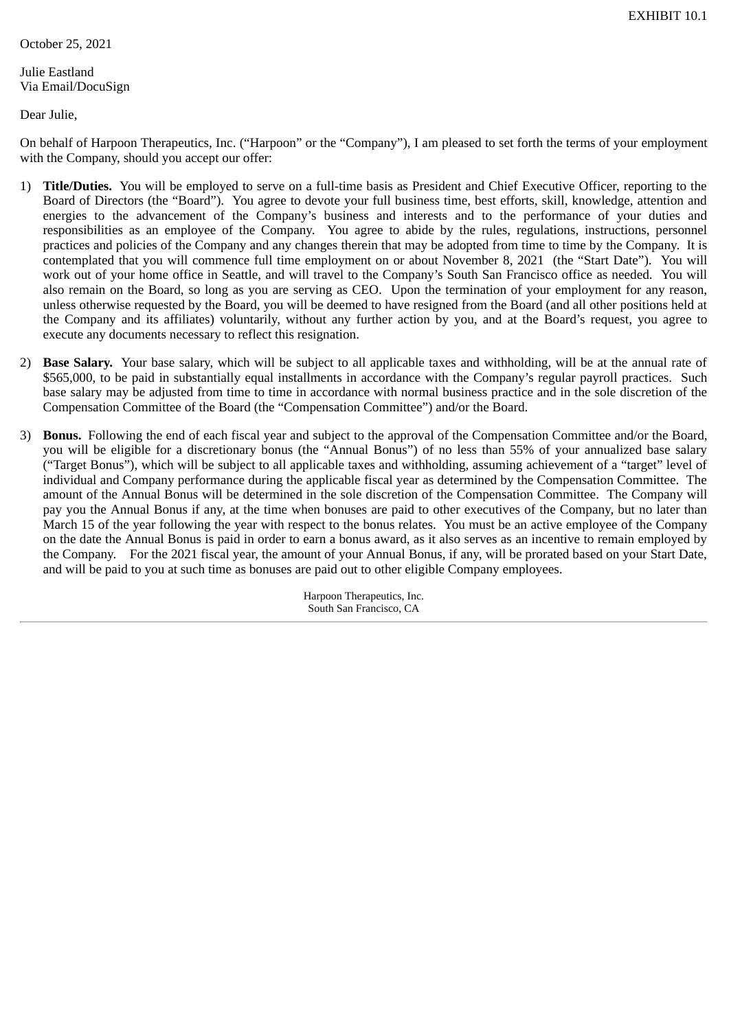EXHIBIT 10.1

October 25, 2021

Julie Eastland
Via Email/DocuSign

Dear Julie,

On behalf of Harpoon Therapeutics, Inc. ("Harpoon" or the "Company"), I am pleased to set forth the terms of your employment with the Company, should you accept our offer:

1) **Title/Duties.** You will be employed to serve on a full-time basis as President and Chief Executive Officer, reporting to the Board of Directors (the "Board"). You agree to devote your full business time, best efforts, skill, knowledge, attention and energies to the advancement of the Company's business and interests and to the performance of your duties and responsibilities as an employee of the Company. You agree to abide by the rules, regulations, instructions, personnel practices and policies of the Company and any changes therein that may be adopted from time to time by the Company. It is contemplated that you will commence full time employment on or about November 8, 2021 (the "Start Date"). You will work out of your home office in Seattle, and will travel to the Company's South San Francisco office as needed. You will also remain on the Board, so long as you are serving as CEO. Upon the termination of your employment for any reason, unless otherwise requested by the Board, you will be deemed to have resigned from the Board (and all other positions held at the Company and its affiliates) voluntarily, without any further action by you, and at the Board's request, you agree to execute any documents necessary to reflect this resignation.

2) **Base Salary.** Your base salary, which will be subject to all applicable taxes and withholding, will be at the annual rate of $565,000, to be paid in substantially equal installments in accordance with the Company's regular payroll practices. Such base salary may be adjusted from time to time in accordance with normal business practice and in the sole discretion of the Compensation Committee of the Board (the "Compensation Committee") and/or the Board.

3) **Bonus.** Following the end of each fiscal year and subject to the approval of the Compensation Committee and/or the Board, you will be eligible for a discretionary bonus (the "Annual Bonus") of no less than 55% of your annualized base salary ("Target Bonus"), which will be subject to all applicable taxes and withholding, assuming achievement of a "target" level of individual and Company performance during the applicable fiscal year as determined by the Compensation Committee. The amount of the Annual Bonus will be determined in the sole discretion of the Compensation Committee. The Company will pay you the Annual Bonus if any, at the time when bonuses are paid to other executives of the Company, but no later than March 15 of the year following the year with respect to the bonus relates. You must be an active employee of the Company on the date the Annual Bonus is paid in order to earn a bonus award, as it also serves as an incentive to remain employed by the Company. For the 2021 fiscal year, the amount of your Annual Bonus, if any, will be prorated based on your Start Date, and will be paid to you at such time as bonuses are paid out to other eligible Company employees.

Harpoon Therapeutics, Inc.
South San Francisco, CA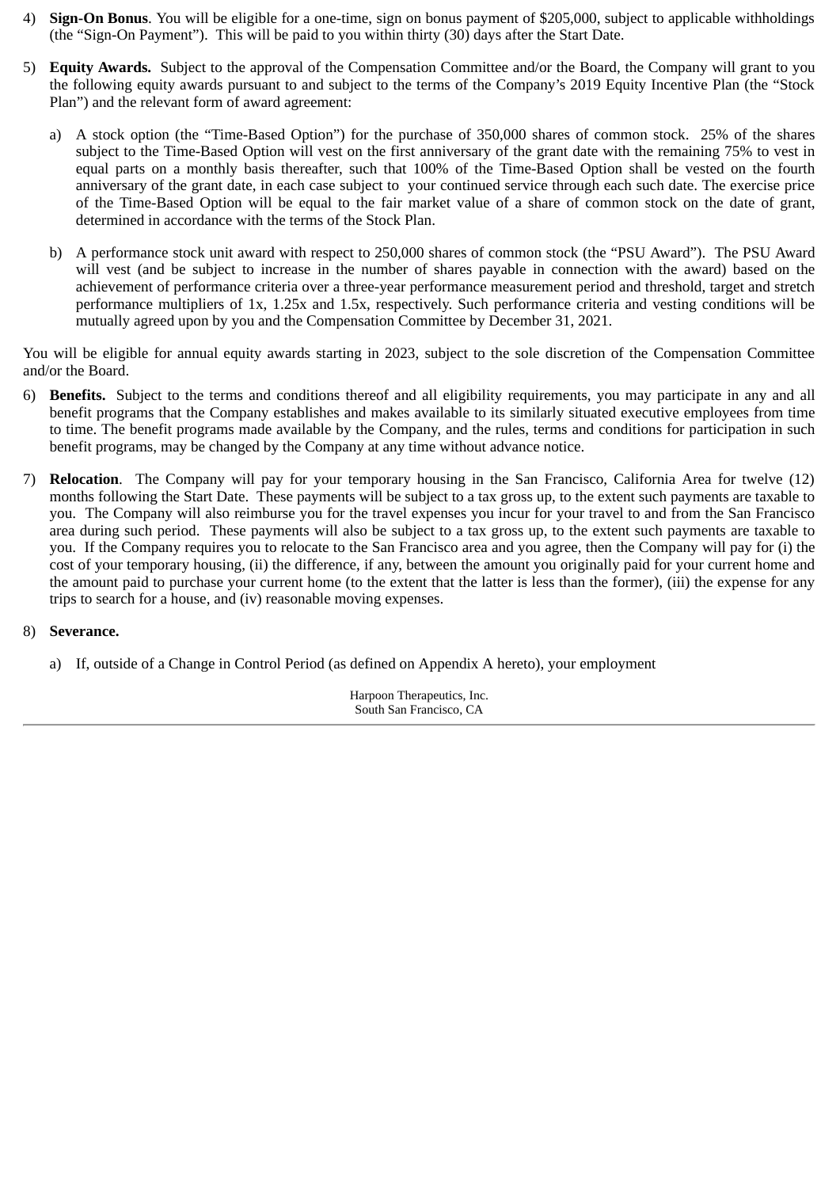4) **Sign-On Bonus**. You will be eligible for a one-time, sign on bonus payment of $205,000, subject to applicable withholdings (the "Sign-On Payment"). This will be paid to you within thirty (30) days after the Start Date.

5) **Equity Awards.** Subject to the approval of the Compensation Committee and/or the Board, the Company will grant to you the following equity awards pursuant to and subject to the terms of the Company's 2019 Equity Incentive Plan (the "Stock Plan") and the relevant form of award agreement:

   a) A stock option (the "Time-Based Option") for the purchase of 350,000 shares of common stock. 25% of the shares subject to the Time-Based Option will vest on the first anniversary of the grant date with the remaining 75% to vest in equal parts on a monthly basis thereafter, such that 100% of the Time-Based Option shall be vested on the fourth anniversary of the grant date, in each case subject to your continued service through each such date. The exercise price of the Time-Based Option will be equal to the fair market value of a share of common stock on the date of grant, determined in accordance with the terms of the Stock Plan.

   b) A performance stock unit award with respect to 250,000 shares of common stock (the "PSU Award"). The PSU Award will vest (and be subject to increase in the number of shares payable in connection with the award) based on the achievement of performance criteria over a three-year performance measurement period and threshold, target and stretch performance multipliers of 1x, 1.25x and 1.5x, respectively. Such performance criteria and vesting conditions will be mutually agreed upon by you and the Compensation Committee by December 31, 2021.

You will be eligible for annual equity awards starting in 2023, subject to the sole discretion of the Compensation Committee and/or the Board.

6) **Benefits.** Subject to the terms and conditions thereof and all eligibility requirements, you may participate in any and all benefit programs that the Company establishes and makes available to its similarly situated executive employees from time to time. The benefit programs made available by the Company, and the rules, terms and conditions for participation in such benefit programs, may be changed by the Company at any time without advance notice.

7) **Relocation**. The Company will pay for your temporary housing in the San Francisco, California Area for twelve (12) months following the Start Date. These payments will be subject to a tax gross up, to the extent such payments are taxable to you. The Company will also reimburse you for the travel expenses you incur for your travel to and from the San Francisco area during such period. These payments will also be subject to a tax gross up, to the extent such payments are taxable to you. If the Company requires you to relocate to the San Francisco area and you agree, then the Company will pay for (i) the cost of your temporary housing, (ii) the difference, if any, between the amount you originally paid for your current home and the amount paid to purchase your current home (to the extent that the latter is less than the former), (iii) the expense for any trips to search for a house, and (iv) reasonable moving expenses.

8) **Severance.**

   a) If, outside of a Change in Control Period (as defined on Appendix A hereto), your employment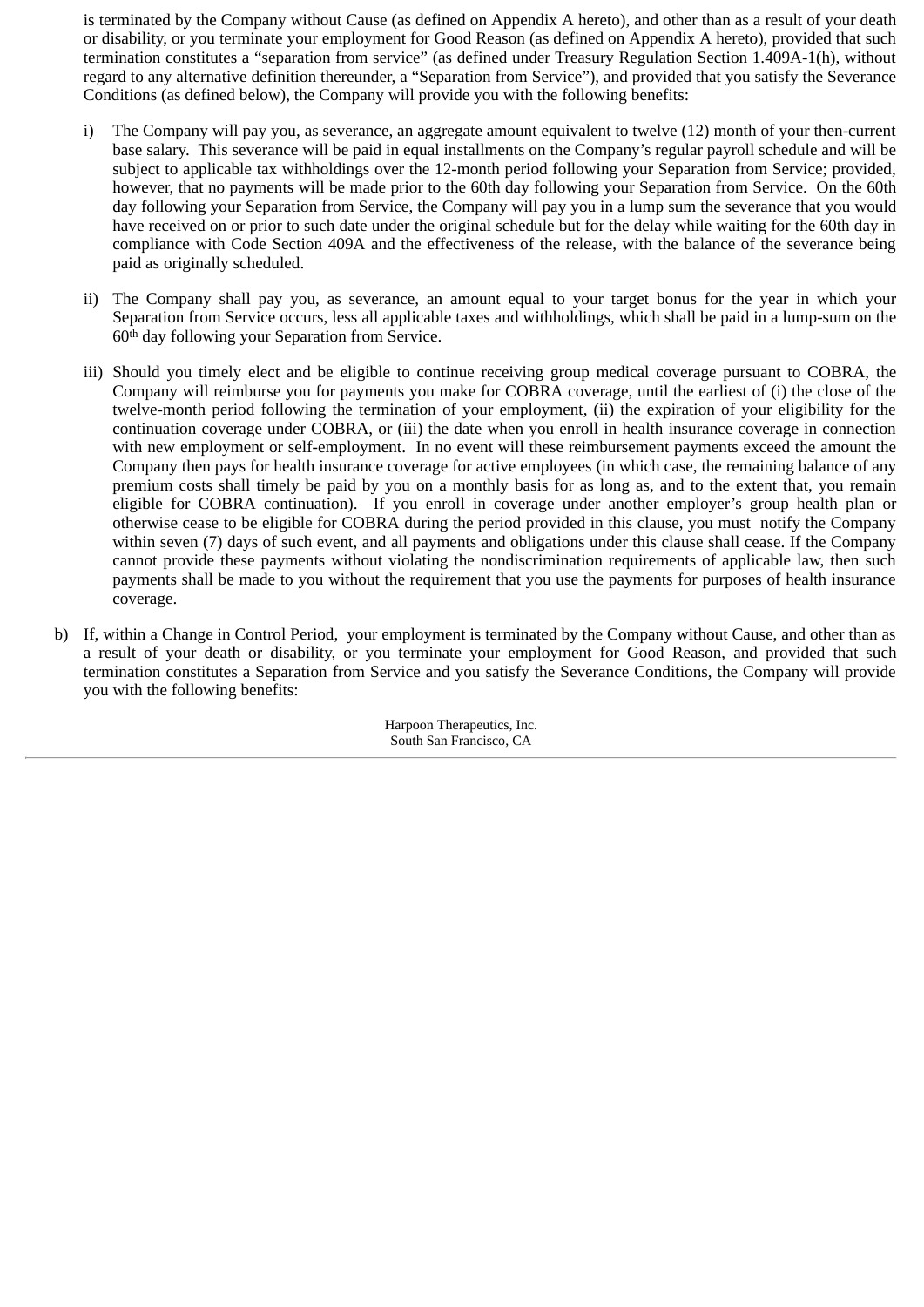is terminated by the Company without Cause (as defined on Appendix A hereto), and other than as a result of your death or disability, or you terminate your employment for Good Reason (as defined on Appendix A hereto), provided that such termination constitutes a "separation from service" (as defined under Treasury Regulation Section 1.409A-1(h), without regard to any alternative definition thereunder, a "Separation from Service"), and provided that you satisfy the Severance Conditions (as defined below), the Company will provide you with the following benefits:

i) The Company will pay you, as severance, an aggregate amount equivalent to twelve (12) month of your then-current base salary. This severance will be paid in equal installments on the Company's regular payroll schedule and will be subject to applicable tax withholdings over the 12-month period following your Separation from Service; provided, however, that no payments will be made prior to the 60th day following your Separation from Service. On the 60th day following your Separation from Service, the Company will pay you in a lump sum the severance that you would have received on or prior to such date under the original schedule but for the delay while waiting for the 60th day in compliance with Code Section 409A and the effectiveness of the release, with the balance of the severance being paid as originally scheduled.

ii) The Company shall pay you, as severance, an amount equal to your target bonus for the year in which your Separation from Service occurs, less all applicable taxes and withholdings, which shall be paid in a lump-sum on the 60th day following your Separation from Service.

iii) Should you timely elect and be eligible to continue receiving group medical coverage pursuant to COBRA, the Company will reimburse you for payments you make for COBRA coverage, until the earliest of (i) the close of the twelve-month period following the termination of your employment, (ii) the expiration of your eligibility for the continuation coverage under COBRA, or (iii) the date when you enroll in health insurance coverage in connection with new employment or self-employment. In no event will these reimbursement payments exceed the amount the Company then pays for health insurance coverage for active employees (in which case, the remaining balance of any premium costs shall timely be paid by you on a monthly basis for as long as, and to the extent that, you remain eligible for COBRA continuation). If you enroll in coverage under another employer's group health plan or otherwise cease to be eligible for COBRA during the period provided in this clause, you must notify the Company within seven (7) days of such event, and all payments and obligations under this clause shall cease. If the Company cannot provide these payments without violating the nondiscrimination requirements of applicable law, then such payments shall be made to you without the requirement that you use the payments for purposes of health insurance coverage.

b) If, within a Change in Control Period, your employment is terminated by the Company without Cause, and other than as a result of your death or disability, or you terminate your employment for Good Reason, and provided that such termination constitutes a Separation from Service and you satisfy the Severance Conditions, the Company will provide you with the following benefits: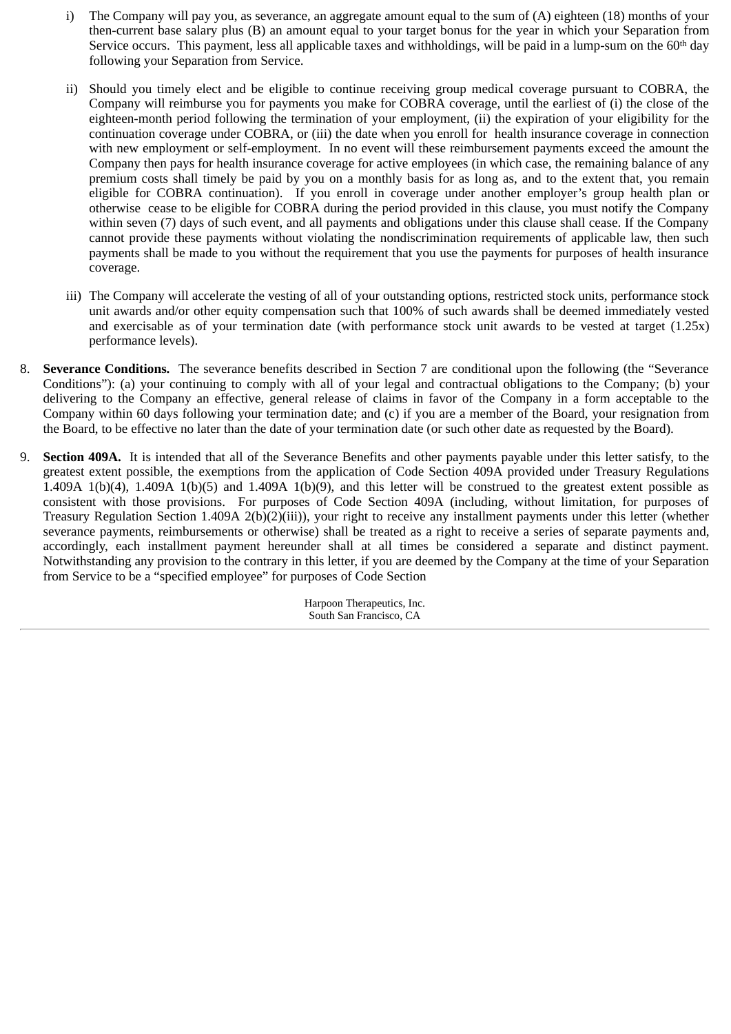i) The Company will pay you, as severance, an aggregate amount equal to the sum of (A) eighteen (18) months of your then-current base salary plus (B) an amount equal to your target bonus for the year in which your Separation from Service occurs. This payment, less all applicable taxes and withholdings, will be paid in a lump-sum on the 60th day following your Separation from Service.

ii) Should you timely elect and be eligible to continue receiving group medical coverage pursuant to COBRA, the Company will reimburse you for payments you make for COBRA coverage, until the earliest of (i) the close of the eighteen-month period following the termination of your employment, (ii) the expiration of your eligibility for the continuation coverage under COBRA, or (iii) the date when you enroll for health insurance coverage in connection with new employment or self-employment. In no event will these reimbursement payments exceed the amount the Company then pays for health insurance coverage for active employees (in which case, the remaining balance of any premium costs shall timely be paid by you on a monthly basis for as long as, and to the extent that, you remain eligible for COBRA continuation). If you enroll in coverage under another employer's group health plan or otherwise cease to be eligible for COBRA during the period provided in this clause, you must notify the Company within seven (7) days of such event, and all payments and obligations under this clause shall cease. If the Company cannot provide these payments without violating the nondiscrimination requirements of applicable law, then such payments shall be made to you without the requirement that you use the payments for purposes of health insurance coverage.

iii) The Company will accelerate the vesting of all of your outstanding options, restricted stock units, performance stock unit awards and/or other equity compensation such that 100% of such awards shall be deemed immediately vested and exercisable as of your termination date (with performance stock unit awards to be vested at target (1.25x) performance levels).

8. **Severance Conditions.** The severance benefits described in Section 7 are conditional upon the following (the "Severance Conditions"): (a) your continuing to comply with all of your legal and contractual obligations to the Company; (b) your delivering to the Company an effective, general release of claims in favor of the Company in a form acceptable to the Company within 60 days following your termination date; and (c) if you are a member of the Board, your resignation from the Board, to be effective no later than the date of your termination date (or such other date as requested by the Board).

9. **Section 409A.** It is intended that all of the Severance Benefits and other payments payable under this letter satisfy, to the greatest extent possible, the exemptions from the application of Code Section 409A provided under Treasury Regulations 1.409A 1(b)(4), 1.409A 1(b)(5) and 1.409A 1(b)(9), and this letter will be construed to the greatest extent possible as consistent with those provisions. For purposes of Code Section 409A (including, without limitation, for purposes of Treasury Regulation Section 1.409A 2(b)(2)(iii)), your right to receive any installment payments under this letter (whether severance payments, reimbursements or otherwise) shall be treated as a right to receive a series of separate payments and, accordingly, each installment payment hereunder shall at all times be considered a separate and distinct payment. Notwithstanding any provision to the contrary in this letter, if you are deemed by the Company at the time of your Separation from Service to be a "specified employee" for purposes of Code Section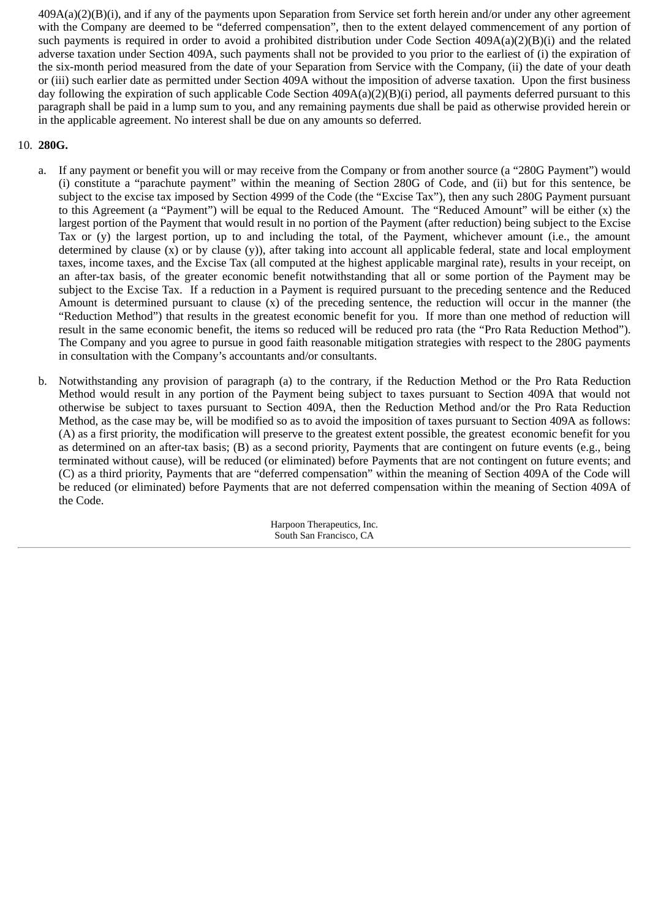409A(a)(2)(B)(i), and if any of the payments upon Separation from Service set forth herein and/or under any other agreement with the Company are deemed to be "deferred compensation", then to the extent delayed commencement of any portion of such payments is required in order to avoid a prohibited distribution under Code Section 409A(a)(2)(B)(i) and the related adverse taxation under Section 409A, such payments shall not be provided to you prior to the earliest of (i) the expiration of the six-month period measured from the date of your Separation from Service with the Company, (ii) the date of your death or (iii) such earlier date as permitted under Section 409A without the imposition of adverse taxation. Upon the first business day following the expiration of such applicable Code Section 409A(a)(2)(B)(i) period, all payments deferred pursuant to this paragraph shall be paid in a lump sum to you, and any remaining payments due shall be paid as otherwise provided herein or in the applicable agreement. No interest shall be due on any amounts so deferred.

10. **280G.**

    a. If any payment or benefit you will or may receive from the Company or from another source (a "280G Payment") would (i) constitute a "parachute payment" within the meaning of Section 280G of Code, and (ii) but for this sentence, be subject to the excise tax imposed by Section 4999 of the Code (the "Excise Tax"), then any such 280G Payment pursuant to this Agreement (a "Payment") will be equal to the Reduced Amount. The "Reduced Amount" will be either (x) the largest portion of the Payment that would result in no portion of the Payment (after reduction) being subject to the Excise Tax or (y) the largest portion, up to and including the total, of the Payment, whichever amount (i.e., the amount determined by clause (x) or by clause (y)), after taking into account all applicable federal, state and local employment taxes, income taxes, and the Excise Tax (all computed at the highest applicable marginal rate), results in your receipt, on an after-tax basis, of the greater economic benefit notwithstanding that all or some portion of the Payment may be subject to the Excise Tax. If a reduction in a Payment is required pursuant to the preceding sentence and the Reduced Amount is determined pursuant to clause (x) of the preceding sentence, the reduction will occur in the manner (the "Reduction Method") that results in the greatest economic benefit for you. If more than one method of reduction will result in the same economic benefit, the items so reduced will be reduced pro rata (the "Pro Rata Reduction Method"). The Company and you agree to pursue in good faith reasonable mitigation strategies with respect to the 280G payments in consultation with the Company's accountants and/or consultants.

    b. Notwithstanding any provision of paragraph (a) to the contrary, if the Reduction Method or the Pro Rata Reduction Method would result in any portion of the Payment being subject to taxes pursuant to Section 409A that would not otherwise be subject to taxes pursuant to Section 409A, then the Reduction Method and/or the Pro Rata Reduction Method, as the case may be, will be modified so as to avoid the imposition of taxes pursuant to Section 409A as follows: (A) as a first priority, the modification will preserve to the greatest extent possible, the greatest economic benefit for you as determined on an after-tax basis; (B) as a second priority, Payments that are contingent on future events (e.g., being terminated without cause), will be reduced (or eliminated) before Payments that are not contingent on future events; and (C) as a third priority, Payments that are "deferred compensation" within the meaning of Section 409A of the Code will be reduced (or eliminated) before Payments that are not deferred compensation within the meaning of Section 409A of the Code.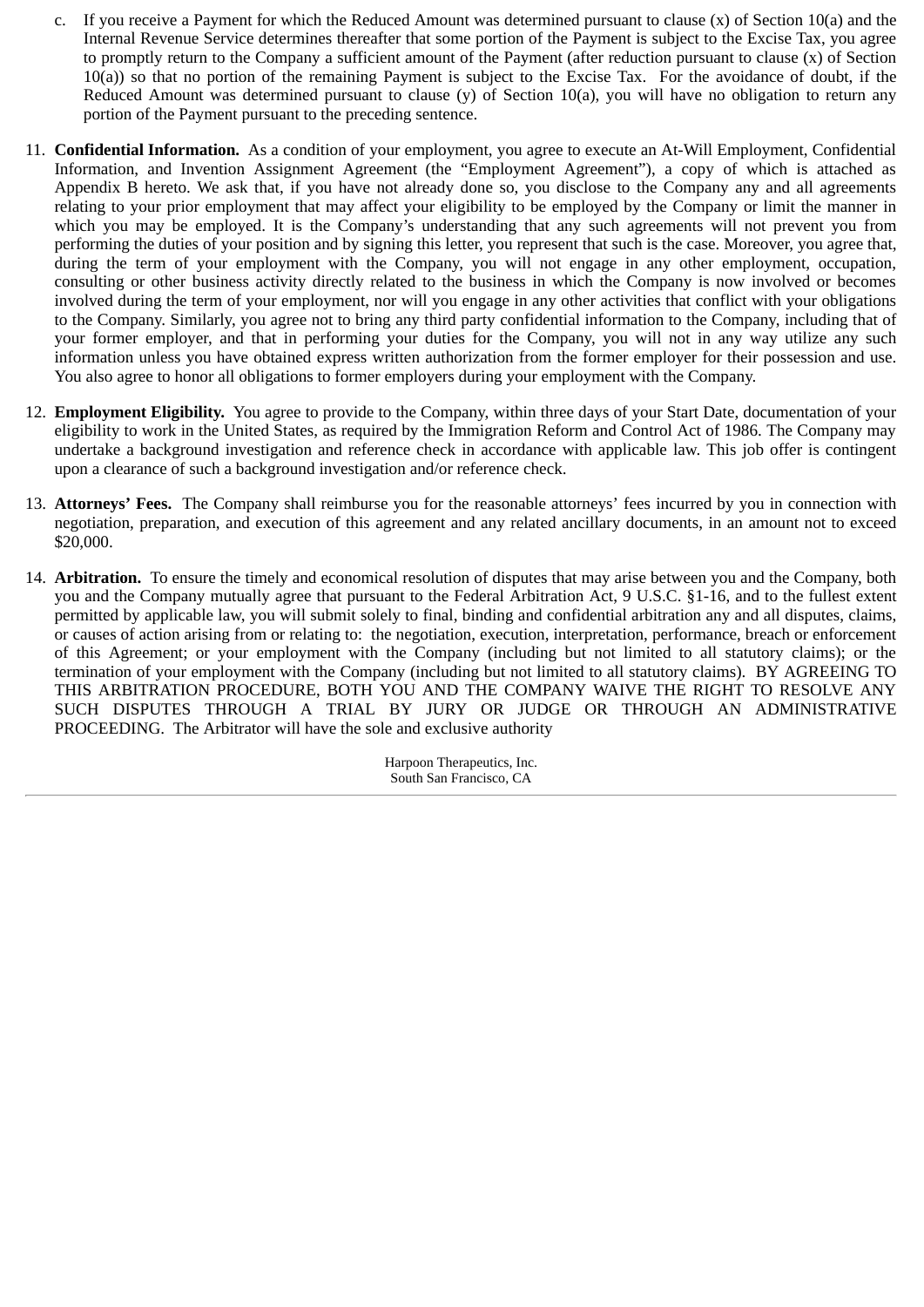c. If you receive a Payment for which the Reduced Amount was determined pursuant to clause (x) of Section 10(a) and the Internal Revenue Service determines thereafter that some portion of the Payment is subject to the Excise Tax, you agree to promptly return to the Company a sufficient amount of the Payment (after reduction pursuant to clause (x) of Section 10(a)) so that no portion of the remaining Payment is subject to the Excise Tax. For the avoidance of doubt, if the Reduced Amount was determined pursuant to clause (y) of Section 10(a), you will have no obligation to return any portion of the Payment pursuant to the preceding sentence.

11. **Confidential Information.** As a condition of your employment, you agree to execute an At-Will Employment, Confidential Information, and Invention Assignment Agreement (the "Employment Agreement"), a copy of which is attached as Appendix B hereto. We ask that, if you have not already done so, you disclose to the Company any and all agreements relating to your prior employment that may affect your eligibility to be employed by the Company or limit the manner in which you may be employed. It is the Company's understanding that any such agreements will not prevent you from performing the duties of your position and by signing this letter, you represent that such is the case. Moreover, you agree that, during the term of your employment with the Company, you will not engage in any other employment, occupation, consulting or other business activity directly related to the business in which the Company is now involved or becomes involved during the term of your employment, nor will you engage in any other activities that conflict with your obligations to the Company. Similarly, you agree not to bring any third party confidential information to the Company, including that of your former employer, and that in performing your duties for the Company, you will not in any way utilize any such information unless you have obtained express written authorization from the former employer for their possession and use. You also agree to honor all obligations to former employers during your employment with the Company.

12. **Employment Eligibility.** You agree to provide to the Company, within three days of your Start Date, documentation of your eligibility to work in the United States, as required by the Immigration Reform and Control Act of 1986. The Company may undertake a background investigation and reference check in accordance with applicable law. This job offer is contingent upon a clearance of such a background investigation and/or reference check.

13. **Attorneys' Fees.** The Company shall reimburse you for the reasonable attorneys' fees incurred by you in connection with negotiation, preparation, and execution of this agreement and any related ancillary documents, in an amount not to exceed $20,000.

14. **Arbitration.** To ensure the timely and economical resolution of disputes that may arise between you and the Company, both you and the Company mutually agree that pursuant to the Federal Arbitration Act, 9 U.S.C. §1-16, and to the fullest extent permitted by applicable law, you will submit solely to final, binding and confidential arbitration any and all disputes, claims, or causes of action arising from or relating to: the negotiation, execution, interpretation, performance, breach or enforcement of this Agreement; or your employment with the Company (including but not limited to all statutory claims); or the termination of your employment with the Company (including but not limited to all statutory claims). BY AGREEING TO THIS ARBITRATION PROCEDURE, BOTH YOU AND THE COMPANY WAIVE THE RIGHT TO RESOLVE ANY SUCH DISPUTES THROUGH A TRIAL BY JURY OR JUDGE OR THROUGH AN ADMINISTRATIVE PROCEEDING. The Arbitrator will have the sole and exclusive authority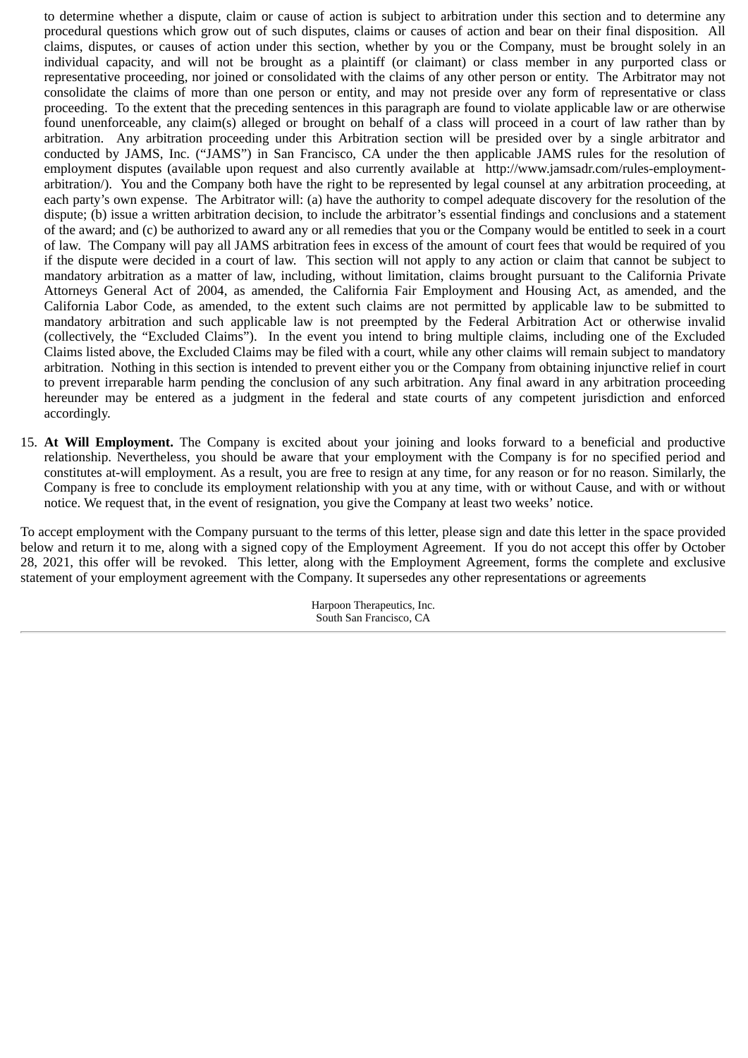to determine whether a dispute, claim or cause of action is subject to arbitration under this section and to determine any procedural questions which grow out of such disputes, claims or causes of action and bear on their final disposition. All claims, disputes, or causes of action under this section, whether by you or the Company, must be brought solely in an individual capacity, and will not be brought as a plaintiff (or claimant) or class member in any purported class or representative proceeding, nor joined or consolidated with the claims of any other person or entity. The Arbitrator may not consolidate the claims of more than one person or entity, and may not preside over any form of representative or class proceeding. To the extent that the preceding sentences in this paragraph are found to violate applicable law or are otherwise found unenforceable, any claim(s) alleged or brought on behalf of a class will proceed in a court of law rather than by arbitration. Any arbitration proceeding under this Arbitration section will be presided over by a single arbitrator and conducted by JAMS, Inc. ("JAMS") in San Francisco, CA under the then applicable JAMS rules for the resolution of employment disputes (available upon request and also currently available at http://www.jamsadr.com/rules-employment-arbitration/). You and the Company both have the right to be represented by legal counsel at any arbitration proceeding, at each party's own expense. The Arbitrator will: (a) have the authority to compel adequate discovery for the resolution of the dispute; (b) issue a written arbitration decision, to include the arbitrator's essential findings and conclusions and a statement of the award; and (c) be authorized to award any or all remedies that you or the Company would be entitled to seek in a court of law. The Company will pay all JAMS arbitration fees in excess of the amount of court fees that would be required of you if the dispute were decided in a court of law. This section will not apply to any action or claim that cannot be subject to mandatory arbitration as a matter of law, including, without limitation, claims brought pursuant to the California Private Attorneys General Act of 2004, as amended, the California Fair Employment and Housing Act, as amended, and the California Labor Code, as amended, to the extent such claims are not permitted by applicable law to be submitted to mandatory arbitration and such applicable law is not preempted by the Federal Arbitration Act or otherwise invalid (collectively, the "Excluded Claims"). In the event you intend to bring multiple claims, including one of the Excluded Claims listed above, the Excluded Claims may be filed with a court, while any other claims will remain subject to mandatory arbitration. Nothing in this section is intended to prevent either you or the Company from obtaining injunctive relief in court to prevent irreparable harm pending the conclusion of any such arbitration. Any final award in any arbitration proceeding hereunder may be entered as a judgment in the federal and state courts of any competent jurisdiction and enforced accordingly.

15. **At Will Employment.** The Company is excited about your joining and looks forward to a beneficial and productive relationship. Nevertheless, you should be aware that your employment with the Company is for no specified period and constitutes at-will employment. As a result, you are free to resign at any time, for any reason or for no reason. Similarly, the Company is free to conclude its employment relationship with you at any time, with or without Cause, and with or without notice. We request that, in the event of resignation, you give the Company at least two weeks' notice.

To accept employment with the Company pursuant to the terms of this letter, please sign and date this letter in the space provided below and return it to me, along with a signed copy of the Employment Agreement. If you do not accept this offer by October 28, 2021, this offer will be revoked. This letter, along with the Employment Agreement, forms the complete and exclusive statement of your employment agreement with the Company. It supersedes any other representations or agreements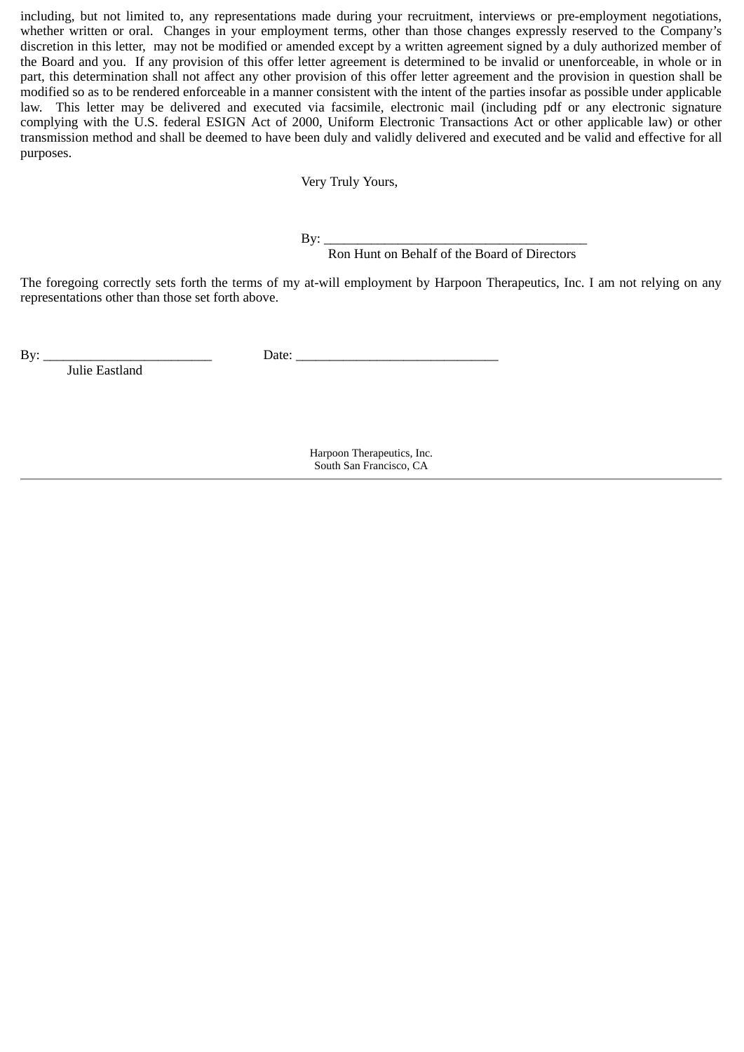including, but not limited to, any representations made during your recruitment, interviews or pre-employment negotiations, whether written or oral. Changes in your employment terms, other than those changes expressly reserved to the Company's discretion in this letter, may not be modified or amended except by a written agreement signed by a duly authorized member of the Board and you. If any provision of this offer letter agreement is determined to be invalid or unenforceable, in whole or in part, this determination shall not affect any other provision of this offer letter agreement and the provision in question shall be modified so as to be rendered enforceable in a manner consistent with the intent of the parties insofar as possible under applicable law. This letter may be delivered and executed via facsimile, electronic mail (including pdf or any electronic signature complying with the U.S. federal ESIGN Act of 2000, Uniform Electronic Transactions Act or other applicable law) or other transmission method and shall be deemed to have been duly and validly delivered and executed and be valid and effective for all purposes.

Very Truly Yours,

By: ______________________________________
Ron Hunt on Behalf of the Board of Directors

The foregoing correctly sets forth the terms of my at-will employment by Harpoon Therapeutics, Inc. I am not relying on any representations other than those set forth above.

By: _________________________ Date: ______________________________
Julie Eastland

Harpoon Therapeutics, Inc.
South San Francisco, CA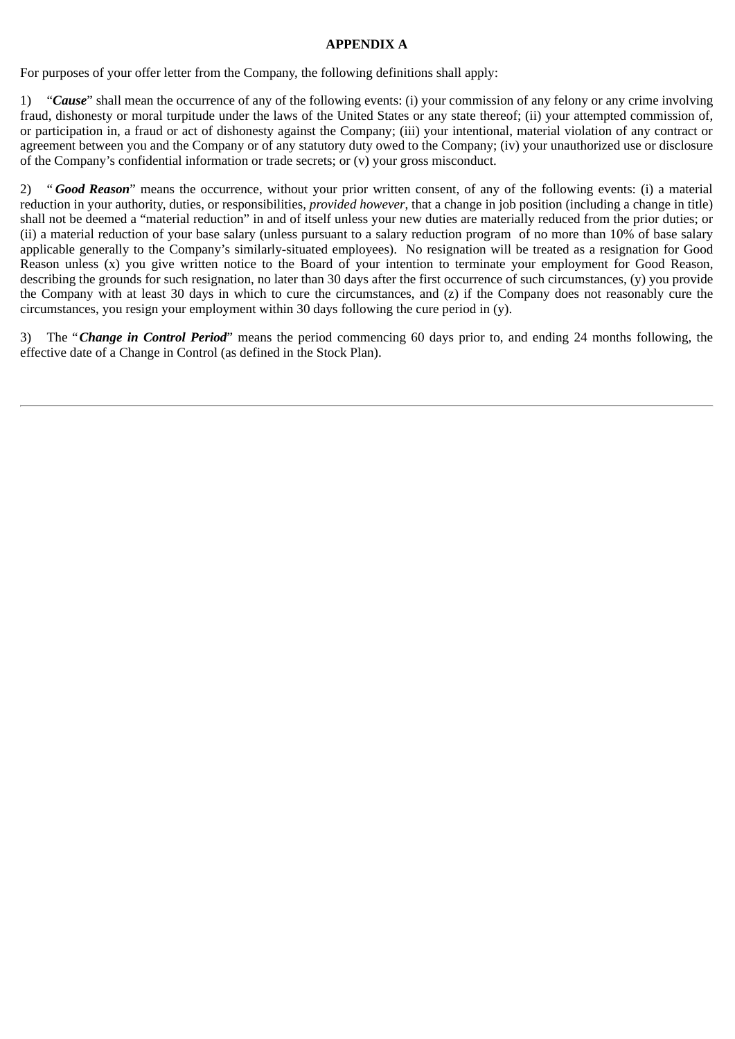**APPENDIX A**

For purposes of your offer letter from the Company, the following definitions shall apply:

1) "***Cause***" shall mean the occurrence of any of the following events: (i) your commission of any felony or any crime involving fraud, dishonesty or moral turpitude under the laws of the United States or any state thereof; (ii) your attempted commission of, or participation in, a fraud or act of dishonesty against the Company; (iii) your intentional, material violation of any contract or agreement between you and the Company or of any statutory duty owed to the Company; (iv) your unauthorized use or disclosure of the Company's confidential information or trade secrets; or (v) your gross misconduct.

2) "***Good Reason***" means the occurrence, without your prior written consent, of any of the following events: (i) a material reduction in your authority, duties, or responsibilities, *provided however*, that a change in job position (including a change in title) shall not be deemed a "material reduction" in and of itself unless your new duties are materially reduced from the prior duties; or (ii) a material reduction of your base salary (unless pursuant to a salary reduction program of no more than 10% of base salary applicable generally to the Company's similarly-situated employees). No resignation will be treated as a resignation for Good Reason unless (x) you give written notice to the Board of your intention to terminate your employment for Good Reason, describing the grounds for such resignation, no later than 30 days after the first occurrence of such circumstances, (y) you provide the Company with at least 30 days in which to cure the circumstances, and (z) if the Company does not reasonably cure the circumstances, you resign your employment within 30 days following the cure period in (y).

3) The "***Change in Control Period***" means the period commencing 60 days prior to, and ending 24 months following, the effective date of a Change in Control (as defined in the Stock Plan).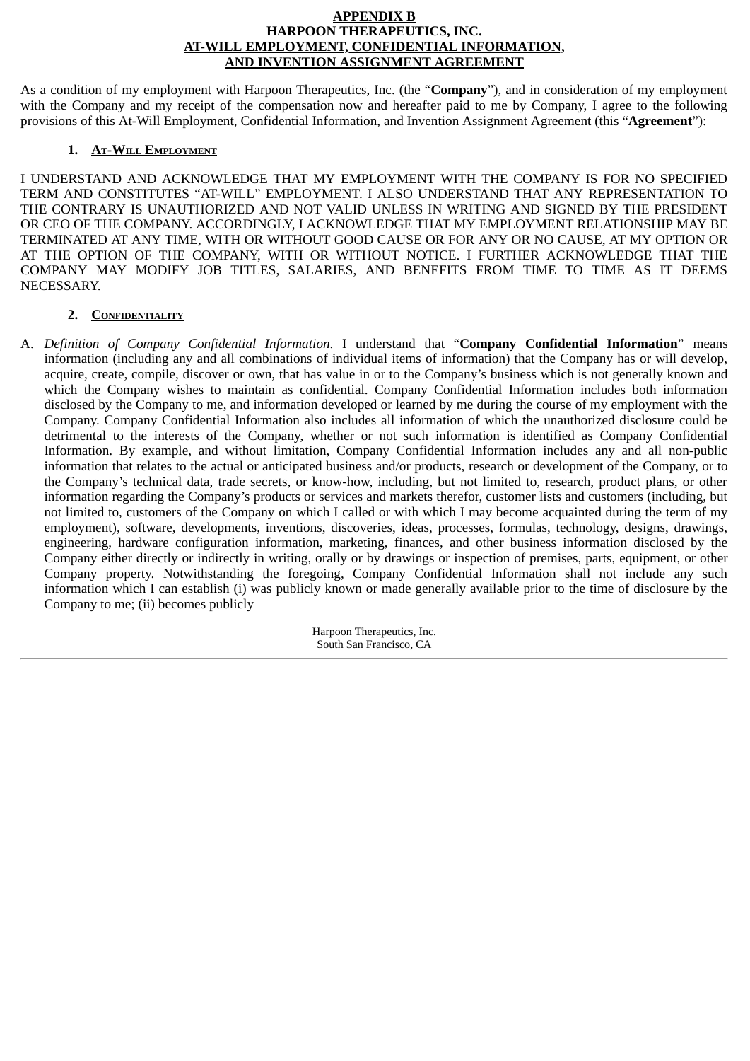**APPENDIX B**
**HARPOON THERAPEUTICS, INC.**
**AT-WILL EMPLOYMENT, CONFIDENTIAL INFORMATION,**
**AND INVENTION ASSIGNMENT AGREEMENT**

As a condition of my employment with Harpoon Therapeutics, Inc. (the "**Company**"), and in consideration of my employment with the Company and my receipt of the compensation now and hereafter paid to me by Company, I agree to the following provisions of this At-Will Employment, Confidential Information, and Invention Assignment Agreement (this "**Agreement**"):

**1. AT-WILL EMPLOYMENT**

I UNDERSTAND AND ACKNOWLEDGE THAT MY EMPLOYMENT WITH THE COMPANY IS FOR NO SPECIFIED TERM AND CONSTITUTES "AT-WILL" EMPLOYMENT. I ALSO UNDERSTAND THAT ANY REPRESENTATION TO THE CONTRARY IS UNAUTHORIZED AND NOT VALID UNLESS IN WRITING AND SIGNED BY THE PRESIDENT OR CEO OF THE COMPANY. ACCORDINGLY, I ACKNOWLEDGE THAT MY EMPLOYMENT RELATIONSHIP MAY BE TERMINATED AT ANY TIME, WITH OR WITHOUT GOOD CAUSE OR FOR ANY OR NO CAUSE, AT MY OPTION OR AT THE OPTION OF THE COMPANY, WITH OR WITHOUT NOTICE. I FURTHER ACKNOWLEDGE THAT THE COMPANY MAY MODIFY JOB TITLES, SALARIES, AND BENEFITS FROM TIME TO TIME AS IT DEEMS NECESSARY.

**2. CONFIDENTIALITY**

A. *Definition of Company Confidential Information*. I understand that "**Company Confidential Information**" means information (including any and all combinations of individual items of information) that the Company has or will develop, acquire, create, compile, discover or own, that has value in or to the Company's business which is not generally known and which the Company wishes to maintain as confidential. Company Confidential Information includes both information disclosed by the Company to me, and information developed or learned by me during the course of my employment with the Company. Company Confidential Information also includes all information of which the unauthorized disclosure could be detrimental to the interests of the Company, whether or not such information is identified as Company Confidential Information. By example, and without limitation, Company Confidential Information includes any and all non-public information that relates to the actual or anticipated business and/or products, research or development of the Company, or to the Company's technical data, trade secrets, or know-how, including, but not limited to, research, product plans, or other information regarding the Company's products or services and markets therefor, customer lists and customers (including, but not limited to, customers of the Company on which I called or with which I may become acquainted during the term of my employment), software, developments, inventions, discoveries, ideas, processes, formulas, technology, designs, drawings, engineering, hardware configuration information, marketing, finances, and other business information disclosed by the Company either directly or indirectly in writing, orally or by drawings or inspection of premises, parts, equipment, or other Company property. Notwithstanding the foregoing, Company Confidential Information shall not include any such information which I can establish (i) was publicly known or made generally available prior to the time of disclosure by the Company to me; (ii) becomes publicly

Harpoon Therapeutics, Inc.
South San Francisco, CA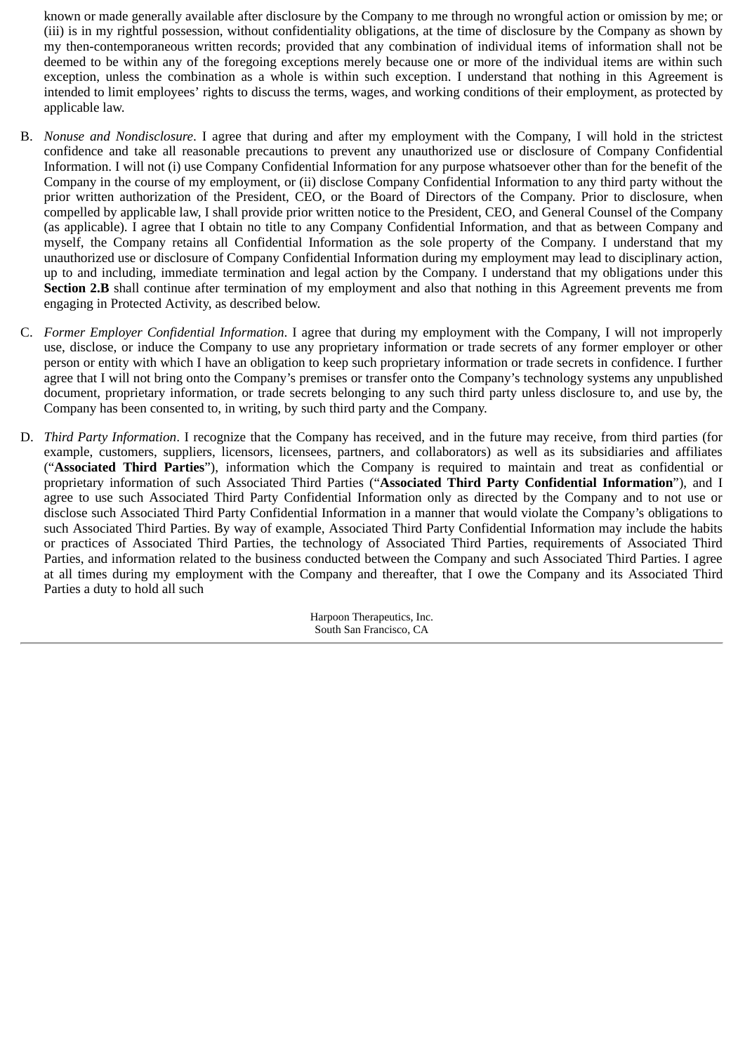known or made generally available after disclosure by the Company to me through no wrongful action or omission by me; or (iii) is in my rightful possession, without confidentiality obligations, at the time of disclosure by the Company as shown by my then-contemporaneous written records; provided that any combination of individual items of information shall not be deemed to be within any of the foregoing exceptions merely because one or more of the individual items are within such exception, unless the combination as a whole is within such exception. I understand that nothing in this Agreement is intended to limit employees' rights to discuss the terms, wages, and working conditions of their employment, as protected by applicable law.

B. *Nonuse and Nondisclosure*. I agree that during and after my employment with the Company, I will hold in the strictest confidence and take all reasonable precautions to prevent any unauthorized use or disclosure of Company Confidential Information. I will not (i) use Company Confidential Information for any purpose whatsoever other than for the benefit of the Company in the course of my employment, or (ii) disclose Company Confidential Information to any third party without the prior written authorization of the President, CEO, or the Board of Directors of the Company. Prior to disclosure, when compelled by applicable law, I shall provide prior written notice to the President, CEO, and General Counsel of the Company (as applicable). I agree that I obtain no title to any Company Confidential Information, and that as between Company and myself, the Company retains all Confidential Information as the sole property of the Company. I understand that my unauthorized use or disclosure of Company Confidential Information during my employment may lead to disciplinary action, up to and including, immediate termination and legal action by the Company. I understand that my obligations under this **Section 2.B** shall continue after termination of my employment and also that nothing in this Agreement prevents me from engaging in Protected Activity, as described below.

C. *Former Employer Confidential Information*. I agree that during my employment with the Company, I will not improperly use, disclose, or induce the Company to use any proprietary information or trade secrets of any former employer or other person or entity with which I have an obligation to keep such proprietary information or trade secrets in confidence. I further agree that I will not bring onto the Company's premises or transfer onto the Company's technology systems any unpublished document, proprietary information, or trade secrets belonging to any such third party unless disclosure to, and use by, the Company has been consented to, in writing, by such third party and the Company.

D. *Third Party Information*. I recognize that the Company has received, and in the future may receive, from third parties (for example, customers, suppliers, licensors, licensees, partners, and collaborators) as well as its subsidiaries and affiliates ("**Associated Third Parties**"), information which the Company is required to maintain and treat as confidential or proprietary information of such Associated Third Parties ("**Associated Third Party Confidential Information**"), and I agree to use such Associated Third Party Confidential Information only as directed by the Company and to not use or disclose such Associated Third Party Confidential Information in a manner that would violate the Company's obligations to such Associated Third Parties. By way of example, Associated Third Party Confidential Information may include the habits or practices of Associated Third Parties, the technology of Associated Third Parties, requirements of Associated Third Parties, and information related to the business conducted between the Company and such Associated Third Parties. I agree at all times during my employment with the Company and thereafter, that I owe the Company and its Associated Third Parties a duty to hold all such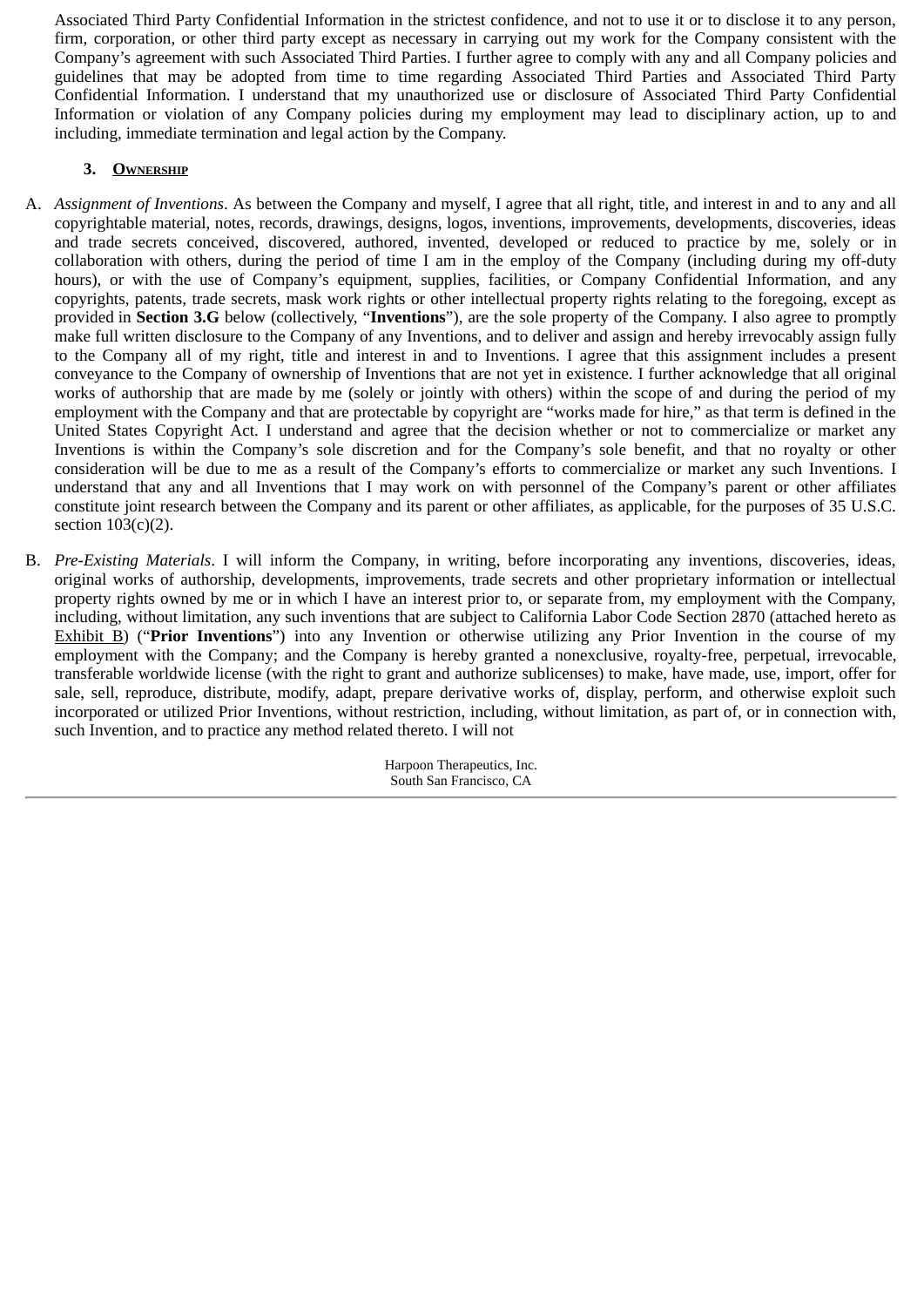Associated Third Party Confidential Information in the strictest confidence, and not to use it or to disclose it to any person, firm, corporation, or other third party except as necessary in carrying out my work for the Company consistent with the Company's agreement with such Associated Third Parties. I further agree to comply with any and all Company policies and guidelines that may be adopted from time to time regarding Associated Third Parties and Associated Third Party Confidential Information. I understand that my unauthorized use or disclosure of Associated Third Party Confidential Information or violation of any Company policies during my employment may lead to disciplinary action, up to and including, immediate termination and legal action by the Company.

### 3. Ownership

A. *Assignment of Inventions*. As between the Company and myself, I agree that all right, title, and interest in and to any and all copyrightable material, notes, records, drawings, designs, logos, inventions, improvements, developments, discoveries, ideas and trade secrets conceived, discovered, authored, invented, developed or reduced to practice by me, solely or in collaboration with others, during the period of time I am in the employ of the Company (including during my off-duty hours), or with the use of Company's equipment, supplies, facilities, or Company Confidential Information, and any copyrights, patents, trade secrets, mask work rights or other intellectual property rights relating to the foregoing, except as provided in **Section 3.G** below (collectively, "**Inventions**"), are the sole property of the Company. I also agree to promptly make full written disclosure to the Company of any Inventions, and to deliver and assign and hereby irrevocably assign fully to the Company all of my right, title and interest in and to Inventions. I agree that this assignment includes a present conveyance to the Company of ownership of Inventions that are not yet in existence. I further acknowledge that all original works of authorship that are made by me (solely or jointly with others) within the scope of and during the period of my employment with the Company and that are protectable by copyright are "works made for hire," as that term is defined in the United States Copyright Act. I understand and agree that the decision whether or not to commercialize or market any Inventions is within the Company's sole discretion and for the Company's sole benefit, and that no royalty or other consideration will be due to me as a result of the Company's efforts to commercialize or market any such Inventions. I understand that any and all Inventions that I may work on with personnel of the Company's parent or other affiliates constitute joint research between the Company and its parent or other affiliates, as applicable, for the purposes of 35 U.S.C. section 103(c)(2).

B. *Pre-Existing Materials*. I will inform the Company, in writing, before incorporating any inventions, discoveries, ideas, original works of authorship, developments, improvements, trade secrets and other proprietary information or intellectual property rights owned by me or in which I have an interest prior to, or separate from, my employment with the Company, including, without limitation, any such inventions that are subject to California Labor Code Section 2870 (attached hereto as Exhibit B) ("**Prior Inventions**") into any Invention or otherwise utilizing any Prior Invention in the course of my employment with the Company; and the Company is hereby granted a nonexclusive, royalty-free, perpetual, irrevocable, transferable worldwide license (with the right to grant and authorize sublicenses) to make, have made, use, import, offer for sale, sell, reproduce, distribute, modify, adapt, prepare derivative works of, display, perform, and otherwise exploit such incorporated or utilized Prior Inventions, without restriction, including, without limitation, as part of, or in connection with, such Invention, and to practice any method related thereto. I will not

Harpoon Therapeutics, Inc.
South San Francisco, CA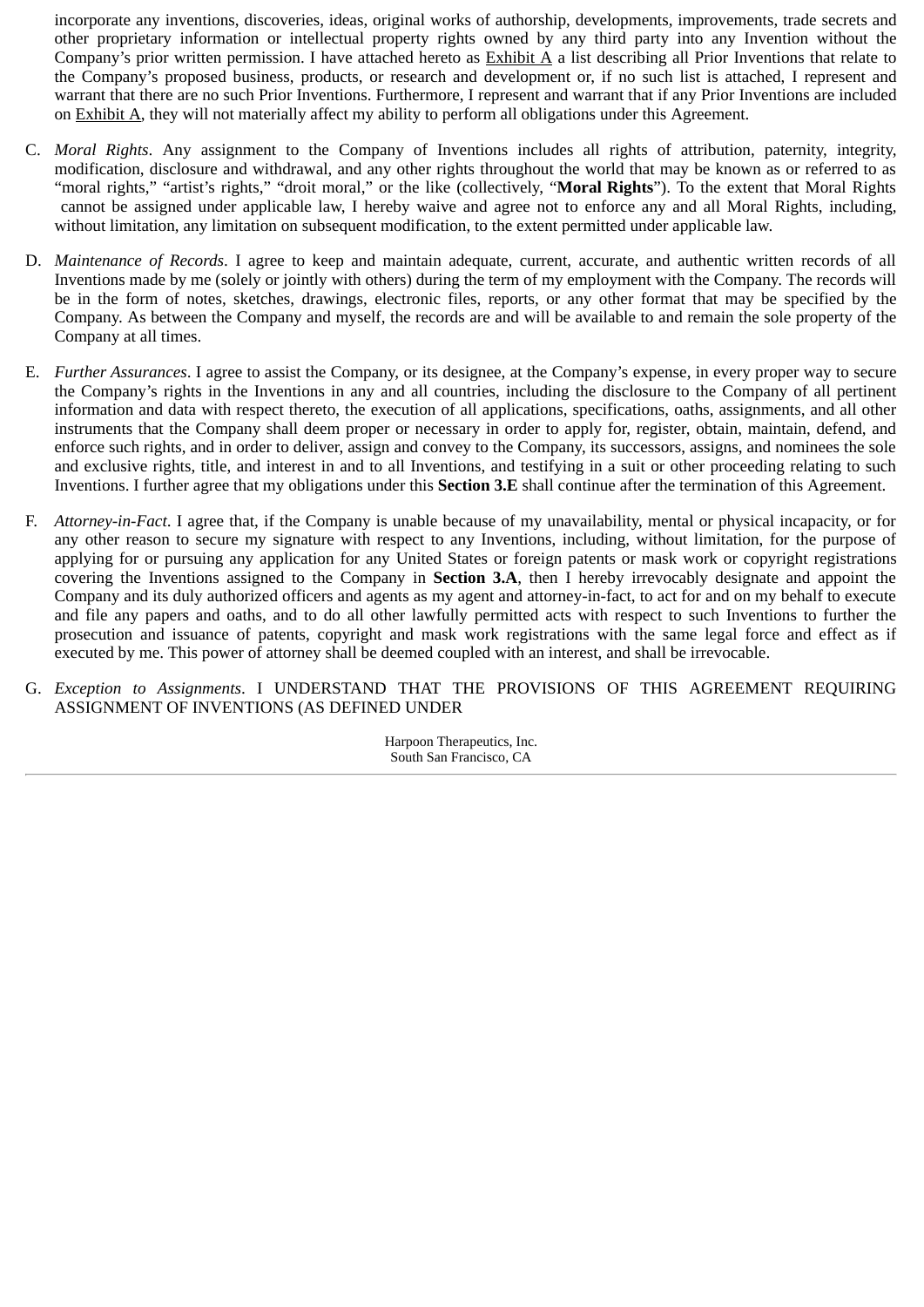incorporate any inventions, discoveries, ideas, original works of authorship, developments, improvements, trade secrets and other proprietary information or intellectual property rights owned by any third party into any Invention without the Company's prior written permission. I have attached hereto as Exhibit A a list describing all Prior Inventions that relate to the Company's proposed business, products, or research and development or, if no such list is attached, I represent and warrant that there are no such Prior Inventions. Furthermore, I represent and warrant that if any Prior Inventions are included on Exhibit A, they will not materially affect my ability to perform all obligations under this Agreement.

C. *Moral Rights*. Any assignment to the Company of Inventions includes all rights of attribution, paternity, integrity, modification, disclosure and withdrawal, and any other rights throughout the world that may be known as or referred to as "moral rights," "artist's rights," "droit moral," or the like (collectively, "**Moral Rights**"). To the extent that Moral Rights cannot be assigned under applicable law, I hereby waive and agree not to enforce any and all Moral Rights, including, without limitation, any limitation on subsequent modification, to the extent permitted under applicable law.

D. *Maintenance of Records*. I agree to keep and maintain adequate, current, accurate, and authentic written records of all Inventions made by me (solely or jointly with others) during the term of my employment with the Company. The records will be in the form of notes, sketches, drawings, electronic files, reports, or any other format that may be specified by the Company. As between the Company and myself, the records are and will be available to and remain the sole property of the Company at all times.

E. *Further Assurances*. I agree to assist the Company, or its designee, at the Company's expense, in every proper way to secure the Company's rights in the Inventions in any and all countries, including the disclosure to the Company of all pertinent information and data with respect thereto, the execution of all applications, specifications, oaths, assignments, and all other instruments that the Company shall deem proper or necessary in order to apply for, register, obtain, maintain, defend, and enforce such rights, and in order to deliver, assign and convey to the Company, its successors, assigns, and nominees the sole and exclusive rights, title, and interest in and to all Inventions, and testifying in a suit or other proceeding relating to such Inventions. I further agree that my obligations under this **Section 3.E** shall continue after the termination of this Agreement.

F. *Attorney-in-Fact*. I agree that, if the Company is unable because of my unavailability, mental or physical incapacity, or for any other reason to secure my signature with respect to any Inventions, including, without limitation, for the purpose of applying for or pursuing any application for any United States or foreign patents or mask work or copyright registrations covering the Inventions assigned to the Company in **Section 3.A**, then I hereby irrevocably designate and appoint the Company and its duly authorized officers and agents as my agent and attorney-in-fact, to act for and on my behalf to execute and file any papers and oaths, and to do all other lawfully permitted acts with respect to such Inventions to further the prosecution and issuance of patents, copyright and mask work registrations with the same legal force and effect as if executed by me. This power of attorney shall be deemed coupled with an interest, and shall be irrevocable.

G. *Exception to Assignments*. I UNDERSTAND THAT THE PROVISIONS OF THIS AGREEMENT REQUIRING ASSIGNMENT OF INVENTIONS (AS DEFINED UNDER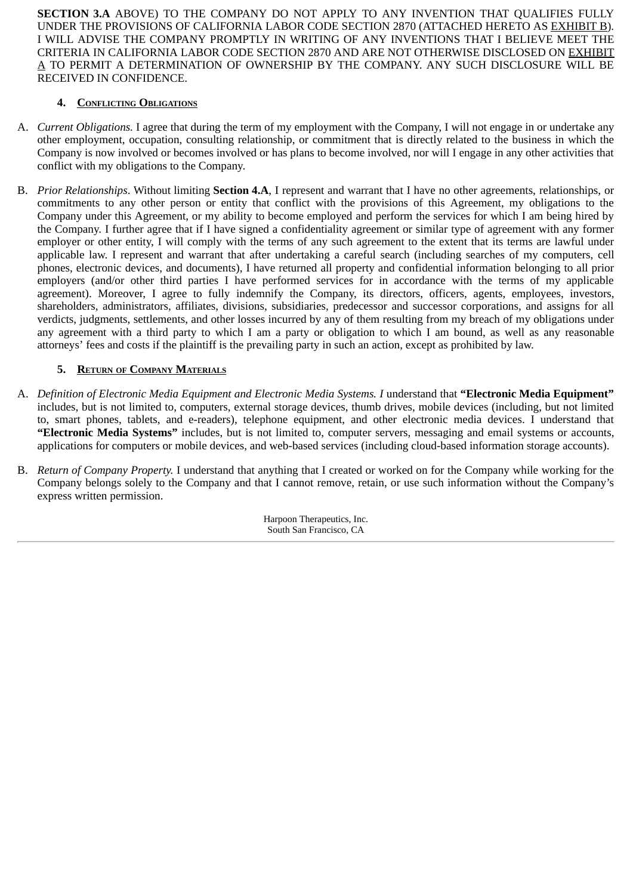**SECTION 3.A** ABOVE) TO THE COMPANY DO NOT APPLY TO ANY INVENTION THAT QUALIFIES FULLY UNDER THE PROVISIONS OF CALIFORNIA LABOR CODE SECTION 2870 (ATTACHED HERETO AS EXHIBIT B). I WILL ADVISE THE COMPANY PROMPTLY IN WRITING OF ANY INVENTIONS THAT I BELIEVE MEET THE CRITERIA IN CALIFORNIA LABOR CODE SECTION 2870 AND ARE NOT OTHERWISE DISCLOSED ON EXHIBIT A TO PERMIT A DETERMINATION OF OWNERSHIP BY THE COMPANY. ANY SUCH DISCLOSURE WILL BE RECEIVED IN CONFIDENCE.

### 4. Conflicting Obligations

A. *Current Obligations.* I agree that during the term of my employment with the Company, I will not engage in or undertake any other employment, occupation, consulting relationship, or commitment that is directly related to the business in which the Company is now involved or becomes involved or has plans to become involved, nor will I engage in any other activities that conflict with my obligations to the Company.

B. *Prior Relationships*. Without limiting **Section 4.A**, I represent and warrant that I have no other agreements, relationships, or commitments to any other person or entity that conflict with the provisions of this Agreement, my obligations to the Company under this Agreement, or my ability to become employed and perform the services for which I am being hired by the Company. I further agree that if I have signed a confidentiality agreement or similar type of agreement with any former employer or other entity, I will comply with the terms of any such agreement to the extent that its terms are lawful under applicable law. I represent and warrant that after undertaking a careful search (including searches of my computers, cell phones, electronic devices, and documents), I have returned all property and confidential information belonging to all prior employers (and/or other third parties I have performed services for in accordance with the terms of my applicable agreement). Moreover, I agree to fully indemnify the Company, its directors, officers, agents, employees, investors, shareholders, administrators, affiliates, divisions, subsidiaries, predecessor and successor corporations, and assigns for all verdicts, judgments, settlements, and other losses incurred by any of them resulting from my breach of my obligations under any agreement with a third party to which I am a party or obligation to which I am bound, as well as any reasonable attorneys' fees and costs if the plaintiff is the prevailing party in such an action, except as prohibited by law.

### 5. Return of Company Materials

A. *Definition of Electronic Media Equipment and Electronic Media Systems. I* understand that **"Electronic Media Equipment"** includes, but is not limited to, computers, external storage devices, thumb drives, mobile devices (including, but not limited to, smart phones, tablets, and e-readers), telephone equipment, and other electronic media devices. I understand that **"Electronic Media Systems"** includes, but is not limited to, computer servers, messaging and email systems or accounts, applications for computers or mobile devices, and web-based services (including cloud-based information storage accounts).

B. *Return of Company Property.* I understand that anything that I created or worked on for the Company while working for the Company belongs solely to the Company and that I cannot remove, retain, or use such information without the Company's express written permission.

Harpoon Therapeutics, Inc.
South San Francisco, CA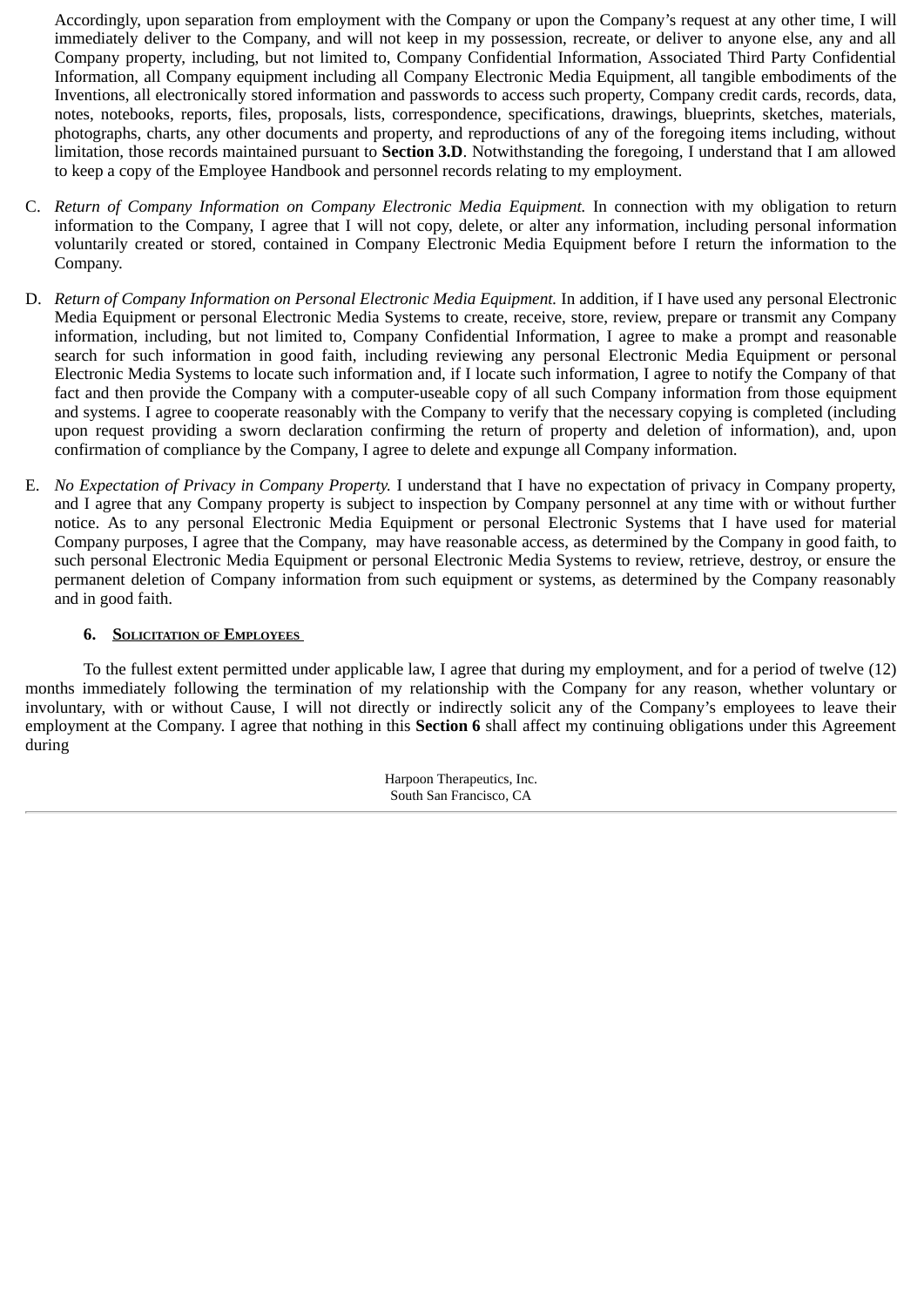Accordingly, upon separation from employment with the Company or upon the Company's request at any other time, I will immediately deliver to the Company, and will not keep in my possession, recreate, or deliver to anyone else, any and all Company property, including, but not limited to, Company Confidential Information, Associated Third Party Confidential Information, all Company equipment including all Company Electronic Media Equipment, all tangible embodiments of the Inventions, all electronically stored information and passwords to access such property, Company credit cards, records, data, notes, notebooks, reports, files, proposals, lists, correspondence, specifications, drawings, blueprints, sketches, materials, photographs, charts, any other documents and property, and reproductions of any of the foregoing items including, without limitation, those records maintained pursuant to **Section 3.D**. Notwithstanding the foregoing, I understand that I am allowed to keep a copy of the Employee Handbook and personnel records relating to my employment.

C. *Return of Company Information on Company Electronic Media Equipment.* In connection with my obligation to return information to the Company, I agree that I will not copy, delete, or alter any information, including personal information voluntarily created or stored, contained in Company Electronic Media Equipment before I return the information to the Company.

D. *Return of Company Information on Personal Electronic Media Equipment.* In addition, if I have used any personal Electronic Media Equipment or personal Electronic Media Systems to create, receive, store, review, prepare or transmit any Company information, including, but not limited to, Company Confidential Information, I agree to make a prompt and reasonable search for such information in good faith, including reviewing any personal Electronic Media Equipment or personal Electronic Media Systems to locate such information and, if I locate such information, I agree to notify the Company of that fact and then provide the Company with a computer-useable copy of all such Company information from those equipment and systems. I agree to cooperate reasonably with the Company to verify that the necessary copying is completed (including upon request providing a sworn declaration confirming the return of property and deletion of information), and, upon confirmation of compliance by the Company, I agree to delete and expunge all Company information.

E. *No Expectation of Privacy in Company Property.* I understand that I have no expectation of privacy in Company property, and I agree that any Company property is subject to inspection by Company personnel at any time with or without further notice. As to any personal Electronic Media Equipment or personal Electronic Systems that I have used for material Company purposes, I agree that the Company, may have reasonable access, as determined by the Company in good faith, to such personal Electronic Media Equipment or personal Electronic Media Systems to review, retrieve, destroy, or ensure the permanent deletion of Company information from such equipment or systems, as determined by the Company reasonably and in good faith.

**6. <u>Solicitation of Employees</u>**

To the fullest extent permitted under applicable law, I agree that during my employment, and for a period of twelve (12) months immediately following the termination of my relationship with the Company for any reason, whether voluntary or involuntary, with or without Cause, I will not directly or indirectly solicit any of the Company's employees to leave their employment at the Company. I agree that nothing in this **Section 6** shall affect my continuing obligations under this Agreement during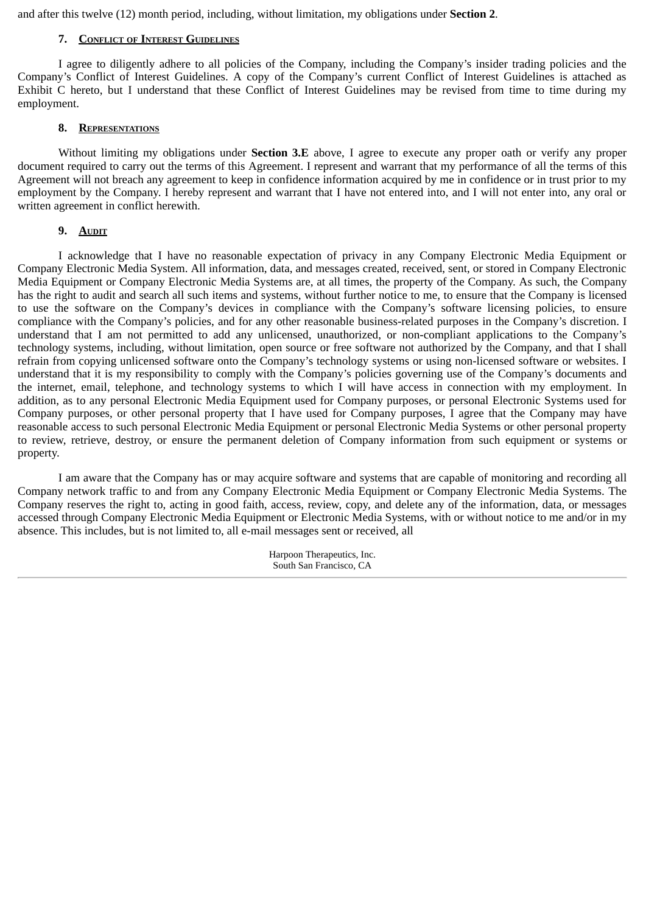and after this twelve (12) month period, including, without limitation, my obligations under **Section 2**.

### 7. Conflict of Interest Guidelines

I agree to diligently adhere to all policies of the Company, including the Company's insider trading policies and the Company's Conflict of Interest Guidelines. A copy of the Company's current Conflict of Interest Guidelines is attached as Exhibit C hereto, but I understand that these Conflict of Interest Guidelines may be revised from time to time during my employment.

### 8. Representations

Without limiting my obligations under **Section 3.E** above, I agree to execute any proper oath or verify any proper document required to carry out the terms of this Agreement. I represent and warrant that my performance of all the terms of this Agreement will not breach any agreement to keep in confidence information acquired by me in confidence or in trust prior to my employment by the Company. I hereby represent and warrant that I have not entered into, and I will not enter into, any oral or written agreement in conflict herewith.

### 9. Audit

I acknowledge that I have no reasonable expectation of privacy in any Company Electronic Media Equipment or Company Electronic Media System. All information, data, and messages created, received, sent, or stored in Company Electronic Media Equipment or Company Electronic Media Systems are, at all times, the property of the Company. As such, the Company has the right to audit and search all such items and systems, without further notice to me, to ensure that the Company is licensed to use the software on the Company's devices in compliance with the Company's software licensing policies, to ensure compliance with the Company's policies, and for any other reasonable business-related purposes in the Company's discretion. I understand that I am not permitted to add any unlicensed, unauthorized, or non-compliant applications to the Company's technology systems, including, without limitation, open source or free software not authorized by the Company, and that I shall refrain from copying unlicensed software onto the Company's technology systems or using non-licensed software or websites. I understand that it is my responsibility to comply with the Company's policies governing use of the Company's documents and the internet, email, telephone, and technology systems to which I will have access in connection with my employment. In addition, as to any personal Electronic Media Equipment used for Company purposes, or personal Electronic Systems used for Company purposes, or other personal property that I have used for Company purposes, I agree that the Company may have reasonable access to such personal Electronic Media Equipment or personal Electronic Media Systems or other personal property to review, retrieve, destroy, or ensure the permanent deletion of Company information from such equipment or systems or property.

I am aware that the Company has or may acquire software and systems that are capable of monitoring and recording all Company network traffic to and from any Company Electronic Media Equipment or Company Electronic Media Systems. The Company reserves the right to, acting in good faith, access, review, copy, and delete any of the information, data, or messages accessed through Company Electronic Media Equipment or Electronic Media Systems, with or without notice to me and/or in my absence. This includes, but is not limited to, all e-mail messages sent or received, all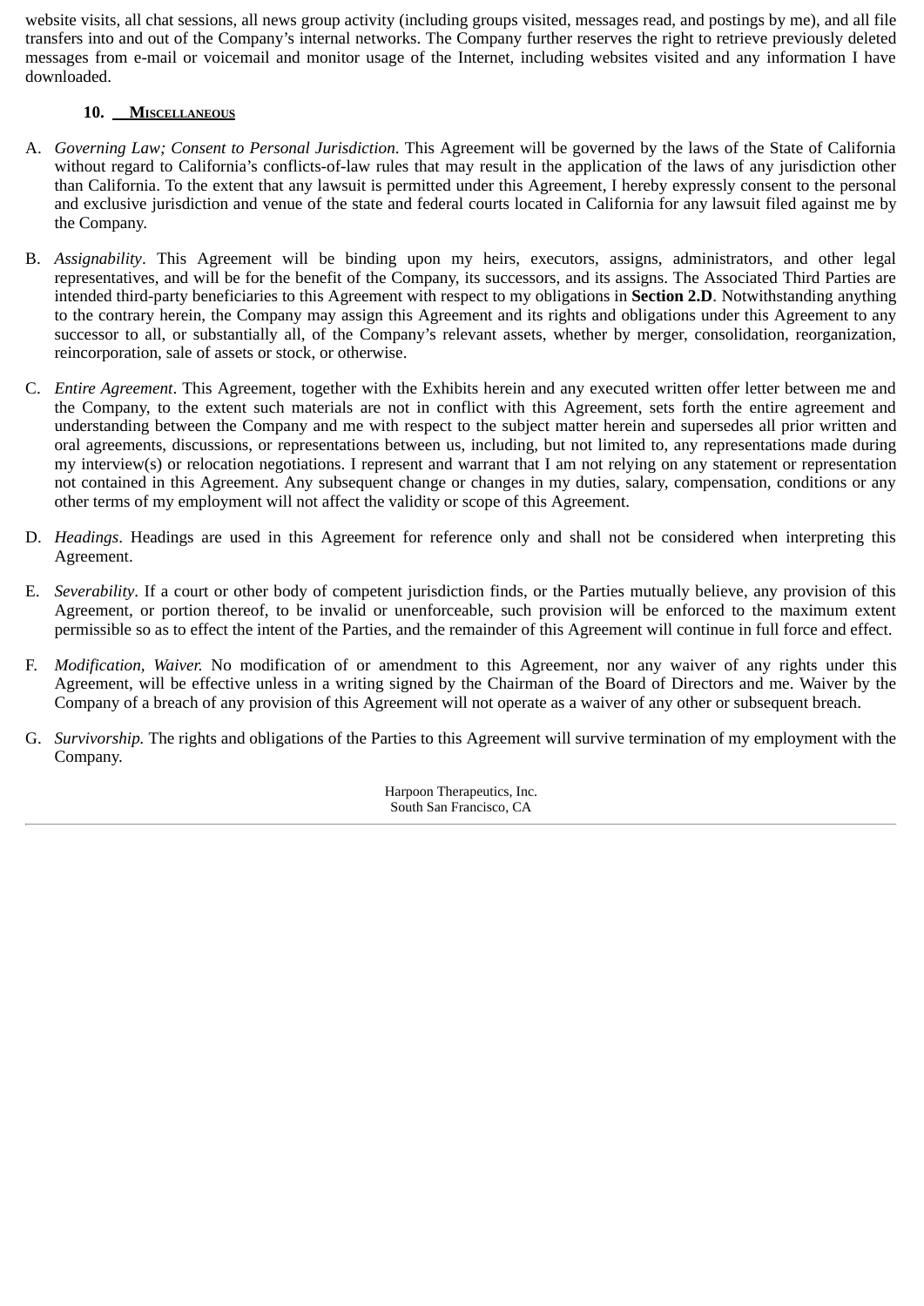website visits, all chat sessions, all news group activity (including groups visited, messages read, and postings by me), and all file transfers into and out of the Company's internal networks. The Company further reserves the right to retrieve previously deleted messages from e-mail or voicemail and monitor usage of the Internet, including websites visited and any information I have downloaded.

**10. <u>Miscellaneous</u>**

A. *Governing Law; Consent to Personal Jurisdiction*. This Agreement will be governed by the laws of the State of California without regard to California's conflicts-of-law rules that may result in the application of the laws of any jurisdiction other than California. To the extent that any lawsuit is permitted under this Agreement, I hereby expressly consent to the personal and exclusive jurisdiction and venue of the state and federal courts located in California for any lawsuit filed against me by the Company.

B. *Assignability*. This Agreement will be binding upon my heirs, executors, assigns, administrators, and other legal representatives, and will be for the benefit of the Company, its successors, and its assigns. The Associated Third Parties are intended third-party beneficiaries to this Agreement with respect to my obligations in **Section 2.D**. Notwithstanding anything to the contrary herein, the Company may assign this Agreement and its rights and obligations under this Agreement to any successor to all, or substantially all, of the Company's relevant assets, whether by merger, consolidation, reorganization, reincorporation, sale of assets or stock, or otherwise.

C. *Entire Agreement*. This Agreement, together with the Exhibits herein and any executed written offer letter between me and the Company, to the extent such materials are not in conflict with this Agreement, sets forth the entire agreement and understanding between the Company and me with respect to the subject matter herein and supersedes all prior written and oral agreements, discussions, or representations between us, including, but not limited to, any representations made during my interview(s) or relocation negotiations. I represent and warrant that I am not relying on any statement or representation not contained in this Agreement. Any subsequent change or changes in my duties, salary, compensation, conditions or any other terms of my employment will not affect the validity or scope of this Agreement.

D. *Headings*. Headings are used in this Agreement for reference only and shall not be considered when interpreting this Agreement.

E. *Severability*. If a court or other body of competent jurisdiction finds, or the Parties mutually believe, any provision of this Agreement, or portion thereof, to be invalid or unenforceable, such provision will be enforced to the maximum extent permissible so as to effect the intent of the Parties, and the remainder of this Agreement will continue in full force and effect.

F. *Modification, Waiver.* No modification of or amendment to this Agreement, nor any waiver of any rights under this Agreement, will be effective unless in a writing signed by the Chairman of the Board of Directors and me. Waiver by the Company of a breach of any provision of this Agreement will not operate as a waiver of any other or subsequent breach.

G. *Survivorship.* The rights and obligations of the Parties to this Agreement will survive termination of my employment with the Company.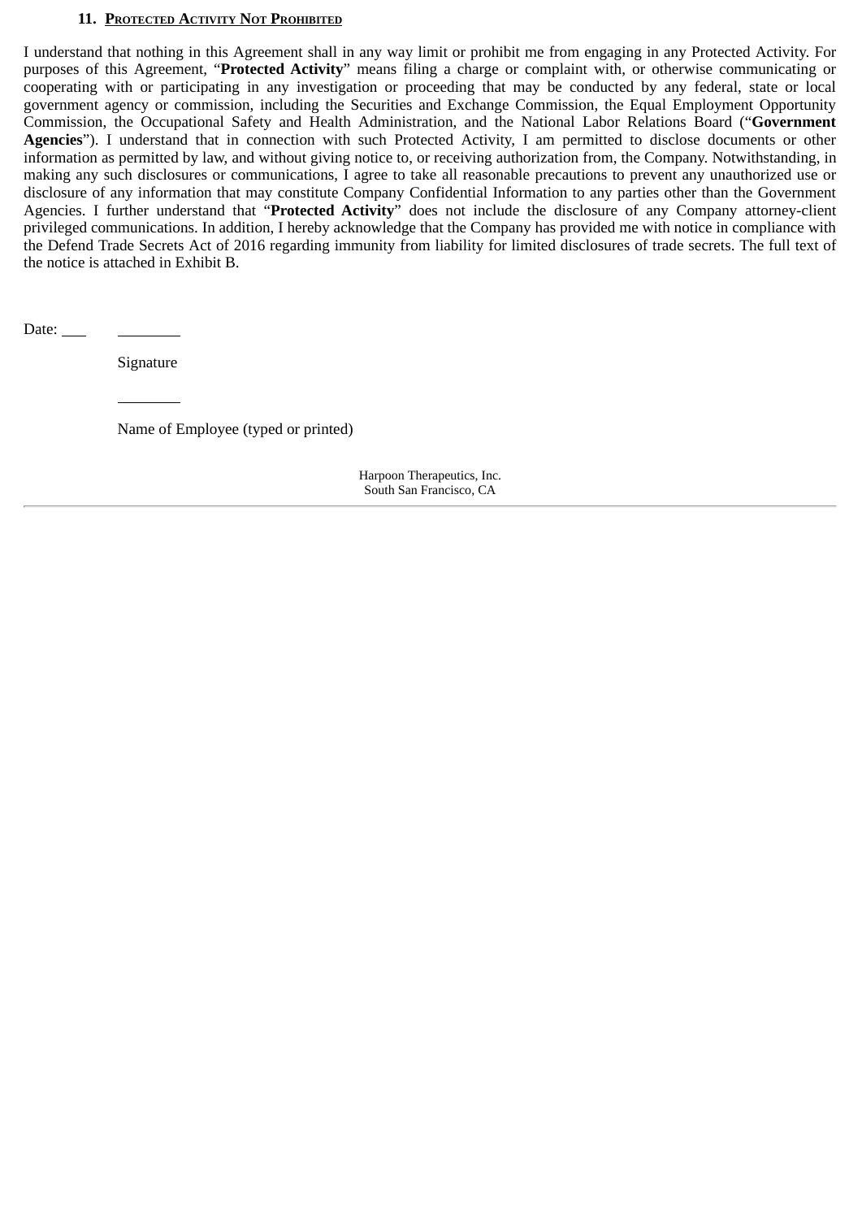### 11. **Protected Activity Not Prohibited**

I understand that nothing in this Agreement shall in any way limit or prohibit me from engaging in any Protected Activity. For purposes of this Agreement, "**Protected Activity**" means filing a charge or complaint with, or otherwise communicating or cooperating with or participating in any investigation or proceeding that may be conducted by any federal, state or local government agency or commission, including the Securities and Exchange Commission, the Equal Employment Opportunity Commission, the Occupational Safety and Health Administration, and the National Labor Relations Board ("**Government Agencies**"). I understand that in connection with such Protected Activity, I am permitted to disclose documents or other information as permitted by law, and without giving notice to, or receiving authorization from, the Company. Notwithstanding, in making any such disclosures or communications, I agree to take all reasonable precautions to prevent any unauthorized use or disclosure of any information that may constitute Company Confidential Information to any parties other than the Government Agencies. I further understand that "**Protected Activity**" does not include the disclosure of any Company attorney-client privileged communications. In addition, I hereby acknowledge that the Company has provided me with notice in compliance with the Defend Trade Secrets Act of 2016 regarding immunity from liability for limited disclosures of trade secrets. The full text of the notice is attached in Exhibit B.

Date: ___ ________

Signature

________

Name of Employee (typed or printed)

Harpoon Therapeutics, Inc.
South San Francisco, CA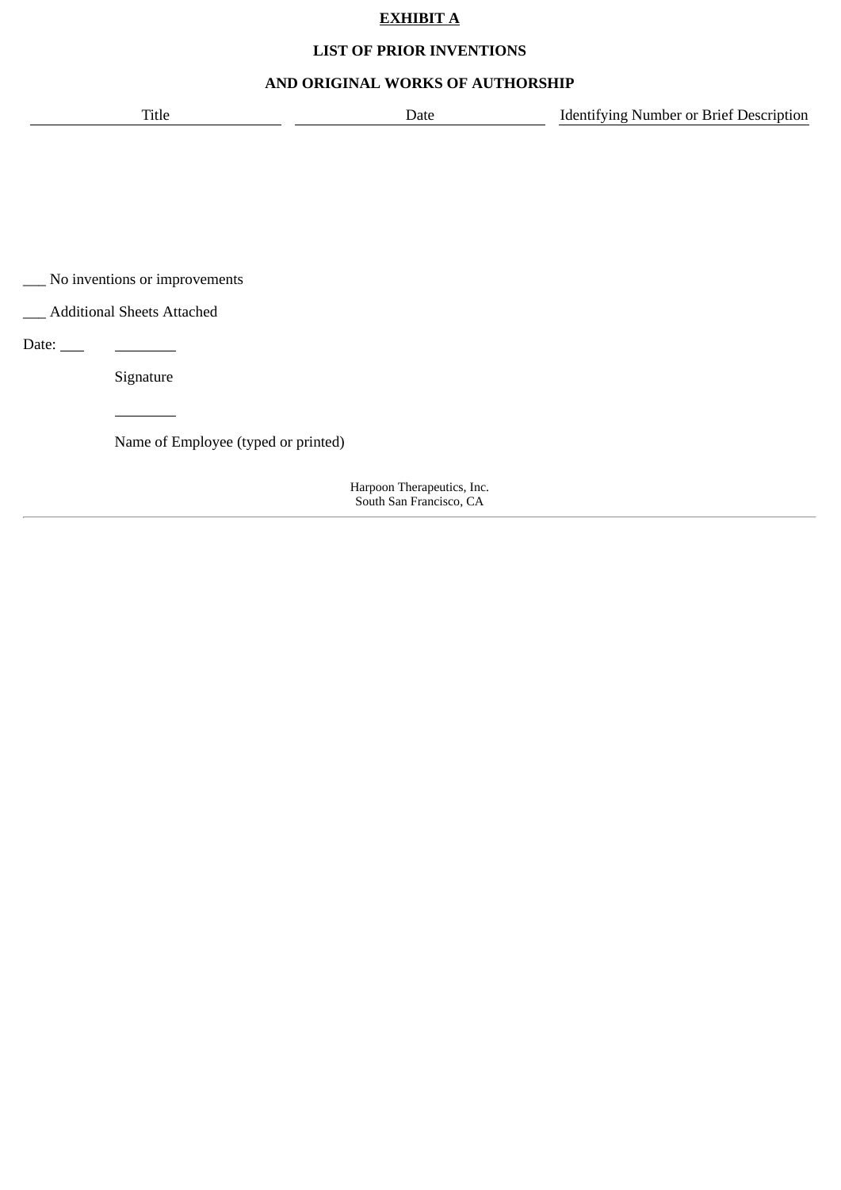**EXHIBIT A**

**LIST OF PRIOR INVENTIONS**

**AND ORIGINAL WORKS OF AUTHORSHIP**

| Title | Date | Identifying Number or Brief Description |
| --- | --- | --- |
| | | |

___ No inventions or improvements

___ Additional Sheets Attached

Date: ___

________

Signature

________

Name of Employee (typed or printed)

Harpoon Therapeutics, Inc.
South San Francisco, CA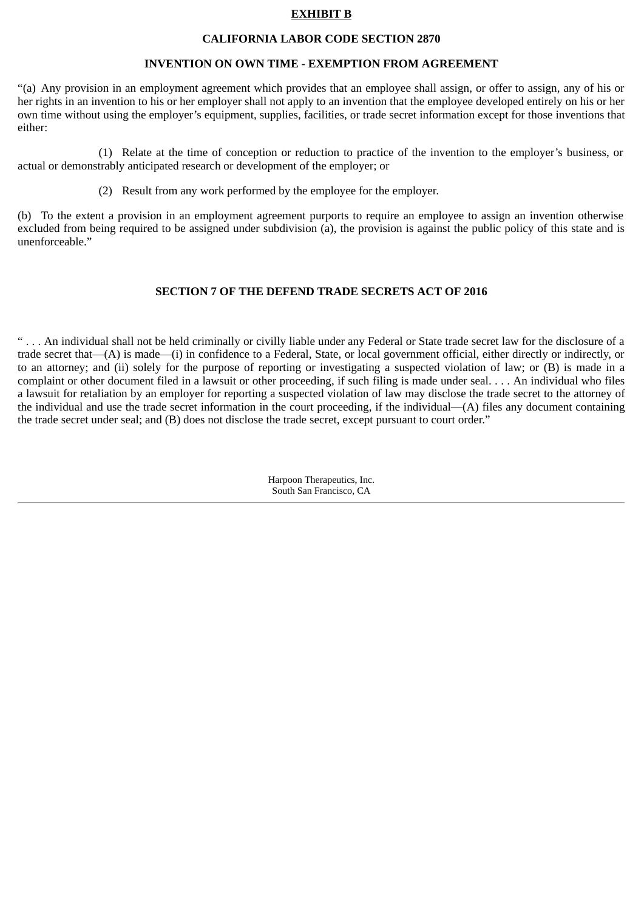**EXHIBIT B**

**CALIFORNIA LABOR CODE SECTION 2870**

**INVENTION ON OWN TIME - EXEMPTION FROM AGREEMENT**

"(a) Any provision in an employment agreement which provides that an employee shall assign, or offer to assign, any of his or her rights in an invention to his or her employer shall not apply to an invention that the employee developed entirely on his or her own time without using the employer's equipment, supplies, facilities, or trade secret information except for those inventions that either:

(1) Relate at the time of conception or reduction to practice of the invention to the employer's business, or actual or demonstrably anticipated research or development of the employer; or

(2) Result from any work performed by the employee for the employer.

(b) To the extent a provision in an employment agreement purports to require an employee to assign an invention otherwise excluded from being required to be assigned under subdivision (a), the provision is against the public policy of this state and is unenforceable."

**SECTION 7 OF THE DEFEND TRADE SECRETS ACT OF 2016**

" . . . An individual shall not be held criminally or civilly liable under any Federal or State trade secret law for the disclosure of a trade secret that—(A) is made—(i) in confidence to a Federal, State, or local government official, either directly or indirectly, or to an attorney; and (ii) solely for the purpose of reporting or investigating a suspected violation of law; or (B) is made in a complaint or other document filed in a lawsuit or other proceeding, if such filing is made under seal. . . . An individual who files a lawsuit for retaliation by an employer for reporting a suspected violation of law may disclose the trade secret to the attorney of the individual and use the trade secret information in the court proceeding, if the individual—(A) files any document containing the trade secret under seal; and (B) does not disclose the trade secret, except pursuant to court order."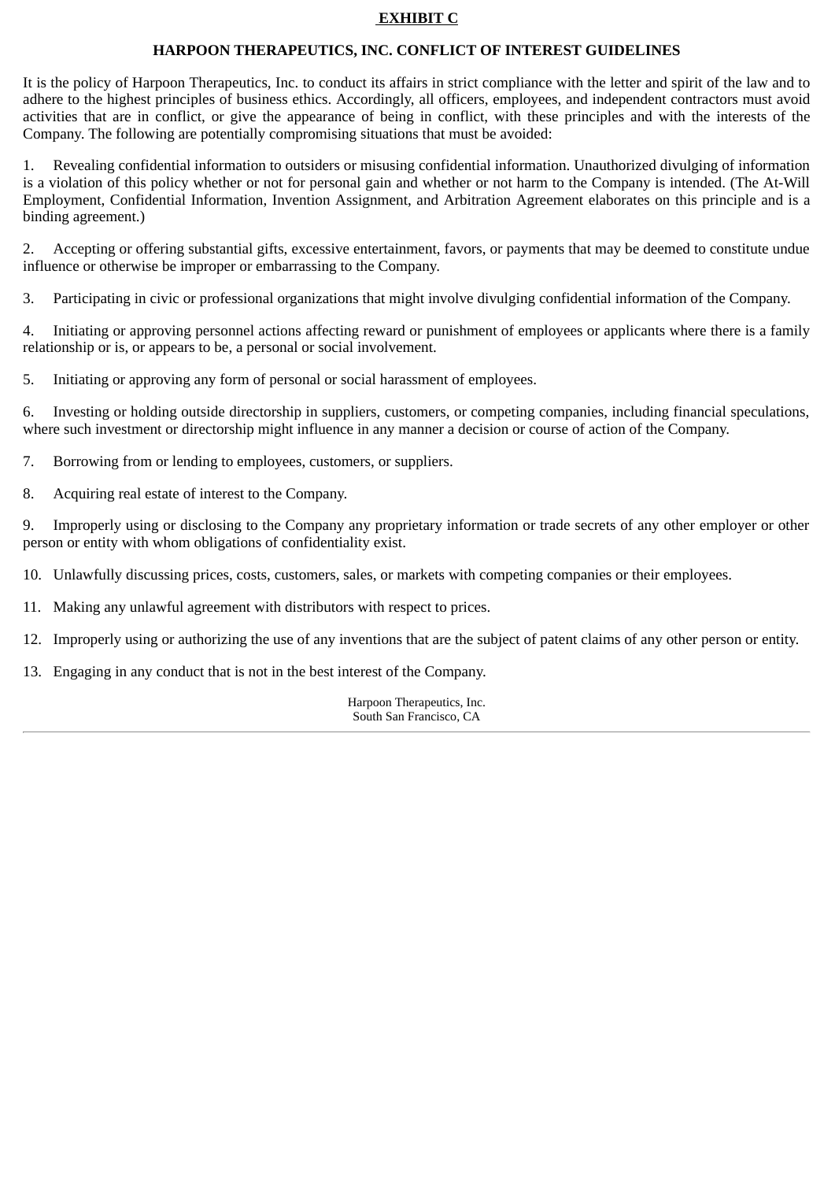**EXHIBIT C**

**HARPOON THERAPEUTICS, INC. CONFLICT OF INTEREST GUIDELINES**

It is the policy of Harpoon Therapeutics, Inc. to conduct its affairs in strict compliance with the letter and spirit of the law and to adhere to the highest principles of business ethics. Accordingly, all officers, employees, and independent contractors must avoid activities that are in conflict, or give the appearance of being in conflict, with these principles and with the interests of the Company. The following are potentially compromising situations that must be avoided:

1. Revealing confidential information to outsiders or misusing confidential information. Unauthorized divulging of information is a violation of this policy whether or not for personal gain and whether or not harm to the Company is intended. (The At-Will Employment, Confidential Information, Invention Assignment, and Arbitration Agreement elaborates on this principle and is a binding agreement.)

2. Accepting or offering substantial gifts, excessive entertainment, favors, or payments that may be deemed to constitute undue influence or otherwise be improper or embarrassing to the Company.

3. Participating in civic or professional organizations that might involve divulging confidential information of the Company.

4. Initiating or approving personnel actions affecting reward or punishment of employees or applicants where there is a family relationship or is, or appears to be, a personal or social involvement.

5. Initiating or approving any form of personal or social harassment of employees.

6. Investing or holding outside directorship in suppliers, customers, or competing companies, including financial speculations, where such investment or directorship might influence in any manner a decision or course of action of the Company.

7. Borrowing from or lending to employees, customers, or suppliers.

8. Acquiring real estate of interest to the Company.

9. Improperly using or disclosing to the Company any proprietary information or trade secrets of any other employer or other person or entity with whom obligations of confidentiality exist.

10. Unlawfully discussing prices, costs, customers, sales, or markets with competing companies or their employees.

11. Making any unlawful agreement with distributors with respect to prices.

12. Improperly using or authorizing the use of any inventions that are the subject of patent claims of any other person or entity.

13. Engaging in any conduct that is not in the best interest of the Company.

Harpoon Therapeutics, Inc.
South San Francisco, CA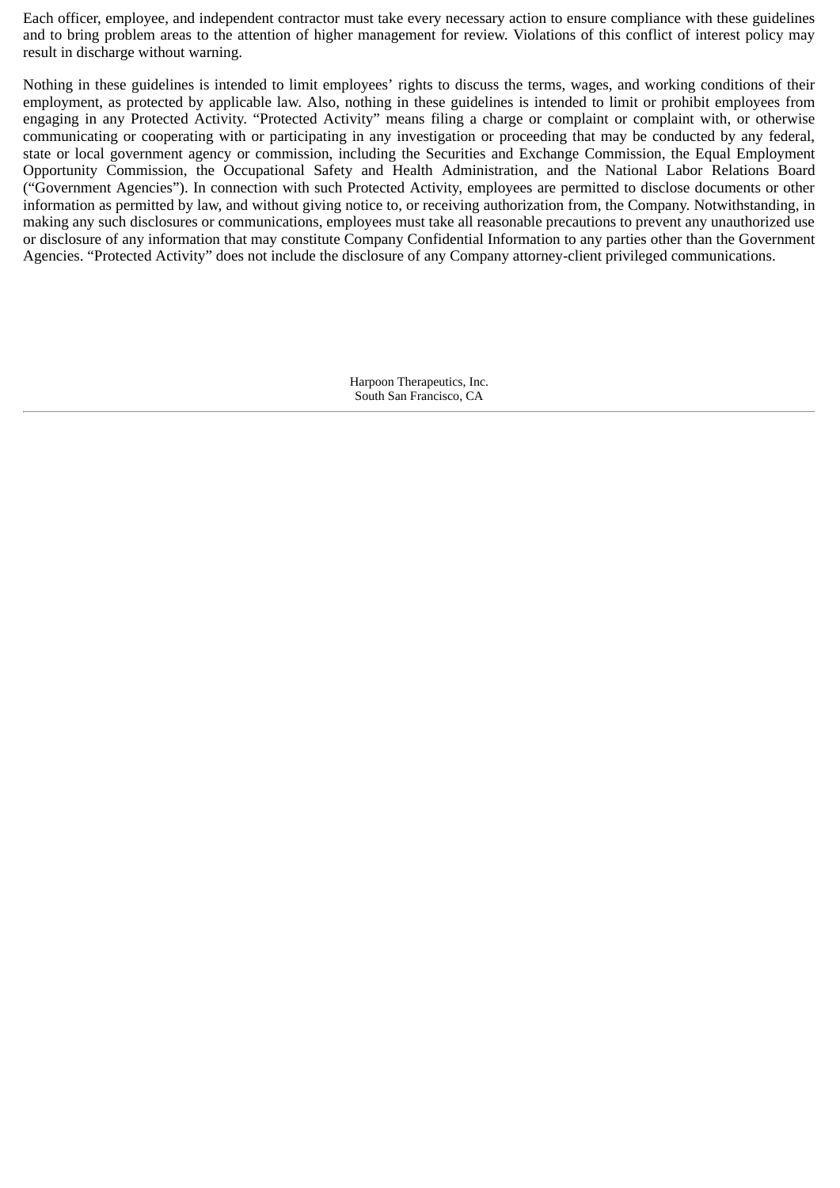Each officer, employee, and independent contractor must take every necessary action to ensure compliance with these guidelines and to bring problem areas to the attention of higher management for review. Violations of this conflict of interest policy may result in discharge without warning.

Nothing in these guidelines is intended to limit employees' rights to discuss the terms, wages, and working conditions of their employment, as protected by applicable law. Also, nothing in these guidelines is intended to limit or prohibit employees from engaging in any Protected Activity. "Protected Activity" means filing a charge or complaint or complaint with, or otherwise communicating or cooperating with or participating in any investigation or proceeding that may be conducted by any federal, state or local government agency or commission, including the Securities and Exchange Commission, the Equal Employment Opportunity Commission, the Occupational Safety and Health Administration, and the National Labor Relations Board ("Government Agencies"). In connection with such Protected Activity, employees are permitted to disclose documents or other information as permitted by law, and without giving notice to, or receiving authorization from, the Company. Notwithstanding, in making any such disclosures or communications, employees must take all reasonable precautions to prevent any unauthorized use or disclosure of any information that may constitute Company Confidential Information to any parties other than the Government Agencies. "Protected Activity" does not include the disclosure of any Company attorney-client privileged communications.

Harpoon Therapeutics, Inc.
South San Francisco, CA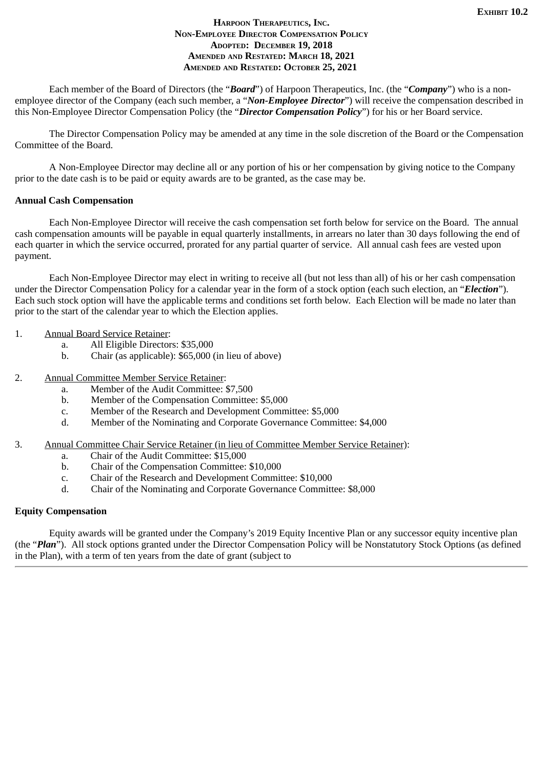**Exhibit 10.2**

# Harpoon Therapeutics, Inc.
## Non-Employee Director Compensation Policy
**Adopted: December 19, 2018**
**Amended and Restated: March 18, 2021**
**Amended and Restated: October 25, 2021**

Each member of the Board of Directors (the "***Board***") of Harpoon Therapeutics, Inc. (the "***Company***") who is a non-employee director of the Company (each such member, a "***Non-Employee Director***") will receive the compensation described in this Non-Employee Director Compensation Policy (the "***Director Compensation Policy***") for his or her Board service.

The Director Compensation Policy may be amended at any time in the sole discretion of the Board or the Compensation Committee of the Board.

A Non-Employee Director may decline all or any portion of his or her compensation by giving notice to the Company prior to the date cash is to be paid or equity awards are to be granted, as the case may be.

**Annual Cash Compensation**

Each Non-Employee Director will receive the cash compensation set forth below for service on the Board. The annual cash compensation amounts will be payable in equal quarterly installments, in arrears no later than 30 days following the end of each quarter in which the service occurred, prorated for any partial quarter of service. All annual cash fees are vested upon payment.

Each Non-Employee Director may elect in writing to receive all (but not less than all) of his or her cash compensation under the Director Compensation Policy for a calendar year in the form of a stock option (each such election, an "***Election***"). Each such stock option will have the applicable terms and conditions set forth below. Each Election will be made no later than prior to the start of the calendar year to which the Election applies.

1. Annual Board Service Retainer:
   a. All Eligible Directors: $35,000
   b. Chair (as applicable): $65,000 (in lieu of above)

2. Annual Committee Member Service Retainer:
   a. Member of the Audit Committee: $7,500
   b. Member of the Compensation Committee: $5,000
   c. Member of the Research and Development Committee: $5,000
   d. Member of the Nominating and Corporate Governance Committee: $4,000

3. Annual Committee Chair Service Retainer (in lieu of Committee Member Service Retainer):
   a. Chair of the Audit Committee: $15,000
   b. Chair of the Compensation Committee: $10,000
   c. Chair of the Research and Development Committee: $10,000
   d. Chair of the Nominating and Corporate Governance Committee: $8,000

**Equity Compensation**

Equity awards will be granted under the Company's 2019 Equity Incentive Plan or any successor equity incentive plan (the "***Plan***"). All stock options granted under the Director Compensation Policy will be Nonstatutory Stock Options (as defined in the Plan), with a term of ten years from the date of grant (subject to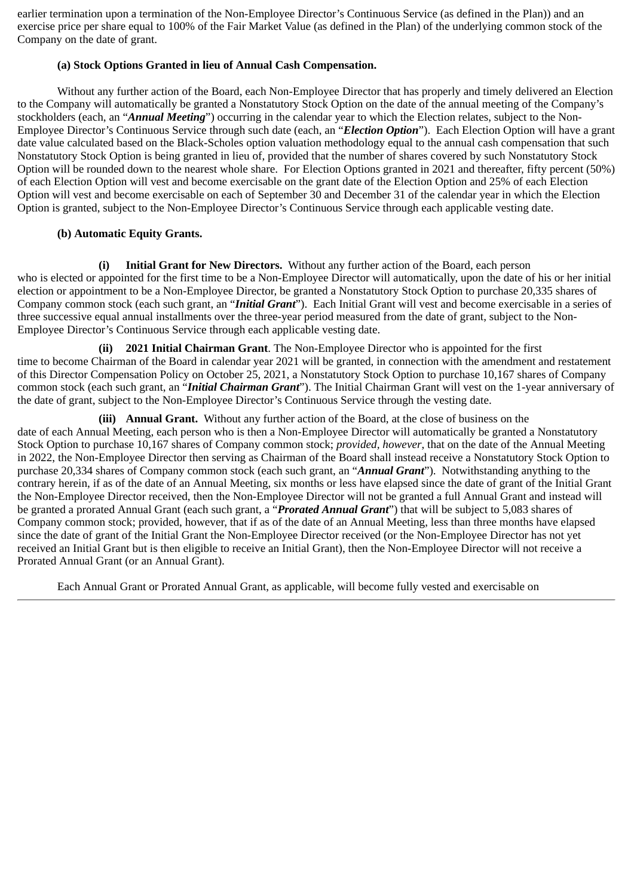earlier termination upon a termination of the Non-Employee Director's Continuous Service (as defined in the Plan)) and an exercise price per share equal to 100% of the Fair Market Value (as defined in the Plan) of the underlying common stock of the Company on the date of grant.

**(a) Stock Options Granted in lieu of Annual Cash Compensation.**

Without any further action of the Board, each Non-Employee Director that has properly and timely delivered an Election to the Company will automatically be granted a Nonstatutory Stock Option on the date of the annual meeting of the Company's stockholders (each, an "***Annual Meeting***") occurring in the calendar year to which the Election relates, subject to the Non-Employee Director's Continuous Service through such date (each, an "***Election Option***"). Each Election Option will have a grant date value calculated based on the Black-Scholes option valuation methodology equal to the annual cash compensation that such Nonstatutory Stock Option is being granted in lieu of, provided that the number of shares covered by such Nonstatutory Stock Option will be rounded down to the nearest whole share. For Election Options granted in 2021 and thereafter, fifty percent (50%) of each Election Option will vest and become exercisable on the grant date of the Election Option and 25% of each Election Option will vest and become exercisable on each of September 30 and December 31 of the calendar year in which the Election Option is granted, subject to the Non-Employee Director's Continuous Service through each applicable vesting date.

**(b) Automatic Equity Grants.**

**(i) Initial Grant for New Directors.** Without any further action of the Board, each person who is elected or appointed for the first time to be a Non-Employee Director will automatically, upon the date of his or her initial election or appointment to be a Non-Employee Director, be granted a Nonstatutory Stock Option to purchase 20,335 shares of Company common stock (each such grant, an "***Initial Grant***"). Each Initial Grant will vest and become exercisable in a series of three successive equal annual installments over the three-year period measured from the date of grant, subject to the Non-Employee Director's Continuous Service through each applicable vesting date.

**(ii) 2021 Initial Chairman Grant**. The Non-Employee Director who is appointed for the first time to become Chairman of the Board in calendar year 2021 will be granted, in connection with the amendment and restatement of this Director Compensation Policy on October 25, 2021, a Nonstatutory Stock Option to purchase 10,167 shares of Company common stock (each such grant, an "***Initial Chairman Grant***"). The Initial Chairman Grant will vest on the 1-year anniversary of the date of grant, subject to the Non-Employee Director's Continuous Service through the vesting date.

**(iii) Annual Grant.** Without any further action of the Board, at the close of business on the date of each Annual Meeting, each person who is then a Non-Employee Director will automatically be granted a Nonstatutory Stock Option to purchase 10,167 shares of Company common stock; *provided, however*, that on the date of the Annual Meeting in 2022, the Non-Employee Director then serving as Chairman of the Board shall instead receive a Nonstatutory Stock Option to purchase 20,334 shares of Company common stock (each such grant, an "***Annual Grant***"). Notwithstanding anything to the contrary herein, if as of the date of an Annual Meeting, six months or less have elapsed since the date of grant of the Initial Grant the Non-Employee Director received, then the Non-Employee Director will not be granted a full Annual Grant and instead will be granted a prorated Annual Grant (each such grant, a "***Prorated Annual Grant***") that will be subject to 5,083 shares of Company common stock; provided, however, that if as of the date of an Annual Meeting, less than three months have elapsed since the date of grant of the Initial Grant the Non-Employee Director received (or the Non-Employee Director has not yet received an Initial Grant but is then eligible to receive an Initial Grant), then the Non-Employee Director will not receive a Prorated Annual Grant (or an Annual Grant).

Each Annual Grant or Prorated Annual Grant, as applicable, will become fully vested and exercisable on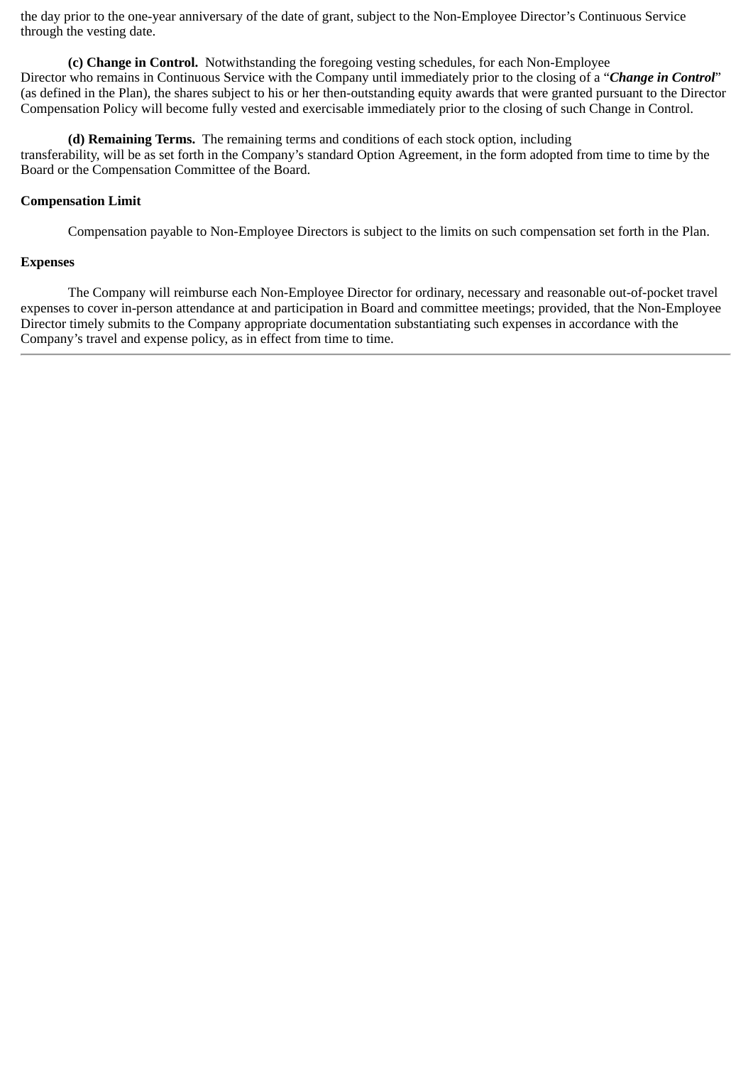the day prior to the one-year anniversary of the date of grant, subject to the Non-Employee Director's Continuous Service through the vesting date.

**(c) Change in Control.** Notwithstanding the foregoing vesting schedules, for each Non-Employee Director who remains in Continuous Service with the Company until immediately prior to the closing of a "***Change in Control***" (as defined in the Plan), the shares subject to his or her then-outstanding equity awards that were granted pursuant to the Director Compensation Policy will become fully vested and exercisable immediately prior to the closing of such Change in Control.

**(d) Remaining Terms.** The remaining terms and conditions of each stock option, including transferability, will be as set forth in the Company's standard Option Agreement, in the form adopted from time to time by the Board or the Compensation Committee of the Board.

**Compensation Limit**

Compensation payable to Non-Employee Directors is subject to the limits on such compensation set forth in the Plan.

**Expenses**

The Company will reimburse each Non-Employee Director for ordinary, necessary and reasonable out-of-pocket travel expenses to cover in-person attendance at and participation in Board and committee meetings; provided, that the Non-Employee Director timely submits to the Company appropriate documentation substantiating such expenses in accordance with the Company's travel and expense policy, as in effect from time to time.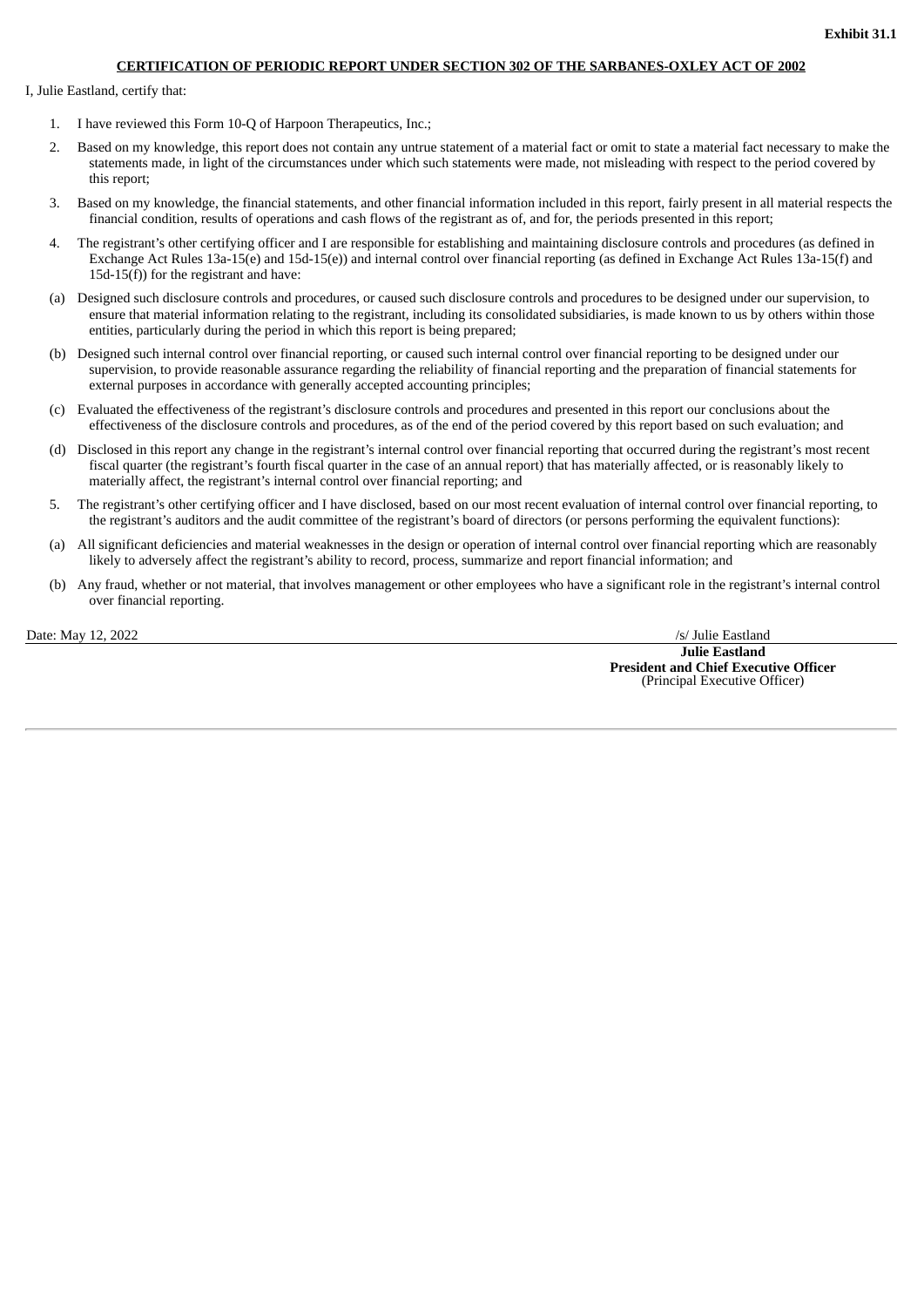**Exhibit 31.1**

**CERTIFICATION OF PERIODIC REPORT UNDER SECTION 302 OF THE SARBANES-OXLEY ACT OF 2002**

I, Julie Eastland, certify that:

1. I have reviewed this Form 10-Q of Harpoon Therapeutics, Inc.;

2. Based on my knowledge, this report does not contain any untrue statement of a material fact or omit to state a material fact necessary to make the statements made, in light of the circumstances under which such statements were made, not misleading with respect to the period covered by this report;

3. Based on my knowledge, the financial statements, and other financial information included in this report, fairly present in all material respects the financial condition, results of operations and cash flows of the registrant as of, and for, the periods presented in this report;

4. The registrant's other certifying officer and I are responsible for establishing and maintaining disclosure controls and procedures (as defined in Exchange Act Rules 13a-15(e) and 15d-15(e)) and internal control over financial reporting (as defined in Exchange Act Rules 13a-15(f) and 15d-15(f)) for the registrant and have:

(a) Designed such disclosure controls and procedures, or caused such disclosure controls and procedures to be designed under our supervision, to ensure that material information relating to the registrant, including its consolidated subsidiaries, is made known to us by others within those entities, particularly during the period in which this report is being prepared;

(b) Designed such internal control over financial reporting, or caused such internal control over financial reporting to be designed under our supervision, to provide reasonable assurance regarding the reliability of financial reporting and the preparation of financial statements for external purposes in accordance with generally accepted accounting principles;

(c) Evaluated the effectiveness of the registrant's disclosure controls and procedures and presented in this report our conclusions about the effectiveness of the disclosure controls and procedures, as of the end of the period covered by this report based on such evaluation; and

(d) Disclosed in this report any change in the registrant's internal control over financial reporting that occurred during the registrant's most recent fiscal quarter (the registrant's fourth fiscal quarter in the case of an annual report) that has materially affected, or is reasonably likely to materially affect, the registrant's internal control over financial reporting; and

5. The registrant's other certifying officer and I have disclosed, based on our most recent evaluation of internal control over financial reporting, to the registrant's auditors and the audit committee of the registrant's board of directors (or persons performing the equivalent functions):

(a) All significant deficiencies and material weaknesses in the design or operation of internal control over financial reporting which are reasonably likely to adversely affect the registrant's ability to record, process, summarize and report financial information; and

(b) Any fraud, whether or not material, that involves management or other employees who have a significant role in the registrant's internal control over financial reporting.

Date: May 12, 2022

/s/ Julie Eastland
**Julie Eastland**
**President and Chief Executive Officer**
(Principal Executive Officer)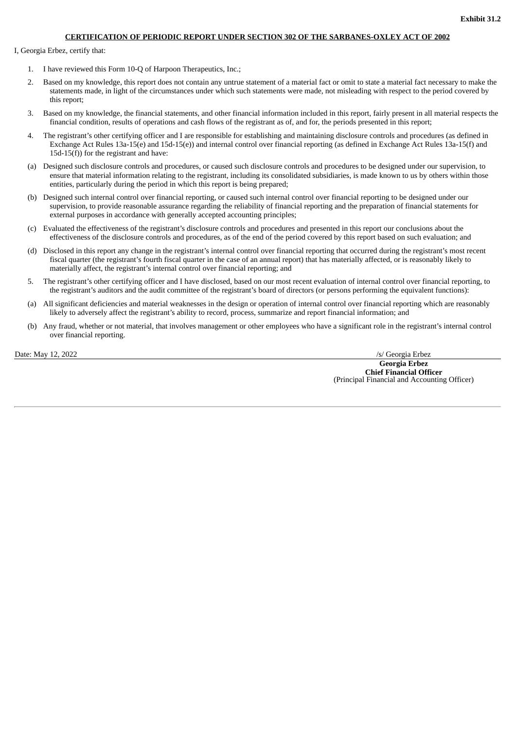**Exhibit 31.2**

**CERTIFICATION OF PERIODIC REPORT UNDER SECTION 302 OF THE SARBANES-OXLEY ACT OF 2002**

I, Georgia Erbez, certify that:

1. I have reviewed this Form 10-Q of Harpoon Therapeutics, Inc.;
2. Based on my knowledge, this report does not contain any untrue statement of a material fact or omit to state a material fact necessary to make the statements made, in light of the circumstances under which such statements were made, not misleading with respect to the period covered by this report;
3. Based on my knowledge, the financial statements, and other financial information included in this report, fairly present in all material respects the financial condition, results of operations and cash flows of the registrant as of, and for, the periods presented in this report;
4. The registrant's other certifying officer and I are responsible for establishing and maintaining disclosure controls and procedures (as defined in Exchange Act Rules 13a-15(e) and 15d-15(e)) and internal control over financial reporting (as defined in Exchange Act Rules 13a-15(f) and 15d-15(f)) for the registrant and have:

(a) Designed such disclosure controls and procedures, or caused such disclosure controls and procedures to be designed under our supervision, to ensure that material information relating to the registrant, including its consolidated subsidiaries, is made known to us by others within those entities, particularly during the period in which this report is being prepared;

(b) Designed such internal control over financial reporting, or caused such internal control over financial reporting to be designed under our supervision, to provide reasonable assurance regarding the reliability of financial reporting and the preparation of financial statements for external purposes in accordance with generally accepted accounting principles;

(c) Evaluated the effectiveness of the registrant's disclosure controls and procedures and presented in this report our conclusions about the effectiveness of the disclosure controls and procedures, as of the end of the period covered by this report based on such evaluation; and

(d) Disclosed in this report any change in the registrant's internal control over financial reporting that occurred during the registrant's most recent fiscal quarter (the registrant's fourth fiscal quarter in the case of an annual report) that has materially affected, or is reasonably likely to materially affect, the registrant's internal control over financial reporting; and

5. The registrant's other certifying officer and I have disclosed, based on our most recent evaluation of internal control over financial reporting, to the registrant's auditors and the audit committee of the registrant's board of directors (or persons performing the equivalent functions):

(a) All significant deficiencies and material weaknesses in the design or operation of internal control over financial reporting which are reasonably likely to adversely affect the registrant's ability to record, process, summarize and report financial information; and

(b) Any fraud, whether or not material, that involves management or other employees who have a significant role in the registrant's internal control over financial reporting.

Date: May 12, 2022

/s/ Georgia Erbez

**Georgia Erbez**
**Chief Financial Officer**
(Principal Financial and Accounting Officer)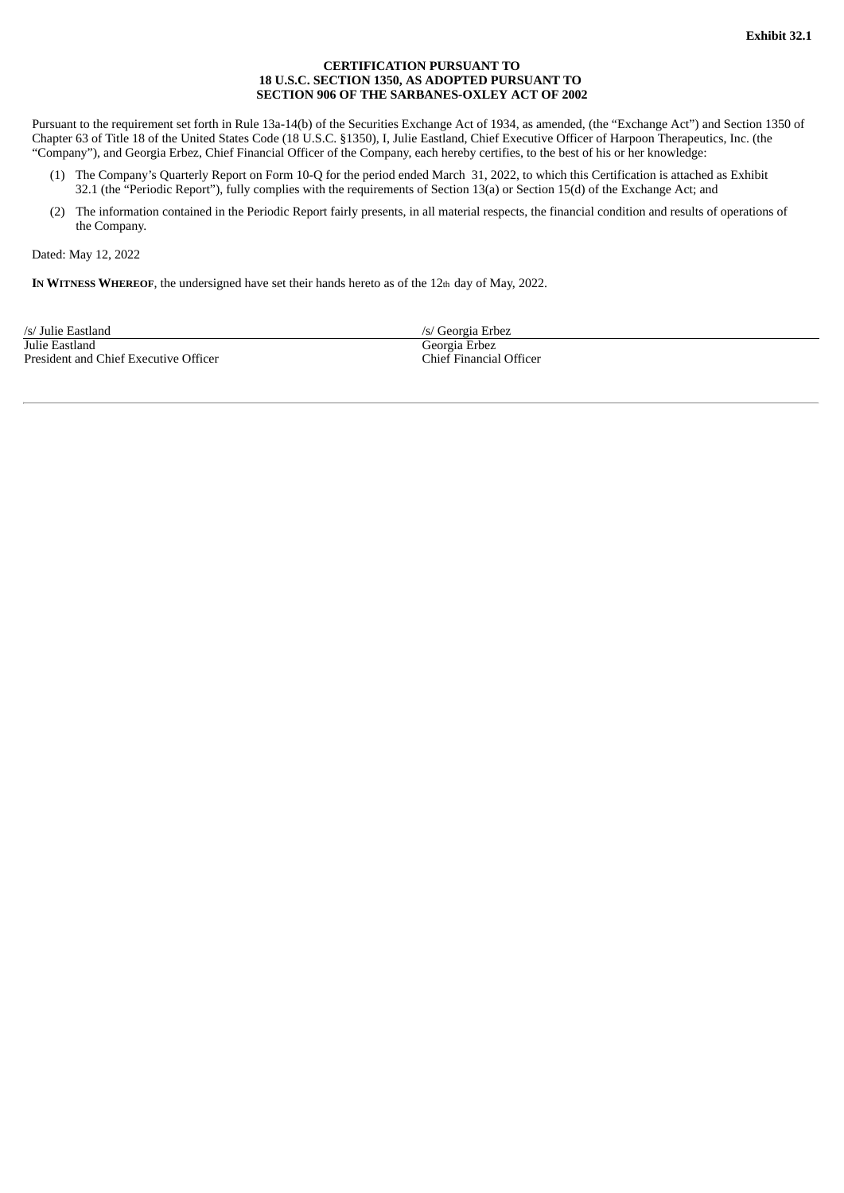**Exhibit 32.1**

**CERTIFICATION PURSUANT TO**
**18 U.S.C. SECTION 1350, AS ADOPTED PURSUANT TO**
**SECTION 906 OF THE SARBANES-OXLEY ACT OF 2002**

Pursuant to the requirement set forth in Rule 13a-14(b) of the Securities Exchange Act of 1934, as amended, (the "Exchange Act") and Section 1350 of Chapter 63 of Title 18 of the United States Code (18 U.S.C. §1350), I, Julie Eastland, Chief Executive Officer of Harpoon Therapeutics, Inc. (the "Company"), and Georgia Erbez, Chief Financial Officer of the Company, each hereby certifies, to the best of his or her knowledge:

(1) The Company's Quarterly Report on Form 10-Q for the period ended March 31, 2022, to which this Certification is attached as Exhibit 32.1 (the "Periodic Report"), fully complies with the requirements of Section 13(a) or Section 15(d) of the Exchange Act; and

(2) The information contained in the Periodic Report fairly presents, in all material respects, the financial condition and results of operations of the Company.

Dated: May 12, 2022

**IN WITNESS WHEREOF**, the undersigned have set their hands hereto as of the 12th day of May, 2022.

| | |
|---|---|
| /s/ Julie Eastland | /s/ Georgia Erbez |
| Julie Eastland | Georgia Erbez |
| President and Chief Executive Officer | Chief Financial Officer |